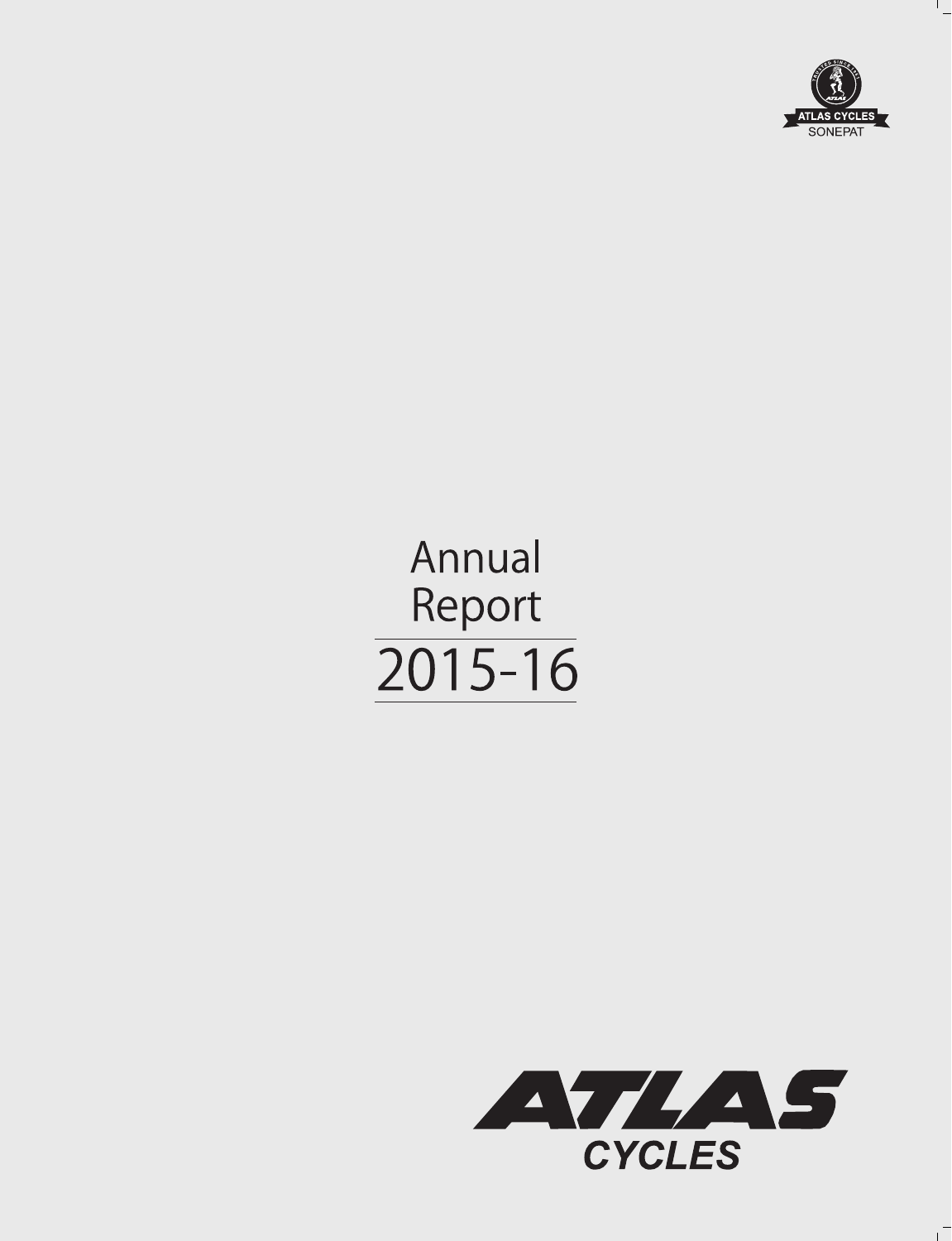ATLAS CYCLES
SONEPAT

# Annual Report 2015-16

ATLAS CYCLES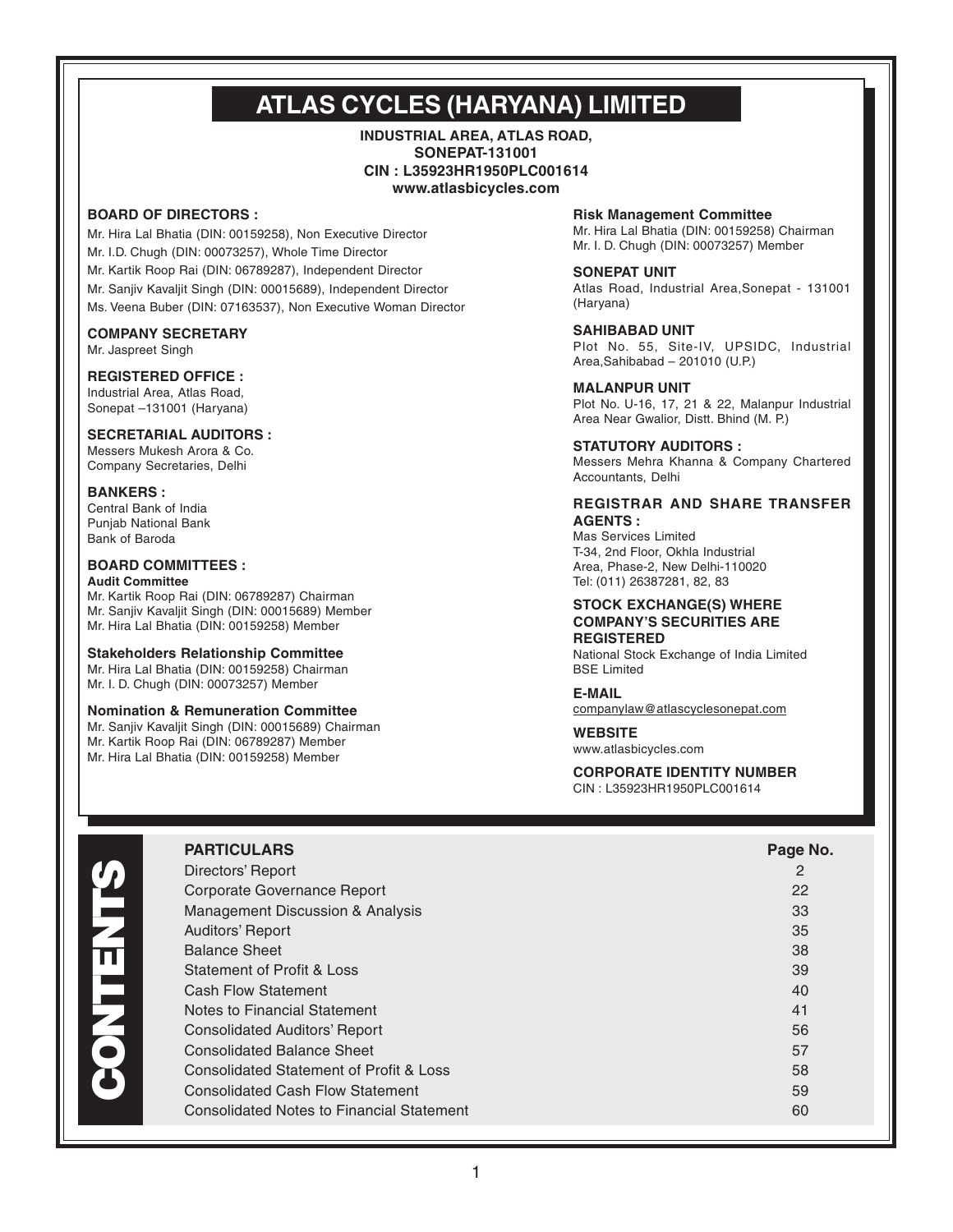# ATLAS CYCLES (HARYANA) LIMITED

**INDUSTRIAL AREA, ATLAS ROAD,**
**SONEPAT-131001**
**CIN : L35923HR1950PLC001614**
**www.atlasbicycles.com**

**BOARD OF DIRECTORS :**

Mr. Hira Lal Bhatia (DIN: 00159258), Non Executive Director
Mr. I.D. Chugh (DIN: 00073257), Whole Time Director
Mr. Kartik Roop Rai (DIN: 06789287), Independent Director
Mr. Sanjiv Kavaljit Singh (DIN: 00015689), Independent Director
Ms. Veena Buber (DIN: 07163537), Non Executive Woman Director

**COMPANY SECRETARY**
Mr. Jaspreet Singh

**REGISTERED OFFICE :**
Industrial Area, Atlas Road,
Sonepat –131001 (Haryana)

**SECRETARIAL AUDITORS :**
Messers Mukesh Arora & Co.
Company Secretaries, Delhi

**BANKERS :**
Central Bank of India
Punjab National Bank
Bank of Baroda

**BOARD COMMITTEES :**

**Audit Committee**
Mr. Kartik Roop Rai (DIN: 06789287) Chairman
Mr. Sanjiv Kavaljit Singh (DIN: 00015689) Member
Mr. Hira Lal Bhatia (DIN: 00159258) Member

**Stakeholders Relationship Committee**
Mr. Hira Lal Bhatia (DIN: 00159258) Chairman
Mr. I. D. Chugh (DIN: 00073257) Member

**Nomination & Remuneration Committee**
Mr. Sanjiv Kavaljit Singh (DIN: 00015689) Chairman
Mr. Kartik Roop Rai (DIN: 06789287) Member
Mr. Hira Lal Bhatia (DIN: 00159258) Member

**Risk Management Committee**
Mr. Hira Lal Bhatia (DIN: 00159258) Chairman
Mr. I. D. Chugh (DIN: 00073257) Member

**SONEPAT UNIT**
Atlas Road, Industrial Area,Sonepat - 131001 (Haryana)

**SAHIBABAD UNIT**
Plot No. 55, Site-IV, UPSIDC, Industrial Area,Sahibabad – 201010 (U.P.)

**MALANPUR UNIT**
Plot No. U-16, 17, 21 & 22, Malanpur Industrial Area Near Gwalior, Distt. Bhind (M. P.)

**STATUTORY AUDITORS :**
Messers Mehra Khanna & Company Chartered Accountants, Delhi

**REGISTRAR AND SHARE TRANSFER AGENTS :**
Mas Services Limited
T-34, 2nd Floor, Okhla Industrial
Area, Phase-2, New Delhi-110020
Tel: (011) 26387281, 82, 83

**STOCK EXCHANGE(S) WHERE COMPANY'S SECURITIES ARE REGISTERED**
National Stock Exchange of India Limited
BSE Limited

**E-MAIL**
companylaw@atlascyclesonepat.com

**WEBSITE**
www.atlasbicycles.com

**CORPORATE IDENTITY NUMBER**
CIN : L35923HR1950PLC001614

## CONTENTS

| PARTICULARS | Page No. |
|---|---|
| Directors' Report | 2 |
| Corporate Governance Report | 22 |
| Management Discussion & Analysis | 33 |
| Auditors' Report | 35 |
| Balance Sheet | 38 |
| Statement of Profit & Loss | 39 |
| Cash Flow Statement | 40 |
| Notes to Financial Statement | 41 |
| Consolidated Auditors' Report | 56 |
| Consolidated Balance Sheet | 57 |
| Consolidated Statement of Profit & Loss | 58 |
| Consolidated Cash Flow Statement | 59 |
| Consolidated Notes to Financial Statement | 60 |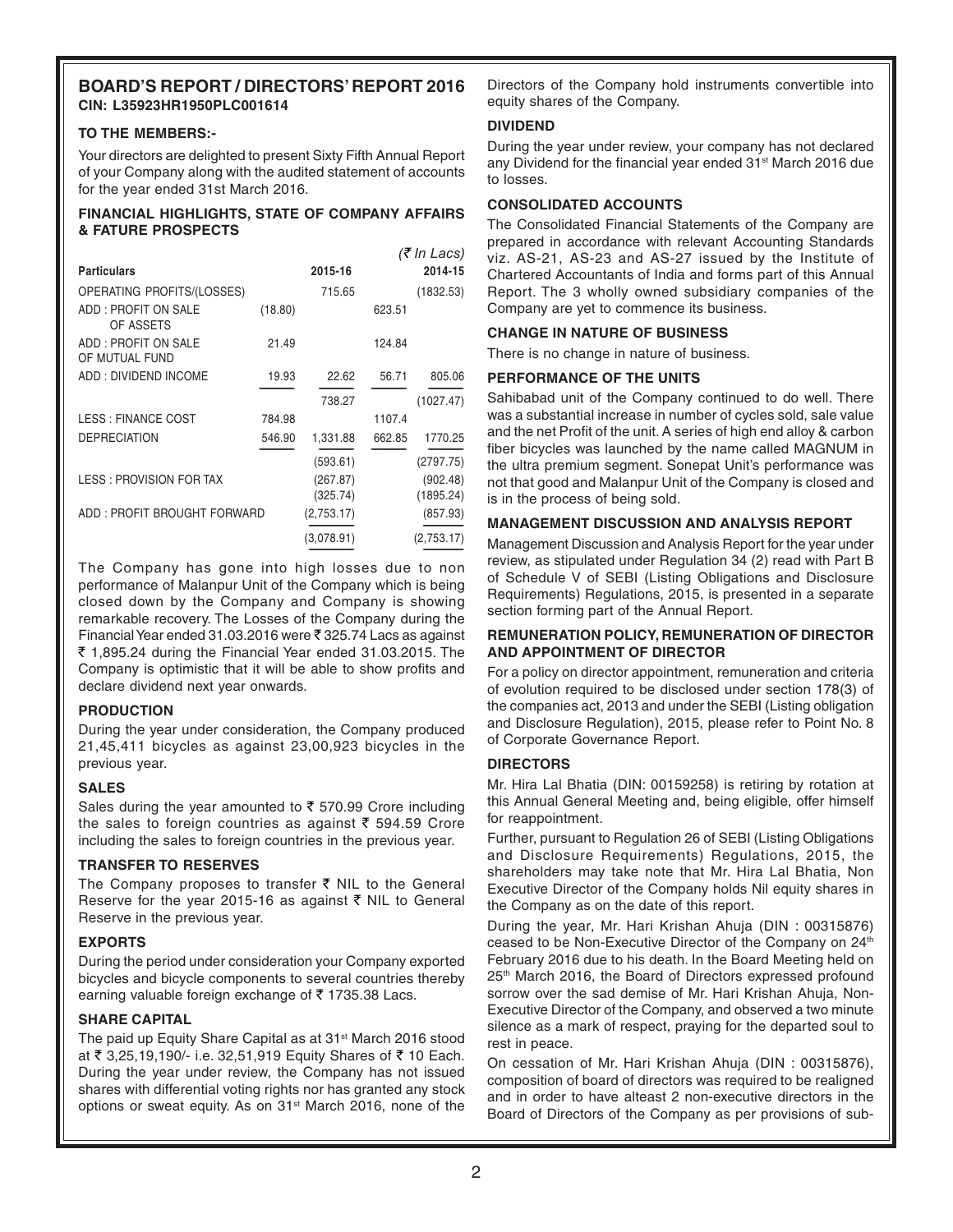## BOARD'S REPORT / DIRECTORS' REPORT 2016

**CIN: L35923HR1950PLC001614**

**TO THE MEMBERS:-**

Your directors are delighted to present Sixty Fifth Annual Report of your Company along with the audited statement of accounts for the year ended 31st March 2016.

### FINANCIAL HIGHLIGHTS, STATE OF COMPANY AFFAIRS & FATURE PROSPECTS

*(₹ In Lacs)*

| Particulars | | 2015-16 | | 2014-15 |
|---|---|---|---|---|
| OPERATING PROFITS/(LOSSES) | | 715.65 | | (1832.53) |
| ADD : PROFIT ON SALE OF ASSETS | (18.80) | | 623.51 | |
| ADD : PROFIT ON SALE OF MUTUAL FUND | 21.49 | | 124.84 | |
| ADD : DIVIDEND INCOME | 19.93 | 22.62 | 56.71 | 805.06 |
| | | 738.27 | | (1027.47) |
| LESS : FINANCE COST | 784.98 | | 1107.4 | |
| DEPRECIATION | 546.90 | 1,331.88 | 662.85 | 1770.25 |
| | | (593.61) | | (2797.75) |
| LESS : PROVISION FOR TAX | | (267.87) | | (902.48) |
| | | (325.74) | | (1895.24) |
| ADD : PROFIT BROUGHT FORWARD | | (2,753.17) | | (857.93) |
| | | (3,078.91) | | (2,753.17) |

The Company has gone into high losses due to non performance of Malanpur Unit of the Company which is being closed down by the Company and Company is showing remarkable recovery. The Losses of the Company during the Financial Year ended 31.03.2016 were ₹ 325.74 Lacs as against ₹ 1,895.24 during the Financial Year ended 31.03.2015. The Company is optimistic that it will be able to show profits and declare dividend next year onwards.

### PRODUCTION

During the year under consideration, the Company produced 21,45,411 bicycles as against 23,00,923 bicycles in the previous year.

### SALES

Sales during the year amounted to ₹ 570.99 Crore including the sales to foreign countries as against ₹ 594.59 Crore including the sales to foreign countries in the previous year.

### TRANSFER TO RESERVES

The Company proposes to transfer ₹ NIL to the General Reserve for the year 2015-16 as against ₹ NIL to General Reserve in the previous year.

### EXPORTS

During the period under consideration your Company exported bicycles and bicycle components to several countries thereby earning valuable foreign exchange of ₹ 1735.38 Lacs.

### SHARE CAPITAL

The paid up Equity Share Capital as at 31st March 2016 stood at ₹ 3,25,19,190/- i.e. 32,51,919 Equity Shares of ₹ 10 Each. During the year under review, the Company has not issued shares with differential voting rights nor has granted any stock options or sweat equity. As on 31st March 2016, none of the Directors of the Company hold instruments convertible into equity shares of the Company.

### DIVIDEND

During the year under review, your company has not declared any Dividend for the financial year ended 31st March 2016 due to losses.

### CONSOLIDATED ACCOUNTS

The Consolidated Financial Statements of the Company are prepared in accordance with relevant Accounting Standards viz. AS-21, AS-23 and AS-27 issued by the Institute of Chartered Accountants of India and forms part of this Annual Report. The 3 wholly owned subsidiary companies of the Company are yet to commence its business.

### CHANGE IN NATURE OF BUSINESS

There is no change in nature of business.

### PERFORMANCE OF THE UNITS

Sahibabad unit of the Company continued to do well. There was a substantial increase in number of cycles sold, sale value and the net Profit of the unit. A series of high end alloy & carbon fiber bicycles was launched by the name called MAGNUM in the ultra premium segment. Sonepat Unit's performance was not that good and Malanpur Unit of the Company is closed and is in the process of being sold.

### MANAGEMENT DISCUSSION AND ANALYSIS REPORT

Management Discussion and Analysis Report for the year under review, as stipulated under Regulation 34 (2) read with Part B of Schedule V of SEBI (Listing Obligations and Disclosure Requirements) Regulations, 2015, is presented in a separate section forming part of the Annual Report.

### REMUNERATION POLICY, REMUNERATION OF DIRECTOR AND APPOINTMENT OF DIRECTOR

For a policy on director appointment, remuneration and criteria of evolution required to be disclosed under section 178(3) of the companies act, 2013 and under the SEBI (Listing obligation and Disclosure Regulation), 2015, please refer to Point No. 8 of Corporate Governance Report.

### DIRECTORS

Mr. Hira Lal Bhatia (DIN: 00159258) is retiring by rotation at this Annual General Meeting and, being eligible, offer himself for reappointment.

Further, pursuant to Regulation 26 of SEBI (Listing Obligations and Disclosure Requirements) Regulations, 2015, the shareholders may take note that Mr. Hira Lal Bhatia, Non Executive Director of the Company holds Nil equity shares in the Company as on the date of this report.

During the year, Mr. Hari Krishan Ahuja (DIN : 00315876) ceased to be Non-Executive Director of the Company on 24th February 2016 due to his death. In the Board Meeting held on 25th March 2016, the Board of Directors expressed profound sorrow over the sad demise of Mr. Hari Krishan Ahuja, Non-Executive Director of the Company, and observed a two minute silence as a mark of respect, praying for the departed soul to rest in peace.

On cessation of Mr. Hari Krishan Ahuja (DIN : 00315876), composition of board of directors was required to be realigned and in order to have alteast 2 non-executive directors in the Board of Directors of the Company as per provisions of sub-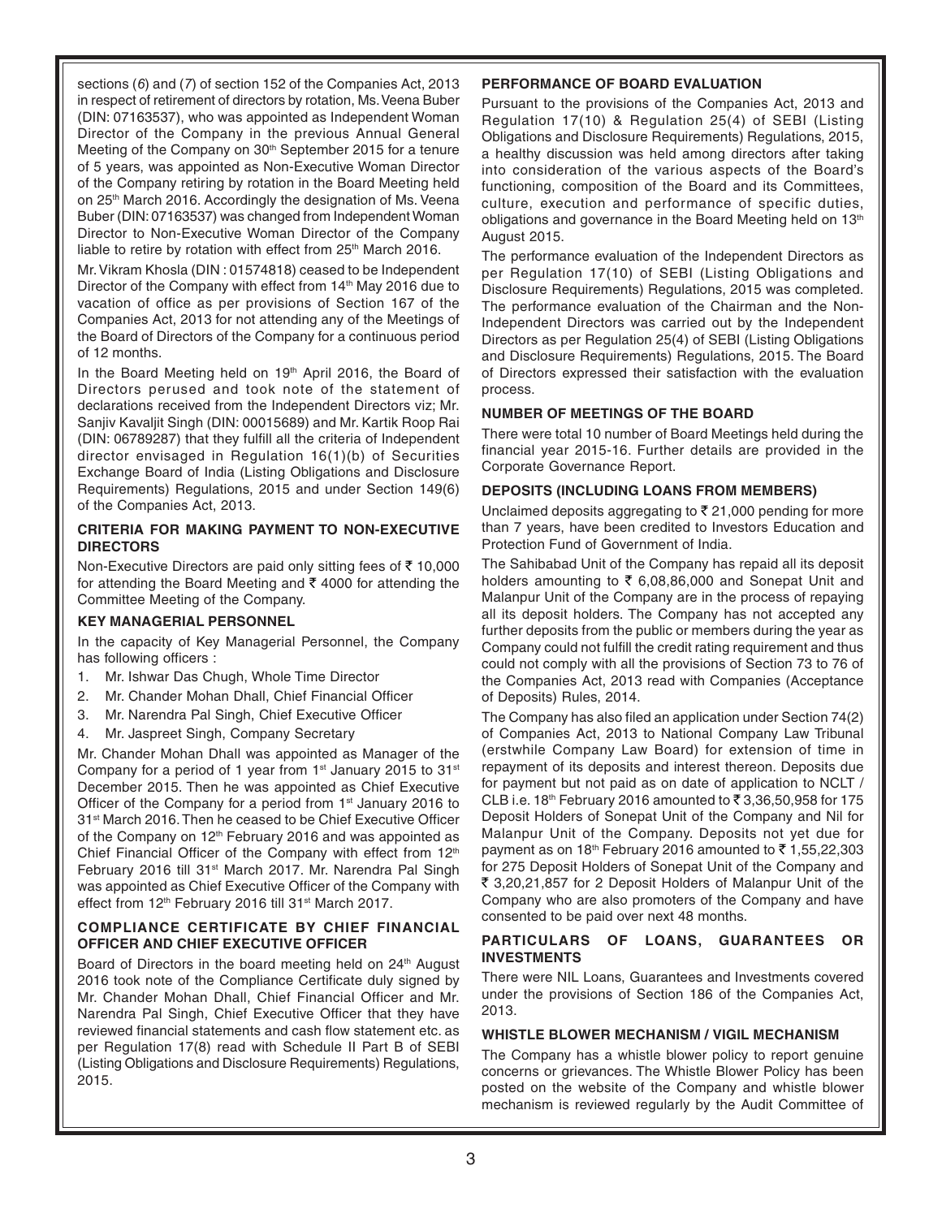sections (*6*) and (*7*) of section 152 of the Companies Act, 2013 in respect of retirement of directors by rotation, Ms. Veena Buber (DIN: 07163537), who was appointed as Independent Woman Director of the Company in the previous Annual General Meeting of the Company on 30th September 2015 for a tenure of 5 years, was appointed as Non-Executive Woman Director of the Company retiring by rotation in the Board Meeting held on 25th March 2016. Accordingly the designation of Ms. Veena Buber (DIN: 07163537) was changed from Independent Woman Director to Non-Executive Woman Director of the Company liable to retire by rotation with effect from 25th March 2016.

Mr. Vikram Khosla (DIN : 01574818) ceased to be Independent Director of the Company with effect from 14th May 2016 due to vacation of office as per provisions of Section 167 of the Companies Act, 2013 for not attending any of the Meetings of the Board of Directors of the Company for a continuous period of 12 months.

In the Board Meeting held on 19th April 2016, the Board of Directors perused and took note of the statement of declarations received from the Independent Directors viz; Mr. Sanjiv Kavaljit Singh (DIN: 00015689) and Mr. Kartik Roop Rai (DIN: 06789287) that they fulfill all the criteria of Independent director envisaged in Regulation 16(1)(b) of Securities Exchange Board of India (Listing Obligations and Disclosure Requirements) Regulations, 2015 and under Section 149(6) of the Companies Act, 2013.

### CRITERIA FOR MAKING PAYMENT TO NON-EXECUTIVE DIRECTORS

Non-Executive Directors are paid only sitting fees of ₹ 10,000 for attending the Board Meeting and ₹ 4000 for attending the Committee Meeting of the Company.

### KEY MANAGERIAL PERSONNEL

In the capacity of Key Managerial Personnel, the Company has following officers :

1. Mr. Ishwar Das Chugh, Whole Time Director
2. Mr. Chander Mohan Dhall, Chief Financial Officer
3. Mr. Narendra Pal Singh, Chief Executive Officer
4. Mr. Jaspreet Singh, Company Secretary

Mr. Chander Mohan Dhall was appointed as Manager of the Company for a period of 1 year from 1st January 2015 to 31st December 2015. Then he was appointed as Chief Executive Officer of the Company for a period from 1st January 2016 to 31st March 2016. Then he ceased to be Chief Executive Officer of the Company on 12th February 2016 and was appointed as Chief Financial Officer of the Company with effect from 12th February 2016 till 31st March 2017. Mr. Narendra Pal Singh was appointed as Chief Executive Officer of the Company with effect from 12th February 2016 till 31st March 2017.

### COMPLIANCE CERTIFICATE BY CHIEF FINANCIAL OFFICER AND CHIEF EXECUTIVE OFFICER

Board of Directors in the board meeting held on 24th August 2016 took note of the Compliance Certificate duly signed by Mr. Chander Mohan Dhall, Chief Financial Officer and Mr. Narendra Pal Singh, Chief Executive Officer that they have reviewed financial statements and cash flow statement etc. as per Regulation 17(8) read with Schedule II Part B of SEBI (Listing Obligations and Disclosure Requirements) Regulations, 2015.

### PERFORMANCE OF BOARD EVALUATION

Pursuant to the provisions of the Companies Act, 2013 and Regulation 17(10) & Regulation 25(4) of SEBI (Listing Obligations and Disclosure Requirements) Regulations, 2015, a healthy discussion was held among directors after taking into consideration of the various aspects of the Board's functioning, composition of the Board and its Committees, culture, execution and performance of specific duties, obligations and governance in the Board Meeting held on 13th August 2015.

The performance evaluation of the Independent Directors as per Regulation 17(10) of SEBI (Listing Obligations and Disclosure Requirements) Regulations, 2015 was completed. The performance evaluation of the Chairman and the Non-Independent Directors was carried out by the Independent Directors as per Regulation 25(4) of SEBI (Listing Obligations and Disclosure Requirements) Regulations, 2015. The Board of Directors expressed their satisfaction with the evaluation process.

### NUMBER OF MEETINGS OF THE BOARD

There were total 10 number of Board Meetings held during the financial year 2015-16. Further details are provided in the Corporate Governance Report.

### DEPOSITS (INCLUDING LOANS FROM MEMBERS)

Unclaimed deposits aggregating to ₹ 21,000 pending for more than 7 years, have been credited to Investors Education and Protection Fund of Government of India.

The Sahibabad Unit of the Company has repaid all its deposit holders amounting to ₹ 6,08,86,000 and Sonepat Unit and Malanpur Unit of the Company are in the process of repaying all its deposit holders. The Company has not accepted any further deposits from the public or members during the year as Company could not fulfill the credit rating requirement and thus could not comply with all the provisions of Section 73 to 76 of the Companies Act, 2013 read with Companies (Acceptance of Deposits) Rules, 2014.

The Company has also filed an application under Section 74(2) of Companies Act, 2013 to National Company Law Tribunal (erstwhile Company Law Board) for extension of time in repayment of its deposits and interest thereon. Deposits due for payment but not paid as on date of application to NCLT / CLB i.e. 18th February 2016 amounted to ₹ 3,36,50,958 for 175 Deposit Holders of Sonepat Unit of the Company and Nil for Malanpur Unit of the Company. Deposits not yet due for payment as on 18th February 2016 amounted to ₹ 1,55,22,303 for 275 Deposit Holders of Sonepat Unit of the Company and ₹ 3,20,21,857 for 2 Deposit Holders of Malanpur Unit of the Company who are also promoters of the Company and have consented to be paid over next 48 months.

### PARTICULARS OF LOANS, GUARANTEES OR INVESTMENTS

There were NIL Loans, Guarantees and Investments covered under the provisions of Section 186 of the Companies Act, 2013.

### WHISTLE BLOWER MECHANISM / VIGIL MECHANISM

The Company has a whistle blower policy to report genuine concerns or grievances. The Whistle Blower Policy has been posted on the website of the Company and whistle blower mechanism is reviewed regularly by the Audit Committee of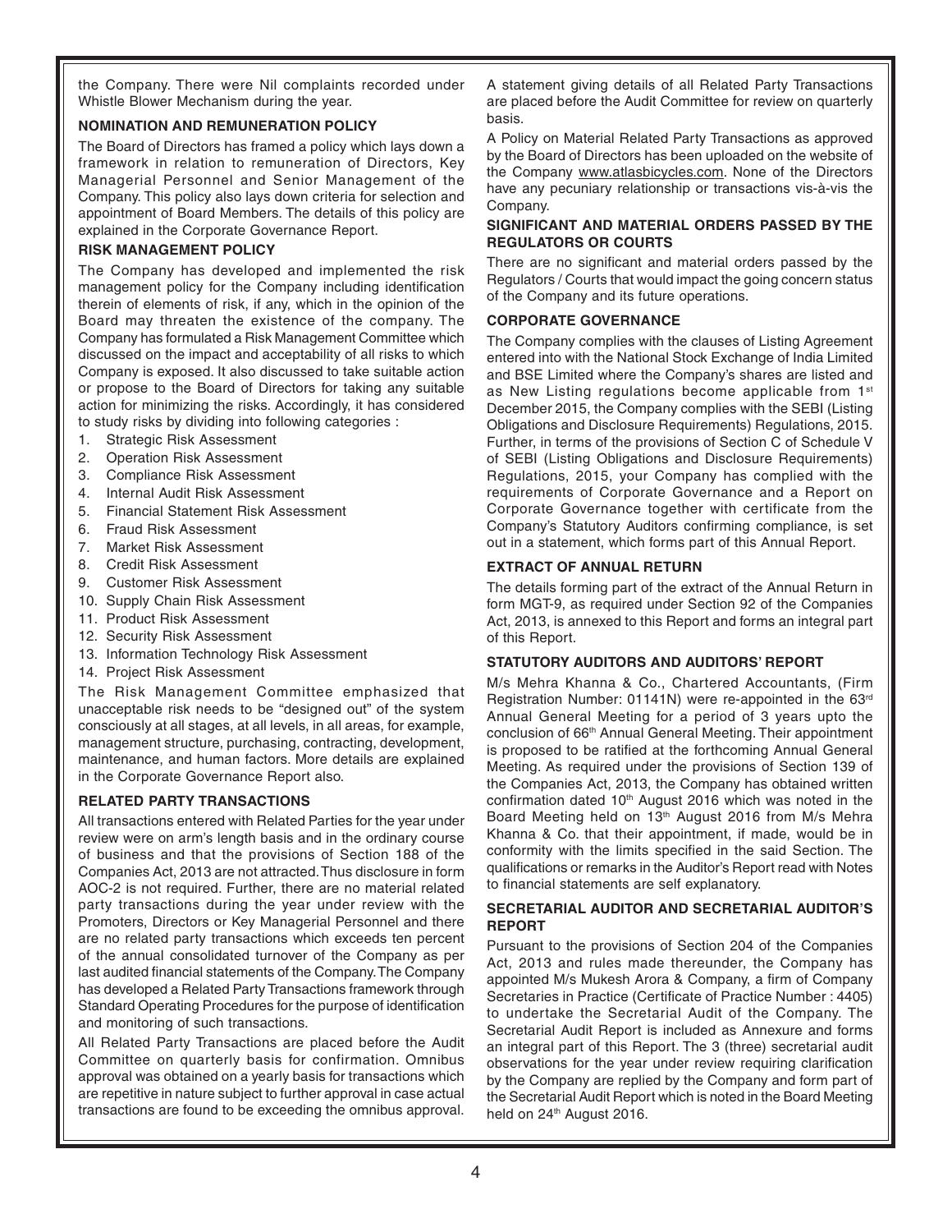the Company. There were Nil complaints recorded under Whistle Blower Mechanism during the year.

## NOMINATION AND REMUNERATION POLICY

The Board of Directors has framed a policy which lays down a framework in relation to remuneration of Directors, Key Managerial Personnel and Senior Management of the Company. This policy also lays down criteria for selection and appointment of Board Members. The details of this policy are explained in the Corporate Governance Report.

## RISK MANAGEMENT POLICY

The Company has developed and implemented the risk management policy for the Company including identification therein of elements of risk, if any, which in the opinion of the Board may threaten the existence of the company. The Company has formulated a Risk Management Committee which discussed on the impact and acceptability of all risks to which Company is exposed. It also discussed to take suitable action or propose to the Board of Directors for taking any suitable action for minimizing the risks. Accordingly, it has considered to study risks by dividing into following categories :

1. Strategic Risk Assessment
2. Operation Risk Assessment
3. Compliance Risk Assessment
4. Internal Audit Risk Assessment
5. Financial Statement Risk Assessment
6. Fraud Risk Assessment
7. Market Risk Assessment
8. Credit Risk Assessment
9. Customer Risk Assessment
10. Supply Chain Risk Assessment
11. Product Risk Assessment
12. Security Risk Assessment
13. Information Technology Risk Assessment
14. Project Risk Assessment

The Risk Management Committee emphasized that unacceptable risk needs to be "designed out" of the system consciously at all stages, at all levels, in all areas, for example, management structure, purchasing, contracting, development, maintenance, and human factors. More details are explained in the Corporate Governance Report also.

## RELATED PARTY TRANSACTIONS

All transactions entered with Related Parties for the year under review were on arm's length basis and in the ordinary course of business and that the provisions of Section 188 of the Companies Act, 2013 are not attracted. Thus disclosure in form AOC-2 is not required. Further, there are no material related party transactions during the year under review with the Promoters, Directors or Key Managerial Personnel and there are no related party transactions which exceeds ten percent of the annual consolidated turnover of the Company as per last audited financial statements of the Company. The Company has developed a Related Party Transactions framework through Standard Operating Procedures for the purpose of identification and monitoring of such transactions.

All Related Party Transactions are placed before the Audit Committee on quarterly basis for confirmation. Omnibus approval was obtained on a yearly basis for transactions which are repetitive in nature subject to further approval in case actual transactions are found to be exceeding the omnibus approval.

A statement giving details of all Related Party Transactions are placed before the Audit Committee for review on quarterly basis.

A Policy on Material Related Party Transactions as approved by the Board of Directors has been uploaded on the website of the Company www.atlasbicycles.com. None of the Directors have any pecuniary relationship or transactions vis-à-vis the Company.

## SIGNIFICANT AND MATERIAL ORDERS PASSED BY THE REGULATORS OR COURTS

There are no significant and material orders passed by the Regulators / Courts that would impact the going concern status of the Company and its future operations.

## CORPORATE GOVERNANCE

The Company complies with the clauses of Listing Agreement entered into with the National Stock Exchange of India Limited and BSE Limited where the Company's shares are listed and as New Listing regulations become applicable from 1st December 2015, the Company complies with the SEBI (Listing Obligations and Disclosure Requirements) Regulations, 2015. Further, in terms of the provisions of Section C of Schedule V of SEBI (Listing Obligations and Disclosure Requirements) Regulations, 2015, your Company has complied with the requirements of Corporate Governance and a Report on Corporate Governance together with certificate from the Company's Statutory Auditors confirming compliance, is set out in a statement, which forms part of this Annual Report.

## EXTRACT OF ANNUAL RETURN

The details forming part of the extract of the Annual Return in form MGT-9, as required under Section 92 of the Companies Act, 2013, is annexed to this Report and forms an integral part of this Report.

## STATUTORY AUDITORS AND AUDITORS' REPORT

M/s Mehra Khanna & Co., Chartered Accountants, (Firm Registration Number: 01141N) were re-appointed in the 63rd Annual General Meeting for a period of 3 years upto the conclusion of 66th Annual General Meeting. Their appointment is proposed to be ratified at the forthcoming Annual General Meeting. As required under the provisions of Section 139 of the Companies Act, 2013, the Company has obtained written confirmation dated 10th August 2016 which was noted in the Board Meeting held on 13th August 2016 from M/s Mehra Khanna & Co. that their appointment, if made, would be in conformity with the limits specified in the said Section. The qualifications or remarks in the Auditor's Report read with Notes to financial statements are self explanatory.

## SECRETARIAL AUDITOR AND SECRETARIAL AUDITOR'S REPORT

Pursuant to the provisions of Section 204 of the Companies Act, 2013 and rules made thereunder, the Company has appointed M/s Mukesh Arora & Company, a firm of Company Secretaries in Practice (Certificate of Practice Number : 4405) to undertake the Secretarial Audit of the Company. The Secretarial Audit Report is included as Annexure and forms an integral part of this Report. The 3 (three) secretarial audit observations for the year under review requiring clarification by the Company are replied by the Company and form part of the Secretarial Audit Report which is noted in the Board Meeting held on 24th August 2016.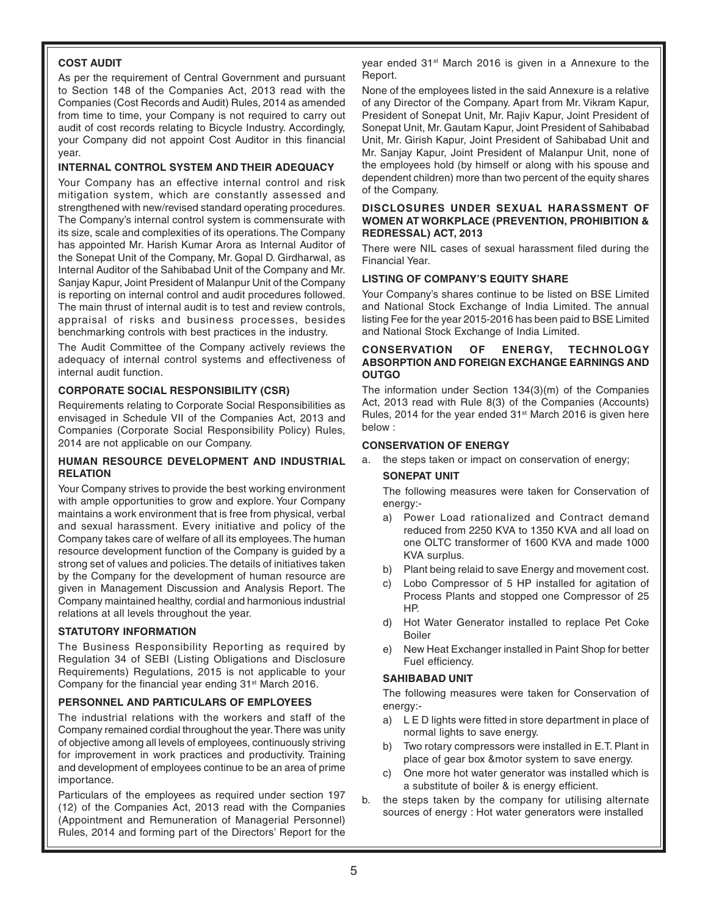## COST AUDIT

As per the requirement of Central Government and pursuant to Section 148 of the Companies Act, 2013 read with the Companies (Cost Records and Audit) Rules, 2014 as amended from time to time, your Company is not required to carry out audit of cost records relating to Bicycle Industry. Accordingly, your Company did not appoint Cost Auditor in this financial year.

## INTERNAL CONTROL SYSTEM AND THEIR ADEQUACY

Your Company has an effective internal control and risk mitigation system, which are constantly assessed and strengthened with new/revised standard operating procedures. The Company's internal control system is commensurate with its size, scale and complexities of its operations. The Company has appointed Mr. Harish Kumar Arora as Internal Auditor of the Sonepat Unit of the Company, Mr. Gopal D. Girdharwal, as Internal Auditor of the Sahibabad Unit of the Company and Mr. Sanjay Kapur, Joint President of Malanpur Unit of the Company is reporting on internal control and audit procedures followed. The main thrust of internal audit is to test and review controls, appraisal of risks and business processes, besides benchmarking controls with best practices in the industry.

The Audit Committee of the Company actively reviews the adequacy of internal control systems and effectiveness of internal audit function.

## CORPORATE SOCIAL RESPONSIBILITY (CSR)

Requirements relating to Corporate Social Responsibilities as envisaged in Schedule VII of the Companies Act, 2013 and Companies (Corporate Social Responsibility Policy) Rules, 2014 are not applicable on our Company.

## HUMAN RESOURCE DEVELOPMENT AND INDUSTRIAL RELATION

Your Company strives to provide the best working environment with ample opportunities to grow and explore. Your Company maintains a work environment that is free from physical, verbal and sexual harassment. Every initiative and policy of the Company takes care of welfare of all its employees. The human resource development function of the Company is guided by a strong set of values and policies. The details of initiatives taken by the Company for the development of human resource are given in Management Discussion and Analysis Report. The Company maintained healthy, cordial and harmonious industrial relations at all levels throughout the year.

## STATUTORY INFORMATION

The Business Responsibility Reporting as required by Regulation 34 of SEBI (Listing Obligations and Disclosure Requirements) Regulations, 2015 is not applicable to your Company for the financial year ending 31st March 2016.

## PERSONNEL AND PARTICULARS OF EMPLOYEES

The industrial relations with the workers and staff of the Company remained cordial throughout the year. There was unity of objective among all levels of employees, continuously striving for improvement in work practices and productivity. Training and development of employees continue to be an area of prime importance.

Particulars of the employees as required under section 197 (12) of the Companies Act, 2013 read with the Companies (Appointment and Remuneration of Managerial Personnel) Rules, 2014 and forming part of the Directors' Report for the year ended 31st March 2016 is given in a Annexure to the Report.

None of the employees listed in the said Annexure is a relative of any Director of the Company. Apart from Mr. Vikram Kapur, President of Sonepat Unit, Mr. Rajiv Kapur, Joint President of Sonepat Unit, Mr. Gautam Kapur, Joint President of Sahibabad Unit, Mr. Girish Kapur, Joint President of Sahibabad Unit and Mr. Sanjay Kapur, Joint President of Malanpur Unit, none of the employees hold (by himself or along with his spouse and dependent children) more than two percent of the equity shares of the Company.

## DISCLOSURES UNDER SEXUAL HARASSMENT OF WOMEN AT WORKPLACE (PREVENTION, PROHIBITION & REDRESSAL) ACT, 2013

There were NIL cases of sexual harassment filed during the Financial Year.

## LISTING OF COMPANY'S EQUITY SHARE

Your Company's shares continue to be listed on BSE Limited and National Stock Exchange of India Limited. The annual listing Fee for the year 2015-2016 has been paid to BSE Limited and National Stock Exchange of India Limited.

## CONSERVATION OF ENERGY, TECHNOLOGY ABSORPTION AND FOREIGN EXCHANGE EARNINGS AND OUTGO

The information under Section 134(3)(m) of the Companies Act, 2013 read with Rule 8(3) of the Companies (Accounts) Rules, 2014 for the year ended 31st March 2016 is given here below :

## CONSERVATION OF ENERGY

a. the steps taken or impact on conservation of energy;

**SONEPAT UNIT**

The following measures were taken for Conservation of energy:-

a) Power Load rationalized and Contract demand reduced from 2250 KVA to 1350 KVA and all load on one OLTC transformer of 1600 KVA and made 1000 KVA surplus.
b) Plant being relaid to save Energy and movement cost.
c) Lobo Compressor of 5 HP installed for agitation of Process Plants and stopped one Compressor of 25 HP.
d) Hot Water Generator installed to replace Pet Coke Boiler
e) New Heat Exchanger installed in Paint Shop for better Fuel efficiency.

**SAHIBABAD UNIT**

The following measures were taken for Conservation of energy:-

a) L E D lights were fitted in store department in place of normal lights to save energy.
b) Two rotary compressors were installed in E.T. Plant in place of gear box &motor system to save energy.
c) One more hot water generator was installed which is a substitute of boiler & is energy efficient.

b. the steps taken by the company for utilising alternate sources of energy : Hot water generators were installed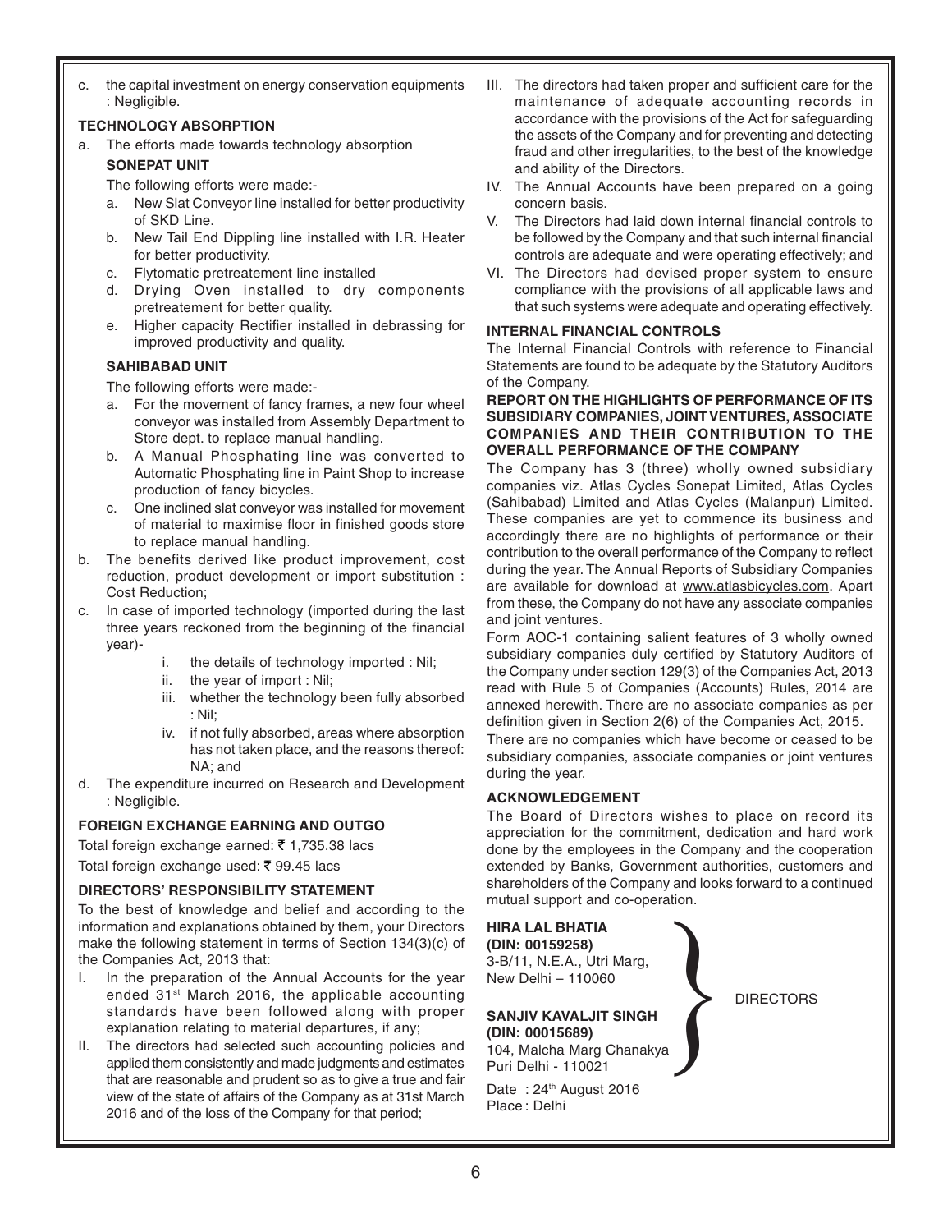c. the capital investment on energy conservation equipments : Negligible.

**TECHNOLOGY ABSORPTION**

a. The efforts made towards technology absorption

**SONEPAT UNIT**

The following efforts were made:-

a. New Slat Conveyor line installed for better productivity of SKD Line.
b. New Tail End Dippling line installed with I.R. Heater for better productivity.
c. Flytomatic pretreatement line installed
d. Drying Oven installed to dry components pretreatement for better quality.
e. Higher capacity Rectifier installed in debrassing for improved productivity and quality.

**SAHIBABAD UNIT**

The following efforts were made:-

a. For the movement of fancy frames, a new four wheel conveyor was installed from Assembly Department to Store dept. to replace manual handling.
b. A Manual Phosphating line was converted to Automatic Phosphating line in Paint Shop to increase production of fancy bicycles.
c. One inclined slat conveyor was installed for movement of material to maximise floor in finished goods store to replace manual handling.

b. The benefits derived like product improvement, cost reduction, product development or import substitution : Cost Reduction;

c. In case of imported technology (imported during the last three years reckoned from the beginning of the financial year)-

   i. the details of technology imported : Nil;
   ii. the year of import : Nil;
   iii. whether the technology been fully absorbed : Nil;
   iv. if not fully absorbed, areas where absorption has not taken place, and the reasons thereof: NA; and

d. The expenditure incurred on Research and Development : Negligible.

**FOREIGN EXCHANGE EARNING AND OUTGO**

Total foreign exchange earned: ₹ 1,735.38 lacs

Total foreign exchange used: ₹ 99.45 lacs

**DIRECTORS' RESPONSIBILITY STATEMENT**

To the best of knowledge and belief and according to the information and explanations obtained by them, your Directors make the following statement in terms of Section 134(3)(c) of the Companies Act, 2013 that:

I. In the preparation of the Annual Accounts for the year ended 31st March 2016, the applicable accounting standards have been followed along with proper explanation relating to material departures, if any;
II. The directors had selected such accounting policies and applied them consistently and made judgments and estimates that are reasonable and prudent so as to give a true and fair view of the state of affairs of the Company as at 31st March 2016 and of the loss of the Company for that period;
III. The directors had taken proper and sufficient care for the maintenance of adequate accounting records in accordance with the provisions of the Act for safeguarding the assets of the Company and for preventing and detecting fraud and other irregularities, to the best of the knowledge and ability of the Directors.
IV. The Annual Accounts have been prepared on a going concern basis.
V. The Directors had laid down internal financial controls to be followed by the Company and that such internal financial controls are adequate and were operating effectively; and
VI. The Directors had devised proper system to ensure compliance with the provisions of all applicable laws and that such systems were adequate and operating effectively.

**INTERNAL FINANCIAL CONTROLS**

The Internal Financial Controls with reference to Financial Statements are found to be adequate by the Statutory Auditors of the Company.

**REPORT ON THE HIGHLIGHTS OF PERFORMANCE OF ITS SUBSIDIARY COMPANIES, JOINT VENTURES, ASSOCIATE COMPANIES AND THEIR CONTRIBUTION TO THE OVERALL PERFORMANCE OF THE COMPANY**

The Company has 3 (three) wholly owned subsidiary companies viz. Atlas Cycles Sonepat Limited, Atlas Cycles (Sahibabad) Limited and Atlas Cycles (Malanpur) Limited. These companies are yet to commence its business and accordingly there are no highlights of performance or their contribution to the overall performance of the Company to reflect during the year. The Annual Reports of Subsidiary Companies are available for download at www.atlasbicycles.com. Apart from these, the Company do not have any associate companies and joint ventures.

Form AOC-1 containing salient features of 3 wholly owned subsidiary companies duly certified by Statutory Auditors of the Company under section 129(3) of the Companies Act, 2013 read with Rule 5 of Companies (Accounts) Rules, 2014 are annexed herewith. There are no associate companies as per definition given in Section 2(6) of the Companies Act, 2015.

There are no companies which have become or ceased to be subsidiary companies, associate companies or joint ventures during the year.

**ACKNOWLEDGEMENT**

The Board of Directors wishes to place on record its appreciation for the commitment, dedication and hard work done by the employees in the Company and the cooperation extended by Banks, Government authorities, customers and shareholders of the Company and looks forward to a continued mutual support and co-operation.

**HIRA LAL BHATIA**
**(DIN: 00159258)**
3-B/11, N.E.A., Utri Marg,
New Delhi – 110060

**SANJIV KAVALJIT SINGH**
**(DIN: 00015689)**
104, Malcha Marg Chanakya
Puri Delhi - 110021

DIRECTORS

Date : 24th August 2016
Place : Delhi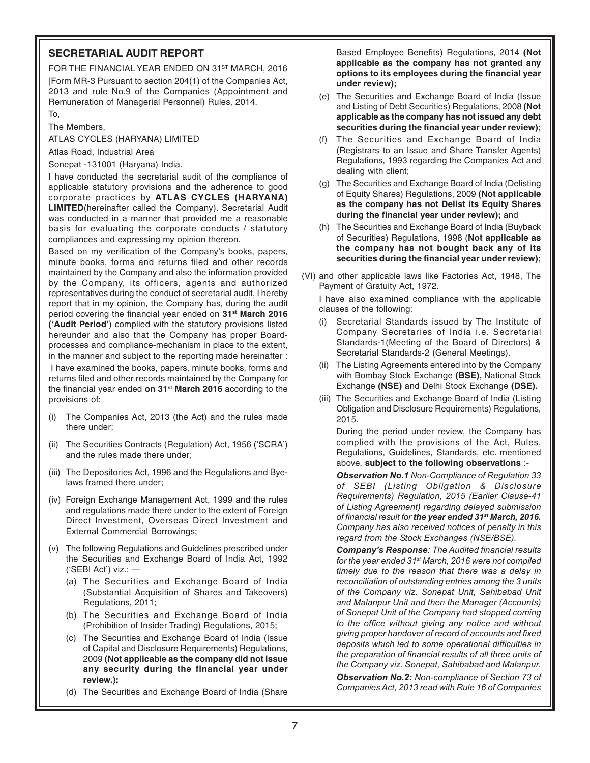## SECRETARIAL AUDIT REPORT

FOR THE FINANCIAL YEAR ENDED ON 31ST MARCH, 2016

[Form MR-3 Pursuant to section 204(1) of the Companies Act, 2013 and rule No.9 of the Companies (Appointment and Remuneration of Managerial Personnel) Rules, 2014.

To,

The Members,

ATLAS CYCLES (HARYANA) LIMITED

Atlas Road, Industrial Area

Sonepat -131001 (Haryana) India.

I have conducted the secretarial audit of the compliance of applicable statutory provisions and the adherence to good corporate practices by **ATLAS CYCLES (HARYANA) LIMITED**(hereinafter called the Company). Secretarial Audit was conducted in a manner that provided me a reasonable basis for evaluating the corporate conducts / statutory compliances and expressing my opinion thereon.

Based on my verification of the Company's books, papers, minute books, forms and returns filed and other records maintained by the Company and also the information provided by the Company, its officers, agents and authorized representatives during the conduct of secretarial audit, I hereby report that in my opinion, the Company has, during the audit period covering the financial year ended on **31st March 2016 ('Audit Period')** complied with the statutory provisions listed hereunder and also that the Company has proper Board-processes and compliance-mechanism in place to the extent, in the manner and subject to the reporting made hereinafter :

I have examined the books, papers, minute books, forms and returns filed and other records maintained by the Company for the financial year ended **on 31st March 2016** according to the provisions of:

(i) The Companies Act, 2013 (the Act) and the rules made there under;

(ii) The Securities Contracts (Regulation) Act, 1956 ('SCRA') and the rules made there under;

(iii) The Depositories Act, 1996 and the Regulations and Bye-laws framed there under;

(iv) Foreign Exchange Management Act, 1999 and the rules and regulations made there under to the extent of Foreign Direct Investment, Overseas Direct Investment and External Commercial Borrowings;

(v) The following Regulations and Guidelines prescribed under the Securities and Exchange Board of India Act, 1992 ('SEBI Act') viz.: —

   (a) The Securities and Exchange Board of India (Substantial Acquisition of Shares and Takeovers) Regulations, 2011;

   (b) The Securities and Exchange Board of India (Prohibition of Insider Trading) Regulations, 2015;

   (c) The Securities and Exchange Board of India (Issue of Capital and Disclosure Requirements) Regulations, 2009 **(Not applicable as the company did not issue any security during the financial year under review.);**

   (d) The Securities and Exchange Board of India (Share Based Employee Benefits) Regulations, 2014 **(Not applicable as the company has not granted any options to its employees during the financial year under review);**

   (e) The Securities and Exchange Board of India (Issue and Listing of Debt Securities) Regulations, 2008 **(Not applicable as the company has not issued any debt securities during the financial year under review);**

   (f) The Securities and Exchange Board of India (Registrars to an Issue and Share Transfer Agents) Regulations, 1993 regarding the Companies Act and dealing with client;

   (g) The Securities and Exchange Board of India (Delisting of Equity Shares) Regulations, 2009 **(Not applicable as the company has not Delist its Equity Shares during the financial year under review);** and

   (h) The Securities and Exchange Board of India (Buyback of Securities) Regulations, 1998 (**Not applicable as the company has not bought back any of its securities during the financial year under review);**

(VI) and other applicable laws like Factories Act, 1948, The Payment of Gratuity Act, 1972.

I have also examined compliance with the applicable clauses of the following:

(i) Secretarial Standards issued by The Institute of Company Secretaries of India i.e. Secretarial Standards-1(Meeting of the Board of Directors) & Secretarial Standards-2 (General Meetings).

(ii) The Listing Agreements entered into by the Company with Bombay Stock Exchange **(BSE),** National Stock Exchange **(NSE)** and Delhi Stock Exchange **(DSE).**

(iii) The Securities and Exchange Board of India (Listing Obligation and Disclosure Requirements) Regulations, 2015.

During the period under review, the Company has complied with the provisions of the Act, Rules, Regulations, Guidelines, Standards, etc. mentioned above, **subject to the following observations** :-

***Observation No.1*** *Non-Compliance of Regulation 33 of SEBI (Listing Obligation & Disclosure Requirements) Regulation, 2015 (Earlier Clause-41 of Listing Agreement) regarding delayed submission of financial result for* ***the year ended 31st March, 2016.*** *Company has also received notices of penalty in this regard from the Stock Exchanges (NSE/BSE).*

***Company's Response****: The Audited financial results for the year ended 31st March, 2016 were not compiled timely due to the reason that there was a delay in reconciliation of outstanding entries among the 3 units of the Company viz. Sonepat Unit, Sahibabad Unit and Malanpur Unit and then the Manager (Accounts) of Sonepat Unit of the Company had stopped coming to the office without giving any notice and without giving proper handover of record of accounts and fixed deposits which led to some operational difficulties in the preparation of financial results of all three units of the Company viz. Sonepat, Sahibabad and Malanpur.*

***Observation No.2:*** *Non-compliance of Section 73 of Companies Act, 2013 read with Rule 16 of Companies*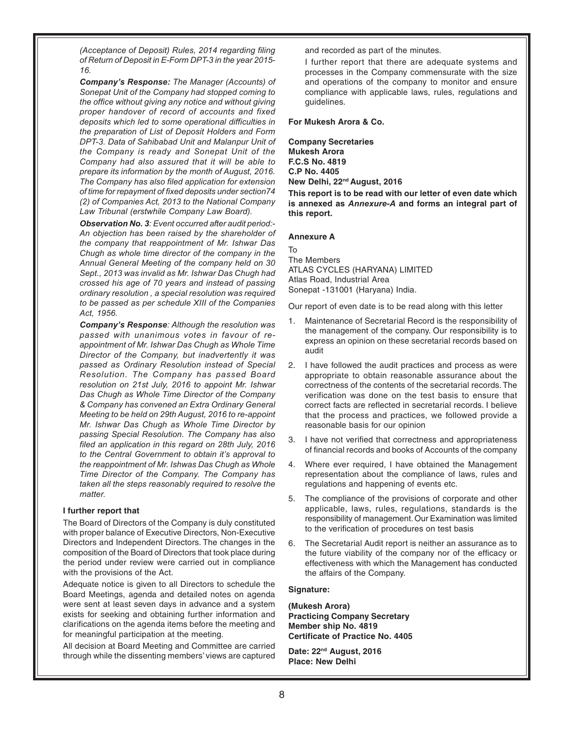*(Acceptance of Deposit) Rules, 2014 regarding filing of Return of Deposit in E-Form DPT-3 in the year 2015-16.*

***Company's Response:*** *The Manager (Accounts) of Sonepat Unit of the Company had stopped coming to the office without giving any notice and without giving proper handover of record of accounts and fixed deposits which led to some operational difficulties in the preparation of List of Deposit Holders and Form DPT-3. Data of Sahibabad Unit and Malanpur Unit of the Company is ready and Sonepat Unit of the Company had also assured that it will be able to prepare its information by the month of August, 2016. The Company has also filed application for extension of time for repayment of fixed deposits under section74 (2) of Companies Act, 2013 to the National Company Law Tribunal (erstwhile Company Law Board).*

***Observation No. 3****: Event occurred after audit period:- An objection has been raised by the shareholder of the company that reappointment of Mr. Ishwar Das Chugh as whole time director of the company in the Annual General Meeting of the company held on 30 Sept., 2013 was invalid as Mr. Ishwar Das Chugh had crossed his age of 70 years and instead of passing ordinary resolution , a special resolution was required to be passed as per schedule XIII of the Companies Act, 1956.*

***Company's Response****: Although the resolution was passed with unanimous votes in favour of re-appointment of Mr. Ishwar Das Chugh as Whole Time Director of the Company, but inadvertently it was passed as Ordinary Resolution instead of Special Resolution. The Company has passed Board resolution on 21st July, 2016 to appoint Mr. Ishwar Das Chugh as Whole Time Director of the Company & Company has convened an Extra Ordinary General Meeting to be held on 29th August, 2016 to re-appoint Mr. Ishwar Das Chugh as Whole Time Director by passing Special Resolution. The Company has also filed an application in this regard on 28th July, 2016 to the Central Government to obtain it's approval to the reappointment of Mr. Ishwas Das Chugh as Whole Time Director of the Company. The Company has taken all the steps reasonably required to resolve the matter.*

**I further report that**

The Board of Directors of the Company is duly constituted with proper balance of Executive Directors, Non-Executive Directors and Independent Directors. The changes in the composition of the Board of Directors that took place during the period under review were carried out in compliance with the provisions of the Act.

Adequate notice is given to all Directors to schedule the Board Meetings, agenda and detailed notes on agenda were sent at least seven days in advance and a system exists for seeking and obtaining further information and clarifications on the agenda items before the meeting and for meaningful participation at the meeting.

All decision at Board Meeting and Committee are carried through while the dissenting members' views are captured and recorded as part of the minutes.

I further report that there are adequate systems and processes in the Company commensurate with the size and operations of the company to monitor and ensure compliance with applicable laws, rules, regulations and guidelines.

**For Mukesh Arora & Co.**

**Company Secretaries**
**Mukesh Arora**
**F.C.S No. 4819**
**C.P No. 4405**
**New Delhi, 22nd August, 2016**

**This report is to be read with our letter of even date which is annexed as *Annexure-A* and forms an integral part of this report.**

**Annexure A**

To
The Members
ATLAS CYCLES (HARYANA) LIMITED
Atlas Road, Industrial Area
Sonepat -131001 (Haryana) India.

Our report of even date is to be read along with this letter

1. Maintenance of Secretarial Record is the responsibility of the management of the company. Our responsibility is to express an opinion on these secretarial records based on audit
2. I have followed the audit practices and process as were appropriate to obtain reasonable assurance about the correctness of the contents of the secretarial records. The verification was done on the test basis to ensure that correct facts are reflected in secretarial records. I believe that the process and practices, we followed provide a reasonable basis for our opinion
3. I have not verified that correctness and appropriateness of financial records and books of Accounts of the company
4. Where ever required, I have obtained the Management representation about the compliance of laws, rules and regulations and happening of events etc.
5. The compliance of the provisions of corporate and other applicable, laws, rules, regulations, standards is the responsibility of management. Our Examination was limited to the verification of procedures on test basis
6. The Secretarial Audit report is neither an assurance as to the future viability of the company nor of the efficacy or effectiveness with which the Management has conducted the affairs of the Company.

**Signature:**

**(Mukesh Arora)**
**Practicing Company Secretary**
**Member ship No. 4819**
**Certificate of Practice No. 4405**

**Date: 22nd August, 2016**
**Place: New Delhi**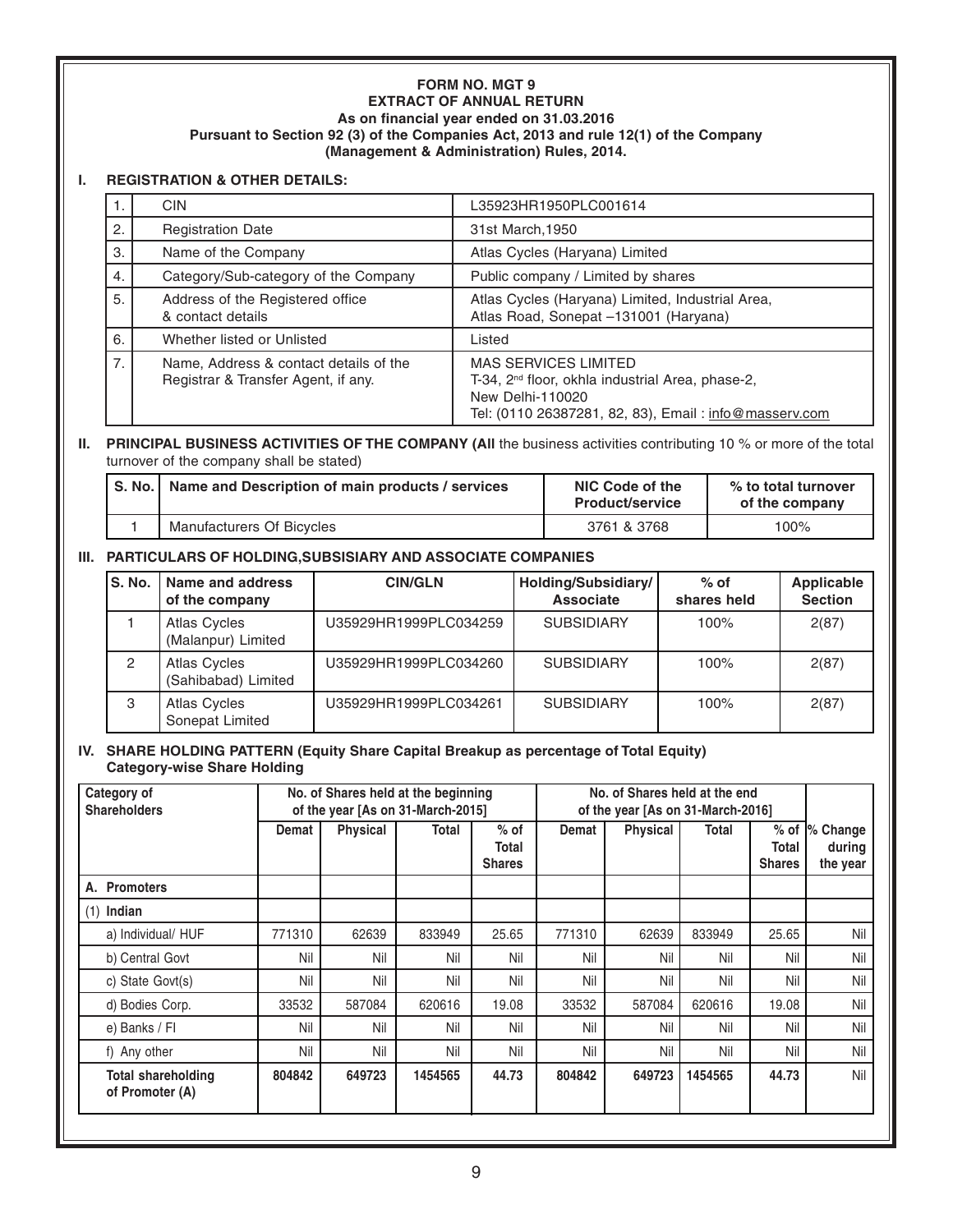**FORM NO. MGT 9**
**EXTRACT OF ANNUAL RETURN**
**As on financial year ended on 31.03.2016**
**Pursuant to Section 92 (3) of the Companies Act, 2013 and rule 12(1) of the Company (Management & Administration) Rules, 2014.**

## I. REGISTRATION & OTHER DETAILS:

| | | |
|---|---|---|
| 1. | CIN | L35923HR1950PLC001614 |
| 2. | Registration Date | 31st March,1950 |
| 3. | Name of the Company | Atlas Cycles (Haryana) Limited |
| 4. | Category/Sub-category of the Company | Public company / Limited by shares |
| 5. | Address of the Registered office & contact details | Atlas Cycles (Haryana) Limited, Industrial Area, Atlas Road, Sonepat –131001 (Haryana) |
| 6. | Whether listed or Unlisted | Listed |
| 7. | Name, Address & contact details of the Registrar & Transfer Agent, if any. | MAS SERVICES LIMITED<br>T-34, 2nd floor, okhla industrial Area, phase-2,<br>New Delhi-110020<br>Tel: (0110 26387281, 82, 83), Email : info@masserv.com |

## II. PRINCIPAL BUSINESS ACTIVITIES OF THE COMPANY (All the business activities contributing 10 % or more of the total turnover of the company shall be stated)

| S. No. | Name and Description of main products / services | NIC Code of the Product/service | % to total turnover of the company |
|---|---|---|---|
| 1 | Manufacturers Of Bicycles | 3761 & 3768 | 100% |

## III. PARTICULARS OF HOLDING,SUBSISIARY AND ASSOCIATE COMPANIES

| S. No. | Name and address of the company | CIN/GLN | Holding/Subsidiary/ Associate | % of shares held | Applicable Section |
|---|---|---|---|---|---|
| 1 | Atlas Cycles (Malanpur) Limited | U35929HR1999PLC034259 | SUBSIDIARY | 100% | 2(87) |
| 2 | Atlas Cycles (Sahibabad) Limited | U35929HR1999PLC034260 | SUBSIDIARY | 100% | 2(87) |
| 3 | Atlas Cycles Sonepat Limited | U35929HR1999PLC034261 | SUBSIDIARY | 100% | 2(87) |

## IV. SHARE HOLDING PATTERN (Equity Share Capital Breakup as percentage of Total Equity)
### Category-wise Share Holding

| Category of Shareholders | No. of Shares held at the beginning of the year [As on 31-March-2015] | | | | No. of Shares held at the end of the year [As on 31-March-2016] | | | | |
|---|---|---|---|---|---|---|---|---|---|
| | Demat | Physical | Total | % of Total Shares | Demat | Physical | Total | % of Total Shares | % Change during the year |
| **A. Promoters** | | | | | | | | | |
| (1) **Indian** | | | | | | | | | |
| a) Individual/ HUF | 771310 | 62639 | 833949 | 25.65 | 771310 | 62639 | 833949 | 25.65 | Nil |
| b) Central Govt | Nil | Nil | Nil | Nil | Nil | Nil | Nil | Nil | Nil |
| c) State Govt(s) | Nil | Nil | Nil | Nil | Nil | Nil | Nil | Nil | Nil |
| d) Bodies Corp. | 33532 | 587084 | 620616 | 19.08 | 33532 | 587084 | 620616 | 19.08 | Nil |
| e) Banks / FI | Nil | Nil | Nil | Nil | Nil | Nil | Nil | Nil | Nil |
| f) Any other | Nil | Nil | Nil | Nil | Nil | Nil | Nil | Nil | Nil |
| **Total shareholding of Promoter (A)** | **804842** | **649723** | **1454565** | **44.73** | **804842** | **649723** | **1454565** | **44.73** | Nil |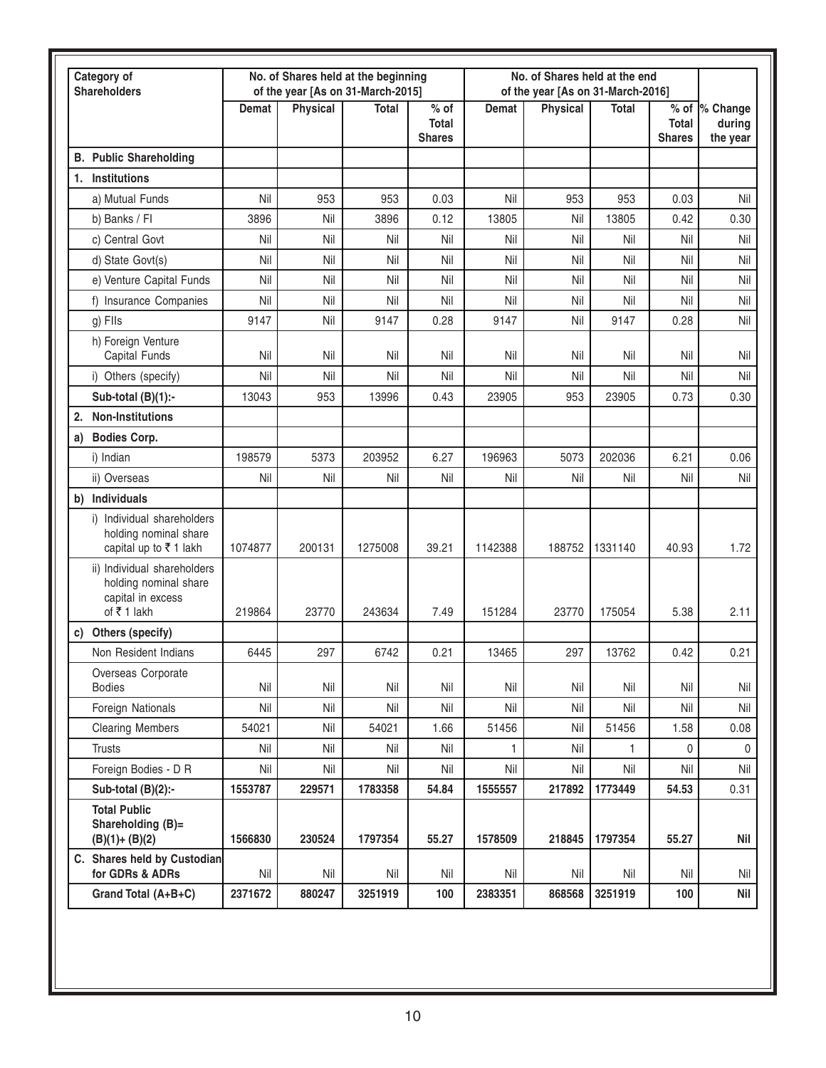| Category of Shareholders | No. of Shares held at the beginning of the year [As on 31-March-2015] | | | | No. of Shares held at the end of the year [As on 31-March-2016] | | | | |
|---|---|---|---|---|---|---|---|---|---|
| | Demat | Physical | Total | % of Total Shares | Demat | Physical | Total | % of Total Shares | % Change during the year |
| **B. Public Shareholding** | | | | | | | | | |
| **1. Institutions** | | | | | | | | | |
| a) Mutual Funds | Nil | 953 | 953 | 0.03 | Nil | 953 | 953 | 0.03 | Nil |
| b) Banks / FI | 3896 | Nil | 3896 | 0.12 | 13805 | Nil | 13805 | 0.42 | 0.30 |
| c) Central Govt | Nil | Nil | Nil | Nil | Nil | Nil | Nil | Nil | Nil |
| d) State Govt(s) | Nil | Nil | Nil | Nil | Nil | Nil | Nil | Nil | Nil |
| e) Venture Capital Funds | Nil | Nil | Nil | Nil | Nil | Nil | Nil | Nil | Nil |
| f) Insurance Companies | Nil | Nil | Nil | Nil | Nil | Nil | Nil | Nil | Nil |
| g) FIIs | 9147 | Nil | 9147 | 0.28 | 9147 | Nil | 9147 | 0.28 | Nil |
| h) Foreign Venture Capital Funds | Nil | Nil | Nil | Nil | Nil | Nil | Nil | Nil | Nil |
| i) Others (specify) | Nil | Nil | Nil | Nil | Nil | Nil | Nil | Nil | Nil |
| **Sub-total (B)(1):-** | 13043 | 953 | 13996 | 0.43 | 23905 | 953 | 23905 | 0.73 | 0.30 |
| **2. Non-Institutions** | | | | | | | | | |
| **a) Bodies Corp.** | | | | | | | | | |
| i) Indian | 198579 | 5373 | 203952 | 6.27 | 196963 | 5073 | 202036 | 6.21 | 0.06 |
| ii) Overseas | Nil | Nil | Nil | Nil | Nil | Nil | Nil | Nil | Nil |
| **b) Individuals** | | | | | | | | | |
| i) Individual shareholders holding nominal share capital up to ₹ 1 lakh | 1074877 | 200131 | 1275008 | 39.21 | 1142388 | 188752 | 1331140 | 40.93 | 1.72 |
| ii) Individual shareholders holding nominal share capital in excess of ₹ 1 lakh | 219864 | 23770 | 243634 | 7.49 | 151284 | 23770 | 175054 | 5.38 | 2.11 |
| **c) Others (specify)** | | | | | | | | | |
| Non Resident Indians | 6445 | 297 | 6742 | 0.21 | 13465 | 297 | 13762 | 0.42 | 0.21 |
| Overseas Corporate Bodies | Nil | Nil | Nil | Nil | Nil | Nil | Nil | Nil | Nil |
| Foreign Nationals | Nil | Nil | Nil | Nil | Nil | Nil | Nil | Nil | Nil |
| Clearing Members | 54021 | Nil | 54021 | 1.66 | 51456 | Nil | 51456 | 1.58 | 0.08 |
| Trusts | Nil | Nil | Nil | Nil | 1 | Nil | 1 | 0 | 0 |
| Foreign Bodies - D R | Nil | Nil | Nil | Nil | Nil | Nil | Nil | Nil | Nil |
| **Sub-total (B)(2):-** | **1553787** | **229571** | **1783358** | **54.84** | **1555557** | **217892** | **1773449** | **54.53** | 0.31 |
| **Total Public Shareholding (B)= (B)(1)+ (B)(2)** | **1566830** | **230524** | **1797354** | **55.27** | **1578509** | **218845** | **1797354** | **55.27** | **Nil** |
| **C. Shares held by Custodian for GDRs & ADRs** | Nil | Nil | Nil | Nil | Nil | Nil | Nil | Nil | Nil |
| **Grand Total (A+B+C)** | **2371672** | **880247** | **3251919** | **100** | **2383351** | **868568** | **3251919** | **100** | **Nil** |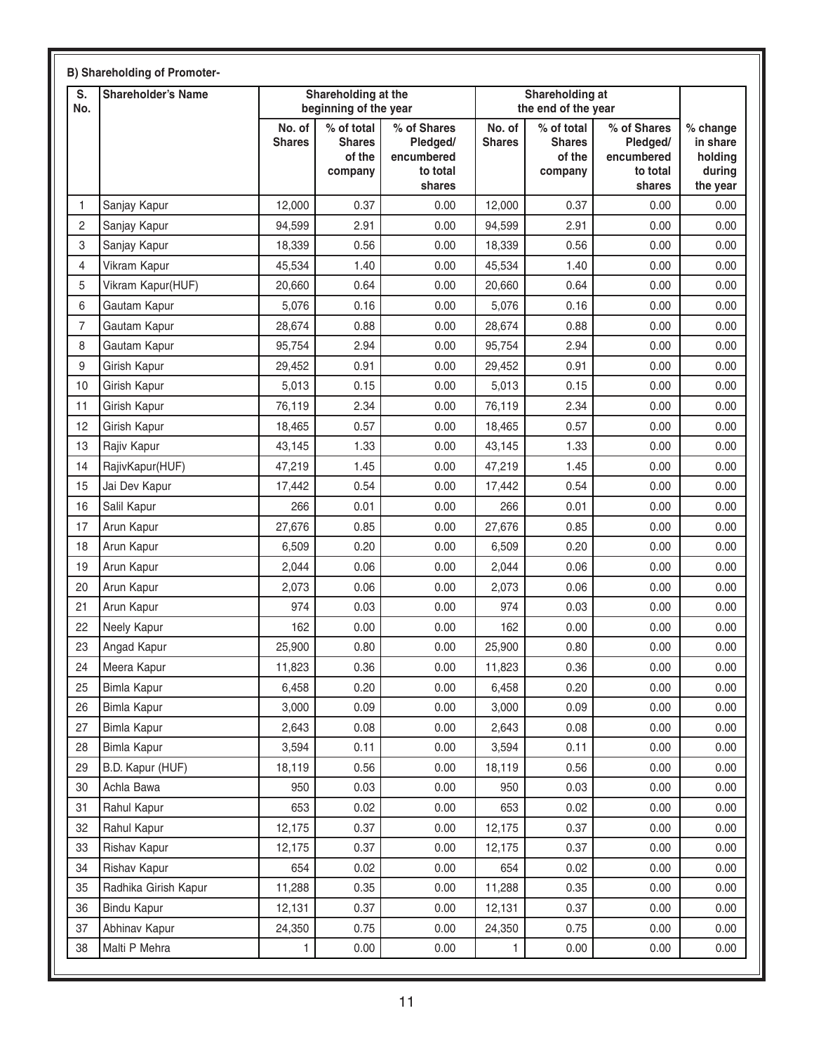**B) Shareholding of Promoter-**

| S. No. | Shareholder's Name | Shareholding at the beginning of the year | | | Shareholding at the end of the year | | | |
|---|---|---|---|---|---|---|---|---|
| | | No. of Shares | % of total Shares of the company | % of Shares Pledged/ encumbered to total shares | No. of Shares | % of total Shares of the company | % of Shares Pledged/ encumbered to total shares | % change in share holding during the year |
| 1 | Sanjay Kapur | 12,000 | 0.37 | 0.00 | 12,000 | 0.37 | 0.00 | 0.00 |
| 2 | Sanjay Kapur | 94,599 | 2.91 | 0.00 | 94,599 | 2.91 | 0.00 | 0.00 |
| 3 | Sanjay Kapur | 18,339 | 0.56 | 0.00 | 18,339 | 0.56 | 0.00 | 0.00 |
| 4 | Vikram Kapur | 45,534 | 1.40 | 0.00 | 45,534 | 1.40 | 0.00 | 0.00 |
| 5 | Vikram Kapur(HUF) | 20,660 | 0.64 | 0.00 | 20,660 | 0.64 | 0.00 | 0.00 |
| 6 | Gautam Kapur | 5,076 | 0.16 | 0.00 | 5,076 | 0.16 | 0.00 | 0.00 |
| 7 | Gautam Kapur | 28,674 | 0.88 | 0.00 | 28,674 | 0.88 | 0.00 | 0.00 |
| 8 | Gautam Kapur | 95,754 | 2.94 | 0.00 | 95,754 | 2.94 | 0.00 | 0.00 |
| 9 | Girish Kapur | 29,452 | 0.91 | 0.00 | 29,452 | 0.91 | 0.00 | 0.00 |
| 10 | Girish Kapur | 5,013 | 0.15 | 0.00 | 5,013 | 0.15 | 0.00 | 0.00 |
| 11 | Girish Kapur | 76,119 | 2.34 | 0.00 | 76,119 | 2.34 | 0.00 | 0.00 |
| 12 | Girish Kapur | 18,465 | 0.57 | 0.00 | 18,465 | 0.57 | 0.00 | 0.00 |
| 13 | Rajiv Kapur | 43,145 | 1.33 | 0.00 | 43,145 | 1.33 | 0.00 | 0.00 |
| 14 | RajivKapur(HUF) | 47,219 | 1.45 | 0.00 | 47,219 | 1.45 | 0.00 | 0.00 |
| 15 | Jai Dev Kapur | 17,442 | 0.54 | 0.00 | 17,442 | 0.54 | 0.00 | 0.00 |
| 16 | Salil Kapur | 266 | 0.01 | 0.00 | 266 | 0.01 | 0.00 | 0.00 |
| 17 | Arun Kapur | 27,676 | 0.85 | 0.00 | 27,676 | 0.85 | 0.00 | 0.00 |
| 18 | Arun Kapur | 6,509 | 0.20 | 0.00 | 6,509 | 0.20 | 0.00 | 0.00 |
| 19 | Arun Kapur | 2,044 | 0.06 | 0.00 | 2,044 | 0.06 | 0.00 | 0.00 |
| 20 | Arun Kapur | 2,073 | 0.06 | 0.00 | 2,073 | 0.06 | 0.00 | 0.00 |
| 21 | Arun Kapur | 974 | 0.03 | 0.00 | 974 | 0.03 | 0.00 | 0.00 |
| 22 | Neely Kapur | 162 | 0.00 | 0.00 | 162 | 0.00 | 0.00 | 0.00 |
| 23 | Angad Kapur | 25,900 | 0.80 | 0.00 | 25,900 | 0.80 | 0.00 | 0.00 |
| 24 | Meera Kapur | 11,823 | 0.36 | 0.00 | 11,823 | 0.36 | 0.00 | 0.00 |
| 25 | Bimla Kapur | 6,458 | 0.20 | 0.00 | 6,458 | 0.20 | 0.00 | 0.00 |
| 26 | Bimla Kapur | 3,000 | 0.09 | 0.00 | 3,000 | 0.09 | 0.00 | 0.00 |
| 27 | Bimla Kapur | 2,643 | 0.08 | 0.00 | 2,643 | 0.08 | 0.00 | 0.00 |
| 28 | Bimla Kapur | 3,594 | 0.11 | 0.00 | 3,594 | 0.11 | 0.00 | 0.00 |
| 29 | B.D. Kapur (HUF) | 18,119 | 0.56 | 0.00 | 18,119 | 0.56 | 0.00 | 0.00 |
| 30 | Achla Bawa | 950 | 0.03 | 0.00 | 950 | 0.03 | 0.00 | 0.00 |
| 31 | Rahul Kapur | 653 | 0.02 | 0.00 | 653 | 0.02 | 0.00 | 0.00 |
| 32 | Rahul Kapur | 12,175 | 0.37 | 0.00 | 12,175 | 0.37 | 0.00 | 0.00 |
| 33 | Rishav Kapur | 12,175 | 0.37 | 0.00 | 12,175 | 0.37 | 0.00 | 0.00 |
| 34 | Rishav Kapur | 654 | 0.02 | 0.00 | 654 | 0.02 | 0.00 | 0.00 |
| 35 | Radhika Girish Kapur | 11,288 | 0.35 | 0.00 | 11,288 | 0.35 | 0.00 | 0.00 |
| 36 | Bindu Kapur | 12,131 | 0.37 | 0.00 | 12,131 | 0.37 | 0.00 | 0.00 |
| 37 | Abhinav Kapur | 24,350 | 0.75 | 0.00 | 24,350 | 0.75 | 0.00 | 0.00 |
| 38 | Malti P Mehra | 1 | 0.00 | 0.00 | 1 | 0.00 | 0.00 | 0.00 |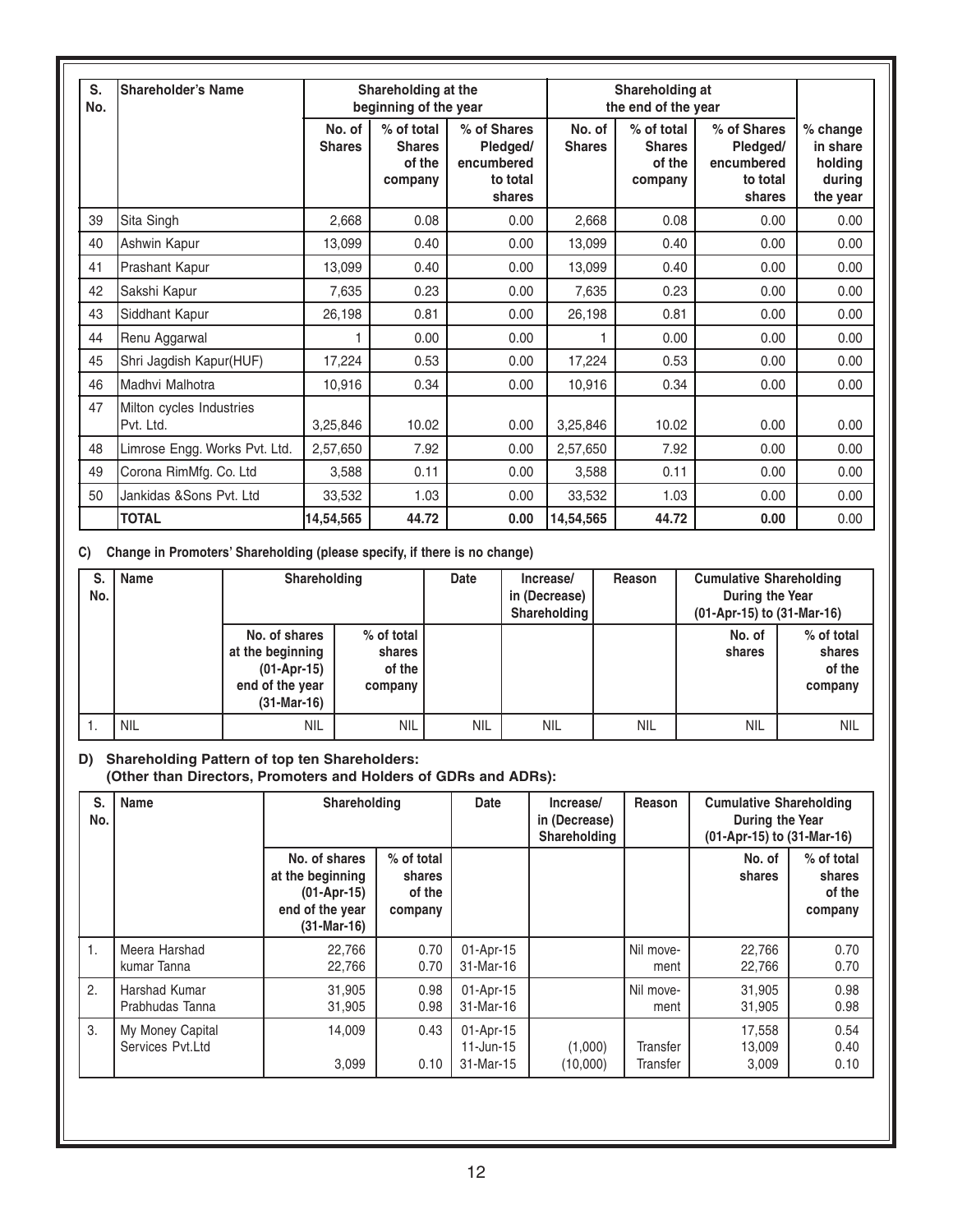| S. No. | Shareholder's Name | Shareholding at the beginning of the year | | | Shareholding at the end of the year | | | |
|---|---|---|---|---|---|---|---|---|
| | | No. of Shares | % of total Shares of the company | % of Shares Pledged/ encumbered to total shares | No. of Shares | % of total Shares of the company | % of Shares Pledged/ encumbered to total shares | % change in share holding during the year |
| 39 | Sita Singh | 2,668 | 0.08 | 0.00 | 2,668 | 0.08 | 0.00 | 0.00 |
| 40 | Ashwin Kapur | 13,099 | 0.40 | 0.00 | 13,099 | 0.40 | 0.00 | 0.00 |
| 41 | Prashant Kapur | 13,099 | 0.40 | 0.00 | 13,099 | 0.40 | 0.00 | 0.00 |
| 42 | Sakshi Kapur | 7,635 | 0.23 | 0.00 | 7,635 | 0.23 | 0.00 | 0.00 |
| 43 | Siddhant Kapur | 26,198 | 0.81 | 0.00 | 26,198 | 0.81 | 0.00 | 0.00 |
| 44 | Renu Aggarwal | 1 | 0.00 | 0.00 | 1 | 0.00 | 0.00 | 0.00 |
| 45 | Shri Jagdish Kapur(HUF) | 17,224 | 0.53 | 0.00 | 17,224 | 0.53 | 0.00 | 0.00 |
| 46 | Madhvi Malhotra | 10,916 | 0.34 | 0.00 | 10,916 | 0.34 | 0.00 | 0.00 |
| 47 | Milton cycles Industries Pvt. Ltd. | 3,25,846 | 10.02 | 0.00 | 3,25,846 | 10.02 | 0.00 | 0.00 |
| 48 | Limrose Engg. Works Pvt. Ltd. | 2,57,650 | 7.92 | 0.00 | 2,57,650 | 7.92 | 0.00 | 0.00 |
| 49 | Corona RimMfg. Co. Ltd | 3,588 | 0.11 | 0.00 | 3,588 | 0.11 | 0.00 | 0.00 |
| 50 | Jankidas &Sons Pvt. Ltd | 33,532 | 1.03 | 0.00 | 33,532 | 1.03 | 0.00 | 0.00 |
| | **TOTAL** | **14,54,565** | **44.72** | **0.00** | **14,54,565** | **44.72** | **0.00** | 0.00 |

**C) Change in Promoters' Shareholding (please specify, if there is no change)**

| S. No. | Name | Shareholding | | Date | Increase/ in (Decrease) Shareholding | Reason | Cumulative Shareholding During the Year (01-Apr-15) to (31-Mar-16) | |
|---|---|---|---|---|---|---|---|---|
| | | No. of shares at the beginning (01-Apr-15) end of the year (31-Mar-16) | % of total shares of the company | | | | No. of shares | % of total shares of the company |
| 1. | NIL | NIL | NIL | NIL | NIL | NIL | NIL | NIL |

**D) Shareholding Pattern of top ten Shareholders:**
**(Other than Directors, Promoters and Holders of GDRs and ADRs):**

| S. No. | Name | Shareholding | | Date | Increase/ in (Decrease) Shareholding | Reason | Cumulative Shareholding During the Year (01-Apr-15) to (31-Mar-16) | |
|---|---|---|---|---|---|---|---|---|
| | | No. of shares at the beginning (01-Apr-15) end of the year (31-Mar-16) | % of total shares of the company | | | | No. of shares | % of total shares of the company |
| 1. | Meera Harshad kumar Tanna | 22,766<br>22,766 | 0.70<br>0.70 | 01-Apr-15<br>31-Mar-16 | | Nil move-ment | 22,766<br>22,766 | 0.70<br>0.70 |
| 2. | Harshad Kumar Prabhudas Tanna | 31,905<br>31,905 | 0.98<br>0.98 | 01-Apr-15<br>31-Mar-16 | | Nil move-ment | 31,905<br>31,905 | 0.98<br>0.98 |
| 3. | My Money Capital Services Pvt.Ltd | 14,009<br><br>3,099 | 0.43<br><br>0.10 | 01-Apr-15<br>11-Jun-15<br>31-Mar-15 | <br>(1,000)<br>(10,000) | <br>Transfer<br>Transfer | 17,558<br>13,009<br>3,009 | 0.54<br>0.40<br>0.10 |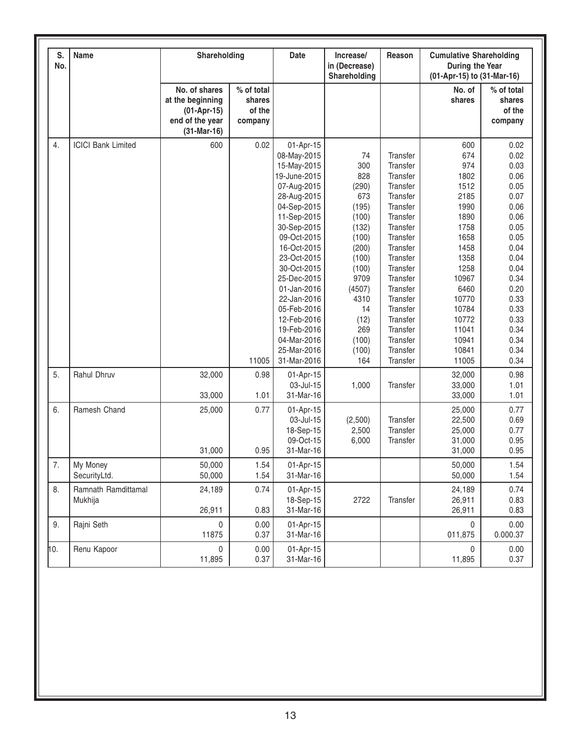| S. No. | Name | Shareholding | | Date | Increase/ in (Decrease) Shareholding | Reason | Cumulative Shareholding During the Year (01-Apr-15) to (31-Mar-16) | |
|---|---|---|---|---|---|---|---|---|
| | | No. of shares at the beginning (01-Apr-15) end of the year (31-Mar-16) | % of total shares of the company | | | | No. of shares | % of total shares of the company |
| 4. | ICICI Bank Limited | 600 | 0.02 | 01-Apr-15 | | | 600 | 0.02 |
| | | | | 08-May-2015 | 74 | Transfer | 674 | 0.02 |
| | | | | 15-May-2015 | 300 | Transfer | 974 | 0.03 |
| | | | | 19-June-2015 | 828 | Transfer | 1802 | 0.06 |
| | | | | 07-Aug-2015 | (290) | Transfer | 1512 | 0.05 |
| | | | | 28-Aug-2015 | 673 | Transfer | 2185 | 0.07 |
| | | | | 04-Sep-2015 | (195) | Transfer | 1990 | 0.06 |
| | | | | 11-Sep-2015 | (100) | Transfer | 1890 | 0.06 |
| | | | | 30-Sep-2015 | (132) | Transfer | 1758 | 0.05 |
| | | | | 09-Oct-2015 | (100) | Transfer | 1658 | 0.05 |
| | | | | 16-Oct-2015 | (200) | Transfer | 1458 | 0.04 |
| | | | | 23-Oct-2015 | (100) | Transfer | 1358 | 0.04 |
| | | | | 30-Oct-2015 | (100) | Transfer | 1258 | 0.04 |
| | | | | 25-Dec-2015 | 9709 | Transfer | 10967 | 0.34 |
| | | | | 01-Jan-2016 | (4507) | Transfer | 6460 | 0.20 |
| | | | | 22-Jan-2016 | 4310 | Transfer | 10770 | 0.33 |
| | | | | 05-Feb-2016 | 14 | Transfer | 10784 | 0.33 |
| | | | | 12-Feb-2016 | (12) | Transfer | 10772 | 0.33 |
| | | | | 19-Feb-2016 | 269 | Transfer | 11041 | 0.34 |
| | | | | 04-Mar-2016 | (100) | Transfer | 10941 | 0.34 |
| | | | | 25-Mar-2016 | (100) | Transfer | 10841 | 0.34 |
| | | | 11005 | 31-Mar-2016 | 164 | Transfer | 11005 | 0.34 |
| 5. | Rahul Dhruv | 32,000 | 0.98 | 01-Apr-15 | | | 32,000 | 0.98 |
| | | | | 03-Jul-15 | 1,000 | Transfer | 33,000 | 1.01 |
| | | 33,000 | 1.01 | 31-Mar-16 | | | 33,000 | 1.01 |
| 6. | Ramesh Chand | 25,000 | 0.77 | 01-Apr-15 | | | 25,000 | 0.77 |
| | | | | 03-Jul-15 | (2,500) | Transfer | 22,500 | 0.69 |
| | | | | 18-Sep-15 | 2,500 | Transfer | 25,000 | 0.77 |
| | | | | 09-Oct-15 | 6,000 | Transfer | 31,000 | 0.95 |
| | | 31,000 | 0.95 | 31-Mar-16 | | | 31,000 | 0.95 |
| 7. | My Money SecurityLtd. | 50,000 | 1.54 | 01-Apr-15 | | | 50,000 | 1.54 |
| | | 50,000 | 1.54 | 31-Mar-16 | | | 50,000 | 1.54 |
| 8. | Ramnath Ramdittamal Mukhija | 24,189 | 0.74 | 01-Apr-15 | | | 24,189 | 0.74 |
| | | | | 18-Sep-15 | 2722 | Transfer | 26,911 | 0.83 |
| | | 26,911 | 0.83 | 31-Mar-16 | | | 26,911 | 0.83 |
| 9. | Rajni Seth | 0 | 0.00 | 01-Apr-15 | | | 0 | 0.00 |
| | | 11875 | 0.37 | 31-Mar-16 | | | 011,875 | 0.000.37 |
| 10. | Renu Kapoor | 0 | 0.00 | 01-Apr-15 | | | 0 | 0.00 |
| | | 11,895 | 0.37 | 31-Mar-16 | | | 11,895 | 0.37 |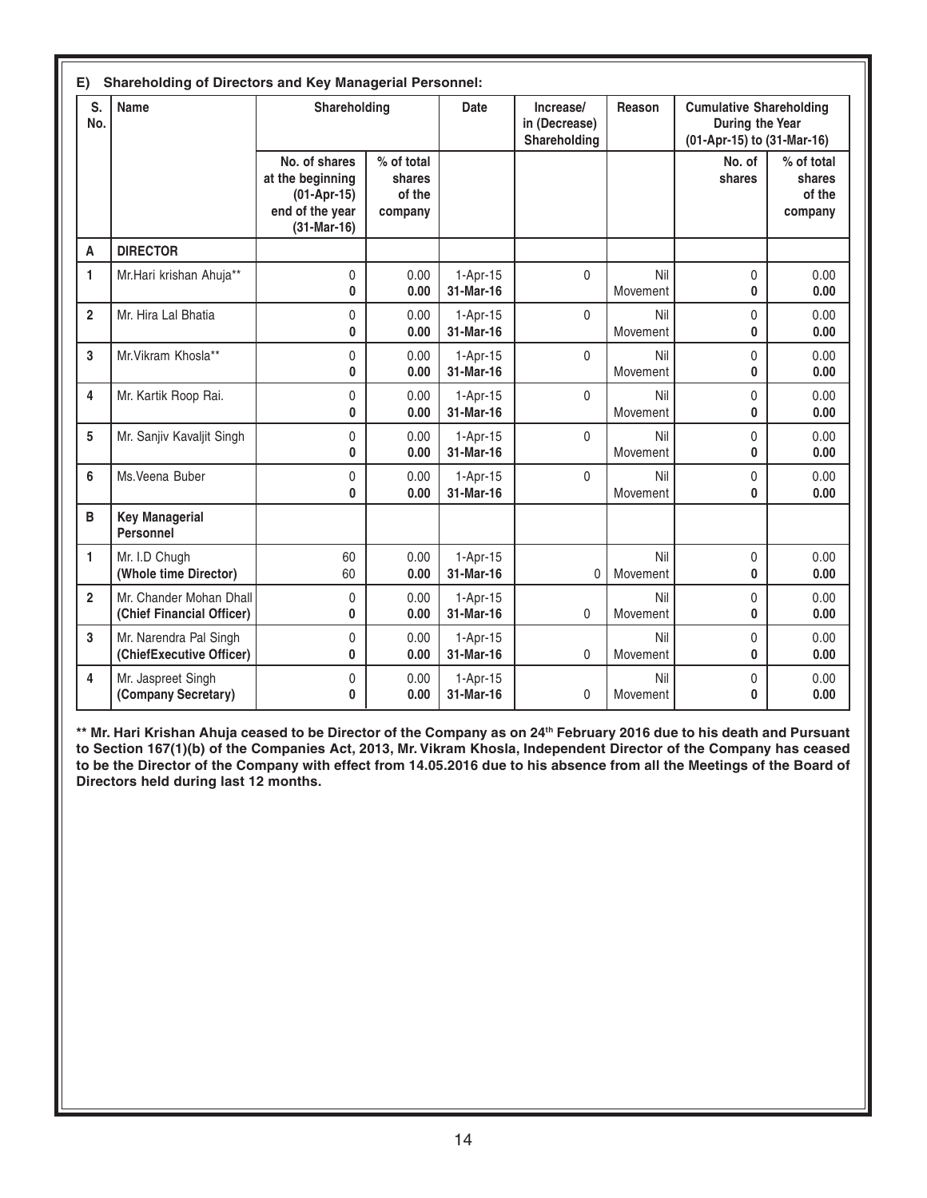### E) Shareholding of Directors and Key Managerial Personnel:

| S. No. | Name | Shareholding | | Date | Increase/ in (Decrease) Shareholding | Reason | Cumulative Shareholding During the Year (01-Apr-15) to (31-Mar-16) | |
|---|---|---|---|---|---|---|---|---|
| | | No. of shares at the beginning (01-Apr-15) end of the year (31-Mar-16) | % of total shares of the company | | | | No. of shares | % of total shares of the company |
| **A** | **DIRECTOR** | | | | | | | |
| 1 | Mr.Hari krishan Ahuja** | 0<br>**0** | 0.00<br>**0.00** | 1-Apr-15<br>**31-Mar-16** | 0 | Nil Movement | 0<br>**0** | 0.00<br>**0.00** |
| 2 | Mr. Hira Lal Bhatia | 0<br>**0** | 0.00<br>**0.00** | 1-Apr-15<br>**31-Mar-16** | 0 | Nil Movement | 0<br>**0** | 0.00<br>**0.00** |
| 3 | Mr.Vikram Khosla** | 0<br>**0** | 0.00<br>**0.00** | 1-Apr-15<br>**31-Mar-16** | 0 | Nil Movement | 0<br>**0** | 0.00<br>**0.00** |
| 4 | Mr. Kartik Roop Rai. | 0<br>**0** | 0.00<br>**0.00** | 1-Apr-15<br>**31-Mar-16** | 0 | Nil Movement | 0<br>**0** | 0.00<br>**0.00** |
| 5 | Mr. Sanjiv Kavaljit Singh | 0<br>**0** | 0.00<br>**0.00** | 1-Apr-15<br>**31-Mar-16** | 0 | Nil Movement | 0<br>**0** | 0.00<br>**0.00** |
| 6 | Ms.Veena Buber | 0<br>**0** | 0.00<br>**0.00** | 1-Apr-15<br>**31-Mar-16** | 0 | Nil Movement | 0<br>**0** | 0.00<br>**0.00** |
| **B** | **Key Managerial Personnel** | | | | | | | |
| 1 | Mr. I.D Chugh<br>**(Whole time Director)** | 60<br>60 | 0.00<br>**0.00** | 1-Apr-15<br>**31-Mar-16** | 0 | Nil Movement | 0<br>**0** | 0.00<br>**0.00** |
| 2 | Mr. Chander Mohan Dhall<br>**(Chief Financial Officer)** | 0<br>**0** | 0.00<br>**0.00** | 1-Apr-15<br>**31-Mar-16** | 0 | Nil Movement | 0<br>**0** | 0.00<br>**0.00** |
| 3 | Mr. Narendra Pal Singh<br>**(ChiefExecutive Officer)** | 0<br>**0** | 0.00<br>**0.00** | 1-Apr-15<br>**31-Mar-16** | 0 | Nil Movement | 0<br>**0** | 0.00<br>**0.00** |
| 4 | Mr. Jaspreet Singh<br>**(Company Secretary)** | 0<br>**0** | 0.00<br>**0.00** | 1-Apr-15<br>**31-Mar-16** | 0 | Nil Movement | 0<br>**0** | 0.00<br>**0.00** |

**** Mr. Hari Krishan Ahuja ceased to be Director of the Company as on 24th February 2016 due to his death and Pursuant to Section 167(1)(b) of the Companies Act, 2013, Mr. Vikram Khosla, Independent Director of the Company has ceased to be the Director of the Company with effect from 14.05.2016 due to his absence from all the Meetings of the Board of Directors held during last 12 months.**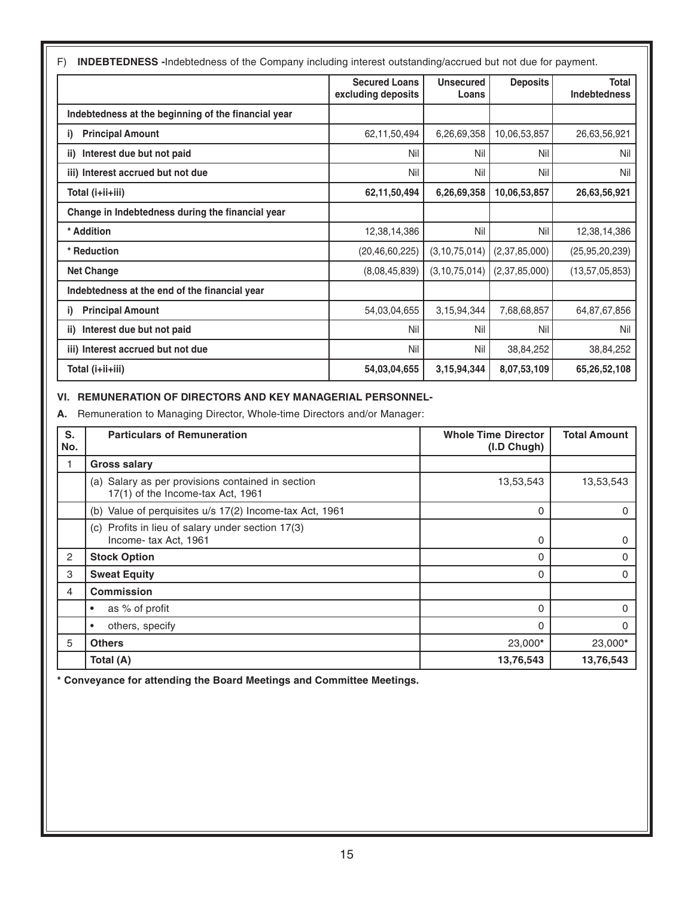F) **INDEBTEDNESS -**Indebtedness of the Company including interest outstanding/accrued but not due for payment.

| | Secured Loans excluding deposits | Unsecured Loans | Deposits | Total Indebtedness |
|---|---|---|---|---|
| **Indebtedness at the beginning of the financial year** | | | | |
| **i) Principal Amount** | 62,11,50,494 | 6,26,69,358 | 10,06,53,857 | 26,63,56,921 |
| **ii) Interest due but not paid** | Nil | Nil | Nil | Nil |
| **iii) Interest accrued but not due** | Nil | Nil | Nil | Nil |
| **Total (i+ii+iii)** | **62,11,50,494** | **6,26,69,358** | **10,06,53,857** | **26,63,56,921** |
| **Change in Indebtedness during the financial year** | | | | |
| **\* Addition** | 12,38,14,386 | Nil | Nil | 12,38,14,386 |
| **\* Reduction** | (20,46,60,225) | (3,10,75,014) | (2,37,85,000) | (25,95,20,239) |
| **Net Change** | (8,08,45,839) | (3,10,75,014) | (2,37,85,000) | (13,57,05,853) |
| **Indebtedness at the end of the financial year** | | | | |
| **i) Principal Amount** | 54,03,04,655 | 3,15,94,344 | 7,68,68,857 | 64,87,67,856 |
| **ii) Interest due but not paid** | Nil | Nil | Nil | Nil |
| **iii) Interest accrued but not due** | Nil | Nil | 38,84,252 | 38,84,252 |
| **Total (i+ii+iii)** | **54,03,04,655** | **3,15,94,344** | **8,07,53,109** | **65,26,52,108** |

## VI. REMUNERATION OF DIRECTORS AND KEY MANAGERIAL PERSONNEL-

**A.** Remuneration to Managing Director, Whole-time Directors and/or Manager:

| S. No. | Particulars of Remuneration | Whole Time Director (I.D Chugh) | Total Amount |
|---|---|---|---|
| 1 | **Gross salary** | | |
| | (a) Salary as per provisions contained in section 17(1) of the Income-tax Act, 1961 | 13,53,543 | 13,53,543 |
| | (b) Value of perquisites u/s 17(2) Income-tax Act, 1961 | 0 | 0 |
| | (c) Profits in lieu of salary under section 17(3) Income- tax Act, 1961 | 0 | 0 |
| 2 | **Stock Option** | 0 | 0 |
| 3 | **Sweat Equity** | 0 | 0 |
| 4 | **Commission** | | |
| | • as % of profit | 0 | 0 |
| | • others, specify | 0 | 0 |
| 5 | **Others** | 23,000* | 23,000* |
| | **Total (A)** | **13,76,543** | **13,76,543** |

**\* Conveyance for attending the Board Meetings and Committee Meetings.**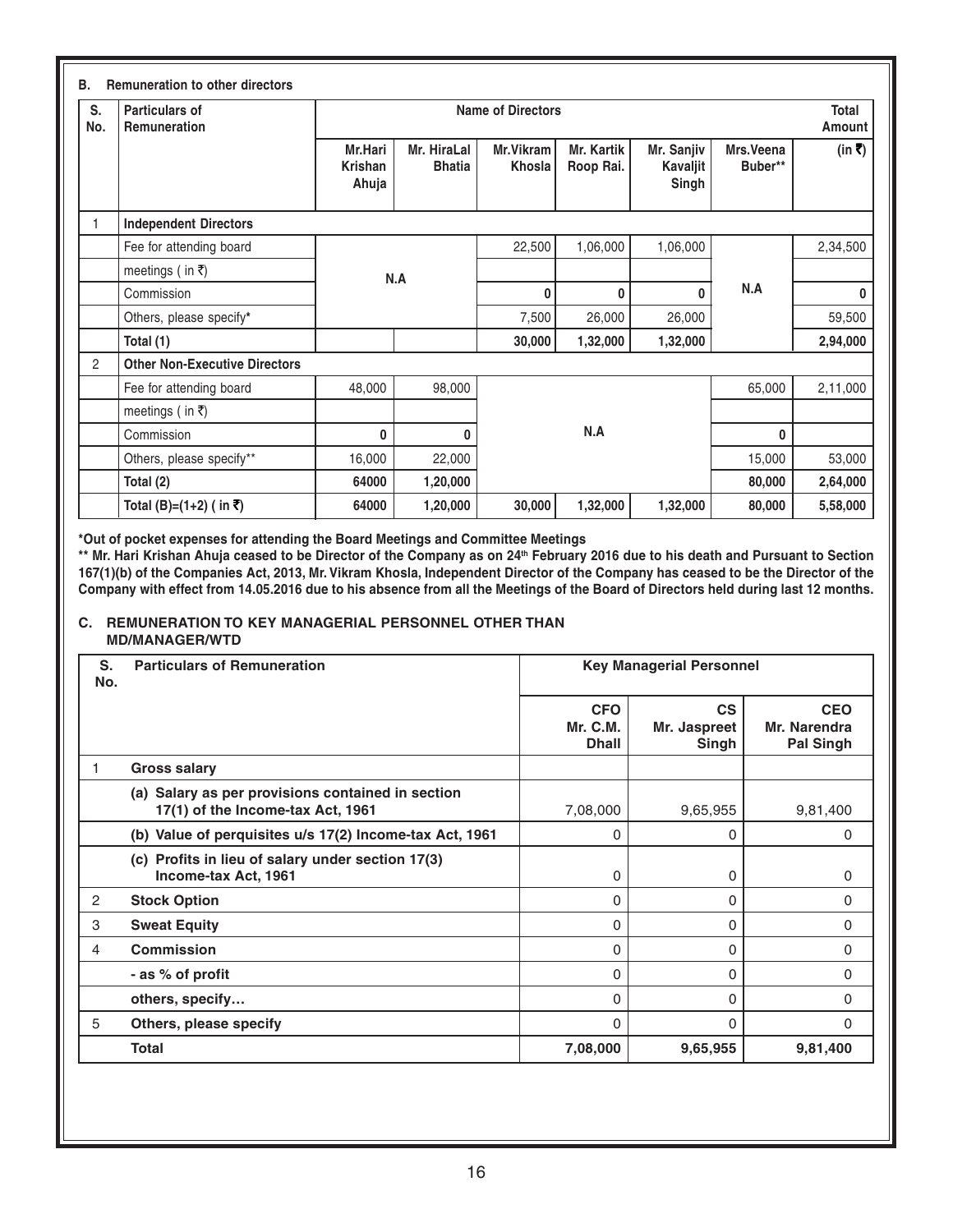**B. Remuneration to other directors**

| S. No. | Particulars of Remuneration | Name of Directors | | | | | | Total Amount |
|---|---|---|---|---|---|---|---|---|
| | | Mr.Hari Krishan Ahuja | Mr. HiraLal Bhatia | Mr.Vikram Khosla | Mr. Kartik Roop Rai. | Mr. Sanjiv Kavaljit Singh | Mrs.Veena Buber** | (in ₹) |
| 1 | **Independent Directors** | | | | | | | |
| | Fee for attending board meetings ( in ₹) | N.A | | 22,500 | 1,06,000 | 1,06,000 | N.A | 2,34,500 |
| | Commission | | | **0** | **0** | **0** | | **0** |
| | Others, please specify* | | | 7,500 | 26,000 | 26,000 | | 59,500 |
| | **Total (1)** | | | **30,000** | **1,32,000** | **1,32,000** | | **2,94,000** |
| 2 | **Other Non-Executive Directors** | | | | | | | |
| | Fee for attending board meetings ( in ₹) | 48,000 | 98,000 | N.A | | | 65,000 | 2,11,000 |
| | Commission | **0** | **0** | | | | **0** | |
| | Others, please specify** | 16,000 | 22,000 | | | | 15,000 | 53,000 |
| | **Total (2)** | **64000** | **1,20,000** | | | | **80,000** | **2,64,000** |
| | **Total (B)=(1+2) ( in ₹)** | **64000** | **1,20,000** | **30,000** | **1,32,000** | **1,32,000** | **80,000** | **5,58,000** |

**\*Out of pocket expenses for attending the Board Meetings and Committee Meetings**

**\*\* Mr. Hari Krishan Ahuja ceased to be Director of the Company as on 24th February 2016 due to his death and Pursuant to Section 167(1)(b) of the Companies Act, 2013, Mr. Vikram Khosla, Independent Director of the Company has ceased to be the Director of the Company with effect from 14.05.2016 due to his absence from all the Meetings of the Board of Directors held during last 12 months.**

**C. REMUNERATION TO KEY MANAGERIAL PERSONNEL OTHER THAN MD/MANAGER/WTD**

| S. No. | Particulars of Remuneration | Key Managerial Personnel | | |
|---|---|---|---|---|
| | | CFO Mr. C.M. Dhall | CS Mr. Jaspreet Singh | CEO Mr. Narendra Pal Singh |
| 1 | **Gross salary** | | | |
| | **(a) Salary as per provisions contained in section 17(1) of the Income-tax Act, 1961** | 7,08,000 | 9,65,955 | 9,81,400 |
| | **(b) Value of perquisites u/s 17(2) Income-tax Act, 1961** | 0 | 0 | 0 |
| | **(c) Profits in lieu of salary under section 17(3) Income-tax Act, 1961** | 0 | 0 | 0 |
| 2 | **Stock Option** | 0 | 0 | 0 |
| 3 | **Sweat Equity** | 0 | 0 | 0 |
| 4 | **Commission** | 0 | 0 | 0 |
| | **- as % of profit** | 0 | 0 | 0 |
| | **others, specify…** | 0 | 0 | 0 |
| 5 | **Others, please specify** | 0 | 0 | 0 |
| | **Total** | **7,08,000** | **9,65,955** | **9,81,400** |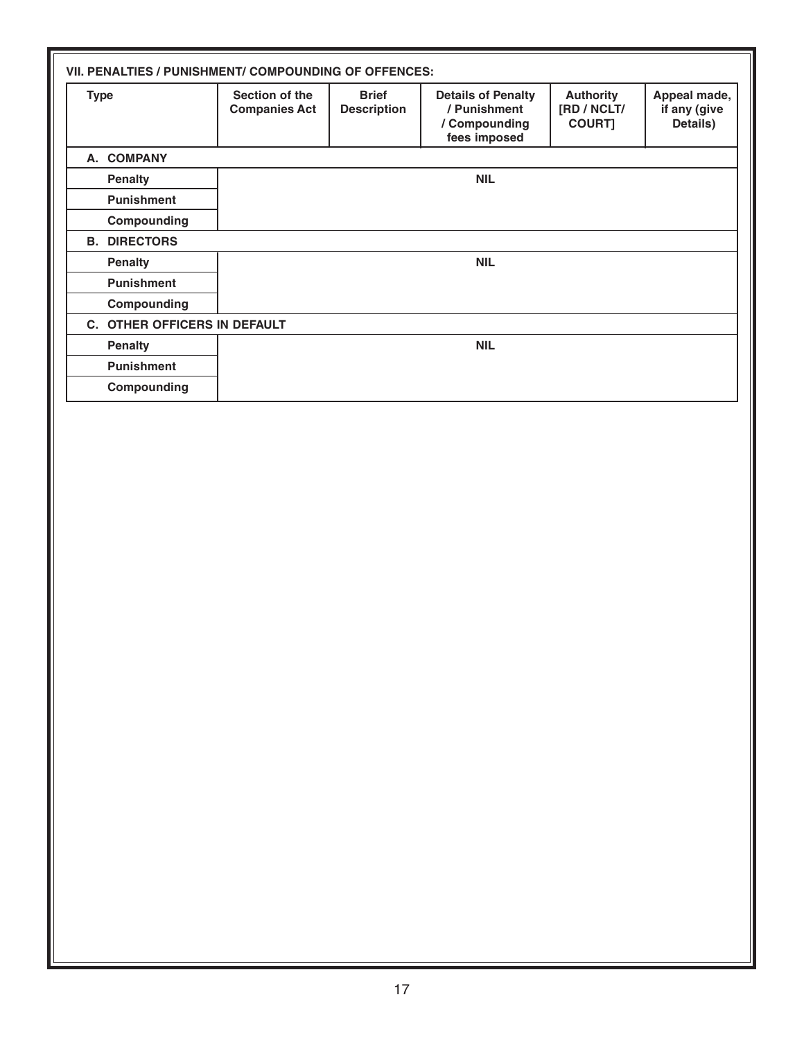**VII. PENALTIES / PUNISHMENT/ COMPOUNDING OF OFFENCES:**

| Type | Section of the Companies Act | Brief Description | Details of Penalty / Punishment / Compounding fees imposed | Authority [RD / NCLT/ COURT] | Appeal made, if any (give Details) |
|---|---|---|---|---|---|
| **A. COMPANY** | | | | | |
| Penalty | | | NIL | | |
| Punishment | | | | | |
| Compounding | | | | | |
| **B. DIRECTORS** | | | | | |
| Penalty | | | NIL | | |
| Punishment | | | | | |
| Compounding | | | | | |
| **C. OTHER OFFICERS IN DEFAULT** | | | | | |
| Penalty | | | NIL | | |
| Punishment | | | | | |
| Compounding | | | | | |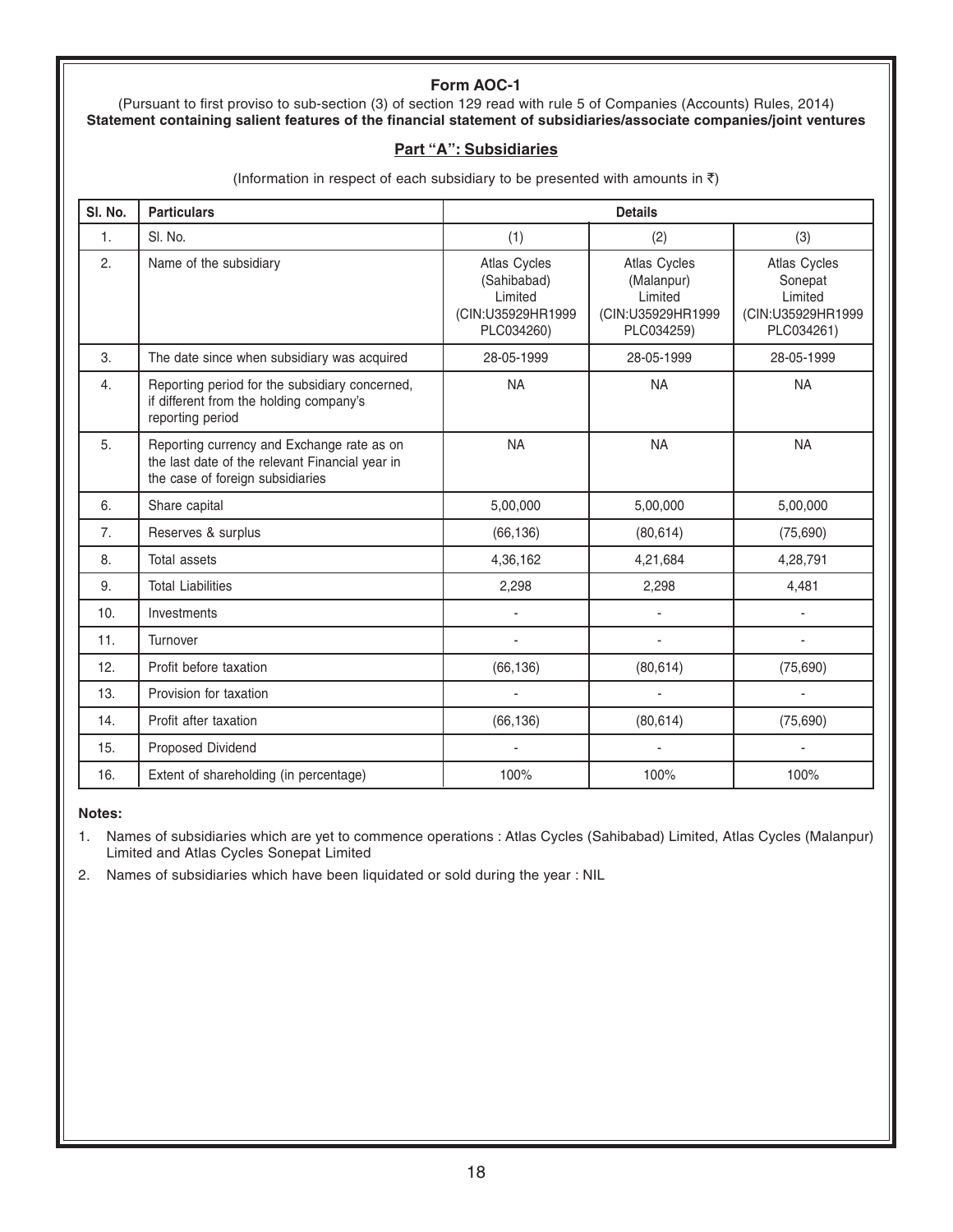# Form AOC-1

(Pursuant to first proviso to sub-section (3) of section 129 read with rule 5 of Companies (Accounts) Rules, 2014)

**Statement containing salient features of the financial statement of subsidiaries/associate companies/joint ventures**

## Part "A": Subsidiaries

(Information in respect of each subsidiary to be presented with amounts in ₹)

| Sl. No. | Particulars | Details | | |
|---|---|---|---|---|
| 1. | Sl. No. | (1) | (2) | (3) |
| 2. | Name of the subsidiary | Atlas Cycles (Sahibabad) Limited (CIN:U35929HR1999 PLC034260) | Atlas Cycles (Malanpur) Limited (CIN:U35929HR1999 PLC034259) | Atlas Cycles Sonepat Limited (CIN:U35929HR1999 PLC034261) |
| 3. | The date since when subsidiary was acquired | 28-05-1999 | 28-05-1999 | 28-05-1999 |
| 4. | Reporting period for the subsidiary concerned, if different from the holding company's reporting period | NA | NA | NA |
| 5. | Reporting currency and Exchange rate as on the last date of the relevant Financial year in the case of foreign subsidiaries | NA | NA | NA |
| 6. | Share capital | 5,00,000 | 5,00,000 | 5,00,000 |
| 7. | Reserves & surplus | (66,136) | (80,614) | (75,690) |
| 8. | Total assets | 4,36,162 | 4,21,684 | 4,28,791 |
| 9. | Total Liabilities | 2,298 | 2,298 | 4,481 |
| 10. | Investments | - | - | - |
| 11. | Turnover | - | - | - |
| 12. | Profit before taxation | (66,136) | (80,614) | (75,690) |
| 13. | Provision for taxation | - | - | - |
| 14. | Profit after taxation | (66,136) | (80,614) | (75,690) |
| 15. | Proposed Dividend | - | - | - |
| 16. | Extent of shareholding (in percentage) | 100% | 100% | 100% |

**Notes:**

1. Names of subsidiaries which are yet to commence operations : Atlas Cycles (Sahibabad) Limited, Atlas Cycles (Malanpur) Limited and Atlas Cycles Sonepat Limited
2. Names of subsidiaries which have been liquidated or sold during the year : NIL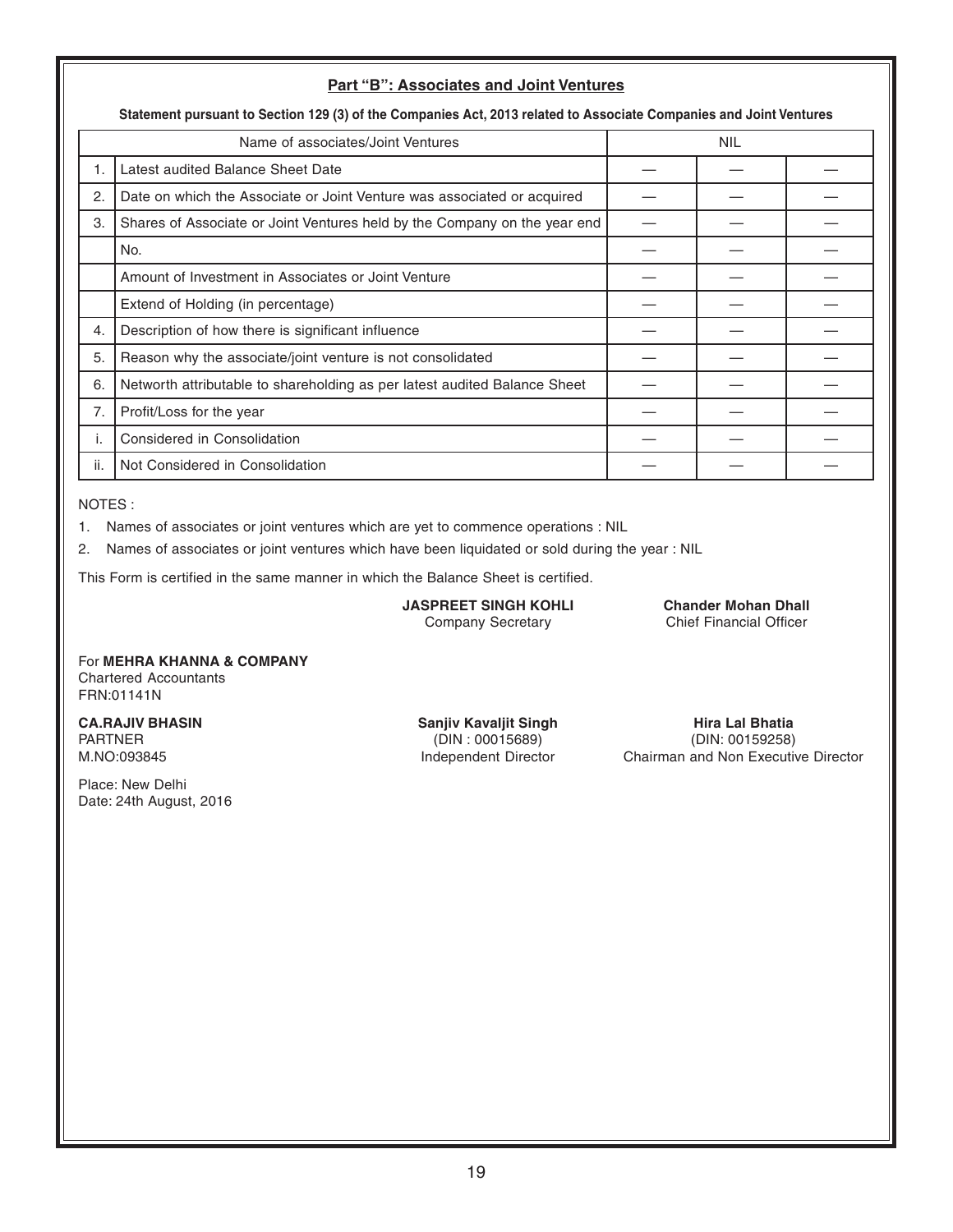## Part "B": Associates and Joint Ventures

**Statement pursuant to Section 129 (3) of the Companies Act, 2013 related to Associate Companies and Joint Ventures**

| | Name of associates/Joint Ventures | NIL | | |
|---|---|---|---|---|
| 1. | Latest audited Balance Sheet Date | — | — | — |
| 2. | Date on which the Associate or Joint Venture was associated or acquired | — | — | — |
| 3. | Shares of Associate or Joint Ventures held by the Company on the year end | — | — | — |
| | No. | — | — | — |
| | Amount of Investment in Associates or Joint Venture | — | — | — |
| | Extend of Holding (in percentage) | — | — | — |
| 4. | Description of how there is significant influence | — | — | — |
| 5. | Reason why the associate/joint venture is not consolidated | — | — | — |
| 6. | Networth attributable to shareholding as per latest audited Balance Sheet | — | — | — |
| 7. | Profit/Loss for the year | — | — | — |
| i. | Considered in Consolidation | — | — | — |
| ii. | Not Considered in Consolidation | — | — | — |

NOTES :

1. Names of associates or joint ventures which are yet to commence operations : NIL
2. Names of associates or joint ventures which have been liquidated or sold during the year : NIL

This Form is certified in the same manner in which the Balance Sheet is certified.

**JASPREET SINGH KOHLI**
Company Secretary

**Chander Mohan Dhall**
Chief Financial Officer

For **MEHRA KHANNA & COMPANY**
Chartered Accountants
FRN:01141N

**CA.RAJIV BHASIN**
PARTNER
M.NO:093845

**Sanjiv Kavaljit Singh**
(DIN : 00015689)
Independent Director

**Hira Lal Bhatia**
(DIN: 00159258)
Chairman and Non Executive Director

Place: New Delhi
Date: 24th August, 2016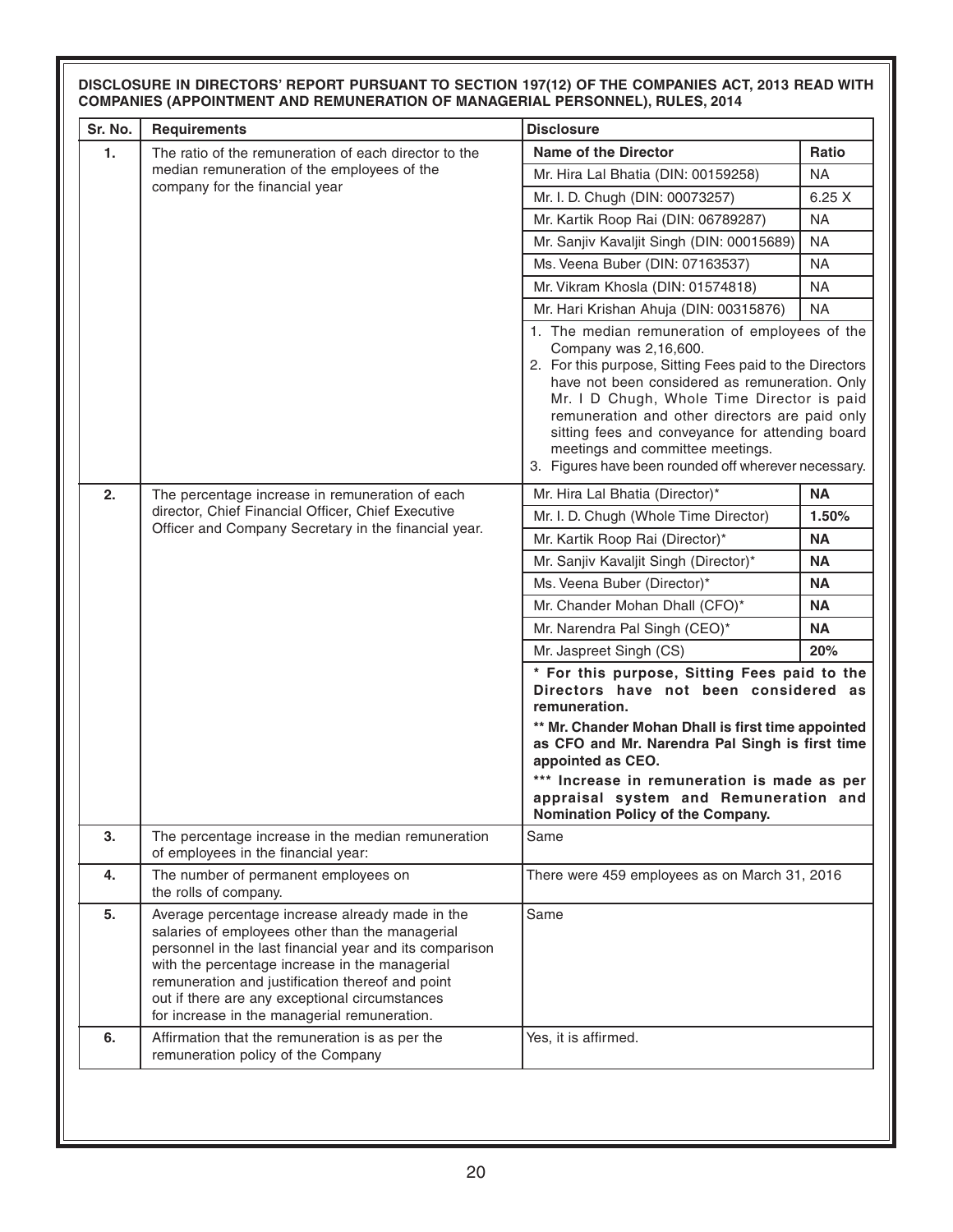**DISCLOSURE IN DIRECTORS' REPORT PURSUANT TO SECTION 197(12) OF THE COMPANIES ACT, 2013 READ WITH COMPANIES (APPOINTMENT AND REMUNERATION OF MANAGERIAL PERSONNEL), RULES, 2014**

| Sr. No. | Requirements | Disclosure | |
|---|---|---|---|
| 1. | The ratio of the remuneration of each director to the median remuneration of the employees of the company for the financial year | **Name of the Director** | **Ratio** |
| | | Mr. Hira Lal Bhatia (DIN: 00159258) | NA |
| | | Mr. I. D. Chugh (DIN: 00073257) | 6.25 X |
| | | Mr. Kartik Roop Rai (DIN: 06789287) | NA |
| | | Mr. Sanjiv Kavaljit Singh (DIN: 00015689) | NA |
| | | Ms. Veena Buber (DIN: 07163537) | NA |
| | | Mr. Vikram Khosla (DIN: 01574818) | NA |
| | | Mr. Hari Krishan Ahuja (DIN: 00315876) | NA |
| | | 1. The median remuneration of employees of the Company was 2,16,600.<br>2. For this purpose, Sitting Fees paid to the Directors have not been considered as remuneration. Only Mr. I D Chugh, Whole Time Director is paid remuneration and other directors are paid only sitting fees and conveyance for attending board meetings and committee meetings.<br>3. Figures have been rounded off wherever necessary. | |
| 2. | The percentage increase in remuneration of each director, Chief Financial Officer, Chief Executive Officer and Company Secretary in the financial year. | Mr. Hira Lal Bhatia (Director)* | **NA** |
| | | Mr. I. D. Chugh (Whole Time Director) | **1.50%** |
| | | Mr. Kartik Roop Rai (Director)* | **NA** |
| | | Mr. Sanjiv Kavaljit Singh (Director)* | **NA** |
| | | Ms. Veena Buber (Director)* | **NA** |
| | | Mr. Chander Mohan Dhall (CFO)* | **NA** |
| | | Mr. Narendra Pal Singh (CEO)* | **NA** |
| | | Mr. Jaspreet Singh (CS) | **20%** |
| | | **\* For this purpose, Sitting Fees paid to the Directors have not been considered as remuneration.**<br>**\*\* Mr. Chander Mohan Dhall is first time appointed as CFO and Mr. Narendra Pal Singh is first time appointed as CEO.**<br>**\*\*\* Increase in remuneration is made as per appraisal system and Remuneration and Nomination Policy of the Company.** | |
| 3. | The percentage increase in the median remuneration of employees in the financial year: | Same | |
| 4. | The number of permanent employees on the rolls of company. | There were 459 employees as on March 31, 2016 | |
| 5. | Average percentage increase already made in the salaries of employees other than the managerial personnel in the last financial year and its comparison with the percentage increase in the managerial remuneration and justification thereof and point out if there are any exceptional circumstances for increase in the managerial remuneration. | Same | |
| 6. | Affirmation that the remuneration is as per the remuneration policy of the Company | Yes, it is affirmed. | |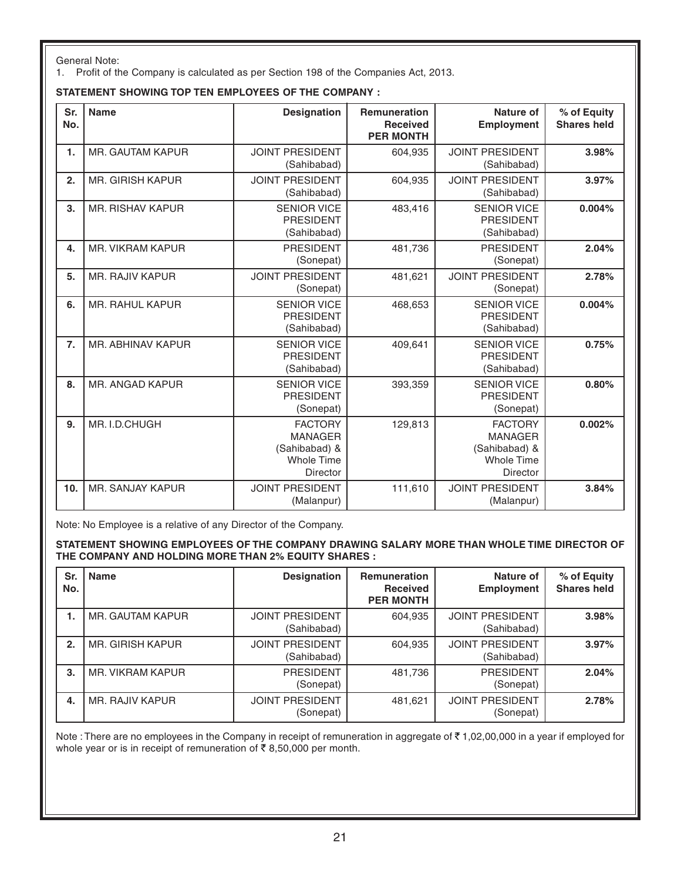General Note:

1. Profit of the Company is calculated as per Section 198 of the Companies Act, 2013.

**STATEMENT SHOWING TOP TEN EMPLOYEES OF THE COMPANY :**

| Sr. No. | Name | Designation | Remuneration Received PER MONTH | Nature of Employment | % of Equity Shares held |
|---|---|---|---|---|---|
| 1. | MR. GAUTAM KAPUR | JOINT PRESIDENT (Sahibabad) | 604,935 | JOINT PRESIDENT (Sahibabad) | **3.98%** |
| 2. | MR. GIRISH KAPUR | JOINT PRESIDENT (Sahibabad) | 604,935 | JOINT PRESIDENT (Sahibabad) | **3.97%** |
| 3. | MR. RISHAV KAPUR | SENIOR VICE PRESIDENT (Sahibabad) | 483,416 | SENIOR VICE PRESIDENT (Sahibabad) | **0.004%** |
| 4. | MR. VIKRAM KAPUR | PRESIDENT (Sonepat) | 481,736 | PRESIDENT (Sonepat) | **2.04%** |
| 5. | MR. RAJIV KAPUR | JOINT PRESIDENT (Sonepat) | 481,621 | JOINT PRESIDENT (Sonepat) | **2.78%** |
| 6. | MR. RAHUL KAPUR | SENIOR VICE PRESIDENT (Sahibabad) | 468,653 | SENIOR VICE PRESIDENT (Sahibabad) | **0.004%** |
| 7. | MR. ABHINAV KAPUR | SENIOR VICE PRESIDENT (Sahibabad) | 409,641 | SENIOR VICE PRESIDENT (Sahibabad) | **0.75%** |
| 8. | MR. ANGAD KAPUR | SENIOR VICE PRESIDENT (Sonepat) | 393,359 | SENIOR VICE PRESIDENT (Sonepat) | **0.80%** |
| 9. | MR. I.D.CHUGH | FACTORY MANAGER (Sahibabad) & Whole Time Director | 129,813 | FACTORY MANAGER (Sahibabad) & Whole Time Director | **0.002%** |
| 10. | MR. SANJAY KAPUR | JOINT PRESIDENT (Malanpur) | 111,610 | JOINT PRESIDENT (Malanpur) | **3.84%** |

Note: No Employee is a relative of any Director of the Company.

**STATEMENT SHOWING EMPLOYEES OF THE COMPANY DRAWING SALARY MORE THAN WHOLE TIME DIRECTOR OF THE COMPANY AND HOLDING MORE THAN 2% EQUITY SHARES :**

| Sr. No. | Name | Designation | Remuneration Received PER MONTH | Nature of Employment | % of Equity Shares held |
|---|---|---|---|---|---|
| 1. | MR. GAUTAM KAPUR | JOINT PRESIDENT (Sahibabad) | 604,935 | JOINT PRESIDENT (Sahibabad) | **3.98%** |
| 2. | MR. GIRISH KAPUR | JOINT PRESIDENT (Sahibabad) | 604,935 | JOINT PRESIDENT (Sahibabad) | **3.97%** |
| 3. | MR. VIKRAM KAPUR | PRESIDENT (Sonepat) | 481,736 | PRESIDENT (Sonepat) | **2.04%** |
| 4. | MR. RAJIV KAPUR | JOINT PRESIDENT (Sonepat) | 481,621 | JOINT PRESIDENT (Sonepat) | **2.78%** |

Note : There are no employees in the Company in receipt of remuneration in aggregate of ₹ 1,02,00,000 in a year if employed for whole year or is in receipt of remuneration of ₹ 8,50,000 per month.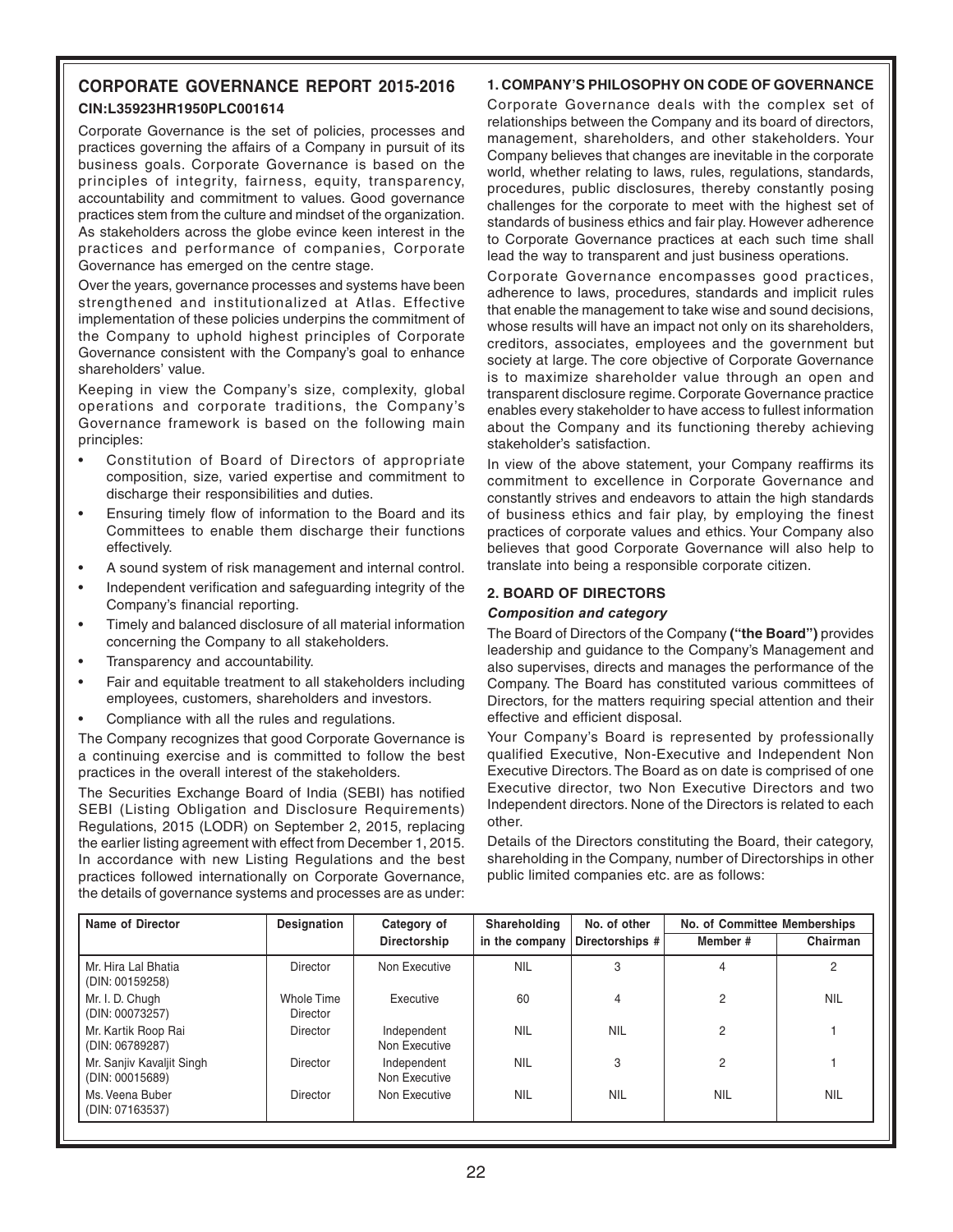# CORPORATE GOVERNANCE REPORT 2015-2016

**CIN:L35923HR1950PLC001614**

Corporate Governance is the set of policies, processes and practices governing the affairs of a Company in pursuit of its business goals. Corporate Governance is based on the principles of integrity, fairness, equity, transparency, accountability and commitment to values. Good governance practices stem from the culture and mindset of the organization. As stakeholders across the globe evince keen interest in the practices and performance of companies, Corporate Governance has emerged on the centre stage.

Over the years, governance processes and systems have been strengthened and institutionalized at Atlas. Effective implementation of these policies underpins the commitment of the Company to uphold highest principles of Corporate Governance consistent with the Company's goal to enhance shareholders' value.

Keeping in view the Company's size, complexity, global operations and corporate traditions, the Company's Governance framework is based on the following main principles:

- Constitution of Board of Directors of appropriate composition, size, varied expertise and commitment to discharge their responsibilities and duties.
- Ensuring timely flow of information to the Board and its Committees to enable them discharge their functions effectively.
- A sound system of risk management and internal control.
- Independent verification and safeguarding integrity of the Company's financial reporting.
- Timely and balanced disclosure of all material information concerning the Company to all stakeholders.
- Transparency and accountability.
- Fair and equitable treatment to all stakeholders including employees, customers, shareholders and investors.
- Compliance with all the rules and regulations.

The Company recognizes that good Corporate Governance is a continuing exercise and is committed to follow the best practices in the overall interest of the stakeholders.

The Securities Exchange Board of India (SEBI) has notified SEBI (Listing Obligation and Disclosure Requirements) Regulations, 2015 (LODR) on September 2, 2015, replacing the earlier listing agreement with effect from December 1, 2015. In accordance with new Listing Regulations and the best practices followed internationally on Corporate Governance, the details of governance systems and processes are as under:

## 1. COMPANY'S PHILOSOPHY ON CODE OF GOVERNANCE

Corporate Governance deals with the complex set of relationships between the Company and its board of directors, management, shareholders, and other stakeholders. Your Company believes that changes are inevitable in the corporate world, whether relating to laws, rules, regulations, standards, procedures, public disclosures, thereby constantly posing challenges for the corporate to meet with the highest set of standards of business ethics and fair play. However adherence to Corporate Governance practices at each such time shall lead the way to transparent and just business operations.

Corporate Governance encompasses good practices, adherence to laws, procedures, standards and implicit rules that enable the management to take wise and sound decisions, whose results will have an impact not only on its shareholders, creditors, associates, employees and the government but society at large. The core objective of Corporate Governance is to maximize shareholder value through an open and transparent disclosure regime. Corporate Governance practice enables every stakeholder to have access to fullest information about the Company and its functioning thereby achieving stakeholder's satisfaction.

In view of the above statement, your Company reaffirms its commitment to excellence in Corporate Governance and constantly strives and endeavors to attain the high standards of business ethics and fair play, by employing the finest practices of corporate values and ethics. Your Company also believes that good Corporate Governance will also help to translate into being a responsible corporate citizen.

## 2. BOARD OF DIRECTORS

***Composition and category***

The Board of Directors of the Company **("the Board")** provides leadership and guidance to the Company's Management and also supervises, directs and manages the performance of the Company. The Board has constituted various committees of Directors, for the matters requiring special attention and their effective and efficient disposal.

Your Company's Board is represented by professionally qualified Executive, Non-Executive and Independent Non Executive Directors. The Board as on date is comprised of one Executive director, two Non Executive Directors and two Independent directors. None of the Directors is related to each other.

Details of the Directors constituting the Board, their category, shareholding in the Company, number of Directorships in other public limited companies etc. are as follows:

| Name of Director | Designation | Category of Directorship | Shareholding in the company | No. of other Directorships # | No. of Committee Memberships | |
|---|---|---|---|---|---|---|
| | | | | | Member # | Chairman |
| Mr. Hira Lal Bhatia (DIN: 00159258) | Director | Non Executive | NIL | 3 | 4 | 2 |
| Mr. I. D. Chugh (DIN: 00073257) | Whole Time Director | Executive | 60 | 4 | 2 | NIL |
| Mr. Kartik Roop Rai (DIN: 06789287) | Director | Independent Non Executive | NIL | NIL | 2 | 1 |
| Mr. Sanjiv Kavaljit Singh (DIN: 00015689) | Director | Independent Non Executive | NIL | 3 | 2 | 1 |
| Ms. Veena Buber (DIN: 07163537) | Director | Non Executive | NIL | NIL | NIL | NIL |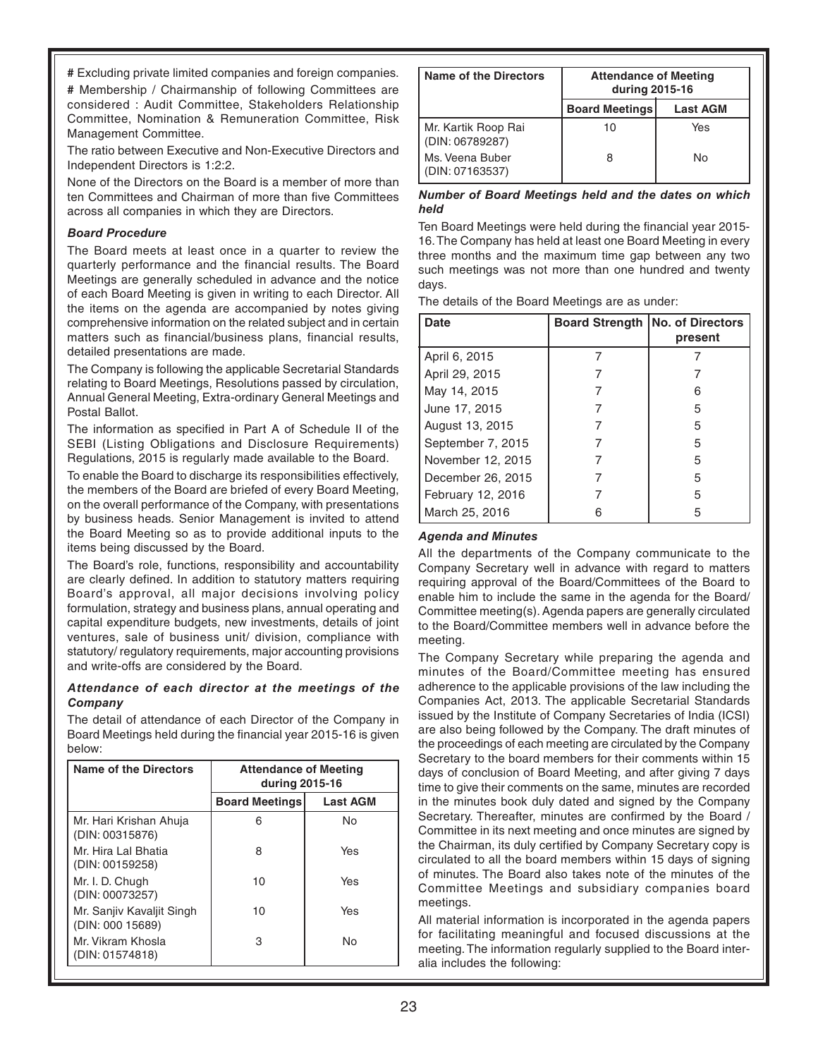**#** Excluding private limited companies and foreign companies.

**#** Membership / Chairmanship of following Committees are considered : Audit Committee, Stakeholders Relationship Committee, Nomination & Remuneration Committee, Risk Management Committee.

The ratio between Executive and Non-Executive Directors and Independent Directors is 1:2:2.

None of the Directors on the Board is a member of more than ten Committees and Chairman of more than five Committees across all companies in which they are Directors.

***Board Procedure***

The Board meets at least once in a quarter to review the quarterly performance and the financial results. The Board Meetings are generally scheduled in advance and the notice of each Board Meeting is given in writing to each Director. All the items on the agenda are accompanied by notes giving comprehensive information on the related subject and in certain matters such as financial/business plans, financial results, detailed presentations are made.

The Company is following the applicable Secretarial Standards relating to Board Meetings, Resolutions passed by circulation, Annual General Meeting, Extra-ordinary General Meetings and Postal Ballot.

The information as specified in Part A of Schedule II of the SEBI (Listing Obligations and Disclosure Requirements) Regulations, 2015 is regularly made available to the Board.

To enable the Board to discharge its responsibilities effectively, the members of the Board are briefed of every Board Meeting, on the overall performance of the Company, with presentations by business heads. Senior Management is invited to attend the Board Meeting so as to provide additional inputs to the items being discussed by the Board.

The Board's role, functions, responsibility and accountability are clearly defined. In addition to statutory matters requiring Board's approval, all major decisions involving policy formulation, strategy and business plans, annual operating and capital expenditure budgets, new investments, details of joint ventures, sale of business unit/ division, compliance with statutory/ regulatory requirements, major accounting provisions and write-offs are considered by the Board.

***Attendance of each director at the meetings of the Company***

The detail of attendance of each Director of the Company in Board Meetings held during the financial year 2015-16 is given below:

| Name of the Directors | Attendance of Meeting during 2015-16 | |
|---|---|---|
| | Board Meetings | Last AGM |
| Mr. Hari Krishan Ahuja (DIN: 00315876) | 6 | No |
| Mr. Hira Lal Bhatia (DIN: 00159258) | 8 | Yes |
| Mr. I. D. Chugh (DIN: 00073257) | 10 | Yes |
| Mr. Sanjiv Kavaljit Singh (DIN: 000 15689) | 10 | Yes |
| Mr. Vikram Khosla (DIN: 01574818) | 3 | No |
| Mr. Kartik Roop Rai (DIN: 06789287) | 10 | Yes |
| Ms. Veena Buber (DIN: 07163537) | 8 | No |

***Number of Board Meetings held and the dates on which held***

Ten Board Meetings were held during the financial year 2015-16. The Company has held at least one Board Meeting in every three months and the maximum time gap between any two such meetings was not more than one hundred and twenty days.

The details of the Board Meetings are as under:

| Date | Board Strength | No. of Directors present |
|---|---|---|
| April 6, 2015 | 7 | 7 |
| April 29, 2015 | 7 | 7 |
| May 14, 2015 | 7 | 6 |
| June 17, 2015 | 7 | 5 |
| August 13, 2015 | 7 | 5 |
| September 7, 2015 | 7 | 5 |
| November 12, 2015 | 7 | 5 |
| December 26, 2015 | 7 | 5 |
| February 12, 2016 | 7 | 5 |
| March 25, 2016 | 6 | 5 |

***Agenda and Minutes***

All the departments of the Company communicate to the Company Secretary well in advance with regard to matters requiring approval of the Board/Committees of the Board to enable him to include the same in the agenda for the Board/ Committee meeting(s). Agenda papers are generally circulated to the Board/Committee members well in advance before the meeting.

The Company Secretary while preparing the agenda and minutes of the Board/Committee meeting has ensured adherence to the applicable provisions of the law including the Companies Act, 2013. The applicable Secretarial Standards issued by the Institute of Company Secretaries of India (ICSI) are also being followed by the Company. The draft minutes of the proceedings of each meeting are circulated by the Company Secretary to the board members for their comments within 15 days of conclusion of Board Meeting, and after giving 7 days time to give their comments on the same, minutes are recorded in the minutes book duly dated and signed by the Company Secretary. Thereafter, minutes are confirmed by the Board / Committee in its next meeting and once minutes are signed by the Chairman, its duly certified by Company Secretary copy is circulated to all the board members within 15 days of signing of minutes. The Board also takes note of the minutes of the Committee Meetings and subsidiary companies board meetings.

All material information is incorporated in the agenda papers for facilitating meaningful and focused discussions at the meeting. The information regularly supplied to the Board inter-alia includes the following: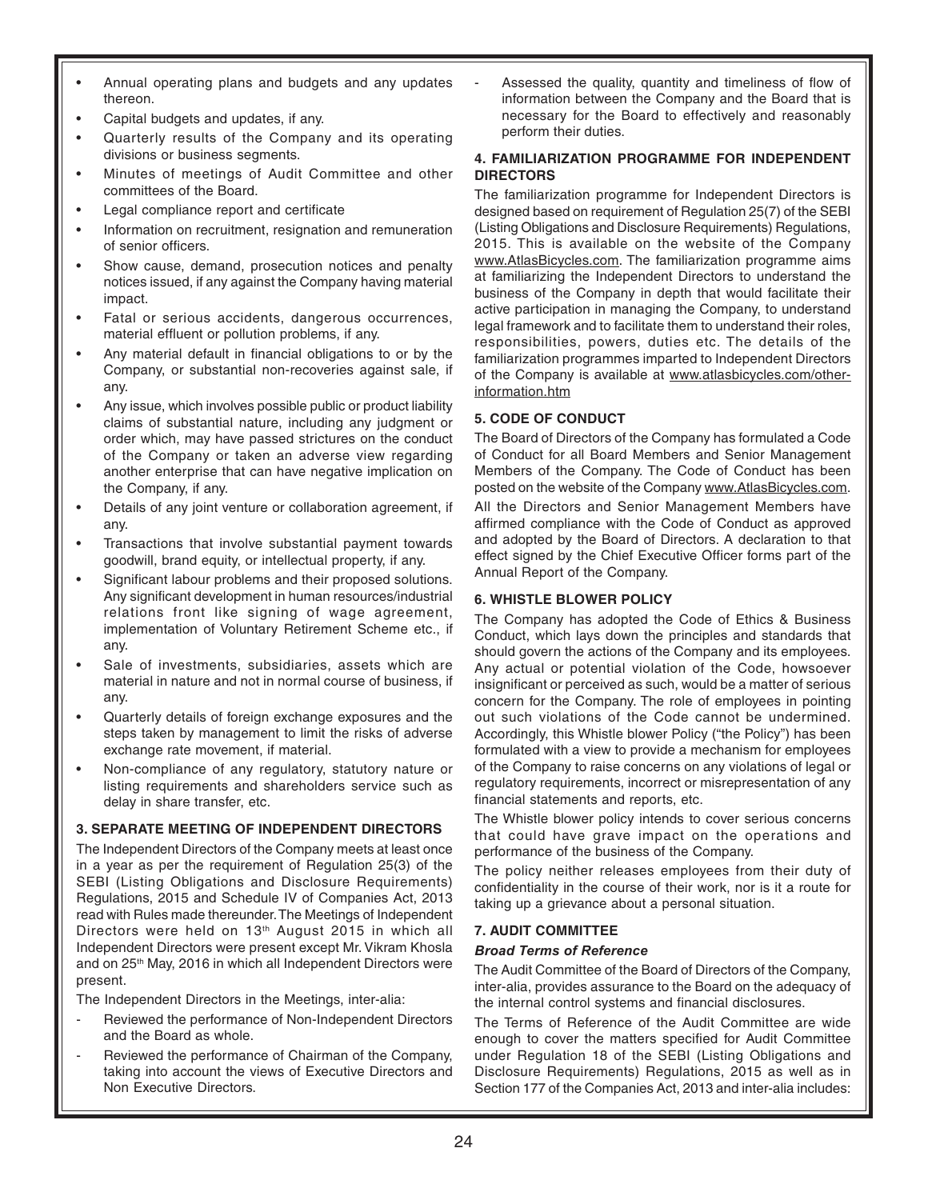- Annual operating plans and budgets and any updates thereon.
- Capital budgets and updates, if any.
- Quarterly results of the Company and its operating divisions or business segments.
- Minutes of meetings of Audit Committee and other committees of the Board.
- Legal compliance report and certificate
- Information on recruitment, resignation and remuneration of senior officers.
- Show cause, demand, prosecution notices and penalty notices issued, if any against the Company having material impact.
- Fatal or serious accidents, dangerous occurrences, material effluent or pollution problems, if any.
- Any material default in financial obligations to or by the Company, or substantial non-recoveries against sale, if any.
- Any issue, which involves possible public or product liability claims of substantial nature, including any judgment or order which, may have passed strictures on the conduct of the Company or taken an adverse view regarding another enterprise that can have negative implication on the Company, if any.
- Details of any joint venture or collaboration agreement, if any.
- Transactions that involve substantial payment towards goodwill, brand equity, or intellectual property, if any.
- Significant labour problems and their proposed solutions. Any significant development in human resources/industrial relations front like signing of wage agreement, implementation of Voluntary Retirement Scheme etc., if any.
- Sale of investments, subsidiaries, assets which are material in nature and not in normal course of business, if any.
- Quarterly details of foreign exchange exposures and the steps taken by management to limit the risks of adverse exchange rate movement, if material.
- Non-compliance of any regulatory, statutory nature or listing requirements and shareholders service such as delay in share transfer, etc.

### 3. SEPARATE MEETING OF INDEPENDENT DIRECTORS

The Independent Directors of the Company meets at least once in a year as per the requirement of Regulation 25(3) of the SEBI (Listing Obligations and Disclosure Requirements) Regulations, 2015 and Schedule IV of Companies Act, 2013 read with Rules made thereunder. The Meetings of Independent Directors were held on 13th August 2015 in which all Independent Directors were present except Mr. Vikram Khosla and on 25th May, 2016 in which all Independent Directors were present.

The Independent Directors in the Meetings, inter-alia:

- Reviewed the performance of Non-Independent Directors and the Board as whole.
- Reviewed the performance of Chairman of the Company, taking into account the views of Executive Directors and Non Executive Directors.
- Assessed the quality, quantity and timeliness of flow of information between the Company and the Board that is necessary for the Board to effectively and reasonably perform their duties.

### 4. FAMILIARIZATION PROGRAMME FOR INDEPENDENT DIRECTORS

The familiarization programme for Independent Directors is designed based on requirement of Regulation 25(7) of the SEBI (Listing Obligations and Disclosure Requirements) Regulations, 2015. This is available on the website of the Company www.AtlasBicycles.com. The familiarization programme aims at familiarizing the Independent Directors to understand the business of the Company in depth that would facilitate their active participation in managing the Company, to understand legal framework and to facilitate them to understand their roles, responsibilities, powers, duties etc. The details of the familiarization programmes imparted to Independent Directors of the Company is available at www.atlasbicycles.com/other-information.htm

### 5. CODE OF CONDUCT

The Board of Directors of the Company has formulated a Code of Conduct for all Board Members and Senior Management Members of the Company. The Code of Conduct has been posted on the website of the Company www.AtlasBicycles.com.

All the Directors and Senior Management Members have affirmed compliance with the Code of Conduct as approved and adopted by the Board of Directors. A declaration to that effect signed by the Chief Executive Officer forms part of the Annual Report of the Company.

### 6. WHISTLE BLOWER POLICY

The Company has adopted the Code of Ethics & Business Conduct, which lays down the principles and standards that should govern the actions of the Company and its employees. Any actual or potential violation of the Code, howsoever insignificant or perceived as such, would be a matter of serious concern for the Company. The role of employees in pointing out such violations of the Code cannot be undermined. Accordingly, this Whistle blower Policy ("the Policy") has been formulated with a view to provide a mechanism for employees of the Company to raise concerns on any violations of legal or regulatory requirements, incorrect or misrepresentation of any financial statements and reports, etc.

The Whistle blower policy intends to cover serious concerns that could have grave impact on the operations and performance of the business of the Company.

The policy neither releases employees from their duty of confidentiality in the course of their work, nor is it a route for taking up a grievance about a personal situation.

### 7. AUDIT COMMITTEE

***Broad Terms of Reference***

The Audit Committee of the Board of Directors of the Company, inter-alia, provides assurance to the Board on the adequacy of the internal control systems and financial disclosures.

The Terms of Reference of the Audit Committee are wide enough to cover the matters specified for Audit Committee under Regulation 18 of the SEBI (Listing Obligations and Disclosure Requirements) Regulations, 2015 as well as in Section 177 of the Companies Act, 2013 and inter-alia includes: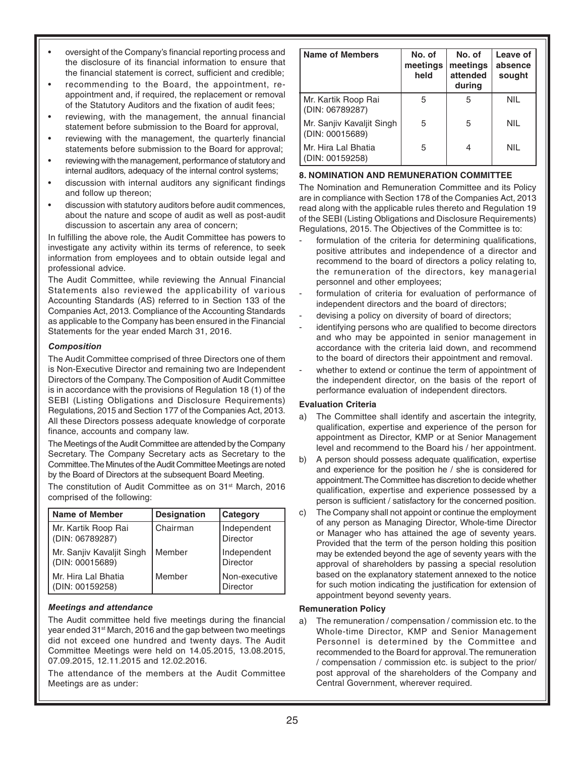- oversight of the Company's financial reporting process and the disclosure of its financial information to ensure that the financial statement is correct, sufficient and credible;
- recommending to the Board, the appointment, re-appointment and, if required, the replacement or removal of the Statutory Auditors and the fixation of audit fees;
- reviewing, with the management, the annual financial statement before submission to the Board for approval,
- reviewing with the management, the quarterly financial statements before submission to the Board for approval;
- reviewing with the management, performance of statutory and internal auditors, adequacy of the internal control systems;
- discussion with internal auditors any significant findings and follow up thereon;
- discussion with statutory auditors before audit commences, about the nature and scope of audit as well as post-audit discussion to ascertain any area of concern;

In fulfilling the above role, the Audit Committee has powers to investigate any activity within its terms of reference, to seek information from employees and to obtain outside legal and professional advice.

The Audit Committee, while reviewing the Annual Financial Statements also reviewed the applicability of various Accounting Standards (AS) referred to in Section 133 of the Companies Act, 2013. Compliance of the Accounting Standards as applicable to the Company has been ensured in the Financial Statements for the year ended March 31, 2016.

***Composition***

The Audit Committee comprised of three Directors one of them is Non-Executive Director and remaining two are Independent Directors of the Company. The Composition of Audit Committee is in accordance with the provisions of Regulation 18 (1) of the SEBI (Listing Obligations and Disclosure Requirements) Regulations, 2015 and Section 177 of the Companies Act, 2013. All these Directors possess adequate knowledge of corporate finance, accounts and company law.

The Meetings of the Audit Committee are attended by the Company Secretary. The Company Secretary acts as Secretary to the Committee. The Minutes of the Audit Committee Meetings are noted by the Board of Directors at the subsequent Board Meeting.

The constitution of Audit Committee as on 31st March, 2016 comprised of the following:

| Name of Member | Designation | Category |
|---|---|---|
| Mr. Kartik Roop Rai (DIN: 06789287) | Chairman | Independent Director |
| Mr. Sanjiv Kavaljit Singh (DIN: 00015689) | Member | Independent Director |
| Mr. Hira Lal Bhatia (DIN: 00159258) | Member | Non-executive Director |

***Meetings and attendance***

The Audit committee held five meetings during the financial year ended 31st March, 2016 and the gap between two meetings did not exceed one hundred and twenty days. The Audit Committee Meetings were held on 14.05.2015, 13.08.2015, 07.09.2015, 12.11.2015 and 12.02.2016.

The attendance of the members at the Audit Committee Meetings are as under:

| Name of Members | No. of meetings held | No. of meetings attended during | Leave of absence sought |
|---|---|---|---|
| Mr. Kartik Roop Rai (DIN: 06789287) | 5 | 5 | NIL |
| Mr. Sanjiv Kavaljit Singh (DIN: 00015689) | 5 | 5 | NIL |
| Mr. Hira Lal Bhatia (DIN: 00159258) | 5 | 4 | NIL |

**8. NOMINATION AND REMUNERATION COMMITTEE**

The Nomination and Remuneration Committee and its Policy are in compliance with Section 178 of the Companies Act, 2013 read along with the applicable rules thereto and Regulation 19 of the SEBI (Listing Obligations and Disclosure Requirements) Regulations, 2015. The Objectives of the Committee is to:

- formulation of the criteria for determining qualifications, positive attributes and independence of a director and recommend to the board of directors a policy relating to, the remuneration of the directors, key managerial personnel and other employees;
- formulation of criteria for evaluation of performance of independent directors and the board of directors;
- devising a policy on diversity of board of directors;
- identifying persons who are qualified to become directors and who may be appointed in senior management in accordance with the criteria laid down, and recommend to the board of directors their appointment and removal.
- whether to extend or continue the term of appointment of the independent director, on the basis of the report of performance evaluation of independent directors.

**Evaluation Criteria**

a) The Committee shall identify and ascertain the integrity, qualification, expertise and experience of the person for appointment as Director, KMP or at Senior Management level and recommend to the Board his / her appointment.

b) A person should possess adequate qualification, expertise and experience for the position he / she is considered for appointment. The Committee has discretion to decide whether qualification, expertise and experience possessed by a person is sufficient / satisfactory for the concerned position.

c) The Company shall not appoint or continue the employment of any person as Managing Director, Whole-time Director or Manager who has attained the age of seventy years. Provided that the term of the person holding this position may be extended beyond the age of seventy years with the approval of shareholders by passing a special resolution based on the explanatory statement annexed to the notice for such motion indicating the justification for extension of appointment beyond seventy years.

**Remuneration Policy**

a) The remuneration / compensation / commission etc. to the Whole-time Director, KMP and Senior Management Personnel is determined by the Committee and recommended to the Board for approval. The remuneration / compensation / commission etc. is subject to the prior/ post approval of the shareholders of the Company and Central Government, wherever required.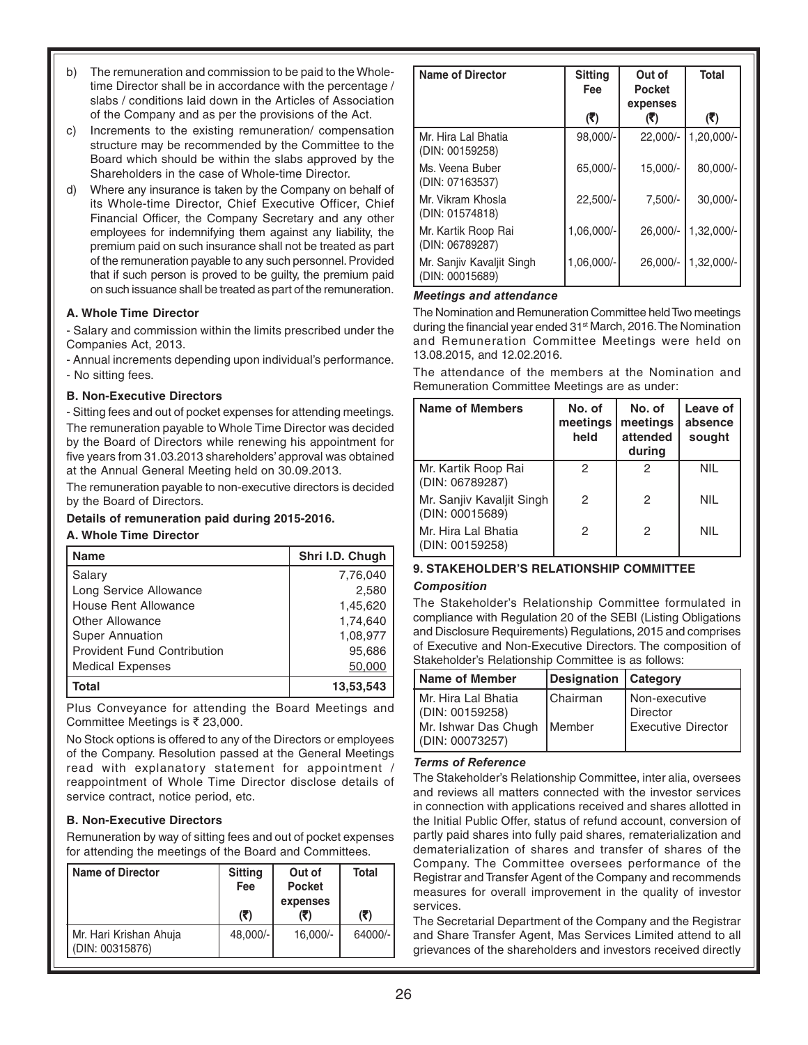b) The remuneration and commission to be paid to the Whole-time Director shall be in accordance with the percentage / slabs / conditions laid down in the Articles of Association of the Company and as per the provisions of the Act.

c) Increments to the existing remuneration/ compensation structure may be recommended by the Committee to the Board which should be within the slabs approved by the Shareholders in the case of Whole-time Director.

d) Where any insurance is taken by the Company on behalf of its Whole-time Director, Chief Executive Officer, Chief Financial Officer, the Company Secretary and any other employees for indemnifying them against any liability, the premium paid on such insurance shall not be treated as part of the remuneration payable to any such personnel. Provided that if such person is proved to be guilty, the premium paid on such issuance shall be treated as part of the remuneration.

**A. Whole Time Director**

- Salary and commission within the limits prescribed under the Companies Act, 2013.
- Annual increments depending upon individual's performance.
- No sitting fees.

**B. Non-Executive Directors**

- Sitting fees and out of pocket expenses for attending meetings.

The remuneration payable to Whole Time Director was decided by the Board of Directors while renewing his appointment for five years from 31.03.2013 shareholders' approval was obtained at the Annual General Meeting held on 30.09.2013.

The remuneration payable to non-executive directors is decided by the Board of Directors.

**Details of remuneration paid during 2015-2016.**

**A. Whole Time Director**

| Name | Shri I.D. Chugh |
|---|---|
| Salary | 7,76,040 |
| Long Service Allowance | 2,580 |
| House Rent Allowance | 1,45,620 |
| Other Allowance | 1,74,640 |
| Super Annuation | 1,08,977 |
| Provident Fund Contribution | 95,686 |
| Medical Expenses | 50,000 |
| **Total** | **13,53,543** |

Plus Conveyance for attending the Board Meetings and Committee Meetings is ₹ 23,000.

No Stock options is offered to any of the Directors or employees of the Company. Resolution passed at the General Meetings read with explanatory statement for appointment / reappointment of Whole Time Director disclose details of service contract, notice period, etc.

**B. Non-Executive Directors**

Remuneration by way of sitting fees and out of pocket expenses for attending the meetings of the Board and Committees.

| Name of Director | Sitting Fee (₹) | Out of Pocket expenses (₹) | Total (₹) |
|---|---|---|---|
| Mr. Hari Krishan Ahuja (DIN: 00315876) | 48,000/- | 16,000/- | 64000/- |
| Mr. Hira Lal Bhatia (DIN: 00159258) | 98,000/- | 22,000/- | 1,20,000/- |
| Ms. Veena Buber (DIN: 07163537) | 65,000/- | 15,000/- | 80,000/- |
| Mr. Vikram Khosla (DIN: 01574818) | 22,500/- | 7,500/- | 30,000/- |
| Mr. Kartik Roop Rai (DIN: 06789287) | 1,06,000/- | 26,000/- | 1,32,000/- |
| Mr. Sanjiv Kavaljit Singh (DIN: 00015689) | 1,06,000/- | 26,000/- | 1,32,000/- |

***Meetings and attendance***

The Nomination and Remuneration Committee held Two meetings during the financial year ended 31st March, 2016. The Nomination and Remuneration Committee Meetings were held on 13.08.2015, and 12.02.2016.

The attendance of the members at the Nomination and Remuneration Committee Meetings are as under:

| Name of Members | No. of meetings held | No. of meetings attended during | Leave of absence sought |
|---|---|---|---|
| Mr. Kartik Roop Rai (DIN: 06789287) | 2 | 2 | NIL |
| Mr. Sanjiv Kavaljit Singh (DIN: 00015689) | 2 | 2 | NIL |
| Mr. Hira Lal Bhatia (DIN: 00159258) | 2 | 2 | NIL |

**9. STAKEHOLDER'S RELATIONSHIP COMMITTEE**

***Composition***

The Stakeholder's Relationship Committee formulated in compliance with Regulation 20 of the SEBI (Listing Obligations and Disclosure Requirements) Regulations, 2015 and comprises of Executive and Non-Executive Directors. The composition of Stakeholder's Relationship Committee is as follows:

| Name of Member | Designation | Category |
|---|---|---|
| Mr. Hira Lal Bhatia (DIN: 00159258) | Chairman | Non-executive Director |
| Mr. Ishwar Das Chugh (DIN: 00073257) | Member | Executive Director |

***Terms of Reference***

The Stakeholder's Relationship Committee, inter alia, oversees and reviews all matters connected with the investor services in connection with applications received and shares allotted in the Initial Public Offer, status of refund account, conversion of partly paid shares into fully paid shares, rematerialization and dematerialization of shares and transfer of shares of the Company. The Committee oversees performance of the Registrar and Transfer Agent of the Company and recommends measures for overall improvement in the quality of investor services.

The Secretarial Department of the Company and the Registrar and Share Transfer Agent, Mas Services Limited attend to all grievances of the shareholders and investors received directly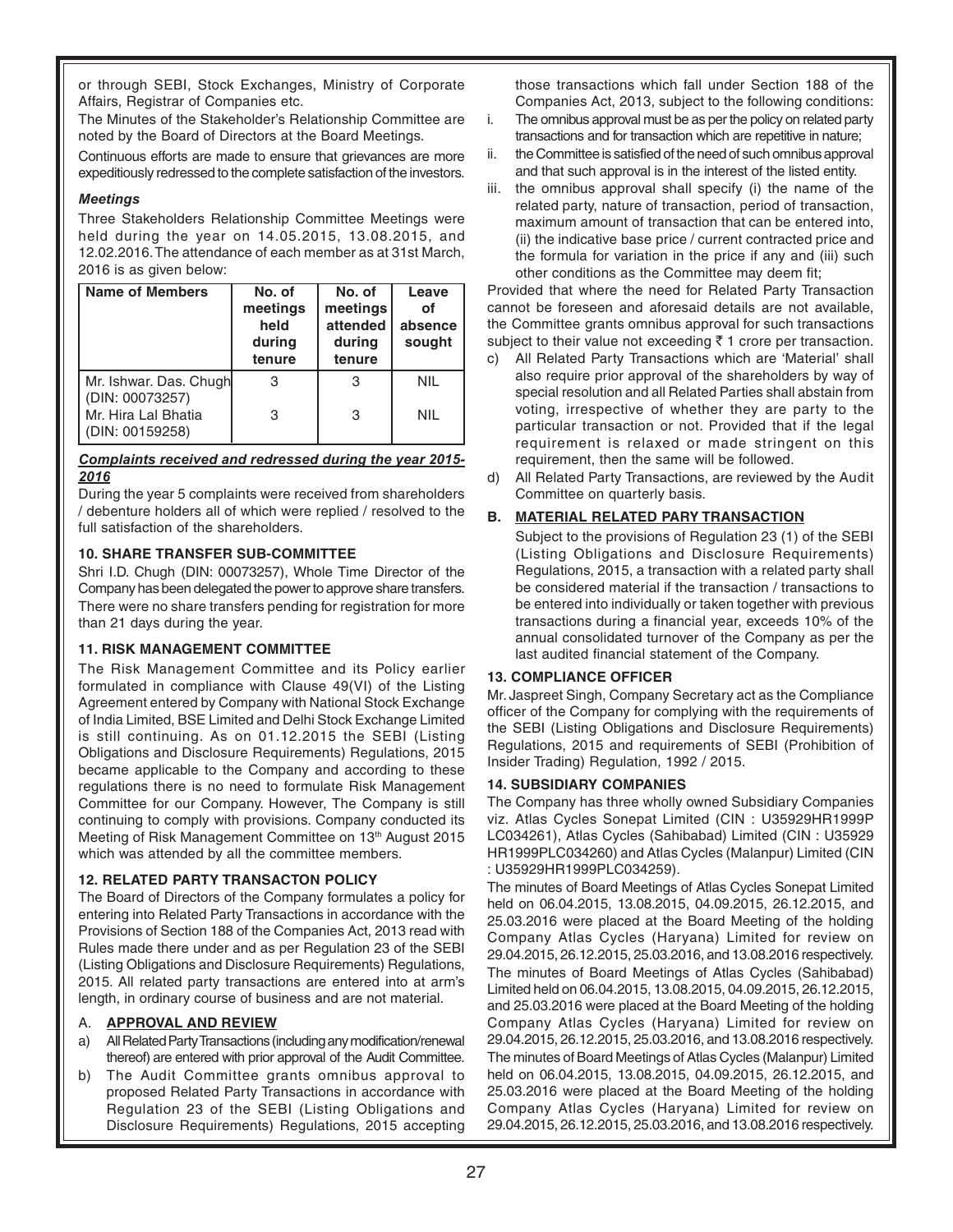or through SEBI, Stock Exchanges, Ministry of Corporate Affairs, Registrar of Companies etc.

The Minutes of the Stakeholder's Relationship Committee are noted by the Board of Directors at the Board Meetings.

Continuous efforts are made to ensure that grievances are more expeditiously redressed to the complete satisfaction of the investors.

***Meetings***

Three Stakeholders Relationship Committee Meetings were held during the year on 14.05.2015, 13.08.2015, and 12.02.2016. The attendance of each member as at 31st March, 2016 is as given below:

| Name of Members | No. of meetings held during tenure | No. of meetings attended during tenure | Leave of absence sought |
|---|---|---|---|
| Mr. Ishwar. Das. Chugh (DIN: 00073257) | 3 | 3 | NIL |
| Mr. Hira Lal Bhatia (DIN: 00159258) | 3 | 3 | NIL |

***Complaints received and redressed during the year 2015-2016***

During the year 5 complaints were received from shareholders / debenture holders all of which were replied / resolved to the full satisfaction of the shareholders.

**10. SHARE TRANSFER SUB-COMMITTEE**

Shri I.D. Chugh (DIN: 00073257), Whole Time Director of the Company has been delegated the power to approve share transfers. There were no share transfers pending for registration for more than 21 days during the year.

**11. RISK MANAGEMENT COMMITTEE**

The Risk Management Committee and its Policy earlier formulated in compliance with Clause 49(VI) of the Listing Agreement entered by Company with National Stock Exchange of India Limited, BSE Limited and Delhi Stock Exchange Limited is still continuing. As on 01.12.2015 the SEBI (Listing Obligations and Disclosure Requirements) Regulations, 2015 became applicable to the Company and according to these regulations there is no need to formulate Risk Management Committee for our Company. However, The Company is still continuing to comply with provisions. Company conducted its Meeting of Risk Management Committee on 13th August 2015 which was attended by all the committee members.

**12. RELATED PARTY TRANSACTON POLICY**

The Board of Directors of the Company formulates a policy for entering into Related Party Transactions in accordance with the Provisions of Section 188 of the Companies Act, 2013 read with Rules made there under and as per Regulation 23 of the SEBI (Listing Obligations and Disclosure Requirements) Regulations, 2015. All related party transactions are entered into at arm's length, in ordinary course of business and are not material.

A. **APPROVAL AND REVIEW**

a) All Related Party Transactions (including any modification/renewal thereof) are entered with prior approval of the Audit Committee.

b) The Audit Committee grants omnibus approval to proposed Related Party Transactions in accordance with Regulation 23 of the SEBI (Listing Obligations and Disclosure Requirements) Regulations, 2015 accepting those transactions which fall under Section 188 of the Companies Act, 2013, subject to the following conditions:

   i. The omnibus approval must be as per the policy on related party transactions and for transaction which are repetitive in nature;

   ii. the Committee is satisfied of the need of such omnibus approval and that such approval is in the interest of the listed entity.

   iii. the omnibus approval shall specify (i) the name of the related party, nature of transaction, period of transaction, maximum amount of transaction that can be entered into, (ii) the indicative base price / current contracted price and the formula for variation in the price if any and (iii) such other conditions as the Committee may deem fit;

   Provided that where the need for Related Party Transaction cannot be foreseen and aforesaid details are not available, the Committee grants omnibus approval for such transactions subject to their value not exceeding ₹ 1 crore per transaction.

c) All Related Party Transactions which are 'Material' shall also require prior approval of the shareholders by way of special resolution and all Related Parties shall abstain from voting, irrespective of whether they are party to the particular transaction or not. Provided that if the legal requirement is relaxed or made stringent on this requirement, then the same will be followed.

d) All Related Party Transactions, are reviewed by the Audit Committee on quarterly basis.

B. **MATERIAL RELATED PARY TRANSACTION**

Subject to the provisions of Regulation 23 (1) of the SEBI (Listing Obligations and Disclosure Requirements) Regulations, 2015, a transaction with a related party shall be considered material if the transaction / transactions to be entered into individually or taken together with previous transactions during a financial year, exceeds 10% of the annual consolidated turnover of the Company as per the last audited financial statement of the Company.

**13. COMPLIANCE OFFICER**

Mr. Jaspreet Singh, Company Secretary act as the Compliance officer of the Company for complying with the requirements of the SEBI (Listing Obligations and Disclosure Requirements) Regulations, 2015 and requirements of SEBI (Prohibition of Insider Trading) Regulation, 1992 / 2015.

**14. SUBSIDIARY COMPANIES**

The Company has three wholly owned Subsidiary Companies viz. Atlas Cycles Sonepat Limited (CIN : U35929HR1999P LC034261), Atlas Cycles (Sahibabad) Limited (CIN : U35929 HR1999PLC034260) and Atlas Cycles (Malanpur) Limited (CIN : U35929HR1999PLC034259).

The minutes of Board Meetings of Atlas Cycles Sonepat Limited held on 06.04.2015, 13.08.2015, 04.09.2015, 26.12.2015, and 25.03.2016 were placed at the Board Meeting of the holding Company Atlas Cycles (Haryana) Limited for review on 29.04.2015, 26.12.2015, 25.03.2016, and 13.08.2016 respectively.

The minutes of Board Meetings of Atlas Cycles (Sahibabad) Limited held on 06.04.2015, 13.08.2015, 04.09.2015, 26.12.2015, and 25.03.2016 were placed at the Board Meeting of the holding Company Atlas Cycles (Haryana) Limited for review on 29.04.2015, 26.12.2015, 25.03.2016, and 13.08.2016 respectively.

The minutes of Board Meetings of Atlas Cycles (Malanpur) Limited held on 06.04.2015, 13.08.2015, 04.09.2015, 26.12.2015, and 25.03.2016 were placed at the Board Meeting of the holding Company Atlas Cycles (Haryana) Limited for review on 29.04.2015, 26.12.2015, 25.03.2016, and 13.08.2016 respectively.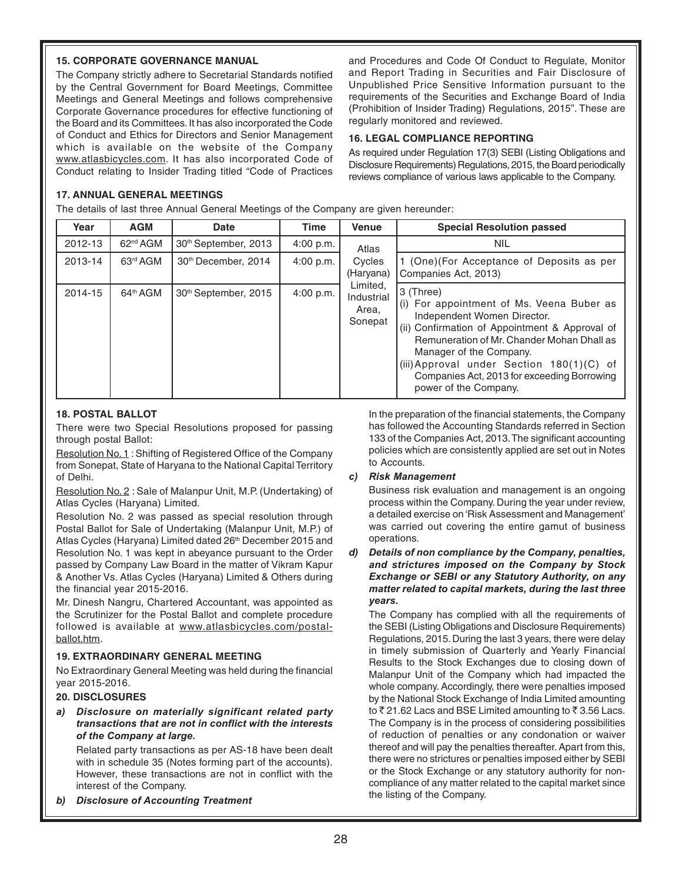### 15. CORPORATE GOVERNANCE MANUAL

The Company strictly adhere to Secretarial Standards notified by the Central Government for Board Meetings, Committee Meetings and General Meetings and follows comprehensive Corporate Governance procedures for effective functioning of the Board and its Committees. It has also incorporated the Code of Conduct and Ethics for Directors and Senior Management which is available on the website of the Company www.atlasbicycles.com. It has also incorporated Code of Conduct relating to Insider Trading titled "Code of Practices and Procedures and Code Of Conduct to Regulate, Monitor and Report Trading in Securities and Fair Disclosure of Unpublished Price Sensitive Information pursuant to the requirements of the Securities and Exchange Board of India (Prohibition of Insider Trading) Regulations, 2015". These are regularly monitored and reviewed.

### 16. LEGAL COMPLIANCE REPORTING

As required under Regulation 17(3) SEBI (Listing Obligations and Disclosure Requirements) Regulations, 2015, the Board periodically reviews compliance of various laws applicable to the Company.

### 17. ANNUAL GENERAL MEETINGS

The details of last three Annual General Meetings of the Company are given hereunder:

| Year | AGM | Date | Time | Venue | Special Resolution passed |
|---|---|---|---|---|---|
| 2012-13 | 62nd AGM | 30th September, 2013 | 4:00 p.m. | Atlas Cycles (Haryana) Limited, Industrial Area, Sonepat | NIL |
| 2013-14 | 63rd AGM | 30th December, 2014 | 4:00 p.m. | | 1 (One)(For Acceptance of Deposits as per Companies Act, 2013) |
| 2014-15 | 64th AGM | 30th September, 2015 | 4:00 p.m. | | 3 (Three)<br>(i) For appointment of Ms. Veena Buber as Independent Women Director.<br>(ii) Confirmation of Appointment & Approval of Remuneration of Mr. Chander Mohan Dhall as Manager of the Company.<br>(iii) Approval under Section 180(1)(C) of Companies Act, 2013 for exceeding Borrowing power of the Company. |

### 18. POSTAL BALLOT

There were two Special Resolutions proposed for passing through postal Ballot:

Resolution No. 1 : Shifting of Registered Office of the Company from Sonepat, State of Haryana to the National Capital Territory of Delhi.

Resolution No. 2 : Sale of Malanpur Unit, M.P. (Undertaking) of Atlas Cycles (Haryana) Limited.

Resolution No. 2 was passed as special resolution through Postal Ballot for Sale of Undertaking (Malanpur Unit, M.P.) of Atlas Cycles (Haryana) Limited dated 26th December 2015 and Resolution No. 1 was kept in abeyance pursuant to the Order passed by Company Law Board in the matter of Vikram Kapur & Another Vs. Atlas Cycles (Haryana) Limited & Others during the financial year 2015-2016.

Mr. Dinesh Nangru, Chartered Accountant, was appointed as the Scrutinizer for the Postal Ballot and complete procedure followed is available at www.atlasbicycles.com/postal-ballot.htm.

### 19. EXTRAORDINARY GENERAL MEETING

No Extraordinary General Meeting was held during the financial year 2015-2016.

### 20. DISCLOSURES

***a) Disclosure on materially significant related party transactions that are not in conflict with the interests of the Company at large.***

Related party transactions as per AS-18 have been dealt with in schedule 35 (Notes forming part of the accounts). However, these transactions are not in conflict with the interest of the Company.

***b) Disclosure of Accounting Treatment***

In the preparation of the financial statements, the Company has followed the Accounting Standards referred in Section 133 of the Companies Act, 2013. The significant accounting policies which are consistently applied are set out in Notes to Accounts.

***c) Risk Management***

Business risk evaluation and management is an ongoing process within the Company. During the year under review, a detailed exercise on 'Risk Assessment and Management' was carried out covering the entire gamut of business operations.

***d) Details of non compliance by the Company, penalties, and strictures imposed on the Company by Stock Exchange or SEBI or any Statutory Authority, on any matter related to capital markets, during the last three years.***

The Company has complied with all the requirements of the SEBI (Listing Obligations and Disclosure Requirements) Regulations, 2015. During the last 3 years, there were delay in timely submission of Quarterly and Yearly Financial Results to the Stock Exchanges due to closing down of Malanpur Unit of the Company which had impacted the whole company. Accordingly, there were penalties imposed by the National Stock Exchange of India Limited amounting to ₹ 21.62 Lacs and BSE Limited amounting to ₹ 3.56 Lacs. The Company is in the process of considering possibilities of reduction of penalties or any condonation or waiver thereof and will pay the penalties thereafter. Apart from this, there were no strictures or penalties imposed either by SEBI or the Stock Exchange or any statutory authority for non-compliance of any matter related to the capital market since the listing of the Company.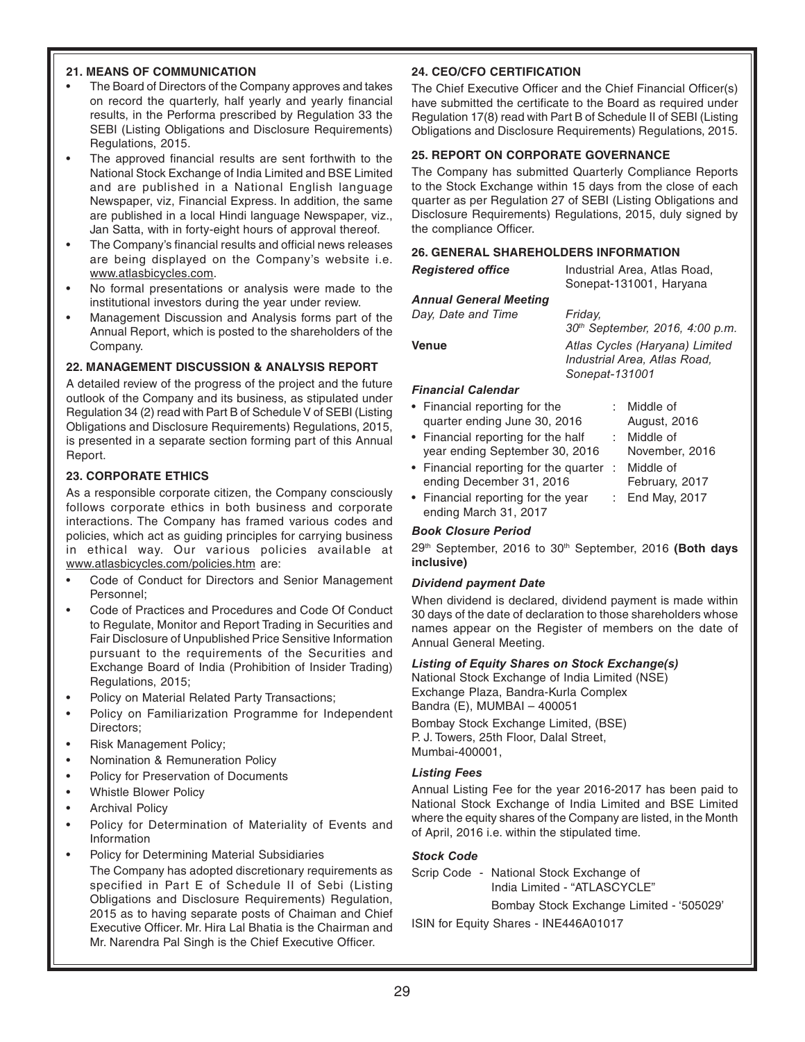## 21. MEANS OF COMMUNICATION

- The Board of Directors of the Company approves and takes on record the quarterly, half yearly and yearly financial results, in the Performa prescribed by Regulation 33 the SEBI (Listing Obligations and Disclosure Requirements) Regulations, 2015.
- The approved financial results are sent forthwith to the National Stock Exchange of India Limited and BSE Limited and are published in a National English language Newspaper, viz, Financial Express. In addition, the same are published in a local Hindi language Newspaper, viz., Jan Satta, with in forty-eight hours of approval thereof.
- The Company's financial results and official news releases are being displayed on the Company's website i.e. www.atlasbicycles.com.
- No formal presentations or analysis were made to the institutional investors during the year under review.
- Management Discussion and Analysis forms part of the Annual Report, which is posted to the shareholders of the Company.

## 22. MANAGEMENT DISCUSSION & ANALYSIS REPORT

A detailed review of the progress of the project and the future outlook of the Company and its business, as stipulated under Regulation 34 (2) read with Part B of Schedule V of SEBI (Listing Obligations and Disclosure Requirements) Regulations, 2015, is presented in a separate section forming part of this Annual Report.

## 23. CORPORATE ETHICS

As a responsible corporate citizen, the Company consciously follows corporate ethics in both business and corporate interactions. The Company has framed various codes and policies, which act as guiding principles for carrying business in ethical way. Our various policies available at www.atlasbicycles.com/policies.htm are:

- Code of Conduct for Directors and Senior Management Personnel;
- Code of Practices and Procedures and Code Of Conduct to Regulate, Monitor and Report Trading in Securities and Fair Disclosure of Unpublished Price Sensitive Information pursuant to the requirements of the Securities and Exchange Board of India (Prohibition of Insider Trading) Regulations, 2015;
- Policy on Material Related Party Transactions;
- Policy on Familiarization Programme for Independent Directors;
- Risk Management Policy;
- Nomination & Remuneration Policy
- Policy for Preservation of Documents
- Whistle Blower Policy
- Archival Policy
- Policy for Determination of Materiality of Events and Information
- Policy for Determining Material Subsidiaries

  The Company has adopted discretionary requirements as specified in Part E of Schedule II of Sebi (Listing Obligations and Disclosure Requirements) Regulation, 2015 as to having separate posts of Chaiman and Chief Executive Officer. Mr. Hira Lal Bhatia is the Chairman and Mr. Narendra Pal Singh is the Chief Executive Officer.

## 24. CEO/CFO CERTIFICATION

The Chief Executive Officer and the Chief Financial Officer(s) have submitted the certificate to the Board as required under Regulation 17(8) read with Part B of Schedule II of SEBI (Listing Obligations and Disclosure Requirements) Regulations, 2015.

## 25. REPORT ON CORPORATE GOVERNANCE

The Company has submitted Quarterly Compliance Reports to the Stock Exchange within 15 days from the close of each quarter as per Regulation 27 of SEBI (Listing Obligations and Disclosure Requirements) Regulations, 2015, duly signed by the compliance Officer.

## 26. GENERAL SHAREHOLDERS INFORMATION

***Registered office*** — Industrial Area, Atlas Road, Sonepat-131001, Haryana

***Annual General Meeting***

*Day, Date and Time* — *Friday, 30th September, 2016, 4:00 p.m.*

**Venue** — *Atlas Cycles (Haryana) Limited Industrial Area, Atlas Road, Sonepat-131001*

***Financial Calendar***

- Financial reporting for the quarter ending June 30, 2016 : Middle of August, 2016
- Financial reporting for the half year ending September 30, 2016 : Middle of November, 2016
- Financial reporting for the quarter ending December 31, 2016 : Middle of February, 2017
- Financial reporting for the year ending March 31, 2017 : End May, 2017

***Book Closure Period***

29th September, 2016 to 30th September, 2016 **(Both days inclusive)**

***Dividend payment Date***

When dividend is declared, dividend payment is made within 30 days of the date of declaration to those shareholders whose names appear on the Register of members on the date of Annual General Meeting.

***Listing of Equity Shares on Stock Exchange(s)***

National Stock Exchange of India Limited (NSE)
Exchange Plaza, Bandra-Kurla Complex
Bandra (E), MUMBAI – 400051

Bombay Stock Exchange Limited, (BSE)
P. J. Towers, 25th Floor, Dalal Street,
Mumbai-400001,

***Listing Fees***

Annual Listing Fee for the year 2016-2017 has been paid to National Stock Exchange of India Limited and BSE Limited where the equity shares of the Company are listed, in the Month of April, 2016 i.e. within the stipulated time.

***Stock Code***

Scrip Code - National Stock Exchange of India Limited - "ATLASCYCLE"
Bombay Stock Exchange Limited - '505029'

ISIN for Equity Shares - INE446A01017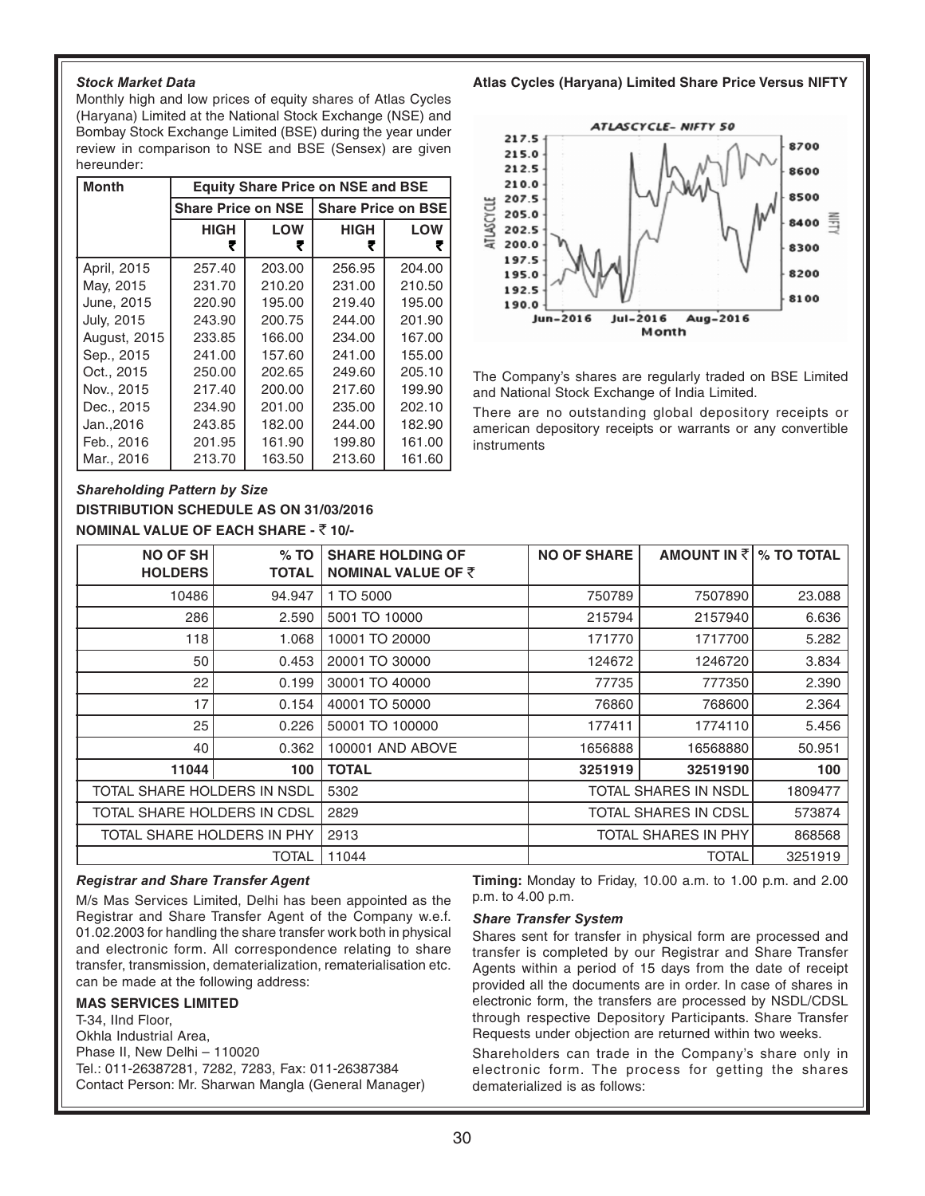***Stock Market Data***

Monthly high and low prices of equity shares of Atlas Cycles (Haryana) Limited at the National Stock Exchange (NSE) and Bombay Stock Exchange Limited (BSE) during the year under review in comparison to NSE and BSE (Sensex) are given hereunder:

| Month | Equity Share Price on NSE and BSE | | | |
|---|---|---|---|---|
| | Share Price on NSE | | Share Price on BSE | |
| | HIGH ₹ | LOW ₹ | HIGH ₹ | LOW ₹ |
| April, 2015 | 257.40 | 203.00 | 256.95 | 204.00 |
| May, 2015 | 231.70 | 210.20 | 231.00 | 210.50 |
| June, 2015 | 220.90 | 195.00 | 219.40 | 195.00 |
| July, 2015 | 243.90 | 200.75 | 244.00 | 201.90 |
| August, 2015 | 233.85 | 166.00 | 234.00 | 167.00 |
| Sep., 2015 | 241.00 | 157.60 | 241.00 | 155.00 |
| Oct., 2015 | 250.00 | 202.65 | 249.60 | 205.10 |
| Nov., 2015 | 217.40 | 200.00 | 217.60 | 199.90 |
| Dec., 2015 | 234.90 | 201.00 | 235.00 | 202.10 |
| Jan.,2016 | 243.85 | 182.00 | 244.00 | 182.90 |
| Feb., 2016 | 201.95 | 161.90 | 199.80 | 161.00 |
| Mar., 2016 | 213.70 | 163.50 | 213.60 | 161.60 |

**Atlas Cycles (Haryana) Limited Share Price Versus NIFTY**

The Company's shares are regularly traded on BSE Limited and National Stock Exchange of India Limited.

There are no outstanding global depository receipts or american depository receipts or warrants or any convertible instruments

***Shareholding Pattern by Size***

**DISTRIBUTION SCHEDULE AS ON 31/03/2016**

**NOMINAL VALUE OF EACH SHARE - ₹ 10/-**

| NO OF SH HOLDERS | % TO TOTAL | SHARE HOLDING OF NOMINAL VALUE OF ₹ | NO OF SHARE | AMOUNT IN ₹ | % TO TOTAL |
|---|---|---|---|---|---|
| 10486 | 94.947 | 1 TO 5000 | 750789 | 7507890 | 23.088 |
| 286 | 2.590 | 5001 TO 10000 | 215794 | 2157940 | 6.636 |
| 118 | 1.068 | 10001 TO 20000 | 171770 | 1717700 | 5.282 |
| 50 | 0.453 | 20001 TO 30000 | 124672 | 1246720 | 3.834 |
| 22 | 0.199 | 30001 TO 40000 | 77735 | 777350 | 2.390 |
| 17 | 0.154 | 40001 TO 50000 | 76860 | 768600 | 2.364 |
| 25 | 0.226 | 50001 TO 100000 | 177411 | 1774110 | 5.456 |
| 40 | 0.362 | 100001 AND ABOVE | 1656888 | 16568880 | 50.951 |
| **11044** | **100** | **TOTAL** | **3251919** | **32519190** | **100** |
| TOTAL SHARE HOLDERS IN NSDL | | 5302 | TOTAL SHARES IN NSDL | | 1809477 |
| TOTAL SHARE HOLDERS IN CDSL | | 2829 | TOTAL SHARES IN CDSL | | 573874 |
| TOTAL SHARE HOLDERS IN PHY | | 2913 | TOTAL SHARES IN PHY | | 868568 |
| TOTAL | | 11044 | TOTAL | | 3251919 |

***Registrar and Share Transfer Agent***

M/s Mas Services Limited, Delhi has been appointed as the Registrar and Share Transfer Agent of the Company w.e.f. 01.02.2003 for handling the share transfer work both in physical and electronic form. All correspondence relating to share transfer, transmission, dematerialization, rematerialisation etc. can be made at the following address:

**MAS SERVICES LIMITED**
T-34, IInd Floor,
Okhla Industrial Area,
Phase II, New Delhi – 110020
Tel.: 011-26387281, 7282, 7283, Fax: 011-26387384
Contact Person: Mr. Sharwan Mangla (General Manager)

**Timing:** Monday to Friday, 10.00 a.m. to 1.00 p.m. and 2.00 p.m. to 4.00 p.m.

***Share Transfer System***

Shares sent for transfer in physical form are processed and transfer is completed by our Registrar and Share Transfer Agents within a period of 15 days from the date of receipt provided all the documents are in order. In case of shares in electronic form, the transfers are processed by NSDL/CDSL through respective Depository Participants. Share Transfer Requests under objection are returned within two weeks.

Shareholders can trade in the Company's share only in electronic form. The process for getting the shares dematerialized is as follows: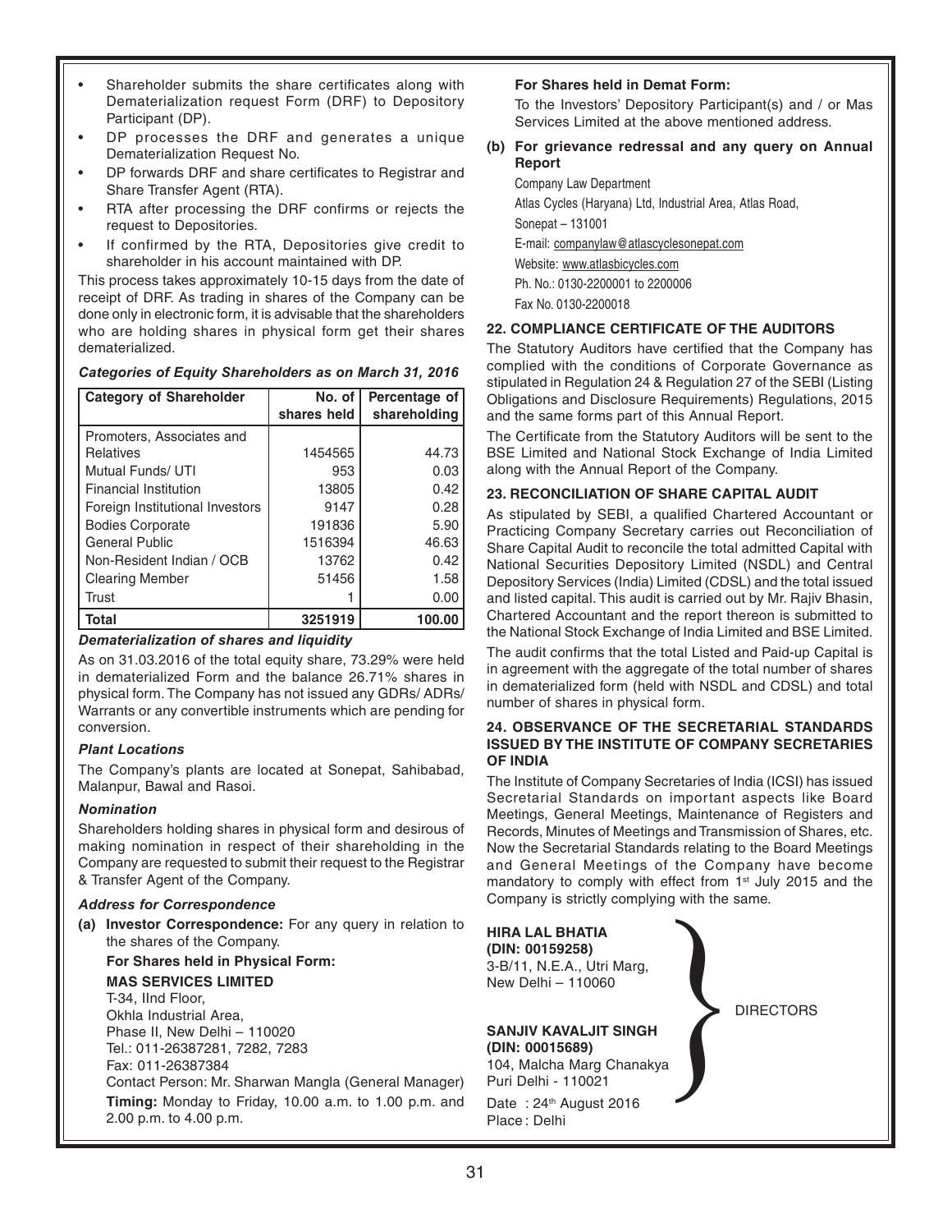- Shareholder submits the share certificates along with Dematerialization request Form (DRF) to Depository Participant (DP).
- DP processes the DRF and generates a unique Dematerialization Request No.
- DP forwards DRF and share certificates to Registrar and Share Transfer Agent (RTA).
- RTA after processing the DRF confirms or rejects the request to Depositories.
- If confirmed by the RTA, Depositories give credit to shareholder in his account maintained with DP.

This process takes approximately 10-15 days from the date of receipt of DRF. As trading in shares of the Company can be done only in electronic form, it is advisable that the shareholders who are holding shares in physical form get their shares dematerialized.

***Categories of Equity Shareholders as on March 31, 2016***

| Category of Shareholder | No. of shares held | Percentage of shareholding |
|---|---|---|
| Promoters, Associates and Relatives | 1454565 | 44.73 |
| Mutual Funds/ UTI | 953 | 0.03 |
| Financial Institution | 13805 | 0.42 |
| Foreign Institutional Investors | 9147 | 0.28 |
| Bodies Corporate | 191836 | 5.90 |
| General Public | 1516394 | 46.63 |
| Non-Resident Indian / OCB | 13762 | 0.42 |
| Clearing Member | 51456 | 1.58 |
| Trust | 1 | 0.00 |
| **Total** | **3251919** | **100.00** |

***Dematerialization of shares and liquidity***

As on 31.03.2016 of the total equity share, 73.29% were held in dematerialized Form and the balance 26.71% shares in physical form. The Company has not issued any GDRs/ ADRs/ Warrants or any convertible instruments which are pending for conversion.

***Plant Locations***

The Company's plants are located at Sonepat, Sahibabad, Malanpur, Bawal and Rasoi.

***Nomination***

Shareholders holding shares in physical form and desirous of making nomination in respect of their shareholding in the Company are requested to submit their request to the Registrar & Transfer Agent of the Company.

***Address for Correspondence***

**(a) Investor Correspondence:** For any query in relation to the shares of the Company.

**For Shares held in Physical Form:**

**MAS SERVICES LIMITED**
T-34, IInd Floor,
Okhla Industrial Area,
Phase II, New Delhi – 110020
Tel.: 011-26387281, 7282, 7283
Fax: 011-26387384
Contact Person: Mr. Sharwan Mangla (General Manager)
**Timing:** Monday to Friday, 10.00 a.m. to 1.00 p.m. and 2.00 p.m. to 4.00 p.m.

**For Shares held in Demat Form:**

To the Investors' Depository Participant(s) and / or Mas Services Limited at the above mentioned address.

**(b) For grievance redressal and any query on Annual Report**

Company Law Department
Atlas Cycles (Haryana) Ltd, Industrial Area, Atlas Road,
Sonepat – 131001
E-mail: companylaw@atlascyclesonepat.com
Website: www.atlasbicycles.com
Ph. No.: 0130-2200001 to 2200006
Fax No. 0130-2200018

## 22. COMPLIANCE CERTIFICATE OF THE AUDITORS

The Statutory Auditors have certified that the Company has complied with the conditions of Corporate Governance as stipulated in Regulation 24 & Regulation 27 of the SEBI (Listing Obligations and Disclosure Requirements) Regulations, 2015 and the same forms part of this Annual Report.

The Certificate from the Statutory Auditors will be sent to the BSE Limited and National Stock Exchange of India Limited along with the Annual Report of the Company.

## 23. RECONCILIATION OF SHARE CAPITAL AUDIT

As stipulated by SEBI, a qualified Chartered Accountant or Practicing Company Secretary carries out Reconciliation of Share Capital Audit to reconcile the total admitted Capital with National Securities Depository Limited (NSDL) and Central Depository Services (India) Limited (CDSL) and the total issued and listed capital. This audit is carried out by Mr. Rajiv Bhasin, Chartered Accountant and the report thereon is submitted to the National Stock Exchange of India Limited and BSE Limited.

The audit confirms that the total Listed and Paid-up Capital is in agreement with the aggregate of the total number of shares in dematerialized form (held with NSDL and CDSL) and total number of shares in physical form.

## 24. OBSERVANCE OF THE SECRETARIAL STANDARDS ISSUED BY THE INSTITUTE OF COMPANY SECRETARIES OF INDIA

The Institute of Company Secretaries of India (ICSI) has issued Secretarial Standards on important aspects like Board Meetings, General Meetings, Maintenance of Registers and Records, Minutes of Meetings and Transmission of Shares, etc. Now the Secretarial Standards relating to the Board Meetings and General Meetings of the Company have become mandatory to comply with effect from 1st July 2015 and the Company is strictly complying with the same.

**HIRA LAL BHATIA**
**(DIN: 00159258)**
3-B/11, N.E.A., Utri Marg,
New Delhi – 110060

**SANJIV KAVALJIT SINGH**
**(DIN: 00015689)**
104, Malcha Marg Chanakya
Puri Delhi - 110021

DIRECTORS

Date : 24th August 2016
Place : Delhi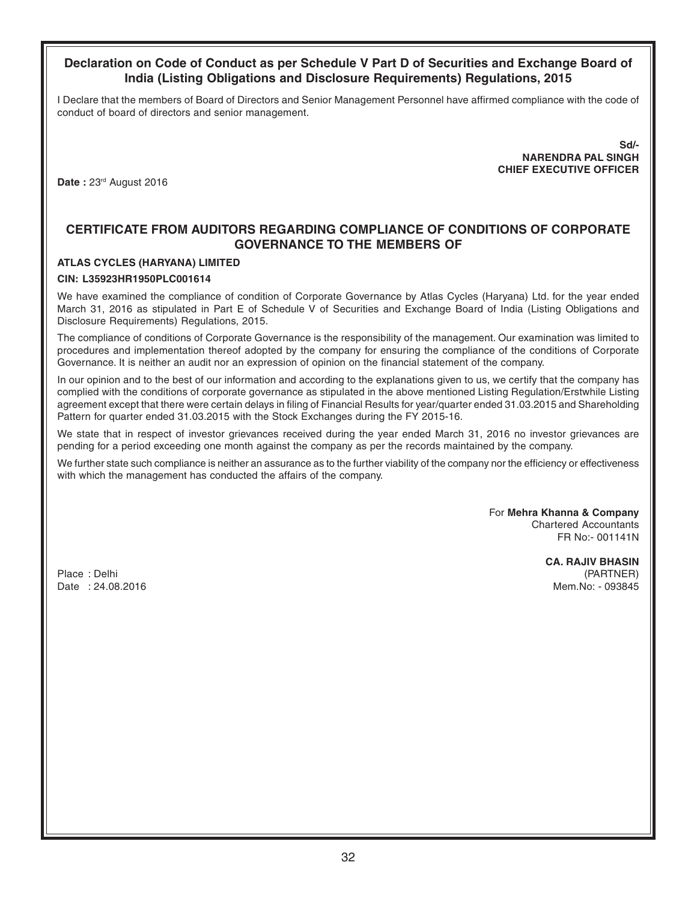## Declaration on Code of Conduct as per Schedule V Part D of Securities and Exchange Board of India (Listing Obligations and Disclosure Requirements) Regulations, 2015

I Declare that the members of Board of Directors and Senior Management Personnel have affirmed compliance with the code of conduct of board of directors and senior management.

**Sd/-**
**NARENDRA PAL SINGH**
**CHIEF EXECUTIVE OFFICER**

**Date :** 23rd August 2016

## CERTIFICATE FROM AUDITORS REGARDING COMPLIANCE OF CONDITIONS OF CORPORATE GOVERNANCE TO THE MEMBERS OF

**ATLAS CYCLES (HARYANA) LIMITED**

**CIN: L35923HR1950PLC001614**

We have examined the compliance of condition of Corporate Governance by Atlas Cycles (Haryana) Ltd. for the year ended March 31, 2016 as stipulated in Part E of Schedule V of Securities and Exchange Board of India (Listing Obligations and Disclosure Requirements) Regulations, 2015.

The compliance of conditions of Corporate Governance is the responsibility of the management. Our examination was limited to procedures and implementation thereof adopted by the company for ensuring the compliance of the conditions of Corporate Governance. It is neither an audit nor an expression of opinion on the financial statement of the company.

In our opinion and to the best of our information and according to the explanations given to us, we certify that the company has complied with the conditions of corporate governance as stipulated in the above mentioned Listing Regulation/Erstwhile Listing agreement except that there were certain delays in filing of Financial Results for year/quarter ended 31.03.2015 and Shareholding Pattern for quarter ended 31.03.2015 with the Stock Exchanges during the FY 2015-16.

We state that in respect of investor grievances received during the year ended March 31, 2016 no investor grievances are pending for a period exceeding one month against the company as per the records maintained by the company.

We further state such compliance is neither an assurance as to the further viability of the company nor the efficiency or effectiveness with which the management has conducted the affairs of the company.

For **Mehra Khanna & Company**
Chartered Accountants
FR No:- 001141N

**CA. RAJIV BHASIN**
(PARTNER)
Mem.No: - 093845

Place : Delhi
Date : 24.08.2016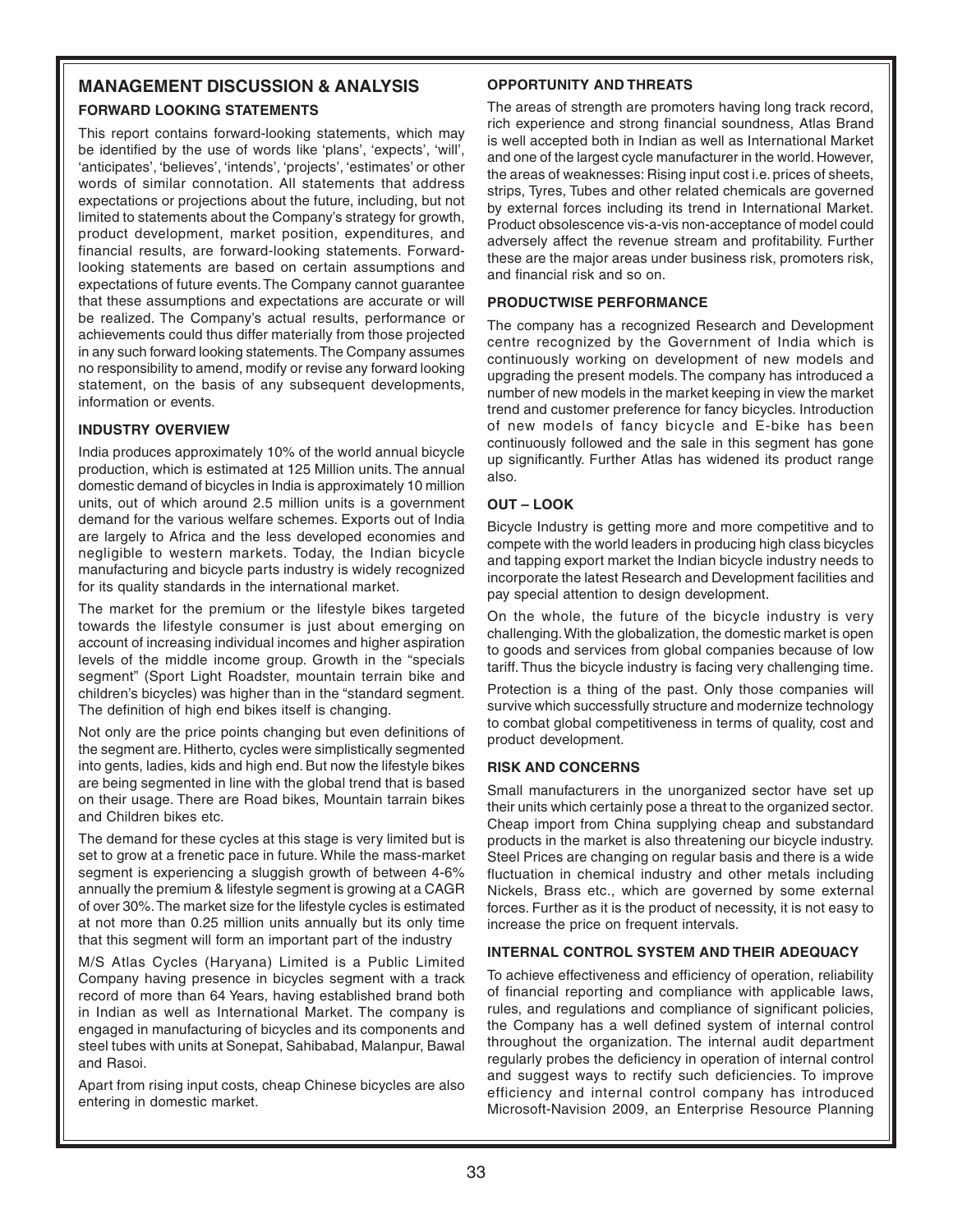## MANAGEMENT DISCUSSION & ANALYSIS

### FORWARD LOOKING STATEMENTS

This report contains forward-looking statements, which may be identified by the use of words like 'plans', 'expects', 'will', 'anticipates', 'believes', 'intends', 'projects', 'estimates' or other words of similar connotation. All statements that address expectations or projections about the future, including, but not limited to statements about the Company's strategy for growth, product development, market position, expenditures, and financial results, are forward-looking statements. Forward-looking statements are based on certain assumptions and expectations of future events. The Company cannot guarantee that these assumptions and expectations are accurate or will be realized. The Company's actual results, performance or achievements could thus differ materially from those projected in any such forward looking statements. The Company assumes no responsibility to amend, modify or revise any forward looking statement, on the basis of any subsequent developments, information or events.

### INDUSTRY OVERVIEW

India produces approximately 10% of the world annual bicycle production, which is estimated at 125 Million units. The annual domestic demand of bicycles in India is approximately 10 million units, out of which around 2.5 million units is a government demand for the various welfare schemes. Exports out of India are largely to Africa and the less developed economies and negligible to western markets. Today, the Indian bicycle manufacturing and bicycle parts industry is widely recognized for its quality standards in the international market.

The market for the premium or the lifestyle bikes targeted towards the lifestyle consumer is just about emerging on account of increasing individual incomes and higher aspiration levels of the middle income group. Growth in the "specials segment" (Sport Light Roadster, mountain terrain bike and children's bicycles) was higher than in the "standard segment. The definition of high end bikes itself is changing.

Not only are the price points changing but even definitions of the segment are. Hitherto, cycles were simplistically segmented into gents, ladies, kids and high end. But now the lifestyle bikes are being segmented in line with the global trend that is based on their usage. There are Road bikes, Mountain tarrain bikes and Children bikes etc.

The demand for these cycles at this stage is very limited but is set to grow at a frenetic pace in future. While the mass-market segment is experiencing a sluggish growth of between 4-6% annually the premium & lifestyle segment is growing at a CAGR of over 30%. The market size for the lifestyle cycles is estimated at not more than 0.25 million units annually but its only time that this segment will form an important part of the industry

M/S Atlas Cycles (Haryana) Limited is a Public Limited Company having presence in bicycles segment with a track record of more than 64 Years, having established brand both in Indian as well as International Market. The company is engaged in manufacturing of bicycles and its components and steel tubes with units at Sonepat, Sahibabad, Malanpur, Bawal and Rasoi.

Apart from rising input costs, cheap Chinese bicycles are also entering in domestic market.

### OPPORTUNITY AND THREATS

The areas of strength are promoters having long track record, rich experience and strong financial soundness, Atlas Brand is well accepted both in Indian as well as International Market and one of the largest cycle manufacturer in the world. However, the areas of weaknesses: Rising input cost i.e. prices of sheets, strips, Tyres, Tubes and other related chemicals are governed by external forces including its trend in International Market. Product obsolescence vis-a-vis non-acceptance of model could adversely affect the revenue stream and profitability. Further these are the major areas under business risk, promoters risk, and financial risk and so on.

### PRODUCTWISE PERFORMANCE

The company has a recognized Research and Development centre recognized by the Government of India which is continuously working on development of new models and upgrading the present models. The company has introduced a number of new models in the market keeping in view the market trend and customer preference for fancy bicycles. Introduction of new models of fancy bicycle and E-bike has been continuously followed and the sale in this segment has gone up significantly. Further Atlas has widened its product range also.

### OUT – LOOK

Bicycle Industry is getting more and more competitive and to compete with the world leaders in producing high class bicycles and tapping export market the Indian bicycle industry needs to incorporate the latest Research and Development facilities and pay special attention to design development.

On the whole, the future of the bicycle industry is very challenging. With the globalization, the domestic market is open to goods and services from global companies because of low tariff. Thus the bicycle industry is facing very challenging time.

Protection is a thing of the past. Only those companies will survive which successfully structure and modernize technology to combat global competitiveness in terms of quality, cost and product development.

### RISK AND CONCERNS

Small manufacturers in the unorganized sector have set up their units which certainly pose a threat to the organized sector. Cheap import from China supplying cheap and substandard products in the market is also threatening our bicycle industry. Steel Prices are changing on regular basis and there is a wide fluctuation in chemical industry and other metals including Nickels, Brass etc., which are governed by some external forces. Further as it is the product of necessity, it is not easy to increase the price on frequent intervals.

### INTERNAL CONTROL SYSTEM AND THEIR ADEQUACY

To achieve effectiveness and efficiency of operation, reliability of financial reporting and compliance with applicable laws, rules, and regulations and compliance of significant policies, the Company has a well defined system of internal control throughout the organization. The internal audit department regularly probes the deficiency in operation of internal control and suggest ways to rectify such deficiencies. To improve efficiency and internal control company has introduced Microsoft-Navision 2009, an Enterprise Resource Planning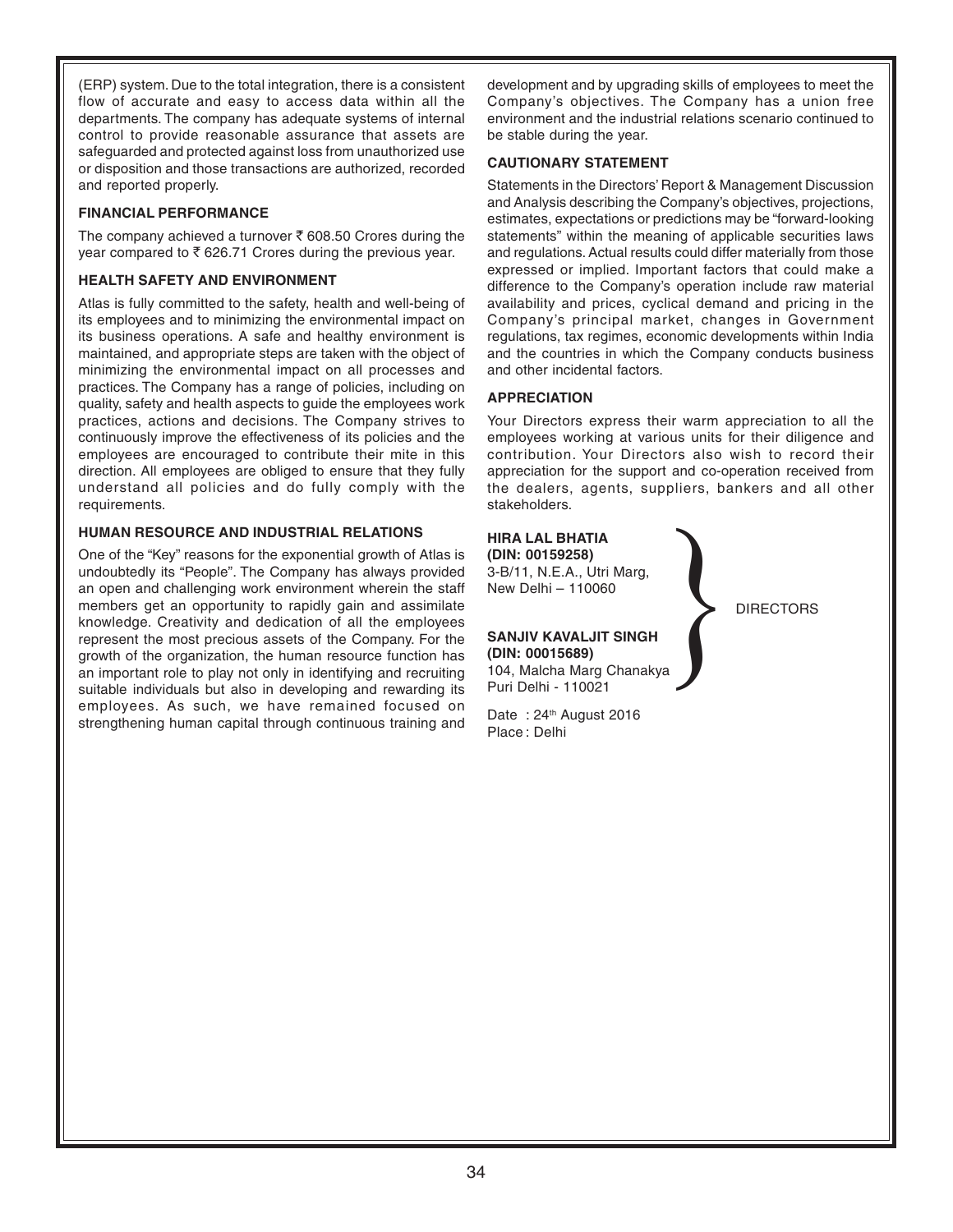(ERP) system. Due to the total integration, there is a consistent flow of accurate and easy to access data within all the departments. The company has adequate systems of internal control to provide reasonable assurance that assets are safeguarded and protected against loss from unauthorized use or disposition and those transactions are authorized, recorded and reported properly.

### FINANCIAL PERFORMANCE

The company achieved a turnover ₹ 608.50 Crores during the year compared to ₹ 626.71 Crores during the previous year.

### HEALTH SAFETY AND ENVIRONMENT

Atlas is fully committed to the safety, health and well-being of its employees and to minimizing the environmental impact on its business operations. A safe and healthy environment is maintained, and appropriate steps are taken with the object of minimizing the environmental impact on all processes and practices. The Company has a range of policies, including on quality, safety and health aspects to guide the employees work practices, actions and decisions. The Company strives to continuously improve the effectiveness of its policies and the employees are encouraged to contribute their mite in this direction. All employees are obliged to ensure that they fully understand all policies and do fully comply with the requirements.

### HUMAN RESOURCE AND INDUSTRIAL RELATIONS

One of the "Key" reasons for the exponential growth of Atlas is undoubtedly its "People". The Company has always provided an open and challenging work environment wherein the staff members get an opportunity to rapidly gain and assimilate knowledge. Creativity and dedication of all the employees represent the most precious assets of the Company. For the growth of the organization, the human resource function has an important role to play not only in identifying and recruiting suitable individuals but also in developing and rewarding its employees. As such, we have remained focused on strengthening human capital through continuous training and development and by upgrading skills of employees to meet the Company's objectives. The Company has a union free environment and the industrial relations scenario continued to be stable during the year.

### CAUTIONARY STATEMENT

Statements in the Directors' Report & Management Discussion and Analysis describing the Company's objectives, projections, estimates, expectations or predictions may be "forward-looking statements" within the meaning of applicable securities laws and regulations. Actual results could differ materially from those expressed or implied. Important factors that could make a difference to the Company's operation include raw material availability and prices, cyclical demand and pricing in the Company's principal market, changes in Government regulations, tax regimes, economic developments within India and the countries in which the Company conducts business and other incidental factors.

### APPRECIATION

Your Directors express their warm appreciation to all the employees working at various units for their diligence and contribution. Your Directors also wish to record their appreciation for the support and co-operation received from the dealers, agents, suppliers, bankers and all other stakeholders.

**HIRA LAL BHATIA**
**(DIN: 00159258)**
3-B/11, N.E.A., Utri Marg,
New Delhi – 110060

**SANJIV KAVALJIT SINGH**
**(DIN: 00015689)**
104, Malcha Marg Chanakya
Puri Delhi - 110021

DIRECTORS

Date : 24th August 2016
Place : Delhi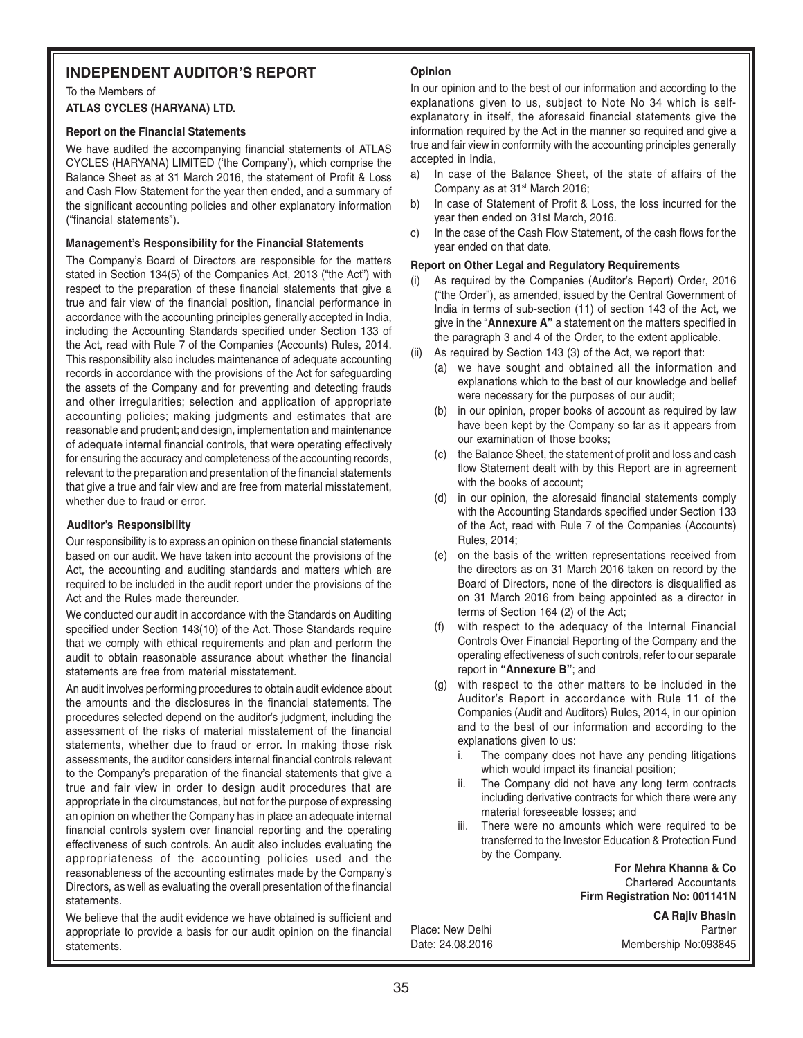# INDEPENDENT AUDITOR'S REPORT

To the Members of

**ATLAS CYCLES (HARYANA) LTD.**

### Report on the Financial Statements

We have audited the accompanying financial statements of ATLAS CYCLES (HARYANA) LIMITED ('the Company'), which comprise the Balance Sheet as at 31 March 2016, the statement of Profit & Loss and Cash Flow Statement for the year then ended, and a summary of the significant accounting policies and other explanatory information ("financial statements").

### Management's Responsibility for the Financial Statements

The Company's Board of Directors are responsible for the matters stated in Section 134(5) of the Companies Act, 2013 ("the Act") with respect to the preparation of these financial statements that give a true and fair view of the financial position, financial performance in accordance with the accounting principles generally accepted in India, including the Accounting Standards specified under Section 133 of the Act, read with Rule 7 of the Companies (Accounts) Rules, 2014. This responsibility also includes maintenance of adequate accounting records in accordance with the provisions of the Act for safeguarding the assets of the Company and for preventing and detecting frauds and other irregularities; selection and application of appropriate accounting policies; making judgments and estimates that are reasonable and prudent; and design, implementation and maintenance of adequate internal financial controls, that were operating effectively for ensuring the accuracy and completeness of the accounting records, relevant to the preparation and presentation of the financial statements that give a true and fair view and are free from material misstatement, whether due to fraud or error.

### Auditor's Responsibility

Our responsibility is to express an opinion on these financial statements based on our audit. We have taken into account the provisions of the Act, the accounting and auditing standards and matters which are required to be included in the audit report under the provisions of the Act and the Rules made thereunder.

We conducted our audit in accordance with the Standards on Auditing specified under Section 143(10) of the Act. Those Standards require that we comply with ethical requirements and plan and perform the audit to obtain reasonable assurance about whether the financial statements are free from material misstatement.

An audit involves performing procedures to obtain audit evidence about the amounts and the disclosures in the financial statements. The procedures selected depend on the auditor's judgment, including the assessment of the risks of material misstatement of the financial statements, whether due to fraud or error. In making those risk assessments, the auditor considers internal financial controls relevant to the Company's preparation of the financial statements that give a true and fair view in order to design audit procedures that are appropriate in the circumstances, but not for the purpose of expressing an opinion on whether the Company has in place an adequate internal financial controls system over financial reporting and the operating effectiveness of such controls. An audit also includes evaluating the appropriateness of the accounting policies used and the reasonableness of the accounting estimates made by the Company's Directors, as well as evaluating the overall presentation of the financial statements.

We believe that the audit evidence we have obtained is sufficient and appropriate to provide a basis for our audit opinion on the financial statements.

### Opinion

In our opinion and to the best of our information and according to the explanations given to us, subject to Note No 34 which is self-explanatory in itself, the aforesaid financial statements give the information required by the Act in the manner so required and give a true and fair view in conformity with the accounting principles generally accepted in India,

a) In case of the Balance Sheet, of the state of affairs of the Company as at 31st March 2016;
b) In case of Statement of Profit & Loss, the loss incurred for the year then ended on 31st March, 2016.
c) In the case of the Cash Flow Statement, of the cash flows for the year ended on that date.

### Report on Other Legal and Regulatory Requirements

(i) As required by the Companies (Auditor's Report) Order, 2016 ("the Order"), as amended, issued by the Central Government of India in terms of sub-section (11) of section 143 of the Act, we give in the "**Annexure A**" a statement on the matters specified in the paragraph 3 and 4 of the Order, to the extent applicable.

(ii) As required by Section 143 (3) of the Act, we report that:
   (a) we have sought and obtained all the information and explanations which to the best of our knowledge and belief were necessary for the purposes of our audit;
   (b) in our opinion, proper books of account as required by law have been kept by the Company so far as it appears from our examination of those books;
   (c) the Balance Sheet, the statement of profit and loss and cash flow Statement dealt with by this Report are in agreement with the books of account;
   (d) in our opinion, the aforesaid financial statements comply with the Accounting Standards specified under Section 133 of the Act, read with Rule 7 of the Companies (Accounts) Rules, 2014;
   (e) on the basis of the written representations received from the directors as on 31 March 2016 taken on record by the Board of Directors, none of the directors is disqualified as on 31 March 2016 from being appointed as a director in terms of Section 164 (2) of the Act;
   (f) with respect to the adequacy of the Internal Financial Controls Over Financial Reporting of the Company and the operating effectiveness of such controls, refer to our separate report in **"Annexure B"**; and
   (g) with respect to the other matters to be included in the Auditor's Report in accordance with Rule 11 of the Companies (Audit and Auditors) Rules, 2014, in our opinion and to the best of our information and according to the explanations given to us:
      i. The company does not have any pending litigations which would impact its financial position;
      ii. The Company did not have any long term contracts including derivative contracts for which there were any material foreseeable losses; and
      iii. There were no amounts which were required to be transferred to the Investor Education & Protection Fund by the Company.

**For Mehra Khanna & Co**
Chartered Accountants
**Firm Registration No: 001141N**

**CA Rajiv Bhasin**
Partner
Membership No:093845

Place: New Delhi
Date: 24.08.2016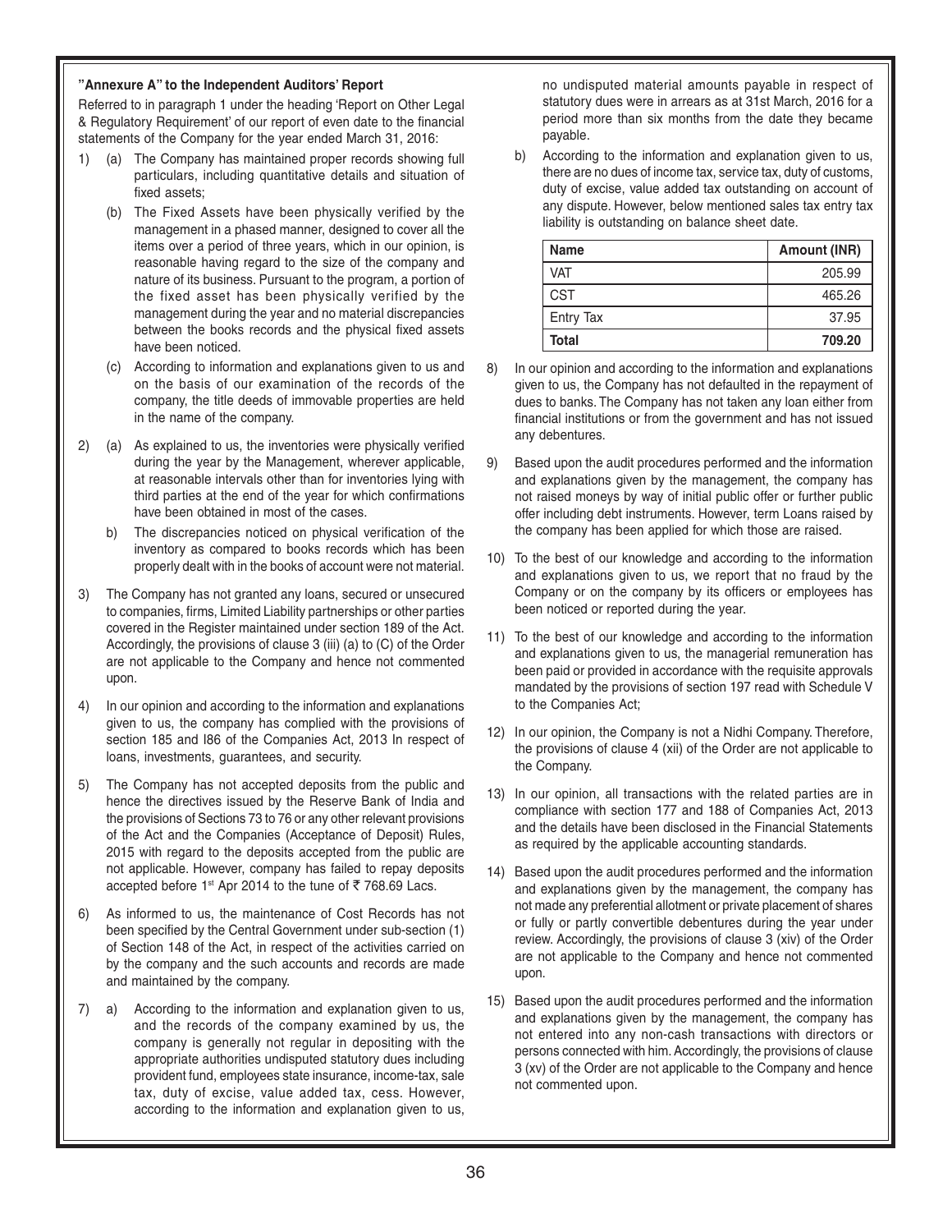**"Annexure A" to the Independent Auditors' Report**

Referred to in paragraph 1 under the heading 'Report on Other Legal & Regulatory Requirement' of our report of even date to the financial statements of the Company for the year ended March 31, 2016:

1) (a) The Company has maintained proper records showing full particulars, including quantitative details and situation of fixed assets;

   (b) The Fixed Assets have been physically verified by the management in a phased manner, designed to cover all the items over a period of three years, which in our opinion, is reasonable having regard to the size of the company and nature of its business. Pursuant to the program, a portion of the fixed asset has been physically verified by the management during the year and no material discrepancies between the books records and the physical fixed assets have been noticed.

   (c) According to information and explanations given to us and on the basis of our examination of the records of the company, the title deeds of immovable properties are held in the name of the company.

2) (a) As explained to us, the inventories were physically verified during the year by the Management, wherever applicable, at reasonable intervals other than for inventories lying with third parties at the end of the year for which confirmations have been obtained in most of the cases.

   b) The discrepancies noticed on physical verification of the inventory as compared to books records which has been properly dealt with in the books of account were not material.

3) The Company has not granted any loans, secured or unsecured to companies, firms, Limited Liability partnerships or other parties covered in the Register maintained under section 189 of the Act. Accordingly, the provisions of clause 3 (iii) (a) to (C) of the Order are not applicable to the Company and hence not commented upon.

4) In our opinion and according to the information and explanations given to us, the company has complied with the provisions of section 185 and I86 of the Companies Act, 2013 In respect of loans, investments, guarantees, and security.

5) The Company has not accepted deposits from the public and hence the directives issued by the Reserve Bank of India and the provisions of Sections 73 to 76 or any other relevant provisions of the Act and the Companies (Acceptance of Deposit) Rules, 2015 with regard to the deposits accepted from the public are not applicable. However, company has failed to repay deposits accepted before 1st Apr 2014 to the tune of ₹ 768.69 Lacs.

6) As informed to us, the maintenance of Cost Records has not been specified by the Central Government under sub-section (1) of Section 148 of the Act, in respect of the activities carried on by the company and the such accounts and records are made and maintained by the company.

7) a) According to the information and explanation given to us, and the records of the company examined by us, the company is generally not regular in depositing with the appropriate authorities undisputed statutory dues including provident fund, employees state insurance, income-tax, sale tax, duty of excise, value added tax, cess. However, according to the information and explanation given to us, no undisputed material amounts payable in respect of statutory dues were in arrears as at 31st March, 2016 for a period more than six months from the date they became payable.

   b) According to the information and explanation given to us, there are no dues of income tax, service tax, duty of customs, duty of excise, value added tax outstanding on account of any dispute. However, below mentioned sales tax entry tax liability is outstanding on balance sheet date.

| Name | Amount (INR) |
|---|---|
| VAT | 205.99 |
| CST | 465.26 |
| Entry Tax | 37.95 |
| **Total** | **709.20** |

8) In our opinion and according to the information and explanations given to us, the Company has not defaulted in the repayment of dues to banks. The Company has not taken any loan either from financial institutions or from the government and has not issued any debentures.

9) Based upon the audit procedures performed and the information and explanations given by the management, the company has not raised moneys by way of initial public offer or further public offer including debt instruments. However, term Loans raised by the company has been applied for which those are raised.

10) To the best of our knowledge and according to the information and explanations given to us, we report that no fraud by the Company or on the company by its officers or employees has been noticed or reported during the year.

11) To the best of our knowledge and according to the information and explanations given to us, the managerial remuneration has been paid or provided in accordance with the requisite approvals mandated by the provisions of section 197 read with Schedule V to the Companies Act;

12) In our opinion, the Company is not a Nidhi Company. Therefore, the provisions of clause 4 (xii) of the Order are not applicable to the Company.

13) In our opinion, all transactions with the related parties are in compliance with section 177 and 188 of Companies Act, 2013 and the details have been disclosed in the Financial Statements as required by the applicable accounting standards.

14) Based upon the audit procedures performed and the information and explanations given by the management, the company has not made any preferential allotment or private placement of shares or fully or partly convertible debentures during the year under review. Accordingly, the provisions of clause 3 (xiv) of the Order are not applicable to the Company and hence not commented upon.

15) Based upon the audit procedures performed and the information and explanations given by the management, the company has not entered into any non-cash transactions with directors or persons connected with him. Accordingly, the provisions of clause 3 (xv) of the Order are not applicable to the Company and hence not commented upon.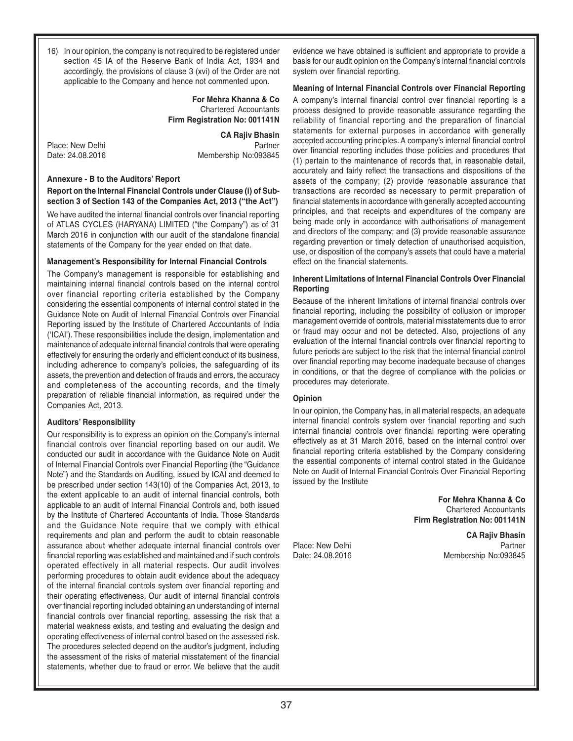16) In our opinion, the company is not required to be registered under section 45 IA of the Reserve Bank of India Act, 1934 and accordingly, the provisions of clause 3 (xvi) of the Order are not applicable to the Company and hence not commented upon.

**For Mehra Khanna & Co**
Chartered Accountants
**Firm Registration No: 001141N**

**CA Rajiv Bhasin**
Partner
Membership No:093845

Place: New Delhi
Date: 24.08.2016

## Annexure - B to the Auditors' Report

### Report on the Internal Financial Controls under Clause (i) of Sub-section 3 of Section 143 of the Companies Act, 2013 ("the Act")

We have audited the internal financial controls over financial reporting of ATLAS CYCLES (HARYANA) LIMITED ("the Company") as of 31 March 2016 in conjunction with our audit of the standalone financial statements of the Company for the year ended on that date.

### Management's Responsibility for Internal Financial Controls

The Company's management is responsible for establishing and maintaining internal financial controls based on the internal control over financial reporting criteria established by the Company considering the essential components of internal control stated in the Guidance Note on Audit of Internal Financial Controls over Financial Reporting issued by the Institute of Chartered Accountants of India ('ICAI'). These responsibilities include the design, implementation and maintenance of adequate internal financial controls that were operating effectively for ensuring the orderly and efficient conduct of its business, including adherence to company's policies, the safeguarding of its assets, the prevention and detection of frauds and errors, the accuracy and completeness of the accounting records, and the timely preparation of reliable financial information, as required under the Companies Act, 2013.

### Auditors' Responsibility

Our responsibility is to express an opinion on the Company's internal financial controls over financial reporting based on our audit. We conducted our audit in accordance with the Guidance Note on Audit of Internal Financial Controls over Financial Reporting (the "Guidance Note") and the Standards on Auditing, issued by ICAI and deemed to be prescribed under section 143(10) of the Companies Act, 2013, to the extent applicable to an audit of internal financial controls, both applicable to an audit of Internal Financial Controls and, both issued by the Institute of Chartered Accountants of India. Those Standards and the Guidance Note require that we comply with ethical requirements and plan and perform the audit to obtain reasonable assurance about whether adequate internal financial controls over financial reporting was established and maintained and if such controls operated effectively in all material respects. Our audit involves performing procedures to obtain audit evidence about the adequacy of the internal financial controls system over financial reporting and their operating effectiveness. Our audit of internal financial controls over financial reporting included obtaining an understanding of internal financial controls over financial reporting, assessing the risk that a material weakness exists, and testing and evaluating the design and operating effectiveness of internal control based on the assessed risk. The procedures selected depend on the auditor's judgment, including the assessment of the risks of material misstatement of the financial statements, whether due to fraud or error. We believe that the audit evidence we have obtained is sufficient and appropriate to provide a basis for our audit opinion on the Company's internal financial controls system over financial reporting.

### Meaning of Internal Financial Controls over Financial Reporting

A company's internal financial control over financial reporting is a process designed to provide reasonable assurance regarding the reliability of financial reporting and the preparation of financial statements for external purposes in accordance with generally accepted accounting principles. A company's internal financial control over financial reporting includes those policies and procedures that (1) pertain to the maintenance of records that, in reasonable detail, accurately and fairly reflect the transactions and dispositions of the assets of the company; (2) provide reasonable assurance that transactions are recorded as necessary to permit preparation of financial statements in accordance with generally accepted accounting principles, and that receipts and expenditures of the company are being made only in accordance with authorisations of management and directors of the company; and (3) provide reasonable assurance regarding prevention or timely detection of unauthorised acquisition, use, or disposition of the company's assets that could have a material effect on the financial statements.

### Inherent Limitations of Internal Financial Controls Over Financial Reporting

Because of the inherent limitations of internal financial controls over financial reporting, including the possibility of collusion or improper management override of controls, material misstatements due to error or fraud may occur and not be detected. Also, projections of any evaluation of the internal financial controls over financial reporting to future periods are subject to the risk that the internal financial control over financial reporting may become inadequate because of changes in conditions, or that the degree of compliance with the policies or procedures may deteriorate.

### Opinion

In our opinion, the Company has, in all material respects, an adequate internal financial controls system over financial reporting and such internal financial controls over financial reporting were operating effectively as at 31 March 2016, based on the internal control over financial reporting criteria established by the Company considering the essential components of internal control stated in the Guidance Note on Audit of Internal Financial Controls Over Financial Reporting issued by the Institute

**For Mehra Khanna & Co**
Chartered Accountants
**Firm Registration No: 001141N**

**CA Rajiv Bhasin**
Partner
Membership No:093845

Place: New Delhi
Date: 24.08.2016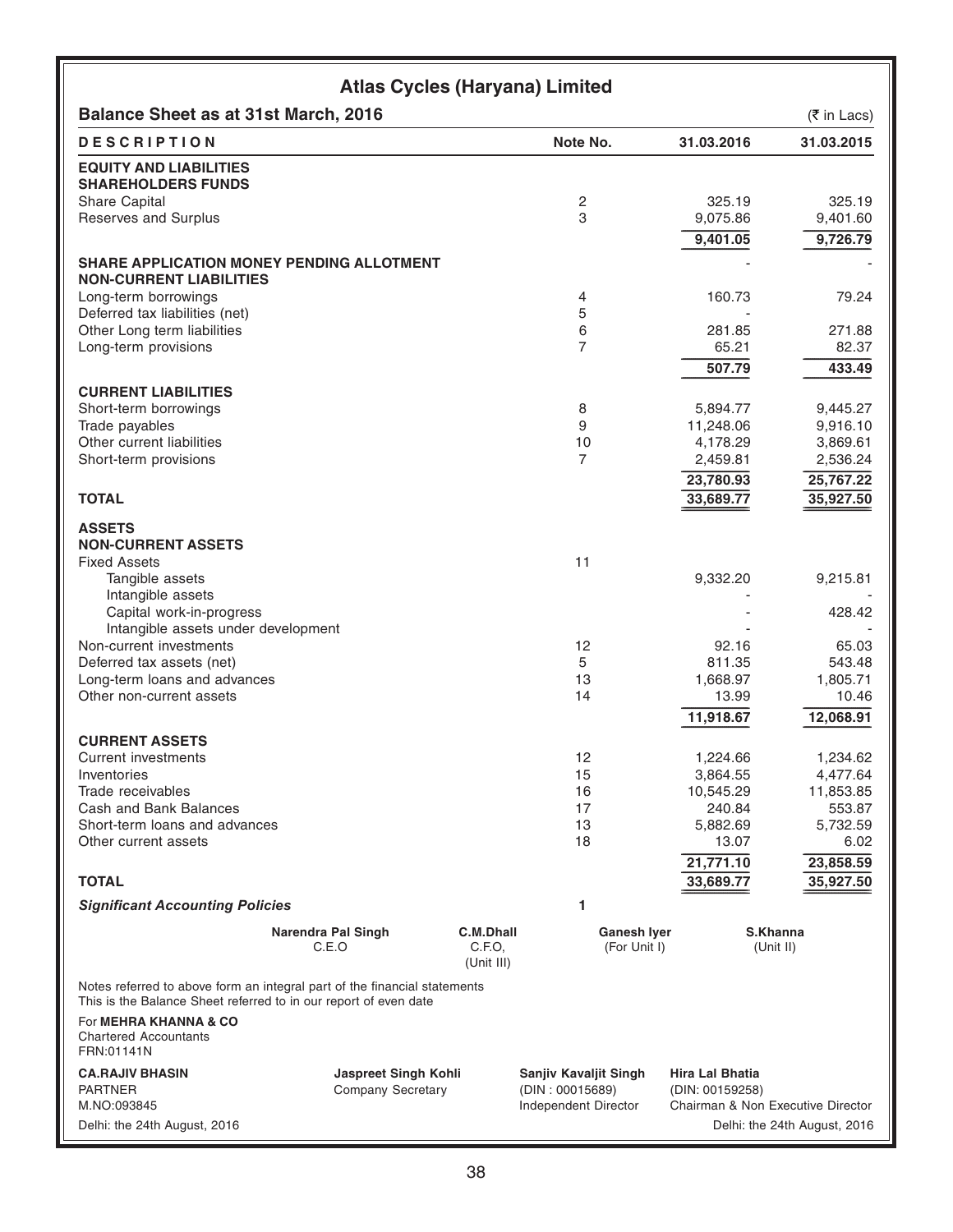# Atlas Cycles (Haryana) Limited

## Balance Sheet as at 31st March, 2016

(₹ in Lacs)

| DESCRIPTION | Note No. | 31.03.2016 | 31.03.2015 |
|---|---|---|---|
| **EQUITY AND LIABILITIES** | | | |
| **SHAREHOLDERS FUNDS** | | | |
| Share Capital | 2 | 325.19 | 325.19 |
| Reserves and Surplus | 3 | 9,075.86 | 9,401.60 |
| | | **9,401.05** | **9,726.79** |
| **SHARE APPLICATION MONEY PENDING ALLOTMENT** | | - | - |
| **NON-CURRENT LIABILITIES** | | | |
| Long-term borrowings | 4 | 160.73 | 79.24 |
| Deferred tax liabilities (net) | 5 | - | |
| Other Long term liabilities | 6 | 281.85 | 271.88 |
| Long-term provisions | 7 | 65.21 | 82.37 |
| | | **507.79** | **433.49** |
| **CURRENT LIABILITIES** | | | |
| Short-term borrowings | 8 | 5,894.77 | 9,445.27 |
| Trade payables | 9 | 11,248.06 | 9,916.10 |
| Other current liabilities | 10 | 4,178.29 | 3,869.61 |
| Short-term provisions | 7 | 2,459.81 | 2,536.24 |
| | | **23,780.93** | **25,767.22** |
| **TOTAL** | | **33,689.77** | **35,927.50** |
| **ASSETS** | | | |
| **NON-CURRENT ASSETS** | | | |
| Fixed Assets | 11 | | |
| Tangible assets | | 9,332.20 | 9,215.81 |
| Intangible assets | | - | - |
| Capital work-in-progress | | - | 428.42 |
| Intangible assets under development | | - | - |
| Non-current investments | 12 | 92.16 | 65.03 |
| Deferred tax assets (net) | 5 | 811.35 | 543.48 |
| Long-term loans and advances | 13 | 1,668.97 | 1,805.71 |
| Other non-current assets | 14 | 13.99 | 10.46 |
| | | **11,918.67** | **12,068.91** |
| **CURRENT ASSETS** | | | |
| Current investments | 12 | 1,224.66 | 1,234.62 |
| Inventories | 15 | 3,864.55 | 4,477.64 |
| Trade receivables | 16 | 10,545.29 | 11,853.85 |
| Cash and Bank Balances | 17 | 240.84 | 553.87 |
| Short-term loans and advances | 13 | 5,882.69 | 5,732.59 |
| Other current assets | 18 | 13.07 | 6.02 |
| | | **21,771.10** | **23,858.59** |
| **TOTAL** | | **33,689.77** | **35,927.50** |
| ***Significant Accounting Policies*** | 1 | | |

**Narendra Pal Singh** C.E.O | **C.M.Dhall** C.F.O, (Unit III) | **Ganesh Iyer** (For Unit I) | **S.Khanna** (Unit II)

Notes referred to above form an integral part of the financial statements
This is the Balance Sheet referred to in our report of even date

For **MEHRA KHANNA & CO**
Chartered Accountants
FRN:01141N

**CA.RAJIV BHASIN**
PARTNER
M.NO:093845

**Jaspreet Singh Kohli**
Company Secretary

**Sanjiv Kavaljit Singh**
(DIN : 00015689)
Independent Director

**Hira Lal Bhatia**
(DIN: 00159258)
Chairman & Non Executive Director

Delhi: the 24th August, 2016

Delhi: the 24th August, 2016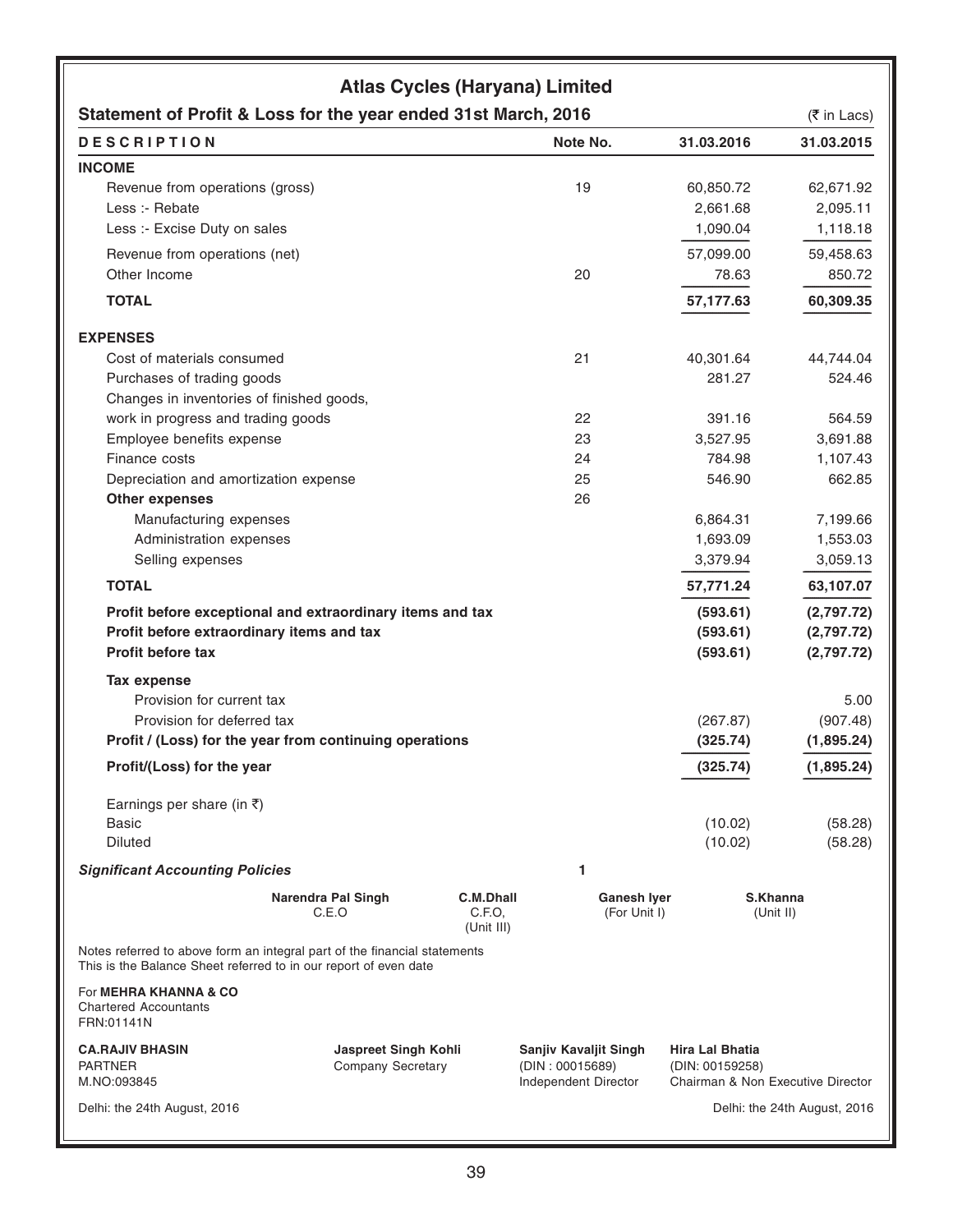# Atlas Cycles (Haryana) Limited

## Statement of Profit & Loss for the year ended 31st March, 2016

(₹ in Lacs)

| DESCRIPTION | Note No. | 31.03.2016 | 31.03.2015 |
|---|---|---|---|
| **INCOME** | | | |
| Revenue from operations (gross) | 19 | 60,850.72 | 62,671.92 |
| Less :- Rebate | | 2,661.68 | 2,095.11 |
| Less :- Excise Duty on sales | | 1,090.04 | 1,118.18 |
| Revenue from operations (net) | | 57,099.00 | 59,458.63 |
| Other Income | 20 | 78.63 | 850.72 |
| **TOTAL** | | **57,177.63** | **60,309.35** |
| **EXPENSES** | | | |
| Cost of materials consumed | 21 | 40,301.64 | 44,744.04 |
| Purchases of trading goods | | 281.27 | 524.46 |
| Changes in inventories of finished goods, work in progress and trading goods | 22 | 391.16 | 564.59 |
| Employee benefits expense | 23 | 3,527.95 | 3,691.88 |
| Finance costs | 24 | 784.98 | 1,107.43 |
| Depreciation and amortization expense | 25 | 546.90 | 662.85 |
| **Other expenses** | 26 | | |
| Manufacturing expenses | | 6,864.31 | 7,199.66 |
| Administration expenses | | 1,693.09 | 1,553.03 |
| Selling expenses | | 3,379.94 | 3,059.13 |
| **TOTAL** | | **57,771.24** | **63,107.07** |
| **Profit before exceptional and extraordinary items and tax** | | **(593.61)** | **(2,797.72)** |
| **Profit before extraordinary items and tax** | | **(593.61)** | **(2,797.72)** |
| **Profit before tax** | | **(593.61)** | **(2,797.72)** |
| **Tax expense** | | | |
| Provision for current tax | | | 5.00 |
| Provision for deferred tax | | (267.87) | (907.48) |
| **Profit / (Loss) for the year from continuing operations** | | **(325.74)** | **(1,895.24)** |
| **Profit/(Loss) for the year** | | **(325.74)** | **(1,895.24)** |
| Earnings per share (in ₹) | | | |
| Basic | | (10.02) | (58.28) |
| Diluted | | (10.02) | (58.28) |
| ***Significant Accounting Policies*** | 1 | | |

**Narendra Pal Singh**
C.E.O

**C.M.Dhall**
C.F.O,
(Unit III)

**Ganesh Iyer**
(For Unit I)

**S.Khanna**
(Unit II)

Notes referred to above form an integral part of the financial statements
This is the Balance Sheet referred to in our report of even date

For **MEHRA KHANNA & CO**
Chartered Accountants
FRN:01141N

**CA.RAJIV BHASIN**
PARTNER
M.NO:093845

**Jaspreet Singh Kohli**
Company Secretary

**Sanjiv Kavaljit Singh**
(DIN : 00015689)
Independent Director

**Hira Lal Bhatia**
(DIN: 00159258)
Chairman & Non Executive Director

Delhi: the 24th August, 2016

Delhi: the 24th August, 2016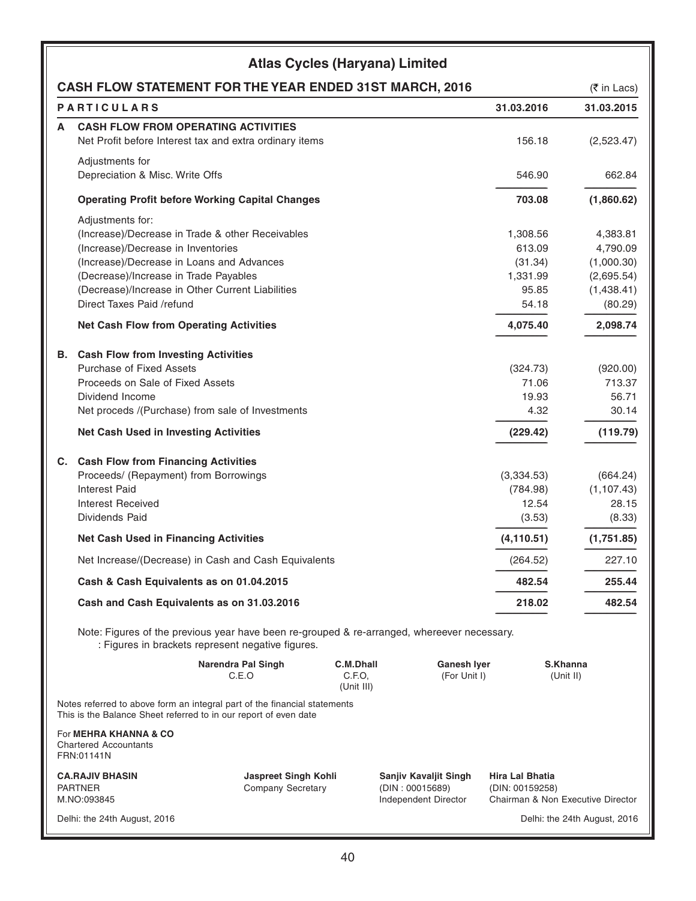# Atlas Cycles (Haryana) Limited

## CASH FLOW STATEMENT FOR THE YEAR ENDED 31ST MARCH, 2016

(₹ in Lacs)

| | PARTICULARS | 31.03.2016 | 31.03.2015 |
|---|---|---|---|
| **A** | **CASH FLOW FROM OPERATING ACTIVITIES** | | |
| | Net Profit before Interest tax and extra ordinary items | 156.18 | (2,523.47) |
| | Adjustments for | | |
| | Depreciation & Misc. Write Offs | 546.90 | 662.84 |
| | **Operating Profit before Working Capital Changes** | **703.08** | **(1,860.62)** |
| | Adjustments for: | | |
| | (Increase)/Decrease in Trade & other Receivables | 1,308.56 | 4,383.81 |
| | (Increase)/Decrease in Inventories | 613.09 | 4,790.09 |
| | (Increase)/Decrease in Loans and Advances | (31.34) | (1,000.30) |
| | (Decrease)/Increase in Trade Payables | 1,331.99 | (2,695.54) |
| | (Decrease)/Increase in Other Current Liabilities | 95.85 | (1,438.41) |
| | Direct Taxes Paid /refund | 54.18 | (80.29) |
| | **Net Cash Flow from Operating Activities** | **4,075.40** | **2,098.74** |
| **B.** | **Cash Flow from Investing Activities** | | |
| | Purchase of Fixed Assets | (324.73) | (920.00) |
| | Proceeds on Sale of Fixed Assets | 71.06 | 713.37 |
| | Dividend Income | 19.93 | 56.71 |
| | Net proceds /(Purchase) from sale of Investments | 4.32 | 30.14 |
| | **Net Cash Used in Investing Activities** | **(229.42)** | **(119.79)** |
| **C.** | **Cash Flow from Financing Activities** | | |
| | Proceeds/ (Repayment) from Borrowings | (3,334.53) | (664.24) |
| | Interest Paid | (784.98) | (1,107.43) |
| | Interest Received | 12.54 | 28.15 |
| | Dividends Paid | (3.53) | (8.33) |
| | **Net Cash Used in Financing Activities** | **(4,110.51)** | **(1,751.85)** |
| | Net Increase/(Decrease) in Cash and Cash Equivalents | (264.52) | 227.10 |
| | **Cash & Cash Equivalents as on 01.04.2015** | **482.54** | **255.44** |
| | **Cash and Cash Equivalents as on 31.03.2016** | **218.02** | **482.54** |

Note: Figures of the previous year have been re-grouped & re-arranged, whereever necessary.
: Figures in brackets represent negative figures.

**Narendra Pal Singh**
C.E.O

**C.M.Dhall**
C.F.O,
(Unit III)

**Ganesh Iyer**
(For Unit I)

**S.Khanna**
(Unit II)

Notes referred to above form an integral part of the financial statements
This is the Balance Sheet referred to in our report of even date

For **MEHRA KHANNA & CO**
Chartered Accountants
FRN:01141N

**CA.RAJIV BHASIN**
PARTNER
M.NO:093845

**Jaspreet Singh Kohli**
Company Secretary

**Sanjiv Kavaljit Singh**
(DIN : 00015689)
Independent Director

**Hira Lal Bhatia**
(DIN: 00159258)
Chairman & Non Executive Director

Delhi: the 24th August, 2016

Delhi: the 24th August, 2016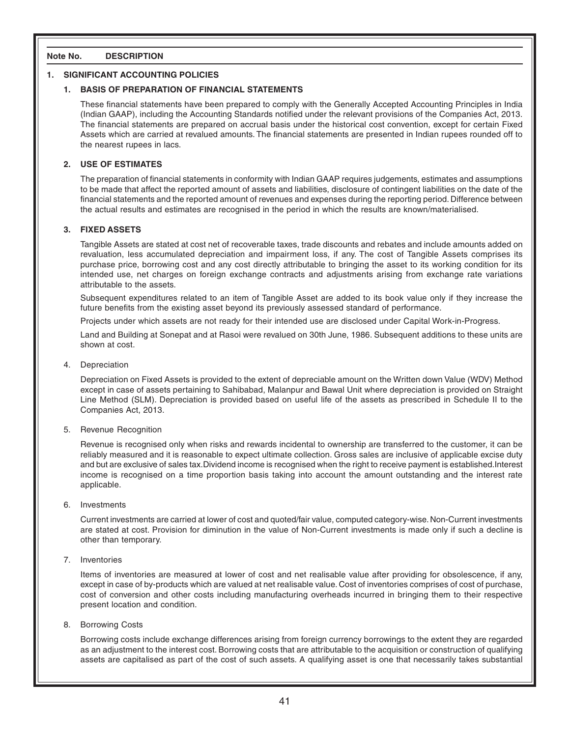| Note No. | DESCRIPTION |
|---|---|

## 1. SIGNIFICANT ACCOUNTING POLICIES

### 1. BASIS OF PREPARATION OF FINANCIAL STATEMENTS

These financial statements have been prepared to comply with the Generally Accepted Accounting Principles in India (Indian GAAP), including the Accounting Standards notified under the relevant provisions of the Companies Act, 2013. The financial statements are prepared on accrual basis under the historical cost convention, except for certain Fixed Assets which are carried at revalued amounts. The financial statements are presented in Indian rupees rounded off to the nearest rupees in lacs.

### 2. USE OF ESTIMATES

The preparation of financial statements in conformity with Indian GAAP requires judgements, estimates and assumptions to be made that affect the reported amount of assets and liabilities, disclosure of contingent liabilities on the date of the financial statements and the reported amount of revenues and expenses during the reporting period. Difference between the actual results and estimates are recognised in the period in which the results are known/materialised.

### 3. FIXED ASSETS

Tangible Assets are stated at cost net of recoverable taxes, trade discounts and rebates and include amounts added on revaluation, less accumulated depreciation and impairment loss, if any. The cost of Tangible Assets comprises its purchase price, borrowing cost and any cost directly attributable to bringing the asset to its working condition for its intended use, net charges on foreign exchange contracts and adjustments arising from exchange rate variations attributable to the assets.

Subsequent expenditures related to an item of Tangible Asset are added to its book value only if they increase the future benefits from the existing asset beyond its previously assessed standard of performance.

Projects under which assets are not ready for their intended use are disclosed under Capital Work-in-Progress.

Land and Building at Sonepat and at Rasoi were revalued on 30th June, 1986. Subsequent additions to these units are shown at cost.

### 4. Depreciation

Depreciation on Fixed Assets is provided to the extent of depreciable amount on the Written down Value (WDV) Method except in case of assets pertaining to Sahibabad, Malanpur and Bawal Unit where depreciation is provided on Straight Line Method (SLM). Depreciation is provided based on useful life of the assets as prescribed in Schedule II to the Companies Act, 2013.

### 5. Revenue Recognition

Revenue is recognised only when risks and rewards incidental to ownership are transferred to the customer, it can be reliably measured and it is reasonable to expect ultimate collection. Gross sales are inclusive of applicable excise duty and but are exclusive of sales tax.Dividend income is recognised when the right to receive payment is established.Interest income is recognised on a time proportion basis taking into account the amount outstanding and the interest rate applicable.

### 6. Investments

Current investments are carried at lower of cost and quoted/fair value, computed category-wise. Non-Current investments are stated at cost. Provision for diminution in the value of Non-Current investments is made only if such a decline is other than temporary.

### 7. Inventories

Items of inventories are measured at lower of cost and net realisable value after providing for obsolescence, if any, except in case of by-products which are valued at net realisable value. Cost of inventories comprises of cost of purchase, cost of conversion and other costs including manufacturing overheads incurred in bringing them to their respective present location and condition.

### 8. Borrowing Costs

Borrowing costs include exchange differences arising from foreign currency borrowings to the extent they are regarded as an adjustment to the interest cost. Borrowing costs that are attributable to the acquisition or construction of qualifying assets are capitalised as part of the cost of such assets. A qualifying asset is one that necessarily takes substantial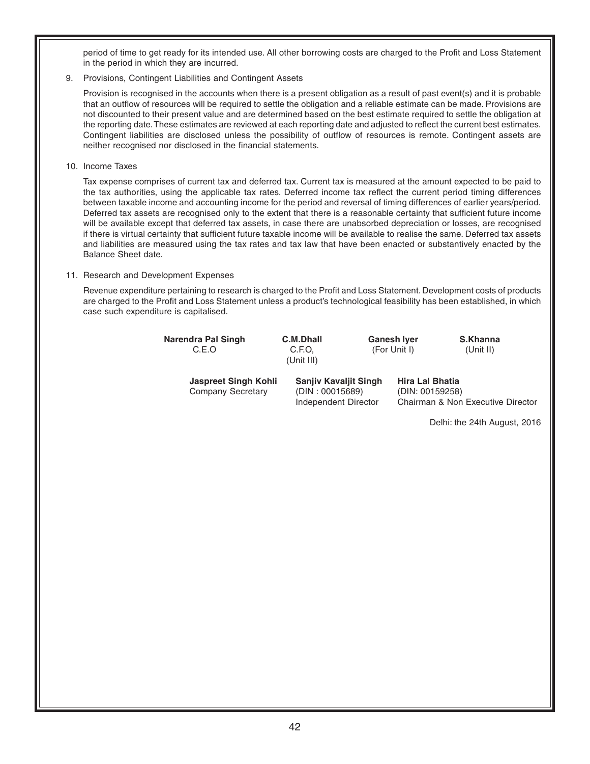period of time to get ready for its intended use. All other borrowing costs are charged to the Profit and Loss Statement in the period in which they are incurred.

9. Provisions, Contingent Liabilities and Contingent Assets

   Provision is recognised in the accounts when there is a present obligation as a result of past event(s) and it is probable that an outflow of resources will be required to settle the obligation and a reliable estimate can be made. Provisions are not discounted to their present value and are determined based on the best estimate required to settle the obligation at the reporting date. These estimates are reviewed at each reporting date and adjusted to reflect the current best estimates. Contingent liabilities are disclosed unless the possibility of outflow of resources is remote. Contingent assets are neither recognised nor disclosed in the financial statements.

10. Income Taxes

    Tax expense comprises of current tax and deferred tax. Current tax is measured at the amount expected to be paid to the tax authorities, using the applicable tax rates. Deferred income tax reflect the current period timing differences between taxable income and accounting income for the period and reversal of timing differences of earlier years/period. Deferred tax assets are recognised only to the extent that there is a reasonable certainty that sufficient future income will be available except that deferred tax assets, in case there are unabsorbed depreciation or losses, are recognised if there is virtual certainty that sufficient future taxable income will be available to realise the same. Deferred tax assets and liabilities are measured using the tax rates and tax law that have been enacted or substantively enacted by the Balance Sheet date.

11. Research and Development Expenses

    Revenue expenditure pertaining to research is charged to the Profit and Loss Statement. Development costs of products are charged to the Profit and Loss Statement unless a product's technological feasibility has been established, in which case such expenditure is capitalised.

**Narendra Pal Singh**
C.E.O

**C.M.Dhall**
C.F.O,
(Unit III)

**Ganesh Iyer**
(For Unit I)

**S.Khanna**
(Unit II)

**Jaspreet Singh Kohli**
Company Secretary

**Sanjiv Kavaljit Singh**
(DIN : 00015689)
Independent Director

**Hira Lal Bhatia**
(DIN: 00159258)
Chairman & Non Executive Director

Delhi: the 24th August, 2016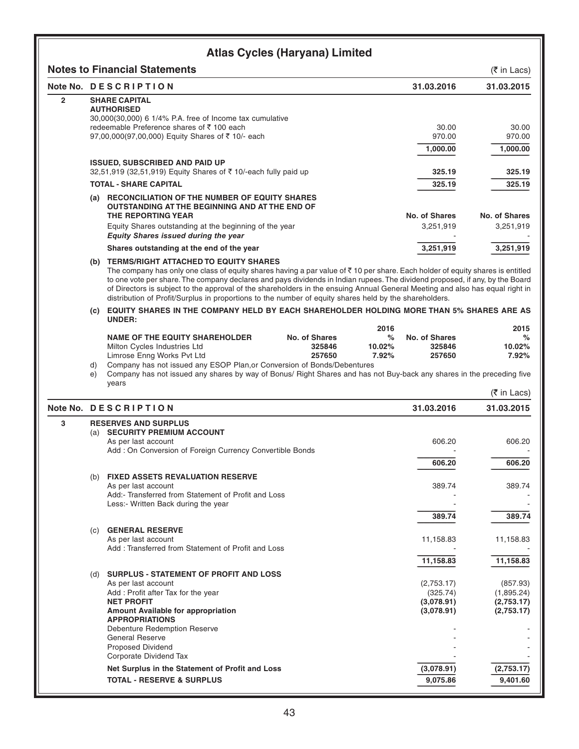# Atlas Cycles (Haryana) Limited

## Notes to Financial Statements

(₹ in Lacs)

| Note No. | DESCRIPTION | 31.03.2016 | 31.03.2015 |
|---|---|---|---|
| 2 | **SHARE CAPITAL** | | |
| | **AUTHORISED** | | |
| | 30,000(30,000) 6 1/4% P.A. free of Income tax cumulative redeemable Preference shares of ₹ 100 each | 30.00 | 30.00 |
| | 97,00,000(97,00,000) Equity Shares of ₹ 10/- each | 970.00 | 970.00 |
| | | **1,000.00** | **1,000.00** |
| | **ISSUED, SUBSCRIBED AND PAID UP** | | |
| | 32,51,919 (32,51,919) Equity Shares of ₹ 10/-each fully paid up | **325.19** | **325.19** |
| | **TOTAL - SHARE CAPITAL** | **325.19** | **325.19** |

**(a) RECONCILIATION OF THE NUMBER OF EQUITY SHARES OUTSTANDING AT THE BEGINNING AND AT THE END OF THE REPORTING YEAR**

| | No. of Shares | No. of Shares |
|---|---|---|
| Equity Shares outstanding at the beginning of the year | 3,251,919 | 3,251,919 |
| ***Equity Shares issued during the year*** | - | - |
| **Shares outstanding at the end of the year** | **3,251,919** | **3,251,919** |

**(b) TERMS/RIGHT ATTACHED TO EQUITY SHARES**

The company has only one class of equity shares having a par value of ₹ 10 per share. Each holder of equity shares is entitled to one vote per share. The company declares and pays dividends in Indian rupees. The dividend proposed, if any, by the Board of Directors is subject to the approval of the shareholders in the ensuing Annual General Meeting and also has equal right in distribution of Profit/Surplus in proportions to the number of equity shares held by the shareholders.

**(c) EQUITY SHARES IN THE COMPANY HELD BY EACH SHAREHOLDER HOLDING MORE THAN 5% SHARES ARE AS UNDER:**

| | 2016 | | 2015 | |
|---|---|---|---|---|
| **NAME OF THE EQUITY SHAREHOLDER** | **No. of Shares** | **%** | **No. of Shares** | **%** |
| Milton Cycles Industries Ltd | 325846 | 10.02% | 325846 | 10.02% |
| Limrose Enng Works Pvt Ltd | 257650 | 7.92% | 257650 | 7.92% |

d) Company has not issued any ESOP Plan,or Conversion of Bonds/Debentures

e) Company has not issued any shares by way of Bonus/ Right Shares and has not Buy-back any shares in the preceding five years

(₹ in Lacs)

| Note No. | DESCRIPTION | 31.03.2016 | 31.03.2015 |
|---|---|---|---|
| 3 | **RESERVES AND SURPLUS** | | |
| | (a) **SECURITY PREMIUM ACCOUNT** | | |
| | As per last account | 606.20 | 606.20 |
| | Add : On Conversion of Foreign Currency Convertible Bonds | - | - |
| | | **606.20** | **606.20** |
| | (b) **FIXED ASSETS REVALUATION RESERVE** | | |
| | As per last account | 389.74 | 389.74 |
| | Add:- Transferred from Statement of Profit and Loss | - | - |
| | Less:- Written Back during the year | - | - |
| | | **389.74** | **389.74** |
| | (c) **GENERAL RESERVE** | | |
| | As per last account | 11,158.83 | 11,158.83 |
| | Add : Transferred from Statement of Profit and Loss | - | - |
| | | **11,158.83** | **11,158.83** |
| | (d) **SURPLUS - STATEMENT OF PROFIT AND LOSS** | | |
| | As per last account | (2,753.17) | (857.93) |
| | Add : Profit after Tax for the year | (325.74) | (1,895.24) |
| | **NET PROFIT** | **(3,078.91)** | **(2,753.17)** |
| | **Amount Available for appropriation** | **(3,078.91)** | **(2,753.17)** |
| | **APPROPRIATIONS** | | |
| | Debenture Redemption Reserve | - | - |
| | General Reserve | - | - |
| | Proposed Dividend | - | - |
| | Corporate Dividend Tax | - | - |
| | **Net Surplus in the Statement of Profit and Loss** | **(3,078.91)** | **(2,753.17)** |
| | **TOTAL - RESERVE & SURPLUS** | **9,075.86** | **9,401.60** |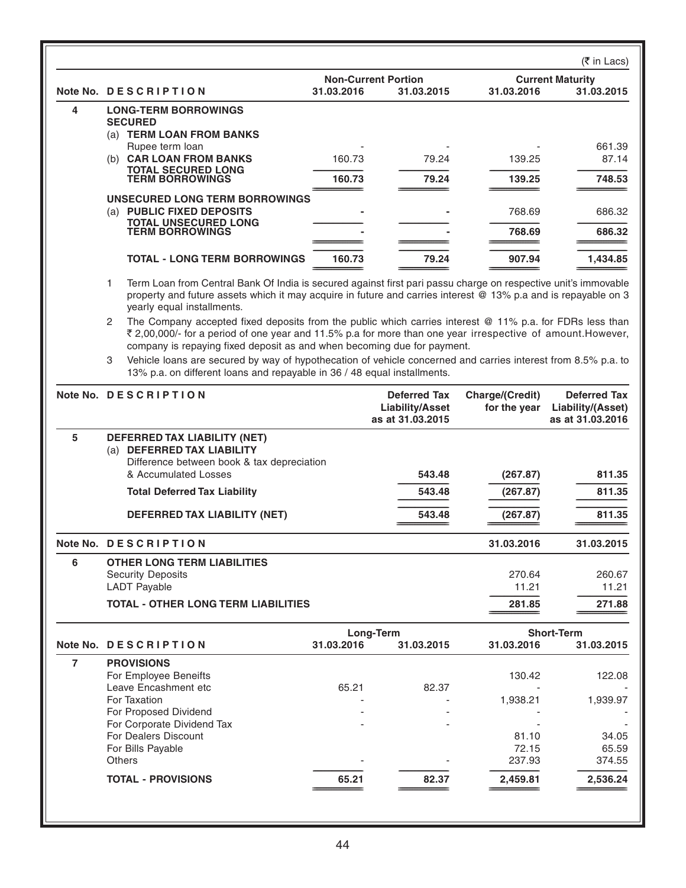(₹ in Lacs)

| Note No. | DESCRIPTION | Non-Current Portion | | Current Maturity | |
|---|---|---|---|---|---|
| | | 31.03.2016 | 31.03.2015 | 31.03.2016 | 31.03.2015 |
| 4 | **LONG-TERM BORROWINGS** | | | | |
| | **SECURED** | | | | |
| | (a) **TERM LOAN FROM BANKS** | | | | |
| | Rupee term loan | - | - | - | 661.39 |
| | (b) **CAR LOAN FROM BANKS** | 160.73 | 79.24 | 139.25 | 87.14 |
| | **TOTAL SECURED LONG TERM BORROWINGS** | **160.73** | **79.24** | **139.25** | **748.53** |
| | **UNSECURED LONG TERM BORROWINGS** | | | | |
| | (a) **PUBLIC FIXED DEPOSITS** | - | - | 768.69 | 686.32 |
| | **TOTAL UNSECURED LONG TERM BORROWINGS** | **-** | **-** | **768.69** | **686.32** |
| | **TOTAL - LONG TERM BORROWINGS** | **160.73** | **79.24** | **907.94** | **1,434.85** |

1. Term Loan from Central Bank Of India is secured against first pari passu charge on respective unit's immovable property and future assets which it may acquire in future and carries interest @ 13% p.a and is repayable on 3 yearly equal installments.
2. The Company accepted fixed deposits from the public which carries interest @ 11% p.a. for FDRs less than ₹ 2,00,000/- for a period of one year and 11.5% p.a for more than one year irrespective of amount.However, company is repaying fixed deposit as and when becoming due for payment.
3. Vehicle loans are secured by way of hypothecation of vehicle concerned and carries interest from 8.5% p.a. to 13% p.a. on different loans and repayable in 36 / 48 equal installments.

| Note No. | DESCRIPTION | Deferred Tax Liability/Asset as at 31.03.2015 | Charge/(Credit) for the year | Deferred Tax Liability/(Asset) as at 31.03.2016 |
|---|---|---|---|---|
| 5 | **DEFERRED TAX LIABILITY (NET)** | | | |
| | (a) **DEFERRED TAX LIABILITY** | | | |
| | Difference between book & tax depreciation & Accumulated Losses | **543.48** | **(267.87)** | **811.35** |
| | **Total Deferred Tax Liability** | **543.48** | **(267.87)** | **811.35** |
| | **DEFERRED TAX LIABILITY (NET)** | **543.48** | **(267.87)** | **811.35** |

| Note No. | DESCRIPTION | 31.03.2016 | 31.03.2015 |
|---|---|---|---|
| 6 | **OTHER LONG TERM LIABILITIES** | | |
| | Security Deposits | 270.64 | 260.67 |
| | LADT Payable | 11.21 | 11.21 |
| | **TOTAL - OTHER LONG TERM LIABILITIES** | **281.85** | **271.88** |

| Note No. | DESCRIPTION | Long-Term | | Short-Term | |
|---|---|---|---|---|---|
| | | 31.03.2016 | 31.03.2015 | 31.03.2016 | 31.03.2015 |
| 7 | **PROVISIONS** | | | | |
| | For Employee Beneifts | | | 130.42 | 122.08 |
| | Leave Encashment etc | 65.21 | 82.37 | - | - |
| | For Taxation | - | - | 1,938.21 | 1,939.97 |
| | For Proposed Dividend | - | - | - | - |
| | For Corporate Dividend Tax | - | - | - | - |
| | For Dealers Discount | | | 81.10 | 34.05 |
| | For Bills Payable | | | 72.15 | 65.59 |
| | Others | - | - | 237.93 | 374.55 |
| | **TOTAL - PROVISIONS** | **65.21** | **82.37** | **2,459.81** | **2,536.24** |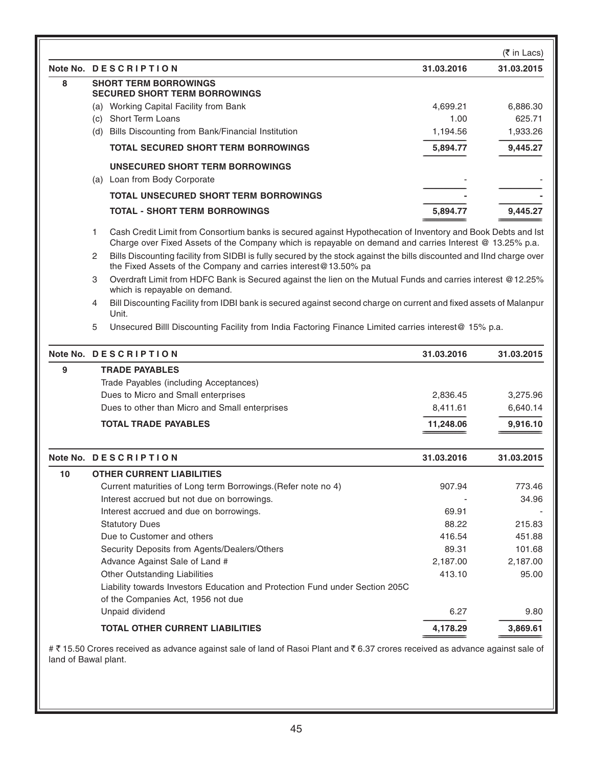(₹ in Lacs)

| Note No. | DESCRIPTION | 31.03.2016 | 31.03.2015 |
|---|---|---|---|
| 8 | **SHORT TERM BORROWINGS** | | |
| | **SECURED SHORT TERM BORROWINGS** | | |
| | (a) Working Capital Facility from Bank | 4,699.21 | 6,886.30 |
| | (c) Short Term Loans | 1.00 | 625.71 |
| | (d) Bills Discounting from Bank/Financial Institution | 1,194.56 | 1,933.26 |
| | **TOTAL SECURED SHORT TERM BORROWINGS** | **5,894.77** | **9,445.27** |
| | **UNSECURED SHORT TERM BORROWINGS** | | |
| | (a) Loan from Body Corporate | - | - |
| | **TOTAL UNSECURED SHORT TERM BORROWINGS** | **-** | **-** |
| | **TOTAL - SHORT TERM BORROWINGS** | **5,894.77** | **9,445.27** |

1. Cash Credit Limit from Consortium banks is secured against Hypothecation of Inventory and Book Debts and Ist Charge over Fixed Assets of the Company which is repayable on demand and carries Interest @ 13.25% p.a.
2. Bills Discounting facility from SIDBI is fully secured by the stock against the bills discounted and IInd charge over the Fixed Assets of the Company and carries interest@13.50% pa
3. Overdraft Limit from HDFC Bank is Secured against the lien on the Mutual Funds and carries interest @12.25% which is repayable on demand.
4. Bill Discounting Facility from IDBI bank is secured against second charge on current and fixed assets of Malanpur Unit.
5. Unsecured Billl Discounting Facility from India Factoring Finance Limited carries interest@ 15% p.a.

| Note No. | DESCRIPTION | 31.03.2016 | 31.03.2015 |
|---|---|---|---|
| 9 | **TRADE PAYABLES** | | |
| | Trade Payables (including Acceptances) | | |
| | Dues to Micro and Small enterprises | 2,836.45 | 3,275.96 |
| | Dues to other than Micro and Small enterprises | 8,411.61 | 6,640.14 |
| | **TOTAL TRADE PAYABLES** | **11,248.06** | **9,916.10** |

| Note No. | DESCRIPTION | 31.03.2016 | 31.03.2015 |
|---|---|---|---|
| 10 | **OTHER CURRENT LIABILITIES** | | |
| | Current maturities of Long term Borrowings.(Refer note no 4) | 907.94 | 773.46 |
| | Interest accrued but not due on borrowings. | - | 34.96 |
| | Interest accrued and due on borrowings. | 69.91 | - |
| | Statutory Dues | 88.22 | 215.83 |
| | Due to Customer and others | 416.54 | 451.88 |
| | Security Deposits from Agents/Dealers/Others | 89.31 | 101.68 |
| | Advance Against Sale of Land # | 2,187.00 | 2,187.00 |
| | Other Outstanding Liabilities | 413.10 | 95.00 |
| | Liability towards Investors Education and Protection Fund under Section 205C of the Companies Act, 1956 not due | | |
| | Unpaid dividend | 6.27 | 9.80 |
| | **TOTAL OTHER CURRENT LIABILITIES** | **4,178.29** | **3,869.61** |

# ₹ 15.50 Crores received as advance against sale of land of Rasoi Plant and ₹ 6.37 crores received as advance against sale of land of Bawal plant.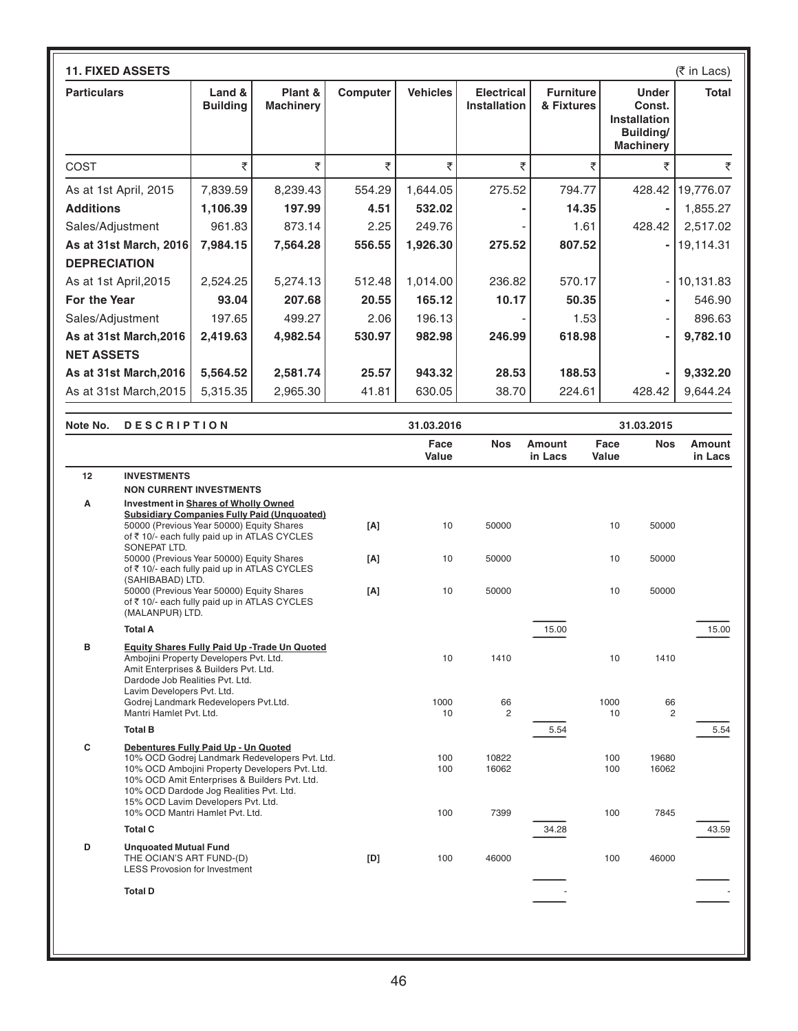**11. FIXED ASSETS** (₹ in Lacs)

| Particulars | Land & Building | Plant & Machinery | Computer | Vehicles | Electrical Installation | Furniture & Fixtures | Under Const. Installation Building/ Machinery | Total |
|---|---|---|---|---|---|---|---|---|
| COST | ₹ | ₹ | ₹ | ₹ | ₹ | ₹ | ₹ | ₹ |
| As at 1st April, 2015 | 7,839.59 | 8,239.43 | 554.29 | 1,644.05 | 275.52 | 794.77 | 428.42 | 19,776.07 |
| **Additions** | **1,106.39** | **197.99** | **4.51** | **532.02** | **-** | **14.35** | **-** | 1,855.27 |
| Sales/Adjustment | 961.83 | 873.14 | 2.25 | 249.76 | - | 1.61 | 428.42 | 2,517.02 |
| **As at 31st March, 2016** | **7,984.15** | **7,564.28** | **556.55** | **1,926.30** | **275.52** | **807.52** | **-** | 19,114.31 |
| **DEPRECIATION** | | | | | | | | |
| As at 1st April,2015 | 2,524.25 | 5,274.13 | 512.48 | 1,014.00 | 236.82 | 570.17 | - | 10,131.83 |
| **For the Year** | **93.04** | **207.68** | **20.55** | **165.12** | **10.17** | **50.35** | **-** | 546.90 |
| Sales/Adjustment | 197.65 | 499.27 | 2.06 | 196.13 | - | 1.53 | - | 896.63 |
| **As at 31st March,2016** | **2,419.63** | **4,982.54** | **530.97** | **982.98** | **246.99** | **618.98** | **-** | **9,782.10** |
| **NET ASSETS** | | | | | | | | |
| **As at 31st March,2016** | **5,564.52** | **2,581.74** | **25.57** | **943.32** | **28.53** | **188.53** | **-** | **9,332.20** |
| As at 31st March,2015 | 5,315.35 | 2,965.30 | 41.81 | 630.05 | 38.70 | 224.61 | 428.42 | 9,644.24 |

| Note No. | DESCRIPTION | | 31.03.2016 Face Value | 31.03.2016 Nos | 31.03.2016 Amount in Lacs | 31.03.2015 Face Value | 31.03.2015 Nos | 31.03.2015 Amount in Lacs |
|---|---|---|---|---|---|---|---|---|
| **12** | **INVESTMENTS** | | | | | | | |
| | **NON CURRENT INVESTMENTS** | | | | | | | |
| **A** | **Investment in Shares of Wholly Owned Subsidiary Companies Fully Paid (Unquoted)** | | | | | | | |
| | 50000 (Previous Year 50000) Equity Shares of ₹ 10/- each fully paid up in ATLAS CYCLES SONEPAT LTD. | [A] | 10 | 50000 | | 10 | 50000 | |
| | 50000 (Previous Year 50000) Equity Shares of ₹ 10/- each fully paid up in ATLAS CYCLES (SAHIBABAD) LTD. | [A] | 10 | 50000 | | 10 | 50000 | |
| | 50000 (Previous Year 50000) Equity Shares of ₹ 10/- each fully paid up in ATLAS CYCLES (MALANPUR) LTD. | [A] | 10 | 50000 | | 10 | 50000 | |
| | **Total A** | | | | 15.00 | | | 15.00 |
| **B** | **Equity Shares Fully Paid Up -Trade Un Quoted** | | | | | | | |
| | Ambojini Property Developers Pvt. Ltd. | | 10 | 1410 | | 10 | 1410 | |
| | Amit Enterprises & Builders Pvt. Ltd. | | | | | | | |
| | Dardode Job Realities Pvt. Ltd. | | | | | | | |
| | Lavim Developers Pvt. Ltd. | | | | | | | |
| | Godrej Landmark Redevelopers Pvt.Ltd. | | 1000 | 66 | | 1000 | 66 | |
| | Mantri Hamlet Pvt. Ltd. | | 10 | 2 | | 10 | 2 | |
| | **Total B** | | | | 5.54 | | | 5.54 |
| **C** | **Debentures Fully Paid Up - Un Quoted** | | | | | | | |
| | 10% OCD Godrej Landmark Redevelopers Pvt. Ltd. | | 100 | 10822 | | 100 | 19680 | |
| | 10% OCD Ambojini Property Developers Pvt. Ltd. | | 100 | 16062 | | 100 | 16062 | |
| | 10% OCD Amit Enterprises & Builders Pvt. Ltd. | | | | | | | |
| | 10% OCD Dardode Jog Realities Pvt. Ltd. | | | | | | | |
| | 15% OCD Lavim Developers Pvt. Ltd. | | | | | | | |
| | 10% OCD Mantri Hamlet Pvt. Ltd. | | 100 | 7399 | | 100 | 7845 | |
| | **Total C** | | | | 34.28 | | | 43.59 |
| **D** | **Unquoated Mutual Fund** | | | | | | | |
| | THE OCIAN'S ART FUND-(D) | [D] | 100 | 46000 | | 100 | 46000 | |
| | LESS Provosion for Investment | | | | | | | |
| | **Total D** | | | | - | | | - |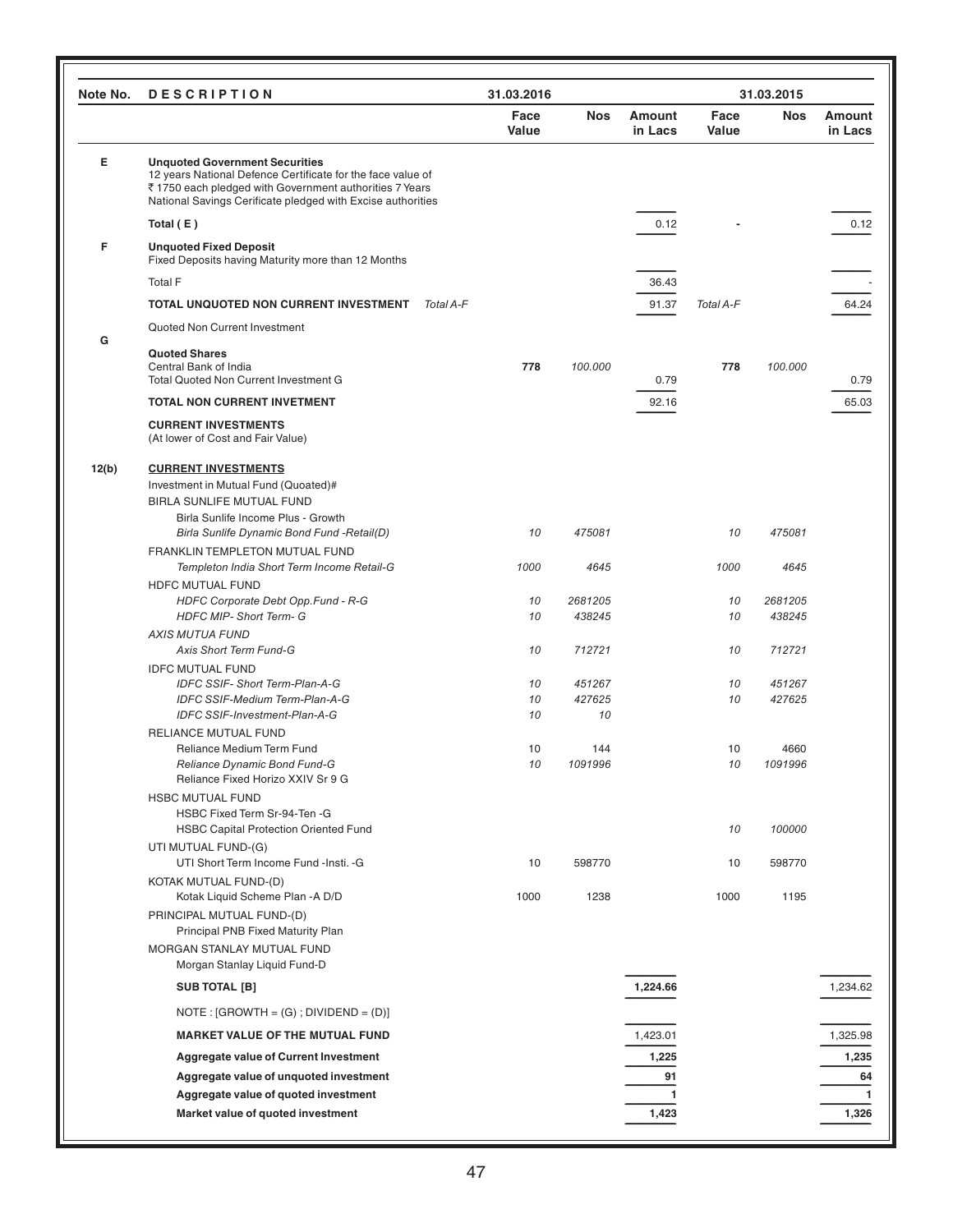| Note No. | DESCRIPTION | | 31.03.2016 | | | 31.03.2015 | | |
|---|---|---|---|---|---|---|---|---|
| | | | Face Value | Nos | Amount in Lacs | Face Value | Nos | Amount in Lacs |
| E | **Unquoted Government Securities** 12 years National Defence Certificate for the face value of ₹ 1750 each pledged with Government authorities 7 Years National Savings Cerificate pledged with Excise authorities | | | | | | | |
| | Total ( E ) | | | | 0.12 | - | | 0.12 |
| F | **Unquoted Fixed Deposit** Fixed Deposits having Maturity more than 12 Months | | | | | | | |
| | Total F | | | | 36.43 | | | - |
| | **TOTAL UNQUOTED NON CURRENT INVESTMENT** | *Total A-F* | | | 91.37 | *Total A-F* | | 64.24 |
| G | Quoted Non Current Investment | | | | | | | |
| | **Quoted Shares** | | | | | | | |
| | Central Bank of India | | **778** | *100.000* | | **778** | *100.000* | |
| | Total Quoted Non Current Investment G | | | | 0.79 | | | 0.79 |
| | **TOTAL NON CURRENT INVETMENT** | | | | 92.16 | | | 65.03 |
| | **CURRENT INVESTMENTS** (At lower of Cost and Fair Value) | | | | | | | |
| 12(b) | **CURRENT INVESTMENTS** | | | | | | | |
| | Investment in Mutual Fund (Quoted)# | | | | | | | |
| | BIRLA SUNLIFE MUTUAL FUND | | | | | | | |
| | Birla Sunlife Income Plus - Growth | | | | | | | |
| | *Birla Sunlife Dynamic Bond Fund -Retail(D)* | | *10* | *475081* | | *10* | *475081* | |
| | FRANKLIN TEMPLETON MUTUAL FUND | | | | | | | |
| | *Templeton India Short Term Income Retail-G* | | *1000* | *4645* | | *1000* | *4645* | |
| | HDFC MUTUAL FUND | | | | | | | |
| | *HDFC Corporate Debt Opp.Fund - R-G* | | *10* | *2681205* | | *10* | *2681205* | |
| | *HDFC MIP- Short Term- G* | | *10* | *438245* | | *10* | *438245* | |
| | *AXIS MUTUA FUND* | | | | | | | |
| | *Axis Short Term Fund-G* | | *10* | *712721* | | *10* | *712721* | |
| | IDFC MUTUAL FUND | | | | | | | |
| | *IDFC SSIF- Short Term-Plan-A-G* | | *10* | *451267* | | *10* | *451267* | |
| | *IDFC SSIF-Medium Term-Plan-A-G* | | *10* | *427625* | | *10* | *427625* | |
| | *IDFC SSIF-Investment-Plan-A-G* | | *10* | *10* | | | | |
| | RELIANCE MUTUAL FUND | | | | | | | |
| | Reliance Medium Term Fund | | 10 | 144 | | 10 | 4660 | |
| | *Reliance Dynamic Bond Fund-G* | | *10* | *1091996* | | *10* | *1091996* | |
| | Reliance Fixed Horizo XXIV Sr 9 G | | | | | | | |
| | HSBC MUTUAL FUND | | | | | | | |
| | HSBC Fixed Term Sr-94-Ten -G | | | | | | | |
| | HSBC Capital Protection Oriented Fund | | | | | *10* | *100000* | |
| | UTI MUTUAL FUND-(G) | | | | | | | |
| | UTI Short Term Income Fund -Insti. -G | | 10 | 598770 | | 10 | 598770 | |
| | KOTAK MUTUAL FUND-(D) | | | | | | | |
| | Kotak Liquid Scheme Plan -A D/D | | 1000 | 1238 | | 1000 | 1195 | |
| | PRINCIPAL MUTUAL FUND-(D) | | | | | | | |
| | Principal PNB Fixed Maturity Plan | | | | | | | |
| | MORGAN STANLAY MUTUAL FUND | | | | | | | |
| | Morgan Stanlay Liquid Fund-D | | | | | | | |
| | **SUB TOTAL [B]** | | | | **1,224.66** | | | 1,234.62 |
| | NOTE : [GROWTH = (G) ; DIVIDEND = (D)] | | | | | | | |
| | **MARKET VALUE OF THE MUTUAL FUND** | | | | 1,423.01 | | | 1,325.98 |
| | **Aggregate value of Current Investment** | | | | **1,225** | | | **1,235** |
| | **Aggregate value of unquoted investment** | | | | **91** | | | **64** |
| | **Aggregate value of quoted investment** | | | | **1** | | | **1** |
| | **Market value of quoted investment** | | | | **1,423** | | | **1,326** |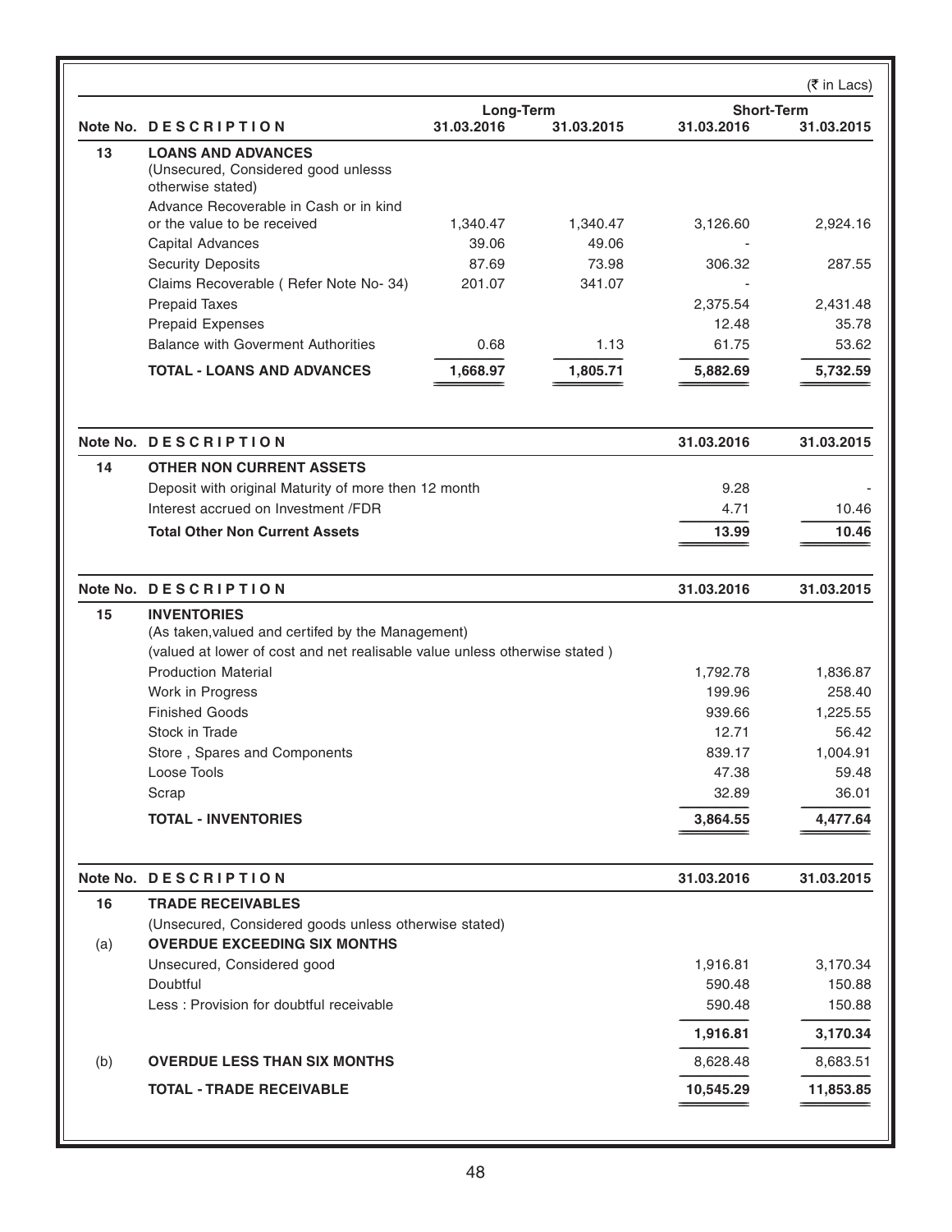(₹ in Lacs)

| Note No. | DESCRIPTION | Long-Term | | Short-Term | |
|---|---|---|---|---|---|
| | | 31.03.2016 | 31.03.2015 | 31.03.2016 | 31.03.2015 |
| 13 | **LOANS AND ADVANCES** (Unsecured, Considered good unlesss otherwise stated) | | | | |
| | Advance Recoverable in Cash or in kind or the value to be received | 1,340.47 | 1,340.47 | 3,126.60 | 2,924.16 |
| | Capital Advances | 39.06 | 49.06 | - | |
| | Security Deposits | 87.69 | 73.98 | 306.32 | 287.55 |
| | Claims Recoverable ( Refer Note No- 34) | 201.07 | 341.07 | - | |
| | Prepaid Taxes | | | 2,375.54 | 2,431.48 |
| | Prepaid Expenses | | | 12.48 | 35.78 |
| | Balance with Goverment Authorities | 0.68 | 1.13 | 61.75 | 53.62 |
| | **TOTAL - LOANS AND ADVANCES** | **1,668.97** | **1,805.71** | **5,882.69** | **5,732.59** |

| Note No. | DESCRIPTION | 31.03.2016 | 31.03.2015 |
|---|---|---|---|
| 14 | **OTHER NON CURRENT ASSETS** | | |
| | Deposit with original Maturity of more then 12 month | 9.28 | - |
| | Interest accrued on Investment /FDR | 4.71 | 10.46 |
| | **Total Other Non Current Assets** | **13.99** | **10.46** |

| Note No. | DESCRIPTION | 31.03.2016 | 31.03.2015 |
|---|---|---|---|
| 15 | **INVENTORIES** | | |
| | (As taken,valued and certifed by the Management) | | |
| | (valued at lower of cost and net realisable value unless otherwise stated ) | | |
| | Production Material | 1,792.78 | 1,836.87 |
| | Work in Progress | 199.96 | 258.40 |
| | Finished Goods | 939.66 | 1,225.55 |
| | Stock in Trade | 12.71 | 56.42 |
| | Store , Spares and Components | 839.17 | 1,004.91 |
| | Loose Tools | 47.38 | 59.48 |
| | Scrap | 32.89 | 36.01 |
| | **TOTAL - INVENTORIES** | **3,864.55** | **4,477.64** |

| Note No. | DESCRIPTION | 31.03.2016 | 31.03.2015 |
|---|---|---|---|
| 16 | **TRADE RECEIVABLES** | | |
| | (Unsecured, Considered goods unless otherwise stated) | | |
| (a) | **OVERDUE EXCEEDING SIX MONTHS** | | |
| | Unsecured, Considered good | 1,916.81 | 3,170.34 |
| | Doubtful | 590.48 | 150.88 |
| | Less : Provision for doubtful receivable | 590.48 | 150.88 |
| | | **1,916.81** | **3,170.34** |
| (b) | **OVERDUE LESS THAN SIX MONTHS** | 8,628.48 | 8,683.51 |
| | **TOTAL - TRADE RECEIVABLE** | **10,545.29** | **11,853.85** |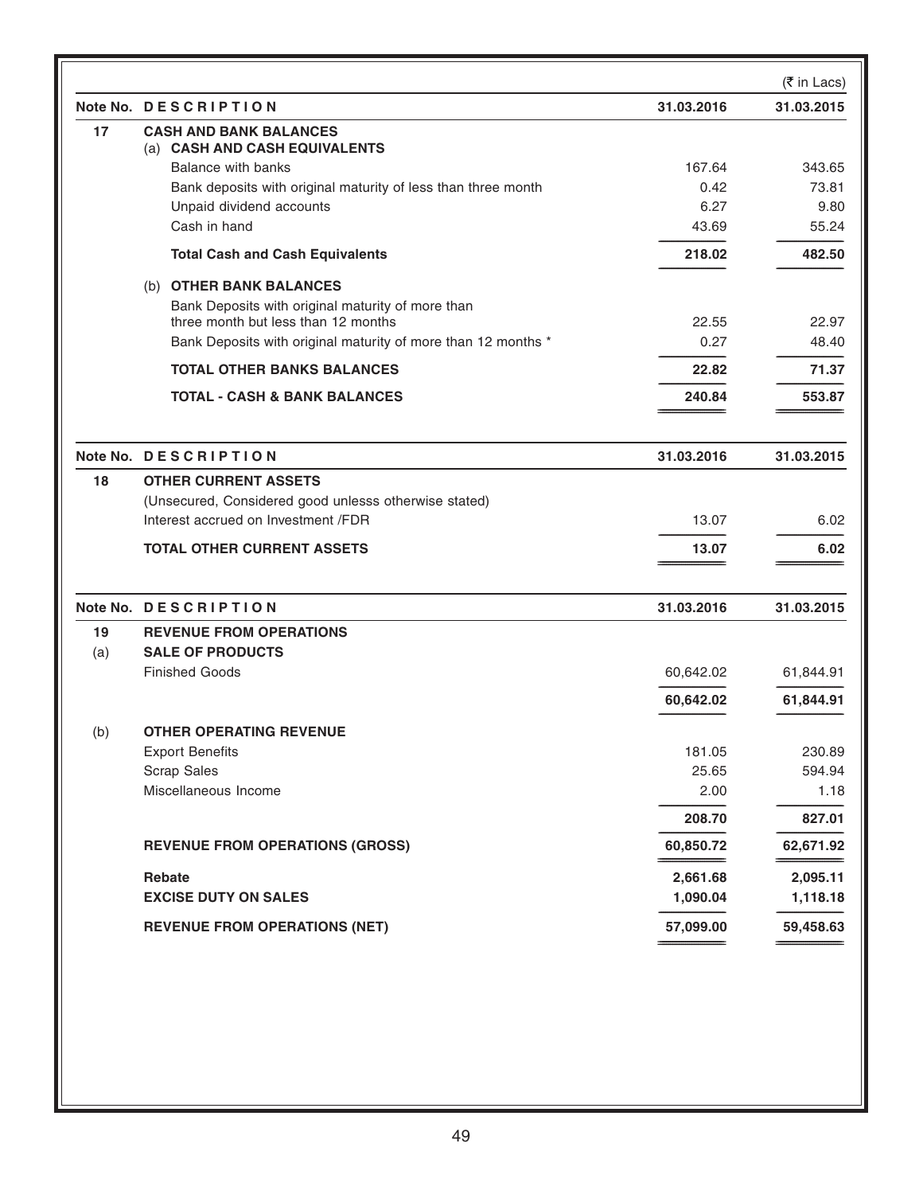(₹ in Lacs)

| Note No. | DESCRIPTION | 31.03.2016 | 31.03.2015 |
|---|---|---|---|
| 17 | **CASH AND BANK BALANCES** | | |
| | (a) **CASH AND CASH EQUIVALENTS** | | |
| | Balance with banks | 167.64 | 343.65 |
| | Bank deposits with original maturity of less than three month | 0.42 | 73.81 |
| | Unpaid dividend accounts | 6.27 | 9.80 |
| | Cash in hand | 43.69 | 55.24 |
| | **Total Cash and Cash Equivalents** | **218.02** | **482.50** |
| | (b) **OTHER BANK BALANCES** | | |
| | Bank Deposits with original maturity of more than three month but less than 12 months | 22.55 | 22.97 |
| | Bank Deposits with original maturity of more than 12 months * | 0.27 | 48.40 |
| | **TOTAL OTHER BANKS BALANCES** | **22.82** | **71.37** |
| | **TOTAL - CASH & BANK BALANCES** | **240.84** | **553.87** |

| Note No. | DESCRIPTION | 31.03.2016 | 31.03.2015 |
|---|---|---|---|
| 18 | **OTHER CURRENT ASSETS** | | |
| | (Unsecured, Considered good unlesss otherwise stated) | | |
| | Interest accrued on Investment /FDR | 13.07 | 6.02 |
| | **TOTAL OTHER CURRENT ASSETS** | **13.07** | **6.02** |

| Note No. | DESCRIPTION | 31.03.2016 | 31.03.2015 |
|---|---|---|---|
| 19 | **REVENUE FROM OPERATIONS** | | |
| (a) | **SALE OF PRODUCTS** | | |
| | Finished Goods | 60,642.02 | 61,844.91 |
| | | **60,642.02** | **61,844.91** |
| (b) | **OTHER OPERATING REVENUE** | | |
| | Export Benefits | 181.05 | 230.89 |
| | Scrap Sales | 25.65 | 594.94 |
| | Miscellaneous Income | 2.00 | 1.18 |
| | | **208.70** | **827.01** |
| | **REVENUE FROM OPERATIONS (GROSS)** | **60,850.72** | **62,671.92** |
| | **Rebate** | **2,661.68** | **2,095.11** |
| | **EXCISE DUTY ON SALES** | **1,090.04** | **1,118.18** |
| | **REVENUE FROM OPERATIONS (NET)** | **57,099.00** | **59,458.63** |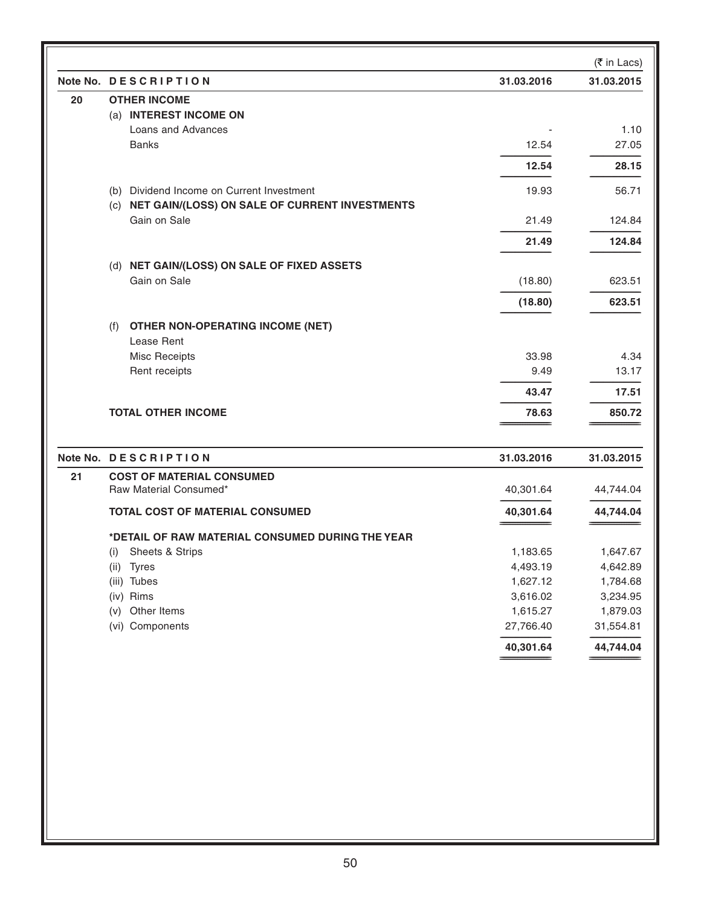(₹ in Lacs)

| Note No. | DESCRIPTION | 31.03.2016 | 31.03.2015 |
|---|---|---|---|
| 20 | **OTHER INCOME** | | |
| | (a) **INTEREST INCOME ON** | | |
| | Loans and Advances | - | 1.10 |
| | Banks | 12.54 | 27.05 |
| | | **12.54** | **28.15** |
| | (b) Dividend Income on Current Investment | 19.93 | 56.71 |
| | (c) **NET GAIN/(LOSS) ON SALE OF CURRENT INVESTMENTS** | | |
| | Gain on Sale | 21.49 | 124.84 |
| | | **21.49** | **124.84** |
| | (d) **NET GAIN/(LOSS) ON SALE OF FIXED ASSETS** | | |
| | Gain on Sale | (18.80) | 623.51 |
| | | **(18.80)** | **623.51** |
| | (f) **OTHER NON-OPERATING INCOME (NET)** | | |
| | Lease Rent | | |
| | Misc Receipts | 33.98 | 4.34 |
| | Rent receipts | 9.49 | 13.17 |
| | | **43.47** | **17.51** |
| | **TOTAL OTHER INCOME** | **78.63** | **850.72** |

| Note No. | DESCRIPTION | 31.03.2016 | 31.03.2015 |
|---|---|---|---|
| 21 | **COST OF MATERIAL CONSUMED** | | |
| | Raw Material Consumed* | 40,301.64 | 44,744.04 |
| | **TOTAL COST OF MATERIAL CONSUMED** | **40,301.64** | **44,744.04** |
| | ***DETAIL OF RAW MATERIAL CONSUMED DURING THE YEAR** | | |
| | (i) Sheets & Strips | 1,183.65 | 1,647.67 |
| | (ii) Tyres | 4,493.19 | 4,642.89 |
| | (iii) Tubes | 1,627.12 | 1,784.68 |
| | (iv) Rims | 3,616.02 | 3,234.95 |
| | (v) Other Items | 1,615.27 | 1,879.03 |
| | (vi) Components | 27,766.40 | 31,554.81 |
| | | **40,301.64** | **44,744.04** |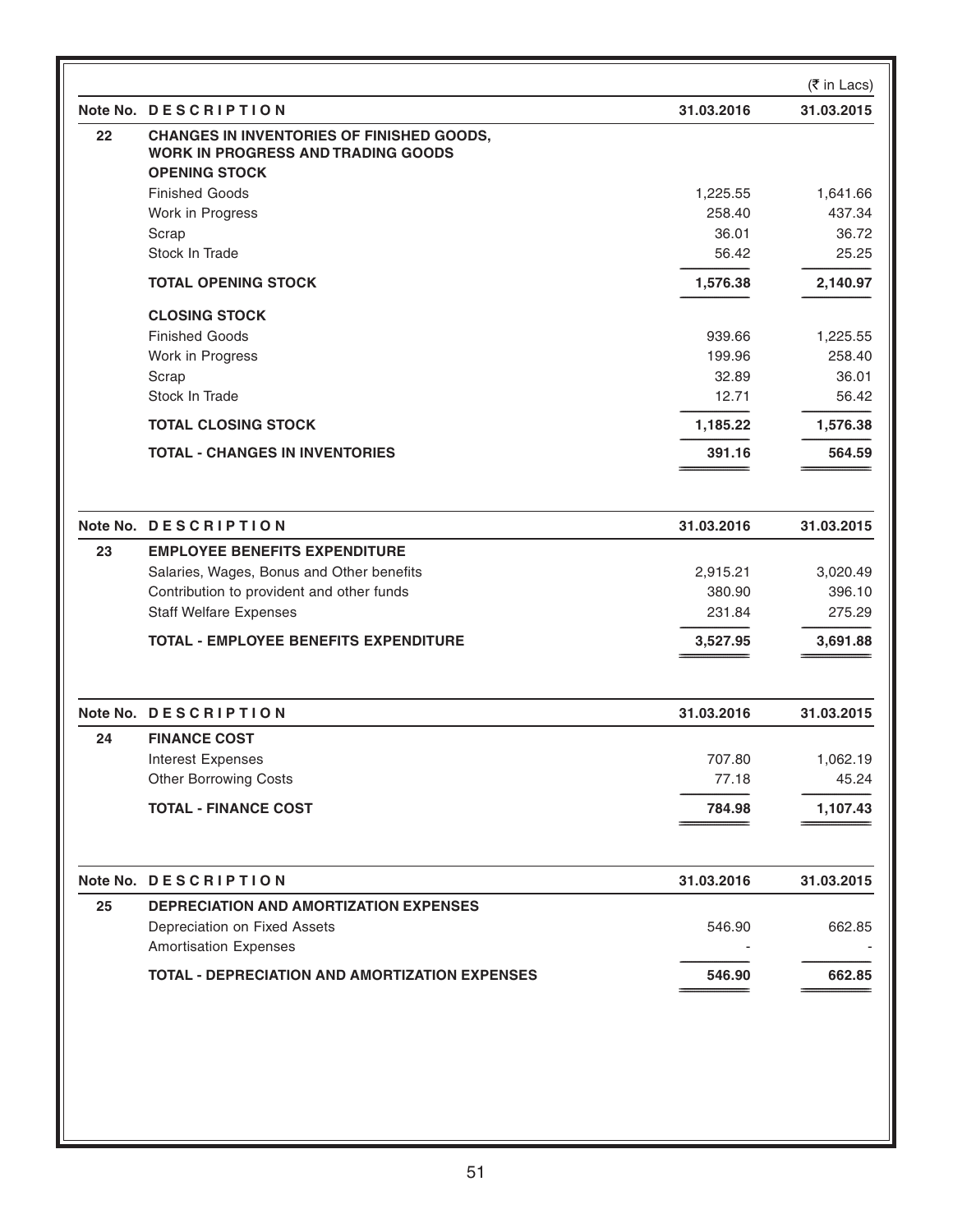(₹ in Lacs)

| Note No. | DESCRIPTION | 31.03.2016 | 31.03.2015 |
|---|---|---|---|
| 22 | **CHANGES IN INVENTORIES OF FINISHED GOODS, WORK IN PROGRESS AND TRADING GOODS** | | |
| | **OPENING STOCK** | | |
| | Finished Goods | 1,225.55 | 1,641.66 |
| | Work in Progress | 258.40 | 437.34 |
| | Scrap | 36.01 | 36.72 |
| | Stock In Trade | 56.42 | 25.25 |
| | **TOTAL OPENING STOCK** | **1,576.38** | **2,140.97** |
| | **CLOSING STOCK** | | |
| | Finished Goods | 939.66 | 1,225.55 |
| | Work in Progress | 199.96 | 258.40 |
| | Scrap | 32.89 | 36.01 |
| | Stock In Trade | 12.71 | 56.42 |
| | **TOTAL CLOSING STOCK** | **1,185.22** | **1,576.38** |
| | **TOTAL - CHANGES IN INVENTORIES** | **391.16** | **564.59** |

| Note No. | DESCRIPTION | 31.03.2016 | 31.03.2015 |
|---|---|---|---|
| 23 | **EMPLOYEE BENEFITS EXPENDITURE** | | |
| | Salaries, Wages, Bonus and Other benefits | 2,915.21 | 3,020.49 |
| | Contribution to provident and other funds | 380.90 | 396.10 |
| | Staff Welfare Expenses | 231.84 | 275.29 |
| | **TOTAL - EMPLOYEE BENEFITS EXPENDITURE** | **3,527.95** | **3,691.88** |

| Note No. | DESCRIPTION | 31.03.2016 | 31.03.2015 |
|---|---|---|---|
| 24 | **FINANCE COST** | | |
| | Interest Expenses | 707.80 | 1,062.19 |
| | Other Borrowing Costs | 77.18 | 45.24 |
| | **TOTAL - FINANCE COST** | **784.98** | **1,107.43** |

| Note No. | DESCRIPTION | 31.03.2016 | 31.03.2015 |
|---|---|---|---|
| 25 | **DEPRECIATION AND AMORTIZATION EXPENSES** | | |
| | Depreciation on Fixed Assets | 546.90 | 662.85 |
| | Amortisation Expenses | - | - |
| | **TOTAL - DEPRECIATION AND AMORTIZATION EXPENSES** | **546.90** | **662.85** |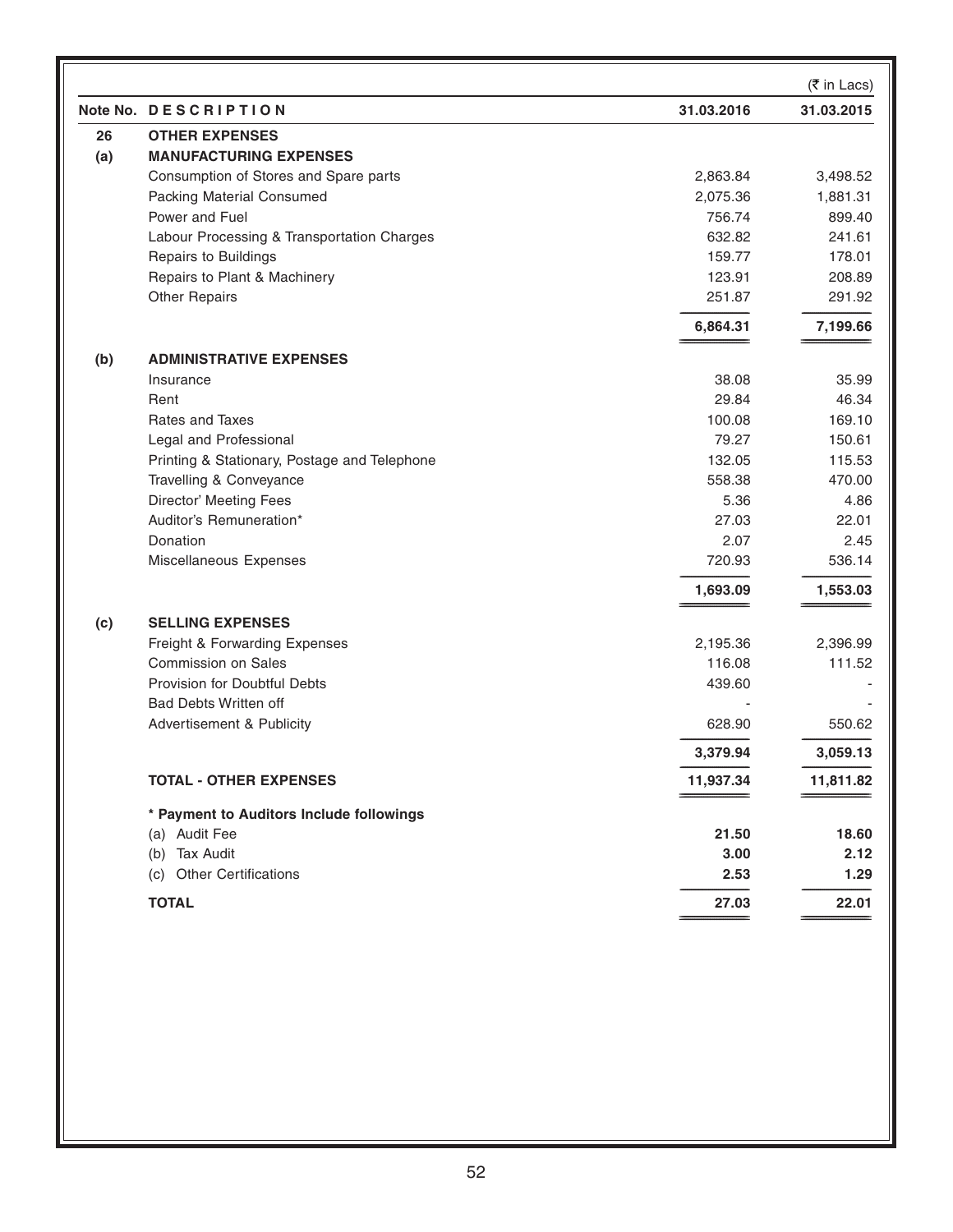(₹ in Lacs)

| Note No. | DESCRIPTION | 31.03.2016 | 31.03.2015 |
|---|---|---|---|
| **26** | **OTHER EXPENSES** | | |
| **(a)** | **MANUFACTURING EXPENSES** | | |
| | Consumption of Stores and Spare parts | 2,863.84 | 3,498.52 |
| | Packing Material Consumed | 2,075.36 | 1,881.31 |
| | Power and Fuel | 756.74 | 899.40 |
| | Labour Processing & Transportation Charges | 632.82 | 241.61 |
| | Repairs to Buildings | 159.77 | 178.01 |
| | Repairs to Plant & Machinery | 123.91 | 208.89 |
| | Other Repairs | 251.87 | 291.92 |
| | | **6,864.31** | **7,199.66** |
| **(b)** | **ADMINISTRATIVE EXPENSES** | | |
| | Insurance | 38.08 | 35.99 |
| | Rent | 29.84 | 46.34 |
| | Rates and Taxes | 100.08 | 169.10 |
| | Legal and Professional | 79.27 | 150.61 |
| | Printing & Stationary, Postage and Telephone | 132.05 | 115.53 |
| | Travelling & Conveyance | 558.38 | 470.00 |
| | Director' Meeting Fees | 5.36 | 4.86 |
| | Auditor's Remuneration* | 27.03 | 22.01 |
| | Donation | 2.07 | 2.45 |
| | Miscellaneous Expenses | 720.93 | 536.14 |
| | | **1,693.09** | **1,553.03** |
| **(c)** | **SELLING EXPENSES** | | |
| | Freight & Forwarding Expenses | 2,195.36 | 2,396.99 |
| | Commission on Sales | 116.08 | 111.52 |
| | Provision for Doubtful Debts | 439.60 | - |
| | Bad Debts Written off | - | - |
| | Advertisement & Publicity | 628.90 | 550.62 |
| | | **3,379.94** | **3,059.13** |
| | **TOTAL - OTHER EXPENSES** | **11,937.34** | **11,811.82** |
| | **\* Payment to Auditors Include followings** | | |
| | (a) Audit Fee | **21.50** | **18.60** |
| | (b) Tax Audit | **3.00** | **2.12** |
| | (c) Other Certifications | **2.53** | **1.29** |
| | **TOTAL** | **27.03** | **22.01** |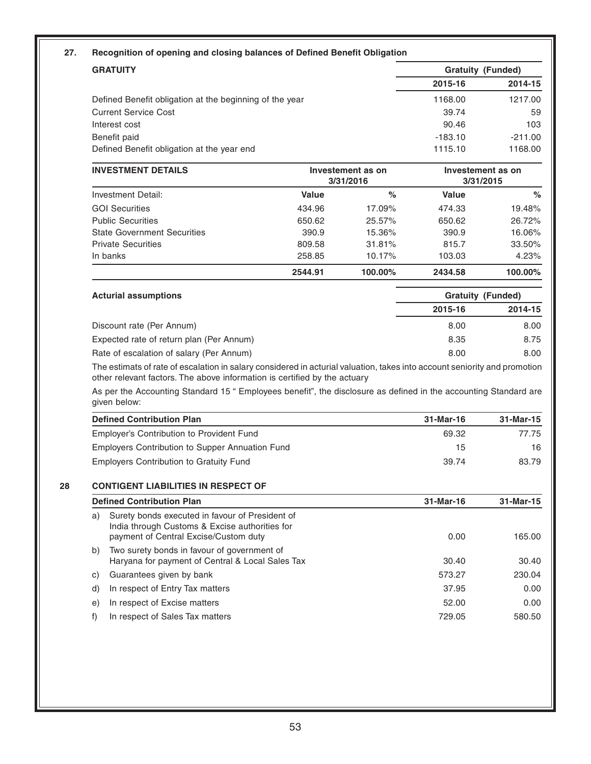## 27. Recognition of opening and closing balances of Defined Benefit Obligation

| GRATUITY | Gratuity (Funded) | |
|---|---|---|
| | 2015-16 | 2014-15 |
| Defined Benefit obligation at the beginning of the year | 1168.00 | 1217.00 |
| Current Service Cost | 39.74 | 59 |
| Interest cost | 90.46 | 103 |
| Benefit paid | -183.10 | -211.00 |
| Defined Benefit obligation at the year end | 1115.10 | 1168.00 |

| INVESTMENT DETAILS | Investement as on 3/31/2016 | | Investement as on 3/31/2015 | |
|---|---|---|---|---|
| Investment Detail: | Value | % | Value | % |
| GOI Securities | 434.96 | 17.09% | 474.33 | 19.48% |
| Public Securities | 650.62 | 25.57% | 650.62 | 26.72% |
| State Government Securities | 390.9 | 15.36% | 390.9 | 16.06% |
| Private Securities | 809.58 | 31.81% | 815.7 | 33.50% |
| In banks | 258.85 | 10.17% | 103.03 | 4.23% |
| | **2544.91** | **100.00%** | **2434.58** | **100.00%** |

| Acturial assumptions | Gratuity (Funded) | |
|---|---|---|
| | 2015-16 | 2014-15 |
| Discount rate (Per Annum) | 8.00 | 8.00 |
| Expected rate of return plan (Per Annum) | 8.35 | 8.75 |
| Rate of escalation of salary (Per Annum) | 8.00 | 8.00 |

The estimates of rate of escalation in salary considered in acturial valuation, takes into account seniority and promotion other relevant factors. The above information is certified by the actuary

As per the Accounting Standard 15 " Employees benefit", the disclosure as defined in the accounting Standard are given below:

| Defined Contribution Plan | 31-Mar-16 | 31-Mar-15 |
|---|---|---|
| Employer's Contribution to Provident Fund | 69.32 | 77.75 |
| Employers Contribution to Supper Annuation Fund | 15 | 16 |
| Employers Contribution to Gratuity Fund | 39.74 | 83.79 |

## 28 CONTIGENT LIABILITIES IN RESPECT OF

| Defined Contribution Plan | 31-Mar-16 | 31-Mar-15 |
|---|---|---|
| a) Surety bonds executed in favour of President of India through Customs & Excise authorities for payment of Central Excise/Custom duty | 0.00 | 165.00 |
| b) Two surety bonds in favour of government of Haryana for payment of Central & Local Sales Tax | 30.40 | 30.40 |
| c) Guarantees given by bank | 573.27 | 230.04 |
| d) In respect of Entry Tax matters | 37.95 | 0.00 |
| e) In respect of Excise matters | 52.00 | 0.00 |
| f) In respect of Sales Tax matters | 729.05 | 580.50 |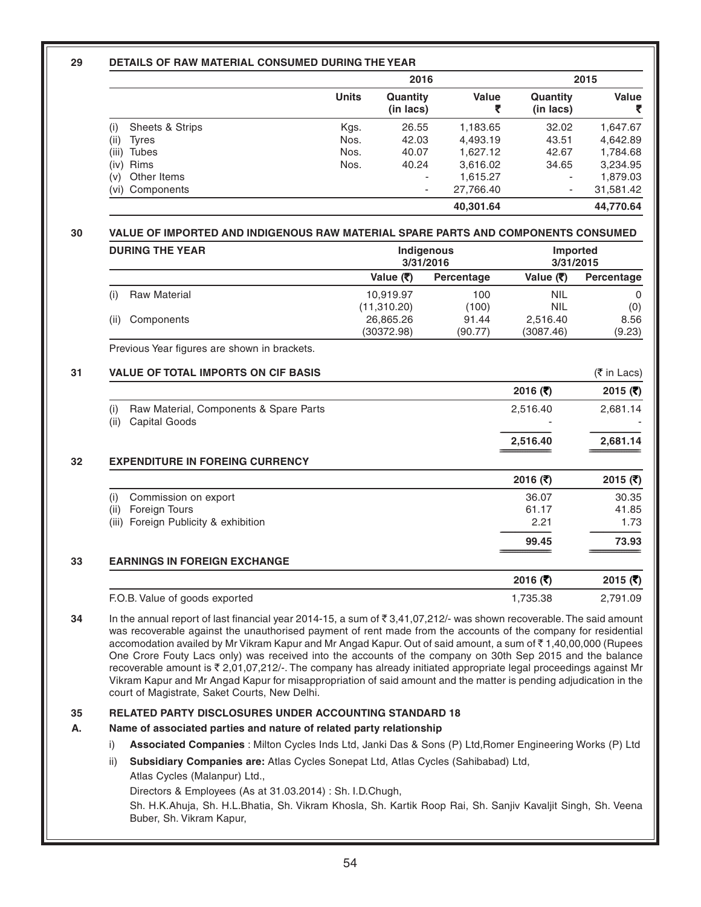**29 DETAILS OF RAW MATERIAL CONSUMED DURING THE YEAR**

| | Units | 2016 Quantity (in lacs) | 2016 Value ₹ | 2015 Quantity (in lacs) | 2015 Value ₹ |
|---|---|---|---|---|---|
| (i) Sheets & Strips | Kgs. | 26.55 | 1,183.65 | 32.02 | 1,647.67 |
| (ii) Tyres | Nos. | 42.03 | 4,493.19 | 43.51 | 4,642.89 |
| (iii) Tubes | Nos. | 40.07 | 1,627.12 | 42.67 | 1,784.68 |
| (iv) Rims | Nos. | 40.24 | 3,616.02 | 34.65 | 3,234.95 |
| (v) Other Items | | - | 1,615.27 | - | 1,879.03 |
| (vi) Components | | - | 27,766.40 | - | 31,581.42 |
| | | | **40,301.64** | | **44,770.64** |

**30 VALUE OF IMPORTED AND INDIGENOUS RAW MATERIAL SPARE PARTS AND COMPONENTS CONSUMED DURING THE YEAR**

| | Indigenous 3/31/2016 | | Imported 3/31/2015 | |
|---|---|---|---|---|
| | Value (₹) | Percentage | Value (₹) | Percentage |
| (i) Raw Material | 10,919.97 | 100 | NIL | 0 |
| | (11,310.20) | (100) | NIL | (0) |
| (ii) Components | 26,865.26 | 91.44 | 2,516.40 | 8.56 |
| | (30372.98) | (90.77) | (3087.46) | (9.23) |

Previous Year figures are shown in brackets.

**31 VALUE OF TOTAL IMPORTS ON CIF BASIS** (₹ in Lacs)

| | 2016 (₹) | 2015 (₹) |
|---|---|---|
| (i) Raw Material, Components & Spare Parts | 2,516.40 | 2,681.14 |
| (ii) Capital Goods | - | - |
| | **2,516.40** | **2,681.14** |

**32 EXPENDITURE IN FOREING CURRENCY**

| | 2016 (₹) | 2015 (₹) |
|---|---|---|
| (i) Commission on export | 36.07 | 30.35 |
| (ii) Foreign Tours | 61.17 | 41.85 |
| (iii) Foreign Publicity & exhibition | 2.21 | 1.73 |
| | **99.45** | **73.93** |

**33 EARNINGS IN FOREIGN EXCHANGE**

| | 2016 (₹) | 2015 (₹) |
|---|---|---|
| F.O.B. Value of goods exported | 1,735.38 | 2,791.09 |

**34** In the annual report of last financial year 2014-15, a sum of ₹ 3,41,07,212/- was shown recoverable. The said amount was recoverable against the unauthorised payment of rent made from the accounts of the company for residential accomodation availed by Mr Vikram Kapur and Mr Angad Kapur. Out of said amount, a sum of ₹ 1,40,00,000 (Rupees One Crore Fouty Lacs only) was received into the accounts of the company on 30th Sep 2015 and the balance recoverable amount is ₹ 2,01,07,212/-. The company has already initiated appropriate legal proceedings against Mr Vikram Kapur and Mr Angad Kapur for misappropriation of said amount and the matter is pending adjudication in the court of Magistrate, Saket Courts, New Delhi.

**35 RELATED PARTY DISCLOSURES UNDER ACCOUNTING STANDARD 18**

**A. Name of associated parties and nature of related party relationship**

i) **Associated Companies** : Milton Cycles Inds Ltd, Janki Das & Sons (P) Ltd,Romer Engineering Works (P) Ltd

ii) **Subsidiary Companies are:** Atlas Cycles Sonepat Ltd, Atlas Cycles (Sahibabad) Ltd,
Atlas Cycles (Malanpur) Ltd.,
Directors & Employees (As at 31.03.2014) : Sh. I.D.Chugh,
Sh. H.K.Ahuja, Sh. H.L.Bhatia, Sh. Vikram Khosla, Sh. Kartik Roop Rai, Sh. Sanjiv Kavaljit Singh, Sh. Veena Buber, Sh. Vikram Kapur,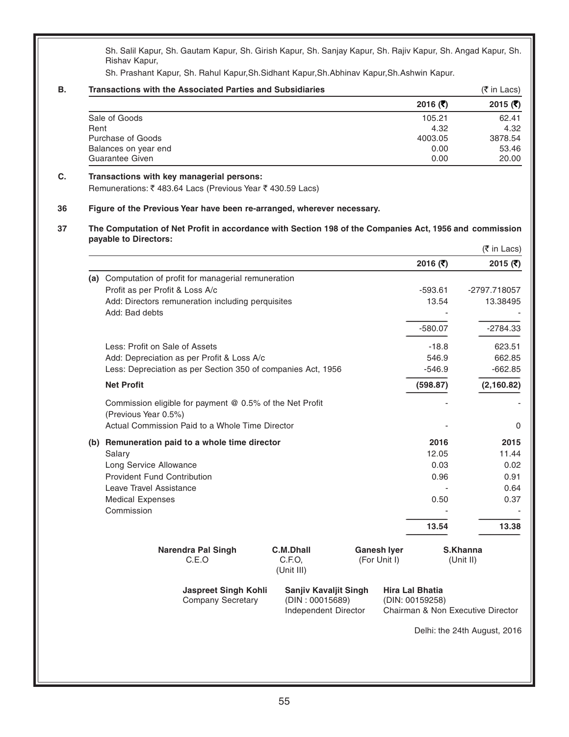Sh. Salil Kapur, Sh. Gautam Kapur, Sh. Girish Kapur, Sh. Sanjay Kapur, Sh. Rajiv Kapur, Sh. Angad Kapur, Sh. Rishav Kapur,

Sh. Prashant Kapur, Sh. Rahul Kapur,Sh.Sidhant Kapur,Sh.Abhinav Kapur,Sh.Ashwin Kapur.

**B. Transactions with the Associated Parties and Subsidiaries** (₹ in Lacs)

| | 2016 (₹) | 2015 (₹) |
|---|---|---|
| Sale of Goods | 105.21 | 62.41 |
| Rent | 4.32 | 4.32 |
| Purchase of Goods | 4003.05 | 3878.54 |
| Balances on year end | 0.00 | 53.46 |
| Guarantee Given | 0.00 | 20.00 |

**C. Transactions with key managerial persons:**

Remunerations: ₹ 483.64 Lacs (Previous Year ₹ 430.59 Lacs)

**36 Figure of the Previous Year have been re-arranged, wherever necessary.**

**37 The Computation of Net Profit in accordance with Section 198 of the Companies Act, 1956 and commission payable to Directors:**

(₹ in Lacs)

| | 2016 (₹) | 2015 (₹) |
|---|---|---|
| **(a)** Computation of profit for managerial remuneration | | |
| Profit as per Profit & Loss A/c | -593.61 | -2797.718057 |
| Add: Directors remuneration including perquisites | 13.54 | 13.38495 |
| Add: Bad debts | - | - |
| | -580.07 | -2784.33 |
| Less: Profit on Sale of Assets | -18.8 | 623.51 |
| Add: Depreciation as per Profit & Loss A/c | 546.9 | 662.85 |
| Less: Depreciation as per Section 350 of companies Act, 1956 | -546.9 | -662.85 |
| **Net Profit** | **(598.87)** | **(2,160.82)** |
| Commission eligible for payment @ 0.5% of the Net Profit (Previous Year 0.5%) | - | - |
| Actual Commission Paid to a Whole Time Director | - | 0 |
| **(b) Remuneration paid to a whole time director** | **2016** | **2015** |
| Salary | 12.05 | 11.44 |
| Long Service Allowance | 0.03 | 0.02 |
| Provident Fund Contribution | 0.96 | 0.91 |
| Leave Travel Assistance | - | 0.64 |
| Medical Expenses | 0.50 | 0.37 |
| Commission | - | - |
| | **13.54** | **13.38** |

| | | | |
|---|---|---|---|
| **Narendra Pal Singh**<br>C.E.O | **C.M.Dhall**<br>C.F.O,<br>(Unit III) | **Ganesh Iyer**<br>(For Unit I) | **S.Khanna**<br>(Unit II) |

| | | |
|---|---|---|
| **Jaspreet Singh Kohli**<br>Company Secretary | **Sanjiv Kavaljit Singh**<br>(DIN : 00015689)<br>Independent Director | **Hira Lal Bhatia**<br>(DIN: 00159258)<br>Chairman & Non Executive Director |

Delhi: the 24th August, 2016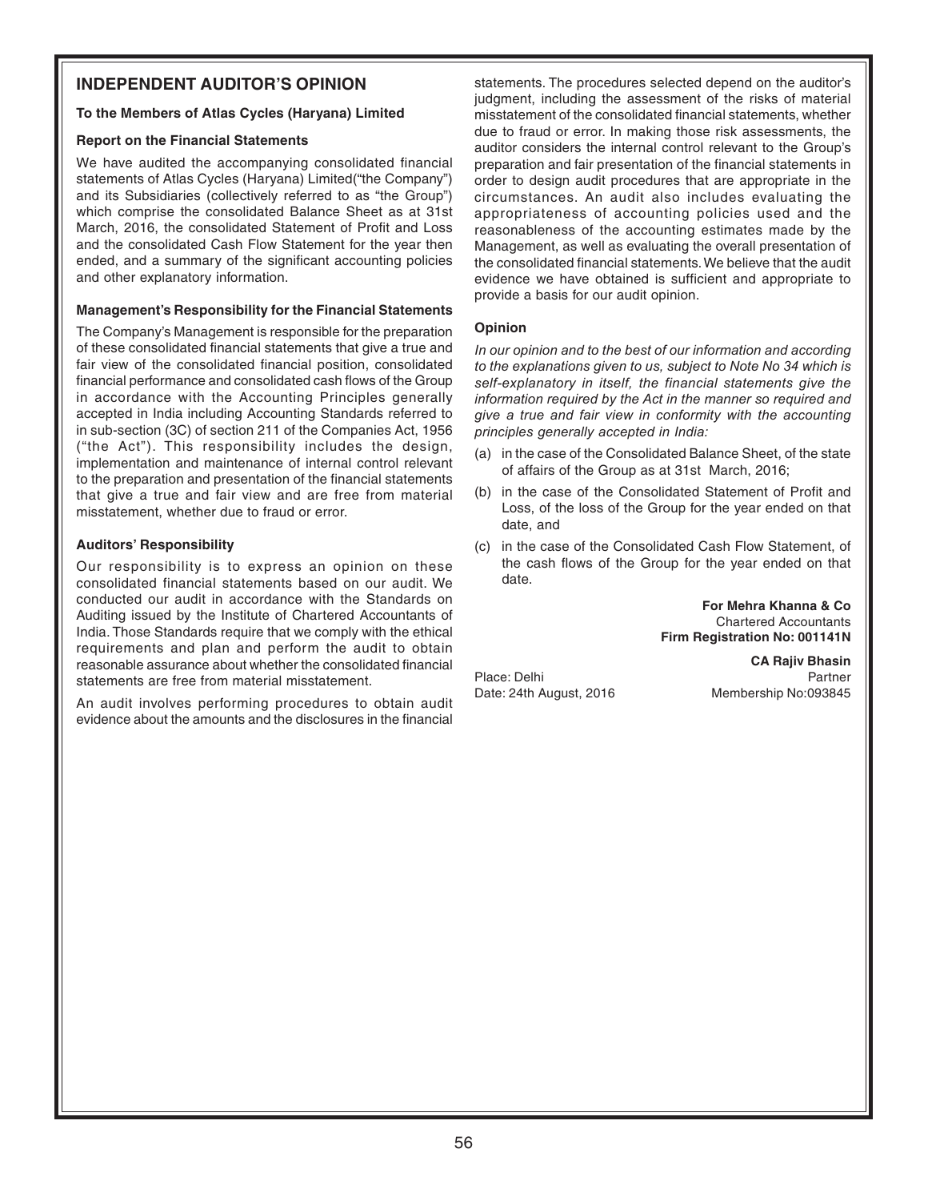## INDEPENDENT AUDITOR'S OPINION

**To the Members of Atlas Cycles (Haryana) Limited**

**Report on the Financial Statements**

We have audited the accompanying consolidated financial statements of Atlas Cycles (Haryana) Limited("the Company") and its Subsidiaries (collectively referred to as "the Group") which comprise the consolidated Balance Sheet as at 31st March, 2016, the consolidated Statement of Profit and Loss and the consolidated Cash Flow Statement for the year then ended, and a summary of the significant accounting policies and other explanatory information.

**Management's Responsibility for the Financial Statements**

The Company's Management is responsible for the preparation of these consolidated financial statements that give a true and fair view of the consolidated financial position, consolidated financial performance and consolidated cash flows of the Group in accordance with the Accounting Principles generally accepted in India including Accounting Standards referred to in sub-section (3C) of section 211 of the Companies Act, 1956 ("the Act"). This responsibility includes the design, implementation and maintenance of internal control relevant to the preparation and presentation of the financial statements that give a true and fair view and are free from material misstatement, whether due to fraud or error.

**Auditors' Responsibility**

Our responsibility is to express an opinion on these consolidated financial statements based on our audit. We conducted our audit in accordance with the Standards on Auditing issued by the Institute of Chartered Accountants of India. Those Standards require that we comply with the ethical requirements and plan and perform the audit to obtain reasonable assurance about whether the consolidated financial statements are free from material misstatement.

An audit involves performing procedures to obtain audit evidence about the amounts and the disclosures in the financial statements. The procedures selected depend on the auditor's judgment, including the assessment of the risks of material misstatement of the consolidated financial statements, whether due to fraud or error. In making those risk assessments, the auditor considers the internal control relevant to the Group's preparation and fair presentation of the financial statements in order to design audit procedures that are appropriate in the circumstances. An audit also includes evaluating the appropriateness of accounting policies used and the reasonableness of the accounting estimates made by the Management, as well as evaluating the overall presentation of the consolidated financial statements. We believe that the audit evidence we have obtained is sufficient and appropriate to provide a basis for our audit opinion.

**Opinion**

*In our opinion and to the best of our information and according to the explanations given to us, subject to Note No 34 which is self-explanatory in itself, the financial statements give the information required by the Act in the manner so required and give a true and fair view in conformity with the accounting principles generally accepted in India:*

(a) in the case of the Consolidated Balance Sheet, of the state of affairs of the Group as at 31st March, 2016;

(b) in the case of the Consolidated Statement of Profit and Loss, of the loss of the Group for the year ended on that date, and

(c) in the case of the Consolidated Cash Flow Statement, of the cash flows of the Group for the year ended on that date.

**For Mehra Khanna & Co**
Chartered Accountants
**Firm Registration No: 001141N**

**CA Rajiv Bhasin**
Partner
Membership No:093845

Place: Delhi
Date: 24th August, 2016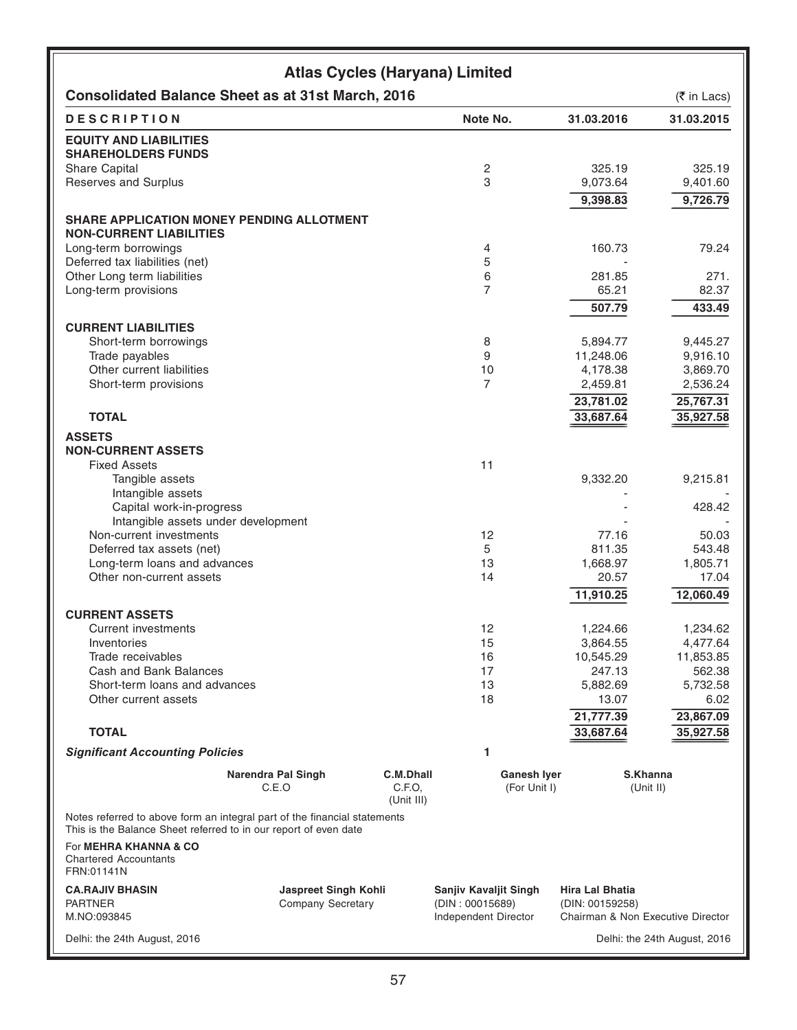# Atlas Cycles (Haryana) Limited

## Consolidated Balance Sheet as at 31st March, 2016

(₹ in Lacs)

| DESCRIPTION | Note No. | 31.03.2016 | 31.03.2015 |
|---|---|---|---|
| **EQUITY AND LIABILITIES** | | | |
| **SHAREHOLDERS FUNDS** | | | |
| Share Capital | 2 | 325.19 | 325.19 |
| Reserves and Surplus | 3 | 9,073.64 | 9,401.60 |
| | | **9,398.83** | **9,726.79** |
| **SHARE APPLICATION MONEY PENDING ALLOTMENT** | | | |
| **NON-CURRENT LIABILITIES** | | | |
| Long-term borrowings | 4 | 160.73 | 79.24 |
| Deferred tax liabilities (net) | 5 | - | |
| Other Long term liabilities | 6 | 281.85 | 271. |
| Long-term provisions | 7 | 65.21 | 82.37 |
| | | **507.79** | **433.49** |
| **CURRENT LIABILITIES** | | | |
| Short-term borrowings | 8 | 5,894.77 | 9,445.27 |
| Trade payables | 9 | 11,248.06 | 9,916.10 |
| Other current liabilities | 10 | 4,178.38 | 3,869.70 |
| Short-term provisions | 7 | 2,459.81 | 2,536.24 |
| | | **23,781.02** | **25,767.31** |
| **TOTAL** | | **33,687.64** | **35,927.58** |
| **ASSETS** | | | |
| **NON-CURRENT ASSETS** | | | |
| Fixed Assets | 11 | | |
| Tangible assets | | 9,332.20 | 9,215.81 |
| Intangible assets | | - | - |
| Capital work-in-progress | | - | 428.42 |
| Intangible assets under development | | - | - |
| Non-current investments | 12 | 77.16 | 50.03 |
| Deferred tax assets (net) | 5 | 811.35 | 543.48 |
| Long-term loans and advances | 13 | 1,668.97 | 1,805.71 |
| Other non-current assets | 14 | 20.57 | 17.04 |
| | | **11,910.25** | **12,060.49** |
| **CURRENT ASSETS** | | | |
| Current investments | 12 | 1,224.66 | 1,234.62 |
| Inventories | 15 | 3,864.55 | 4,477.64 |
| Trade receivables | 16 | 10,545.29 | 11,853.85 |
| Cash and Bank Balances | 17 | 247.13 | 562.38 |
| Short-term loans and advances | 13 | 5,882.69 | 5,732.58 |
| Other current assets | 18 | 13.07 | 6.02 |
| | | **21,777.39** | **23,867.09** |
| **TOTAL** | | **33,687.64** | **35,927.58** |
| ***Significant Accounting Policies*** | **1** | | |

**Narendra Pal Singh**, C.E.O | **C.M.Dhall**, C.F.O, (Unit III) | **Ganesh Iyer** (For Unit I) | **S.Khanna** (Unit II)

Notes referred to above form an integral part of the financial statements
This is the Balance Sheet referred to in our report of even date

For **MEHRA KHANNA & CO**
Chartered Accountants
FRN:01141N

**CA.RAJIV BHASIN**
PARTNER
M.NO:093845

**Jaspreet Singh Kohli**
Company Secretary

**Sanjiv Kavaljit Singh**
(DIN : 00015689)
Independent Director

**Hira Lal Bhatia**
(DIN: 00159258)
Chairman & Non Executive Director

Delhi: the 24th August, 2016

Delhi: the 24th August, 2016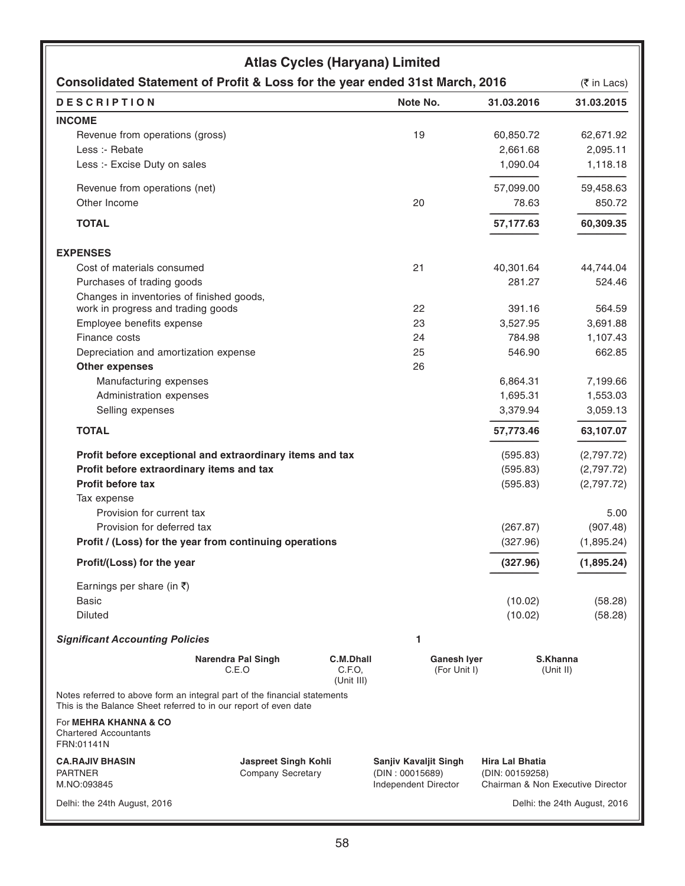# Atlas Cycles (Haryana) Limited

## Consolidated Statement of Profit & Loss for the year ended 31st March, 2016

(₹ in Lacs)

| DESCRIPTION | Note No. | 31.03.2016 | 31.03.2015 |
|---|---|---|---|
| **INCOME** | | | |
| Revenue from operations (gross) | 19 | 60,850.72 | 62,671.92 |
| Less :- Rebate | | 2,661.68 | 2,095.11 |
| Less :- Excise Duty on sales | | 1,090.04 | 1,118.18 |
| Revenue from operations (net) | | 57,099.00 | 59,458.63 |
| Other Income | 20 | 78.63 | 850.72 |
| **TOTAL** | | **57,177.63** | **60,309.35** |
| **EXPENSES** | | | |
| Cost of materials consumed | 21 | 40,301.64 | 44,744.04 |
| Purchases of trading goods | | 281.27 | 524.46 |
| Changes in inventories of finished goods, work in progress and trading goods | 22 | 391.16 | 564.59 |
| Employee benefits expense | 23 | 3,527.95 | 3,691.88 |
| Finance costs | 24 | 784.98 | 1,107.43 |
| Depreciation and amortization expense | 25 | 546.90 | 662.85 |
| **Other expenses** | 26 | | |
| Manufacturing expenses | | 6,864.31 | 7,199.66 |
| Administration expenses | | 1,695.31 | 1,553.03 |
| Selling expenses | | 3,379.94 | 3,059.13 |
| **TOTAL** | | **57,773.46** | **63,107.07** |
| **Profit before exceptional and extraordinary items and tax** | | (595.83) | (2,797.72) |
| **Profit before extraordinary items and tax** | | (595.83) | (2,797.72) |
| **Profit before tax** | | (595.83) | (2,797.72) |
| Tax expense | | | |
| Provision for current tax | | | 5.00 |
| Provision for deferred tax | | (267.87) | (907.48) |
| **Profit / (Loss) for the year from continuing operations** | | (327.96) | (1,895.24) |
| **Profit/(Loss) for the year** | | **(327.96)** | **(1,895.24)** |
| Earnings per share (in ₹) | | | |
| Basic | | (10.02) | (58.28) |
| Diluted | | (10.02) | (58.28) |
| ***Significant Accounting Policies*** | 1 | | |

**Narendra Pal Singh** C.E.O | **C.M.Dhall** C.F.O, (Unit III) | **Ganesh Iyer** (For Unit I) | **S.Khanna** (Unit II)

Notes referred to above form an integral part of the financial statements
This is the Balance Sheet referred to in our report of even date

For **MEHRA KHANNA & CO**
Chartered Accountants
FRN:01141N

**CA.RAJIV BHASIN**
PARTNER
M.NO:093845

**Jaspreet Singh Kohli**
Company Secretary

**Sanjiv Kavaljit Singh**
(DIN : 00015689)
Independent Director

**Hira Lal Bhatia**
(DIN: 00159258)
Chairman & Non Executive Director

Delhi: the 24th August, 2016

Delhi: the 24th August, 2016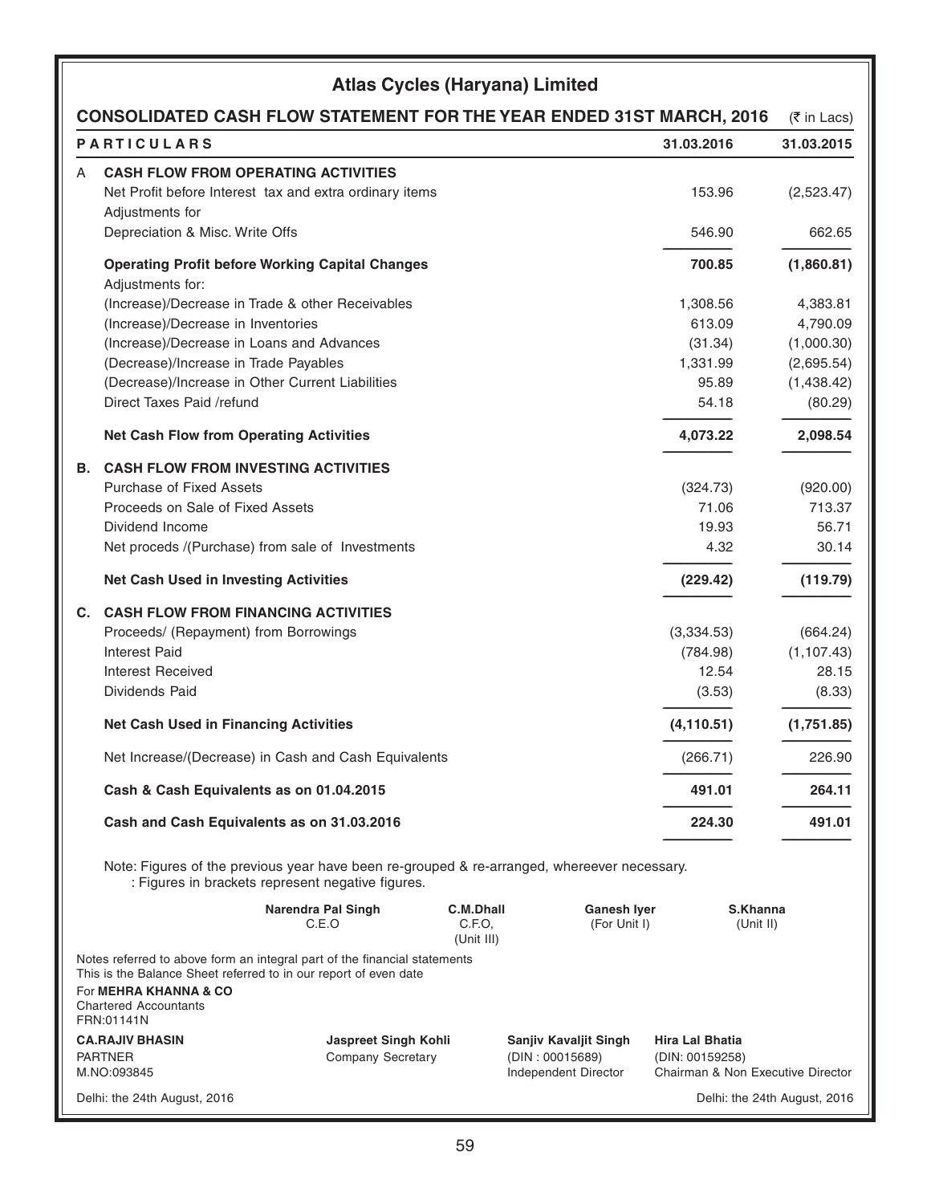# Atlas Cycles (Haryana) Limited

## CONSOLIDATED CASH FLOW STATEMENT FOR THE YEAR ENDED 31ST MARCH, 2016

(₹ in Lacs)

| | PARTICULARS | 31.03.2016 | 31.03.2015 |
|---|---|---|---|
| A | **CASH FLOW FROM OPERATING ACTIVITIES** | | |
| | Net Profit before Interest tax and extra ordinary items | 153.96 | (2,523.47) |
| | Adjustments for | | |
| | Depreciation & Misc. Write Offs | 546.90 | 662.65 |
| | **Operating Profit before Working Capital Changes** | **700.85** | **(1,860.81)** |
| | Adjustments for: | | |
| | (Increase)/Decrease in Trade & other Receivables | 1,308.56 | 4,383.81 |
| | (Increase)/Decrease in Inventories | 613.09 | 4,790.09 |
| | (Increase)/Decrease in Loans and Advances | (31.34) | (1,000.30) |
| | (Decrease)/Increase in Trade Payables | 1,331.99 | (2,695.54) |
| | (Decrease)/Increase in Other Current Liabilities | 95.89 | (1,438.42) |
| | Direct Taxes Paid /refund | 54.18 | (80.29) |
| | **Net Cash Flow from Operating Activities** | **4,073.22** | **2,098.54** |
| B. | **CASH FLOW FROM INVESTING ACTIVITIES** | | |
| | Purchase of Fixed Assets | (324.73) | (920.00) |
| | Proceeds on Sale of Fixed Assets | 71.06 | 713.37 |
| | Dividend Income | 19.93 | 56.71 |
| | Net proceds /(Purchase) from sale of Investments | 4.32 | 30.14 |
| | **Net Cash Used in Investing Activities** | **(229.42)** | **(119.79)** |
| C. | **CASH FLOW FROM FINANCING ACTIVITIES** | | |
| | Proceeds/ (Repayment) from Borrowings | (3,334.53) | (664.24) |
| | Interest Paid | (784.98) | (1,107.43) |
| | Interest Received | 12.54 | 28.15 |
| | Dividends Paid | (3.53) | (8.33) |
| | **Net Cash Used in Financing Activities** | **(4,110.51)** | **(1,751.85)** |
| | Net Increase/(Decrease) in Cash and Cash Equivalents | (266.71) | 226.90 |
| | **Cash & Cash Equivalents as on 01.04.2015** | **491.01** | **264.11** |
| | **Cash and Cash Equivalents as on 31.03.2016** | **224.30** | **491.01** |

Note: Figures of the previous year have been re-grouped & re-arranged, whereever necessary.
: Figures in brackets represent negative figures.

| **Narendra Pal Singh** | **C.M.Dhall** | **Ganesh Iyer** | **S.Khanna** |
|---|---|---|---|
| C.E.O | C.F.O, (Unit III) | (For Unit I) | (Unit II) |

Notes referred to above form an integral part of the financial statements
This is the Balance Sheet referred to in our report of even date

For **MEHRA KHANNA & CO**
Chartered Accountants
FRN:01141N

| **CA.RAJIV BHASIN** | **Jaspreet Singh Kohli** | **Sanjiv Kavaljit Singh** | **Hira Lal Bhatia** |
|---|---|---|---|
| PARTNER | Company Secretary | (DIN : 00015689) | (DIN: 00159258) |
| M.NO:093845 | | Independent Director | Chairman & Non Executive Director |

Delhi: the 24th August, 2016 | Delhi: the 24th August, 2016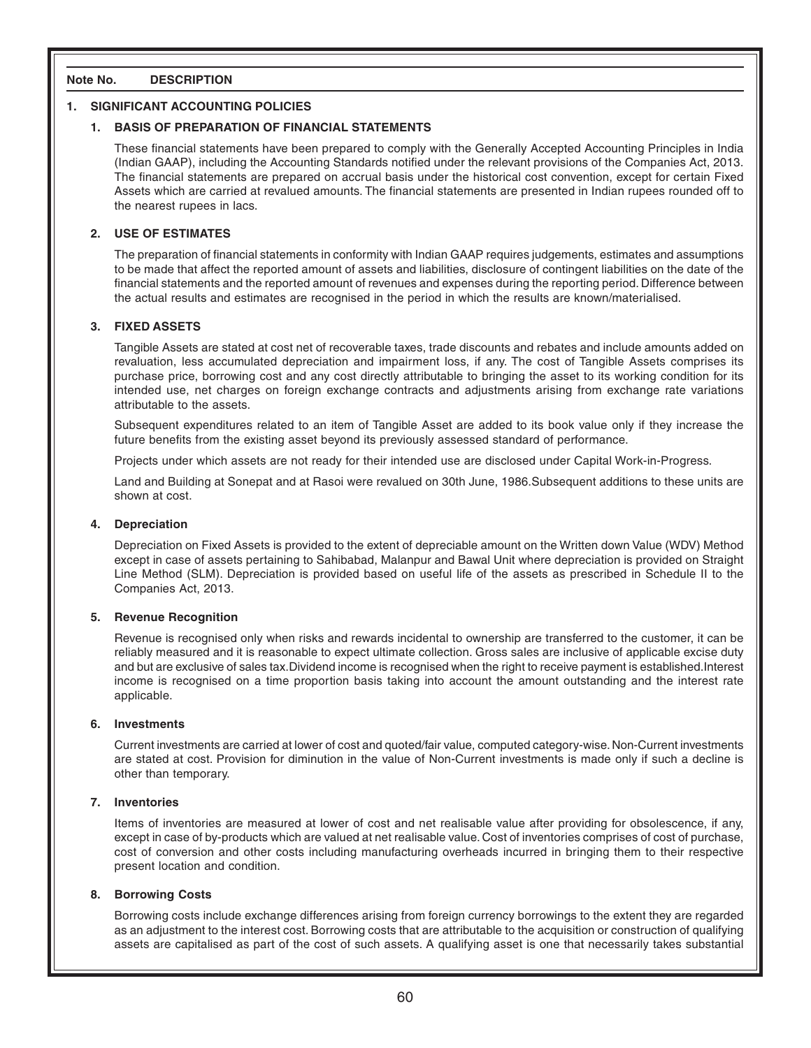| Note No. | DESCRIPTION |
|---|---|

## 1. SIGNIFICANT ACCOUNTING POLICIES

### 1. BASIS OF PREPARATION OF FINANCIAL STATEMENTS

These financial statements have been prepared to comply with the Generally Accepted Accounting Principles in India (Indian GAAP), including the Accounting Standards notified under the relevant provisions of the Companies Act, 2013. The financial statements are prepared on accrual basis under the historical cost convention, except for certain Fixed Assets which are carried at revalued amounts. The financial statements are presented in Indian rupees rounded off to the nearest rupees in lacs.

### 2. USE OF ESTIMATES

The preparation of financial statements in conformity with Indian GAAP requires judgements, estimates and assumptions to be made that affect the reported amount of assets and liabilities, disclosure of contingent liabilities on the date of the financial statements and the reported amount of revenues and expenses during the reporting period. Difference between the actual results and estimates are recognised in the period in which the results are known/materialised.

### 3. FIXED ASSETS

Tangible Assets are stated at cost net of recoverable taxes, trade discounts and rebates and include amounts added on revaluation, less accumulated depreciation and impairment loss, if any. The cost of Tangible Assets comprises its purchase price, borrowing cost and any cost directly attributable to bringing the asset to its working condition for its intended use, net charges on foreign exchange contracts and adjustments arising from exchange rate variations attributable to the assets.

Subsequent expenditures related to an item of Tangible Asset are added to its book value only if they increase the future benefits from the existing asset beyond its previously assessed standard of performance.

Projects under which assets are not ready for their intended use are disclosed under Capital Work-in-Progress.

Land and Building at Sonepat and at Rasoi were revalued on 30th June, 1986.Subsequent additions to these units are shown at cost.

### 4. Depreciation

Depreciation on Fixed Assets is provided to the extent of depreciable amount on the Written down Value (WDV) Method except in case of assets pertaining to Sahibabad, Malanpur and Bawal Unit where depreciation is provided on Straight Line Method (SLM). Depreciation is provided based on useful life of the assets as prescribed in Schedule II to the Companies Act, 2013.

### 5. Revenue Recognition

Revenue is recognised only when risks and rewards incidental to ownership are transferred to the customer, it can be reliably measured and it is reasonable to expect ultimate collection. Gross sales are inclusive of applicable excise duty and but are exclusive of sales tax.Dividend income is recognised when the right to receive payment is established.Interest income is recognised on a time proportion basis taking into account the amount outstanding and the interest rate applicable.

### 6. Investments

Current investments are carried at lower of cost and quoted/fair value, computed category-wise. Non-Current investments are stated at cost. Provision for diminution in the value of Non-Current investments is made only if such a decline is other than temporary.

### 7. Inventories

Items of inventories are measured at lower of cost and net realisable value after providing for obsolescence, if any, except in case of by-products which are valued at net realisable value. Cost of inventories comprises of cost of purchase, cost of conversion and other costs including manufacturing overheads incurred in bringing them to their respective present location and condition.

### 8. Borrowing Costs

Borrowing costs include exchange differences arising from foreign currency borrowings to the extent they are regarded as an adjustment to the interest cost. Borrowing costs that are attributable to the acquisition or construction of qualifying assets are capitalised as part of the cost of such assets. A qualifying asset is one that necessarily takes substantial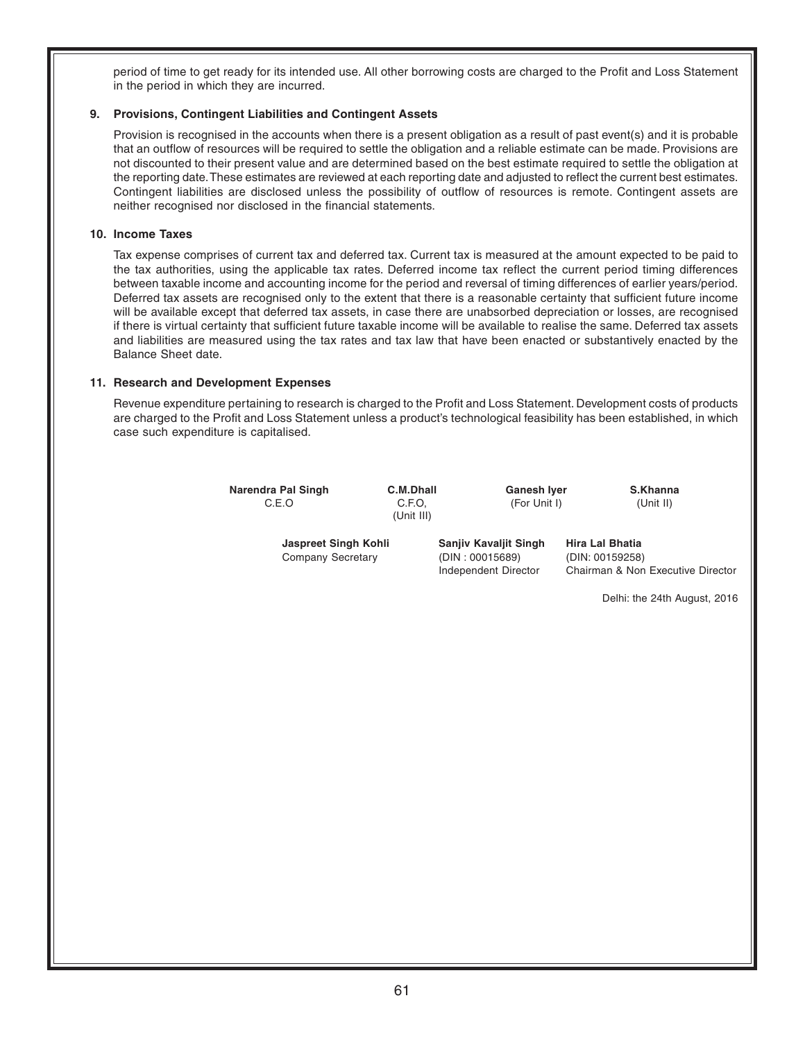period of time to get ready for its intended use. All other borrowing costs are charged to the Profit and Loss Statement in the period in which they are incurred.

**9. Provisions, Contingent Liabilities and Contingent Assets**

Provision is recognised in the accounts when there is a present obligation as a result of past event(s) and it is probable that an outflow of resources will be required to settle the obligation and a reliable estimate can be made. Provisions are not discounted to their present value and are determined based on the best estimate required to settle the obligation at the reporting date. These estimates are reviewed at each reporting date and adjusted to reflect the current best estimates. Contingent liabilities are disclosed unless the possibility of outflow of resources is remote. Contingent assets are neither recognised nor disclosed in the financial statements.

**10. Income Taxes**

Tax expense comprises of current tax and deferred tax. Current tax is measured at the amount expected to be paid to the tax authorities, using the applicable tax rates. Deferred income tax reflect the current period timing differences between taxable income and accounting income for the period and reversal of timing differences of earlier years/period. Deferred tax assets are recognised only to the extent that there is a reasonable certainty that sufficient future income will be available except that deferred tax assets, in case there are unabsorbed depreciation or losses, are recognised if there is virtual certainty that sufficient future taxable income will be available to realise the same. Deferred tax assets and liabilities are measured using the tax rates and tax law that have been enacted or substantively enacted by the Balance Sheet date.

**11. Research and Development Expenses**

Revenue expenditure pertaining to research is charged to the Profit and Loss Statement. Development costs of products are charged to the Profit and Loss Statement unless a product's technological feasibility has been established, in which case such expenditure is capitalised.

**Narendra Pal Singh**
C.E.O

**C.M.Dhall**
C.F.O,
(Unit III)

**Ganesh Iyer**
(For Unit I)

**S.Khanna**
(Unit II)

**Jaspreet Singh Kohli**
Company Secretary

**Sanjiv Kavaljit Singh**
(DIN : 00015689)
Independent Director

**Hira Lal Bhatia**
(DIN: 00159258)
Chairman & Non Executive Director

Delhi: the 24th August, 2016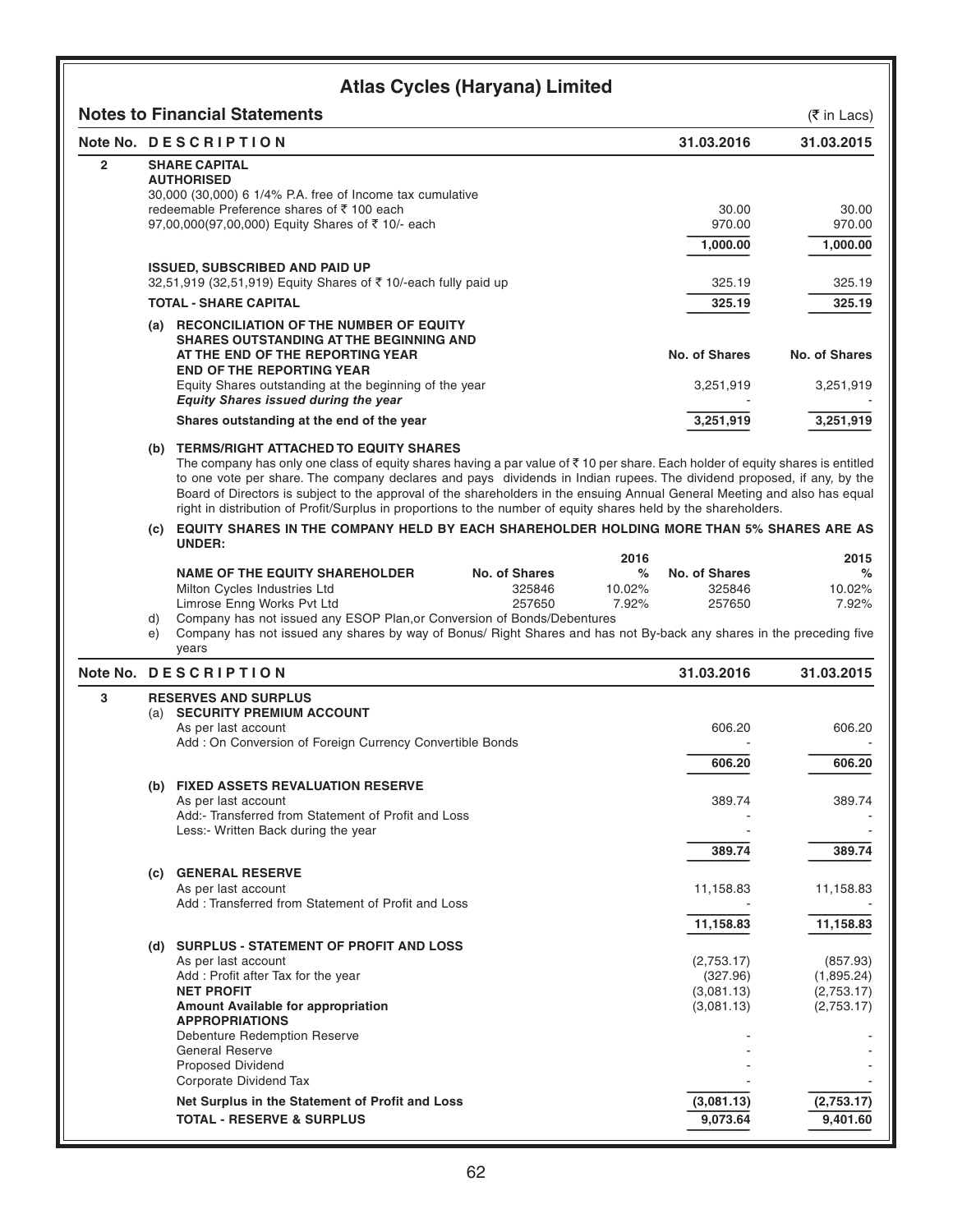# Atlas Cycles (Haryana) Limited

## Notes to Financial Statements

(₹ in Lacs)

| Note No. | DESCRIPTION | 31.03.2016 | 31.03.2015 |
|---|---|---|---|
| 2 | **SHARE CAPITAL** | | |
| | **AUTHORISED** | | |
| | 30,000 (30,000) 6 1/4% P.A. free of Income tax cumulative redeemable Preference shares of ₹ 100 each | 30.00 | 30.00 |
| | 97,00,000(97,00,000) Equity Shares of ₹ 10/- each | 970.00 | 970.00 |
| | | **1,000.00** | **1,000.00** |
| | **ISSUED, SUBSCRIBED AND PAID UP** | | |
| | 32,51,919 (32,51,919) Equity Shares of ₹ 10/-each fully paid up | 325.19 | 325.19 |
| | **TOTAL - SHARE CAPITAL** | **325.19** | **325.19** |

**(a) RECONCILIATION OF THE NUMBER OF EQUITY SHARES OUTSTANDING AT THE BEGINNING AND AT THE END OF THE REPORTING YEAR END OF THE REPORTING YEAR**

| | No. of Shares | No. of Shares |
|---|---|---|
| Equity Shares outstanding at the beginning of the year | 3,251,919 | 3,251,919 |
| *Equity Shares issued during the year* | - | - |
| **Shares outstanding at the end of the year** | **3,251,919** | **3,251,919** |

**(b) TERMS/RIGHT ATTACHED TO EQUITY SHARES**

The company has only one class of equity shares having a par value of ₹ 10 per share. Each holder of equity shares is entitled to one vote per share. The company declares and pays dividends in Indian rupees. The dividend proposed, if any, by the Board of Directors is subject to the approval of the shareholders in the ensuing Annual General Meeting and also has equal right in distribution of Profit/Surplus in proportions to the number of equity shares held by the shareholders.

**(c) EQUITY SHARES IN THE COMPANY HELD BY EACH SHAREHOLDER HOLDING MORE THAN 5% SHARES ARE AS UNDER:**

| NAME OF THE EQUITY SHAREHOLDER | 2016 No. of Shares | 2016 % | 2015 No. of Shares | 2015 % |
|---|---|---|---|---|
| Milton Cycles Industries Ltd | 325846 | 10.02% | 325846 | 10.02% |
| Limrose Enng Works Pvt Ltd | 257650 | 7.92% | 257650 | 7.92% |

d) Company has not issued any ESOP Plan,or Conversion of Bonds/Debentures

e) Company has not issued any shares by way of Bonus/ Right Shares and has not By-back any shares in the preceding five years

| Note No. | DESCRIPTION | 31.03.2016 | 31.03.2015 |
|---|---|---|---|
| 3 | **RESERVES AND SURPLUS** | | |
| | (a) **SECURITY PREMIUM ACCOUNT** | | |
| | As per last account | 606.20 | 606.20 |
| | Add : On Conversion of Foreign Currency Convertible Bonds | - | - |
| | | **606.20** | **606.20** |
| | (b) **FIXED ASSETS REVALUATION RESERVE** | | |
| | As per last account | 389.74 | 389.74 |
| | Add:- Transferred from Statement of Profit and Loss | - | - |
| | Less:- Written Back during the year | - | - |
| | | **389.74** | **389.74** |
| | (c) **GENERAL RESERVE** | | |
| | As per last account | 11,158.83 | 11,158.83 |
| | Add : Transferred from Statement of Profit and Loss | - | - |
| | | **11,158.83** | **11,158.83** |
| | (d) **SURPLUS - STATEMENT OF PROFIT AND LOSS** | | |
| | As per last account | (2,753.17) | (857.93) |
| | Add : Profit after Tax for the year | (327.96) | (1,895.24) |
| | **NET PROFIT** | (3,081.13) | (2,753.17) |
| | **Amount Available for appropriation** | (3,081.13) | (2,753.17) |
| | **APPROPRIATIONS** | | |
| | Debenture Redemption Reserve | - | - |
| | General Reserve | - | - |
| | Proposed Dividend | - | - |
| | Corporate Dividend Tax | - | - |
| | **Net Surplus in the Statement of Profit and Loss** | **(3,081.13)** | **(2,753.17)** |
| | **TOTAL - RESERVE & SURPLUS** | **9,073.64** | **9,401.60** |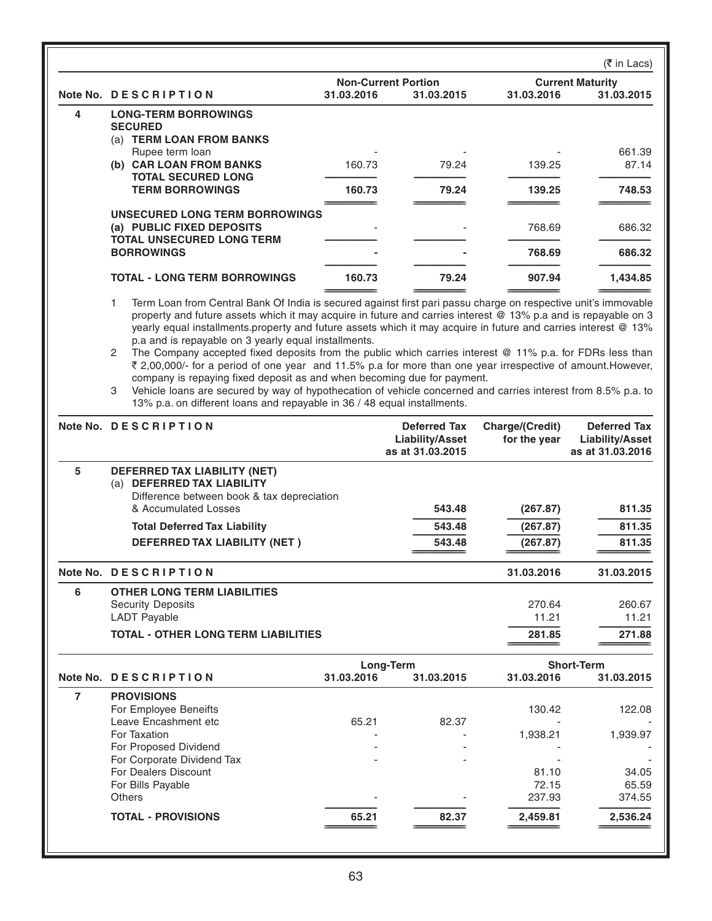(₹ in Lacs)

| Note No. | DESCRIPTION | Non-Current Portion | | Current Maturity | |
|---|---|---|---|---|---|
| | | 31.03.2016 | 31.03.2015 | 31.03.2016 | 31.03.2015 |
| 4 | **LONG-TERM BORROWINGS** | | | | |
| | **SECURED** | | | | |
| | (a) **TERM LOAN FROM BANKS** | | | | |
| | Rupee term loan | - | - | - | 661.39 |
| | **(b) CAR LOAN FROM BANKS** | 160.73 | 79.24 | 139.25 | 87.14 |
| | **TOTAL SECURED LONG TERM BORROWINGS** | **160.73** | **79.24** | **139.25** | **748.53** |
| | **UNSECURED LONG TERM BORROWINGS** | | | | |
| | **(a) PUBLIC FIXED DEPOSITS** | - | - | 768.69 | 686.32 |
| | **TOTAL UNSECURED LONG TERM BORROWINGS** | **-** | **-** | **768.69** | **686.32** |
| | **TOTAL - LONG TERM BORROWINGS** | **160.73** | **79.24** | **907.94** | **1,434.85** |

1. Term Loan from Central Bank Of India is secured against first pari passu charge on respective unit's immovable property and future assets which it may acquire in future and carries interest @ 13% p.a and is repayable on 3 yearly equal installments.property and future assets which it may acquire in future and carries interest @ 13% p.a and is repayable on 3 yearly equal installments.
2. The Company accepted fixed deposits from the public which carries interest @ 11% p.a. for FDRs less than ₹ 2,00,000/- for a period of one year and 11.5% p.a for more than one year irrespective of amount.However, company is repaying fixed deposit as and when becoming due for payment.
3. Vehicle loans are secured by way of hypothecation of vehicle concerned and carries interest from 8.5% p.a. to 13% p.a. on different loans and repayable in 36 / 48 equal installments.

| Note No. | DESCRIPTION | Deferred Tax Liability/Asset as at 31.03.2015 | Charge/(Credit) for the year | Deferred Tax Liability/Asset as at 31.03.2016 |
|---|---|---|---|---|
| 5 | **DEFERRED TAX LIABILITY (NET)** | | | |
| | (a) **DEFERRED TAX LIABILITY** | | | |
| | Difference between book & tax depreciation & Accumulated Losses | **543.48** | **(267.87)** | **811.35** |
| | **Total Deferred Tax Liability** | **543.48** | **(267.87)** | **811.35** |
| | **DEFERRED TAX LIABILITY (NET )** | **543.48** | **(267.87)** | **811.35** |

| Note No. | DESCRIPTION | 31.03.2016 | 31.03.2015 |
|---|---|---|---|
| 6 | **OTHER LONG TERM LIABILITIES** | | |
| | Security Deposits | 270.64 | 260.67 |
| | LADT Payable | 11.21 | 11.21 |
| | **TOTAL - OTHER LONG TERM LIABILITIES** | **281.85** | **271.88** |

| Note No. | DESCRIPTION | Long-Term | | Short-Term | |
|---|---|---|---|---|---|
| | | 31.03.2016 | 31.03.2015 | 31.03.2016 | 31.03.2015 |
| 7 | **PROVISIONS** | | | | |
| | For Employee Beneifts | | | 130.42 | 122.08 |
| | Leave Encashment etc | 65.21 | 82.37 | - | - |
| | For Taxation | - | - | 1,938.21 | 1,939.97 |
| | For Proposed Dividend | - | - | - | - |
| | For Corporate Dividend Tax | - | - | - | - |
| | For Dealers Discount | | | 81.10 | 34.05 |
| | For Bills Payable | | | 72.15 | 65.59 |
| | Others | - | - | 237.93 | 374.55 |
| | **TOTAL - PROVISIONS** | **65.21** | **82.37** | **2,459.81** | **2,536.24** |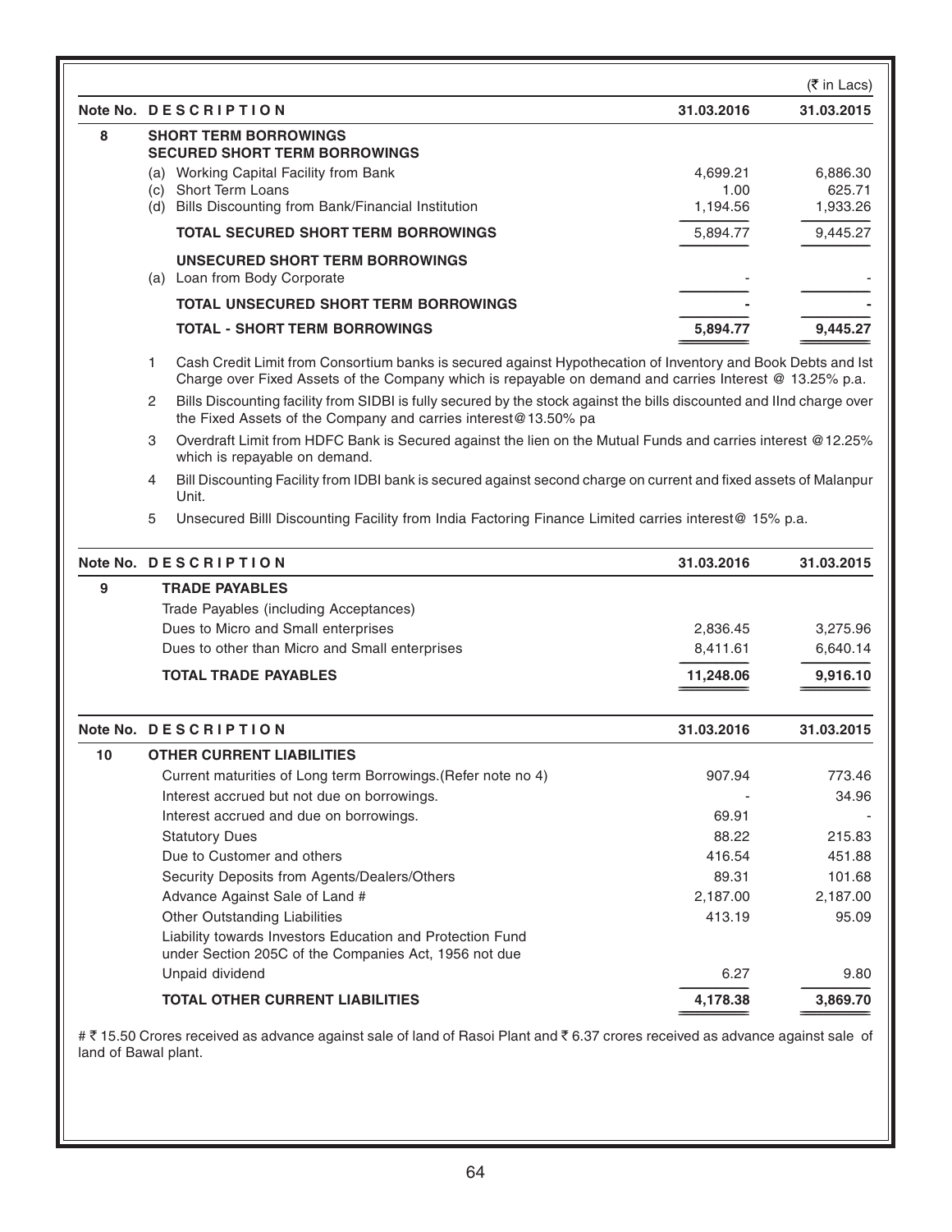(₹ in Lacs)

| Note No. | DESCRIPTION | 31.03.2016 | 31.03.2015 |
|---|---|---|---|
| 8 | **SHORT TERM BORROWINGS** | | |
| | **SECURED SHORT TERM BORROWINGS** | | |
| | (a) Working Capital Facility from Bank | 4,699.21 | 6,886.30 |
| | (c) Short Term Loans | 1.00 | 625.71 |
| | (d) Bills Discounting from Bank/Financial Institution | 1,194.56 | 1,933.26 |
| | **TOTAL SECURED SHORT TERM BORROWINGS** | 5,894.77 | 9,445.27 |
| | **UNSECURED SHORT TERM BORROWINGS** | | |
| | (a) Loan from Body Corporate | - | - |
| | **TOTAL UNSECURED SHORT TERM BORROWINGS** | **-** | **-** |
| | **TOTAL - SHORT TERM BORROWINGS** | **5,894.77** | **9,445.27** |

1. Cash Credit Limit from Consortium banks is secured against Hypothecation of Inventory and Book Debts and Ist Charge over Fixed Assets of the Company which is repayable on demand and carries Interest @ 13.25% p.a.
2. Bills Discounting facility from SIDBI is fully secured by the stock against the bills discounted and IInd charge over the Fixed Assets of the Company and carries interest@13.50% pa
3. Overdraft Limit from HDFC Bank is Secured against the lien on the Mutual Funds and carries interest @12.25% which is repayable on demand.
4. Bill Discounting Facility from IDBI bank is secured against second charge on current and fixed assets of Malanpur Unit.
5. Unsecured Billl Discounting Facility from India Factoring Finance Limited carries interest@ 15% p.a.

| Note No. | DESCRIPTION | 31.03.2016 | 31.03.2015 |
|---|---|---|---|
| 9 | **TRADE PAYABLES** | | |
| | Trade Payables (including Acceptances) | | |
| | Dues to Micro and Small enterprises | 2,836.45 | 3,275.96 |
| | Dues to other than Micro and Small enterprises | 8,411.61 | 6,640.14 |
| | **TOTAL TRADE PAYABLES** | **11,248.06** | **9,916.10** |

| Note No. | DESCRIPTION | 31.03.2016 | 31.03.2015 |
|---|---|---|---|
| 10 | **OTHER CURRENT LIABILITIES** | | |
| | Current maturities of Long term Borrowings.(Refer note no 4) | 907.94 | 773.46 |
| | Interest accrued but not due on borrowings. | - | 34.96 |
| | Interest accrued and due on borrowings. | 69.91 | - |
| | Statutory Dues | 88.22 | 215.83 |
| | Due to Customer and others | 416.54 | 451.88 |
| | Security Deposits from Agents/Dealers/Others | 89.31 | 101.68 |
| | Advance Against Sale of Land # | 2,187.00 | 2,187.00 |
| | Other Outstanding Liabilities | 413.19 | 95.09 |
| | Liability towards Investors Education and Protection Fund under Section 205C of the Companies Act, 1956 not due | | |
| | Unpaid dividend | 6.27 | 9.80 |
| | **TOTAL OTHER CURRENT LIABILITIES** | **4,178.38** | **3,869.70** |

# ₹ 15.50 Crores received as advance against sale of land of Rasoi Plant and ₹ 6.37 crores received as advance against sale of land of Bawal plant.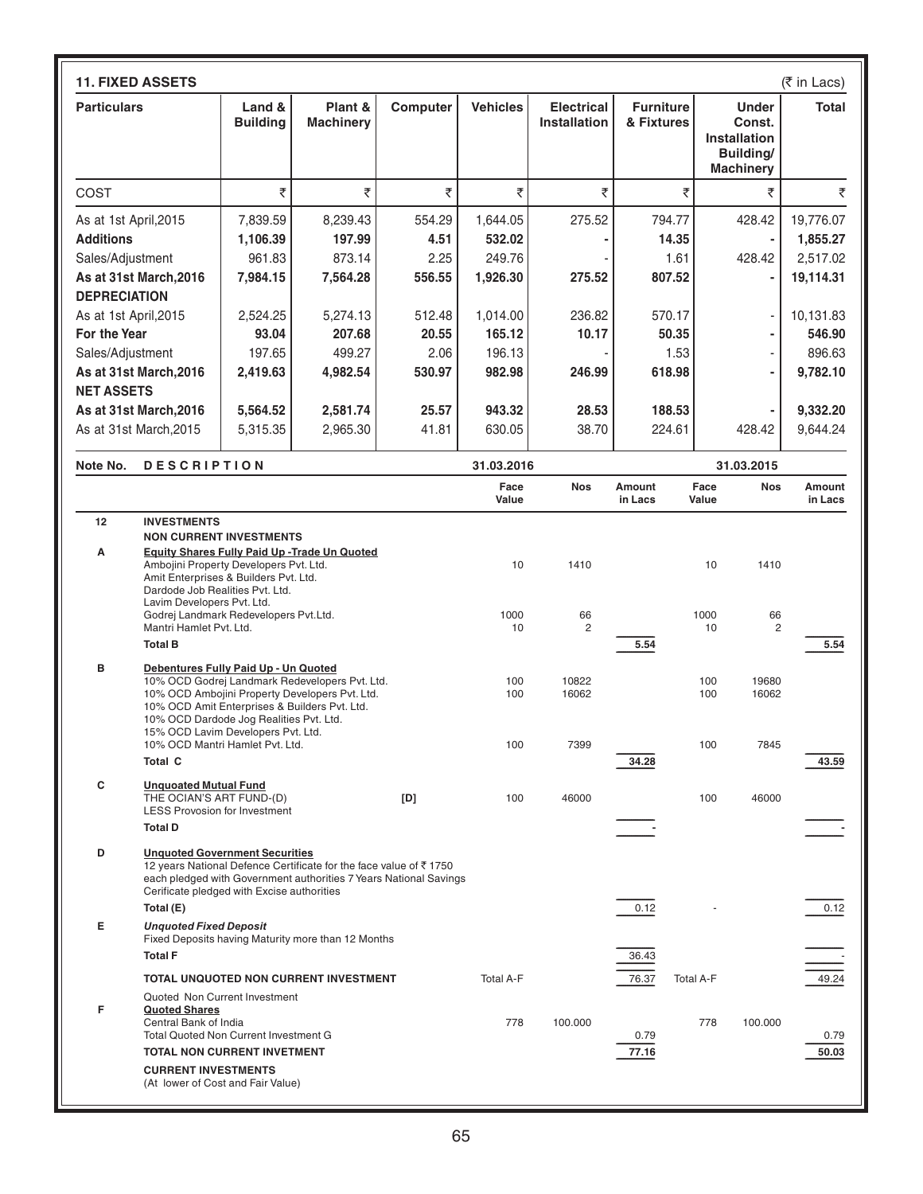## 11. FIXED ASSETS

(₹ in Lacs)

| Particulars | Land & Building | Plant & Machinery | Computer | Vehicles | Electrical Installation | Furniture & Fixtures | Under Const. Installation Building/ Machinery | Total |
|---|---|---|---|---|---|---|---|---|
| COST | ₹ | ₹ | ₹ | ₹ | ₹ | ₹ | ₹ | ₹ |
| As at 1st April,2015 | 7,839.59 | 8,239.43 | 554.29 | 1,644.05 | 275.52 | 794.77 | 428.42 | 19,776.07 |
| **Additions** | **1,106.39** | **197.99** | **4.51** | **532.02** | **-** | **14.35** | **-** | **1,855.27** |
| Sales/Adjustment | 961.83 | 873.14 | 2.25 | 249.76 | - | 1.61 | 428.42 | 2,517.02 |
| **As at 31st March,2016** | **7,984.15** | **7,564.28** | **556.55** | **1,926.30** | **275.52** | **807.52** | **-** | **19,114.31** |
| **DEPRECIATION** | | | | | | | | |
| As at 1st April,2015 | 2,524.25 | 5,274.13 | 512.48 | 1,014.00 | 236.82 | 570.17 | - | 10,131.83 |
| **For the Year** | **93.04** | **207.68** | **20.55** | **165.12** | **10.17** | **50.35** | **-** | **546.90** |
| Sales/Adjustment | 197.65 | 499.27 | 2.06 | 196.13 | - | 1.53 | - | 896.63 |
| **As at 31st March,2016** | **2,419.63** | **4,982.54** | **530.97** | **982.98** | **246.99** | **618.98** | **-** | **9,782.10** |
| **NET ASSETS** | | | | | | | | |
| **As at 31st March,2016** | **5,564.52** | **2,581.74** | **25.57** | **943.32** | **28.53** | **188.53** | **-** | **9,332.20** |
| As at 31st March,2015 | 5,315.35 | 2,965.30 | 41.81 | 630.05 | 38.70 | 224.61 | 428.42 | 9,644.24 |

| Note No. | DESCRIPTION | 31.03.2016 Face Value | Nos | Amount in Lacs | 31.03.2015 Face Value | Nos | Amount in Lacs |
|---|---|---|---|---|---|---|---|
| 12 | **INVESTMENTS** | | | | | | |
| | **NON CURRENT INVESTMENTS** | | | | | | |
| A | **Equity Shares Fully Paid Up -Trade Un Quoted** | | | | | | |
| | Ambojini Property Developers Pvt. Ltd. | 10 | 1410 | | 10 | 1410 | |
| | Amit Enterprises & Builders Pvt. Ltd. | | | | | | |
| | Dardode Job Realities Pvt. Ltd. | | | | | | |
| | Lavim Developers Pvt. Ltd. | | | | | | |
| | Godrej Landmark Redevelopers Pvt.Ltd. | 1000 | 66 | | 1000 | 66 | |
| | Mantri Hamlet Pvt. Ltd. | 10 | 2 | | 10 | 2 | |
| | **Total B** | | | **5.54** | | | **5.54** |
| B | **Debentures Fully Paid Up - Un Quoted** | | | | | | |
| | 10% OCD Godrej Landmark Redevelopers Pvt. Ltd. | 100 | 10822 | | 100 | 19680 | |
| | 10% OCD Ambojini Property Developers Pvt. Ltd. | 100 | 16062 | | 100 | 16062 | |
| | 10% OCD Amit Enterprises & Builders Pvt. Ltd. | | | | | | |
| | 10% OCD Dardode Jog Realities Pvt. Ltd. | | | | | | |
| | 15% OCD Lavim Developers Pvt. Ltd. | | | | | | |
| | 10% OCD Mantri Hamlet Pvt. Ltd. | 100 | 7399 | | 100 | 7845 | |
| | **Total C** | | | **34.28** | | | **43.59** |
| C | **Unquoated Mutual Fund** | | | | | | |
| | THE OCIAN'S ART FUND-(D) [D] | 100 | 46000 | | 100 | 46000 | |
| | LESS Provosion for Investment | | | | | | |
| | **Total D** | | | - | | | - |
| D | **Unquoted Government Securities** | | | | | | |
| | 12 years National Defence Certificate for the face value of ₹ 1750 each pledged with Government authorities 7 Years National Savings Cerificate pledged with Excise authorities | | | | | | |
| | **Total (E)** | | | 0.12 | - | | 0.12 |
| E | ***Unquoted Fixed Deposit*** | | | | | | |
| | Fixed Deposits having Maturity more than 12 Months | | | | | | |
| | **Total F** | | | 36.43 | | | - |
| | **TOTAL UNQUOTED NON CURRENT INVESTMENT** | Total A-F | | 76.37 | Total A-F | | 49.24 |
| | Quoted Non Current Investment | | | | | | |
| F | **Quoted Shares** | | | | | | |
| | Central Bank of India | 778 | 100.000 | | 778 | 100.000 | |
| | Total Quoted Non Current Investment G | | | 0.79 | | | 0.79 |
| | **TOTAL NON CURRENT INVETMENT** | | | **77.16** | | | **50.03** |
| | **CURRENT INVESTMENTS** | | | | | | |
| | (At lower of Cost and Fair Value) | | | | | | |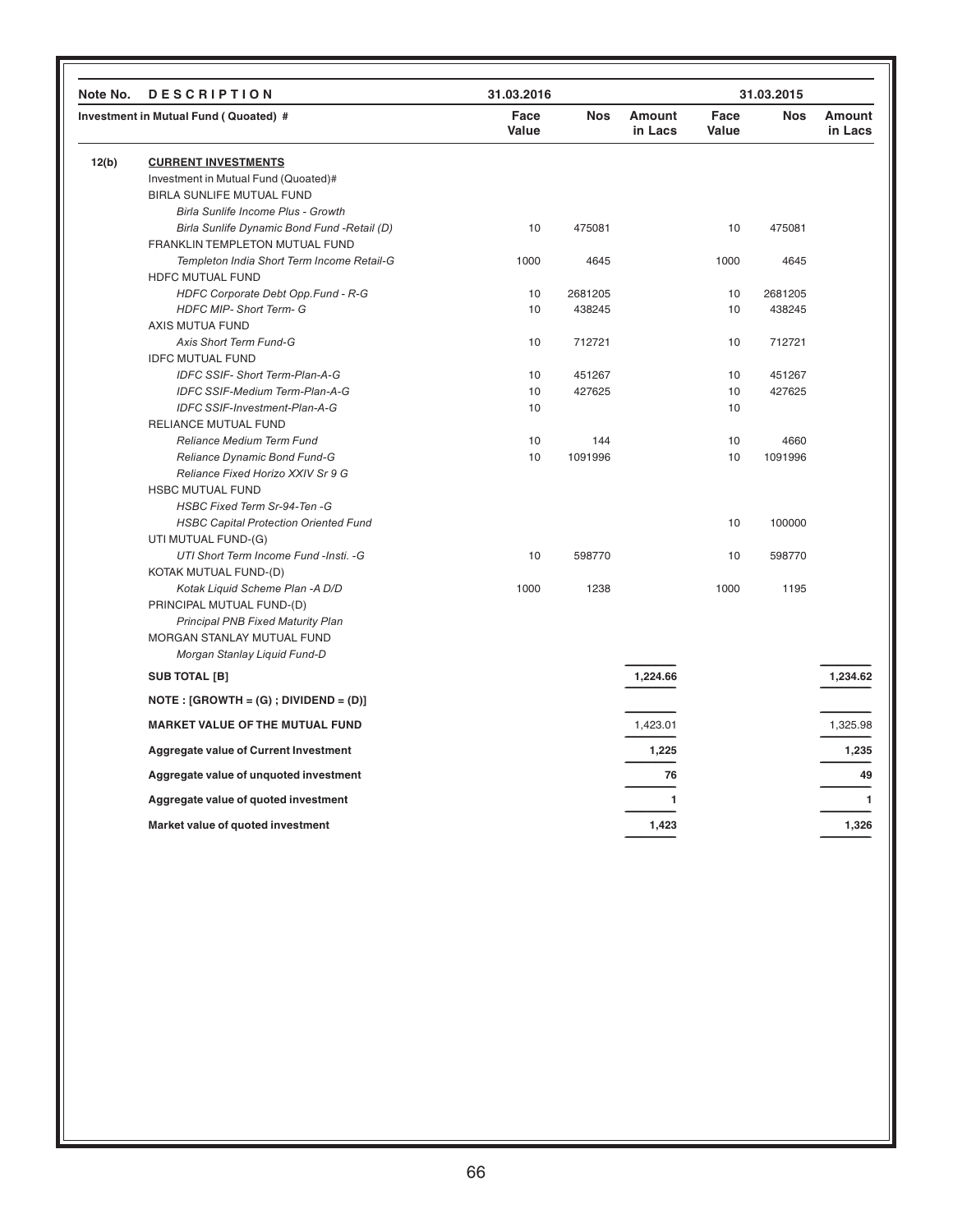| Note No. | DESCRIPTION | 31.03.2016 | | | 31.03.2015 | | |
|---|---|---|---|---|---|---|---|
| | **Investment in Mutual Fund ( Quoted) #** | **Face Value** | **Nos** | **Amount in Lacs** | **Face Value** | **Nos** | **Amount in Lacs** |
| **12(b)** | **CURRENT INVESTMENTS** | | | | | | |
| | Investment in Mutual Fund (Quoated)# | | | | | | |
| | BIRLA SUNLIFE MUTUAL FUND | | | | | | |
| | *Birla Sunlife Income Plus - Growth* | | | | | | |
| | *Birla Sunlife Dynamic Bond Fund -Retail (D)* | 10 | 475081 | | 10 | 475081 | |
| | FRANKLIN TEMPLETON MUTUAL FUND | | | | | | |
| | *Templeton India Short Term Income Retail-G* | 1000 | 4645 | | 1000 | 4645 | |
| | HDFC MUTUAL FUND | | | | | | |
| | *HDFC Corporate Debt Opp.Fund - R-G* | 10 | 2681205 | | 10 | 2681205 | |
| | *HDFC MIP- Short Term- G* | 10 | 438245 | | 10 | 438245 | |
| | AXIS MUTUA FUND | | | | | | |
| | *Axis Short Term Fund-G* | 10 | 712721 | | 10 | 712721 | |
| | IDFC MUTUAL FUND | | | | | | |
| | *IDFC SSIF- Short Term-Plan-A-G* | 10 | 451267 | | 10 | 451267 | |
| | *IDFC SSIF-Medium Term-Plan-A-G* | 10 | 427625 | | 10 | 427625 | |
| | *IDFC SSIF-Investment-Plan-A-G* | 10 | | | 10 | | |
| | RELIANCE MUTUAL FUND | | | | | | |
| | *Reliance Medium Term Fund* | 10 | 144 | | 10 | 4660 | |
| | *Reliance Dynamic Bond Fund-G* | 10 | 1091996 | | 10 | 1091996 | |
| | *Reliance Fixed Horizo XXIV Sr 9 G* | | | | | | |
| | HSBC MUTUAL FUND | | | | | | |
| | *HSBC Fixed Term Sr-94-Ten -G* | | | | | | |
| | *HSBC Capital Protection Oriented Fund* | | | | 10 | 100000 | |
| | UTI MUTUAL FUND-(G) | | | | | | |
| | *UTI Short Term Income Fund -Insti. -G* | 10 | 598770 | | 10 | 598770 | |
| | KOTAK MUTUAL FUND-(D) | | | | | | |
| | *Kotak Liquid Scheme Plan -A D/D* | 1000 | 1238 | | 1000 | 1195 | |
| | PRINCIPAL MUTUAL FUND-(D) | | | | | | |
| | *Principal PNB Fixed Maturity Plan* | | | | | | |
| | MORGAN STANLAY MUTUAL FUND | | | | | | |
| | *Morgan Stanlay Liquid Fund-D* | | | | | | |
| | **SUB TOTAL [B]** | | | **1,224.66** | | | **1,234.62** |
| | **NOTE : [GROWTH = (G) ; DIVIDEND = (D)]** | | | | | | |
| | **MARKET VALUE OF THE MUTUAL FUND** | | | 1,423.01 | | | 1,325.98 |
| | **Aggregate value of Current Investment** | | | **1,225** | | | **1,235** |
| | **Aggregate value of unquoted investment** | | | **76** | | | **49** |
| | **Aggregate value of quoted investment** | | | **1** | | | **1** |
| | **Market value of quoted investment** | | | **1,423** | | | **1,326** |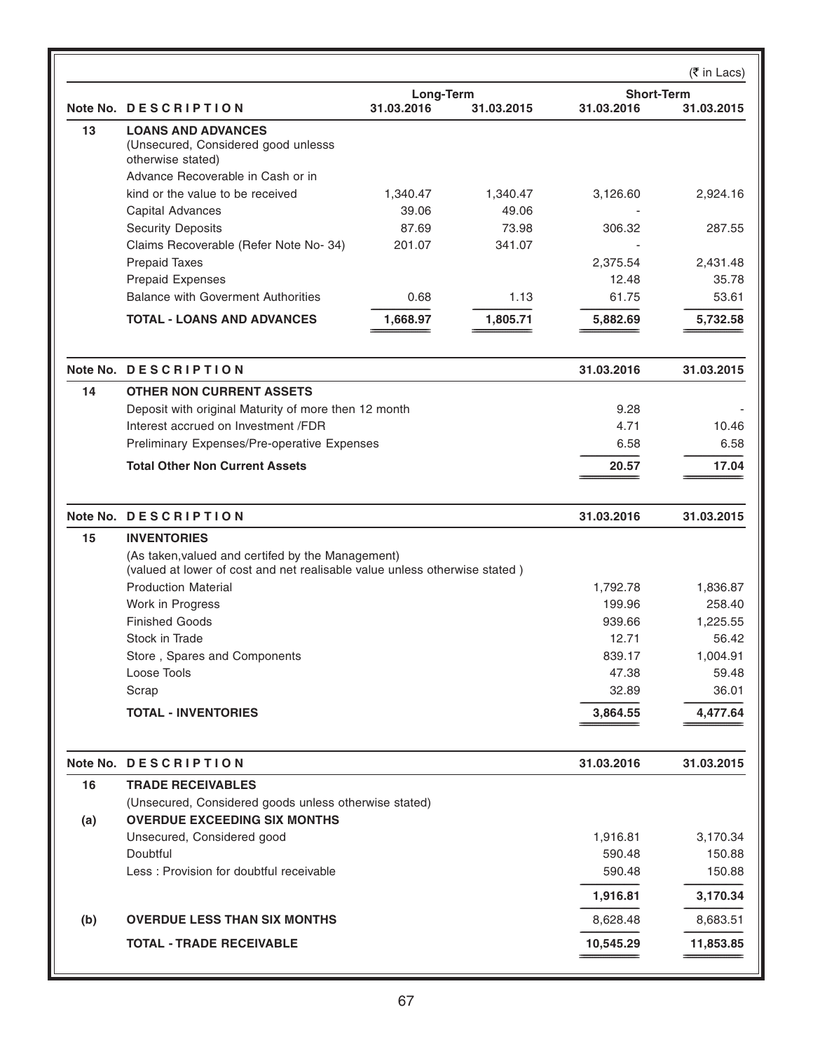(₹ in Lacs)

| Note No. | DESCRIPTION | Long-Term 31.03.2016 | Long-Term 31.03.2015 | Short-Term 31.03.2016 | Short-Term 31.03.2015 |
|---|---|---|---|---|---|
| 13 | **LOANS AND ADVANCES** | | | | |
| | (Unsecured, Considered good unlesss otherwise stated) | | | | |
| | Advance Recoverable in Cash or in kind or the value to be received | 1,340.47 | 1,340.47 | 3,126.60 | 2,924.16 |
| | Capital Advances | 39.06 | 49.06 | - | |
| | Security Deposits | 87.69 | 73.98 | 306.32 | 287.55 |
| | Claims Recoverable (Refer Note No- 34) | 201.07 | 341.07 | - | |
| | Prepaid Taxes | | | 2,375.54 | 2,431.48 |
| | Prepaid Expenses | | | 12.48 | 35.78 |
| | Balance with Goverment Authorities | 0.68 | 1.13 | 61.75 | 53.61 |
| | **TOTAL - LOANS AND ADVANCES** | **1,668.97** | **1,805.71** | **5,882.69** | **5,732.58** |

| Note No. | DESCRIPTION | 31.03.2016 | 31.03.2015 |
|---|---|---|---|
| 14 | **OTHER NON CURRENT ASSETS** | | |
| | Deposit with original Maturity of more then 12 month | 9.28 | - |
| | Interest accrued on Investment /FDR | 4.71 | 10.46 |
| | Preliminary Expenses/Pre-operative Expenses | 6.58 | 6.58 |
| | **Total Other Non Current Assets** | **20.57** | **17.04** |

| Note No. | DESCRIPTION | 31.03.2016 | 31.03.2015 |
|---|---|---|---|
| 15 | **INVENTORIES** | | |
| | (As taken,valued and certifed by the Management) (valued at lower of cost and net realisable value unless otherwise stated ) | | |
| | Production Material | 1,792.78 | 1,836.87 |
| | Work in Progress | 199.96 | 258.40 |
| | Finished Goods | 939.66 | 1,225.55 |
| | Stock in Trade | 12.71 | 56.42 |
| | Store , Spares and Components | 839.17 | 1,004.91 |
| | Loose Tools | 47.38 | 59.48 |
| | Scrap | 32.89 | 36.01 |
| | **TOTAL - INVENTORIES** | **3,864.55** | **4,477.64** |

| Note No. | DESCRIPTION | 31.03.2016 | 31.03.2015 |
|---|---|---|---|
| 16 | **TRADE RECEIVABLES** | | |
| | (Unsecured, Considered goods unless otherwise stated) | | |
| (a) | **OVERDUE EXCEEDING SIX MONTHS** | | |
| | Unsecured, Considered good | 1,916.81 | 3,170.34 |
| | Doubtful | 590.48 | 150.88 |
| | Less : Provision for doubtful receivable | 590.48 | 150.88 |
| | | **1,916.81** | **3,170.34** |
| (b) | **OVERDUE LESS THAN SIX MONTHS** | 8,628.48 | 8,683.51 |
| | **TOTAL - TRADE RECEIVABLE** | **10,545.29** | **11,853.85** |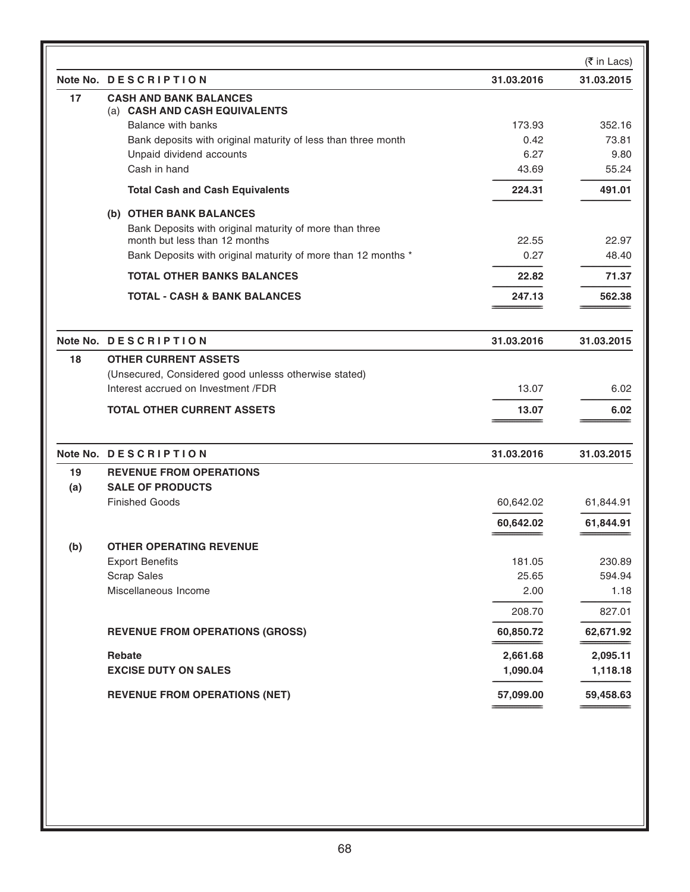(₹ in Lacs)

| Note No. | DESCRIPTION | 31.03.2016 | 31.03.2015 |
|---|---|---|---|
| 17 | **CASH AND BANK BALANCES** | | |
| | (a) **CASH AND CASH EQUIVALENTS** | | |
| | Balance with banks | 173.93 | 352.16 |
| | Bank deposits with original maturity of less than three month | 0.42 | 73.81 |
| | Unpaid dividend accounts | 6.27 | 9.80 |
| | Cash in hand | 43.69 | 55.24 |
| | **Total Cash and Cash Equivalents** | **224.31** | **491.01** |
| | (b) **OTHER BANK BALANCES** | | |
| | Bank Deposits with original maturity of more than three month but less than 12 months | 22.55 | 22.97 |
| | Bank Deposits with original maturity of more than 12 months * | 0.27 | 48.40 |
| | **TOTAL OTHER BANKS BALANCES** | **22.82** | **71.37** |
| | **TOTAL - CASH & BANK BALANCES** | **247.13** | **562.38** |

| Note No. | DESCRIPTION | 31.03.2016 | 31.03.2015 |
|---|---|---|---|
| 18 | **OTHER CURRENT ASSETS** | | |
| | (Unsecured, Considered good unlesss otherwise stated) | | |
| | Interest accrued on Investment /FDR | 13.07 | 6.02 |
| | **TOTAL OTHER CURRENT ASSETS** | **13.07** | **6.02** |

| Note No. | DESCRIPTION | 31.03.2016 | 31.03.2015 |
|---|---|---|---|
| 19 | **REVENUE FROM OPERATIONS** | | |
| (a) | **SALE OF PRODUCTS** | | |
| | Finished Goods | 60,642.02 | 61,844.91 |
| | | **60,642.02** | **61,844.91** |
| (b) | **OTHER OPERATING REVENUE** | | |
| | Export Benefits | 181.05 | 230.89 |
| | Scrap Sales | 25.65 | 594.94 |
| | Miscellaneous Income | 2.00 | 1.18 |
| | | 208.70 | 827.01 |
| | **REVENUE FROM OPERATIONS (GROSS)** | **60,850.72** | **62,671.92** |
| | **Rebate** | **2,661.68** | **2,095.11** |
| | **EXCISE DUTY ON SALES** | **1,090.04** | **1,118.18** |
| | **REVENUE FROM OPERATIONS (NET)** | **57,099.00** | **59,458.63** |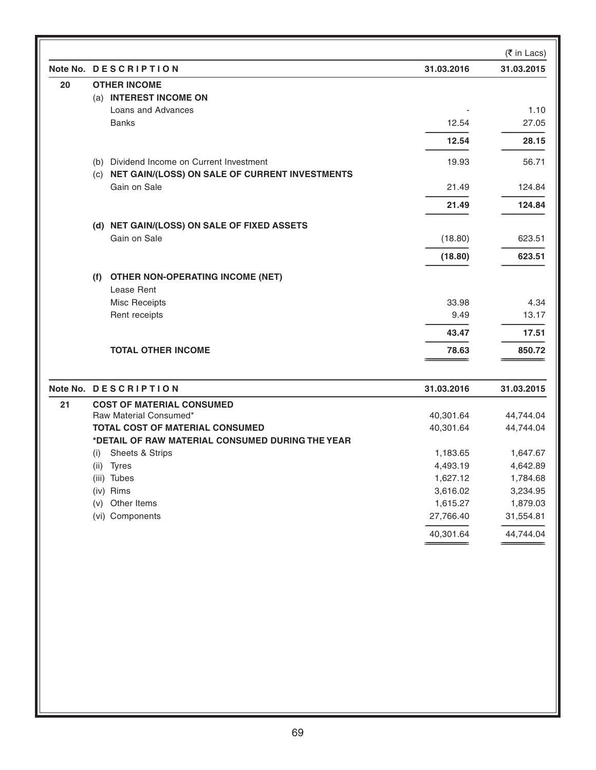(₹ in Lacs)

| Note No. | DESCRIPTION | 31.03.2016 | 31.03.2015 |
|---|---|---|---|
| 20 | **OTHER INCOME** | | |
| | (a) **INTEREST INCOME ON** | | |
| | Loans and Advances | - | 1.10 |
| | Banks | 12.54 | 27.05 |
| | | **12.54** | **28.15** |
| | (b) Dividend Income on Current Investment | 19.93 | 56.71 |
| | (c) **NET GAIN/(LOSS) ON SALE OF CURRENT INVESTMENTS** | | |
| | Gain on Sale | 21.49 | 124.84 |
| | | **21.49** | **124.84** |
| | (d) **NET GAIN/(LOSS) ON SALE OF FIXED ASSETS** | | |
| | Gain on Sale | (18.80) | 623.51 |
| | | **(18.80)** | **623.51** |
| | (f) **OTHER NON-OPERATING INCOME (NET)** | | |
| | Lease Rent | | |
| | Misc Receipts | 33.98 | 4.34 |
| | Rent receipts | 9.49 | 13.17 |
| | | **43.47** | **17.51** |
| | **TOTAL OTHER INCOME** | **78.63** | **850.72** |

| Note No. | DESCRIPTION | 31.03.2016 | 31.03.2015 |
|---|---|---|---|
| 21 | **COST OF MATERIAL CONSUMED** | | |
| | Raw Material Consumed* | 40,301.64 | 44,744.04 |
| | **TOTAL COST OF MATERIAL CONSUMED** | 40,301.64 | 44,744.04 |
| | ***DETAIL OF RAW MATERIAL CONSUMED DURING THE YEAR** | | |
| | (i) Sheets & Strips | 1,183.65 | 1,647.67 |
| | (ii) Tyres | 4,493.19 | 4,642.89 |
| | (iii) Tubes | 1,627.12 | 1,784.68 |
| | (iv) Rims | 3,616.02 | 3,234.95 |
| | (v) Other Items | 1,615.27 | 1,879.03 |
| | (vi) Components | 27,766.40 | 31,554.81 |
| | | 40,301.64 | 44,744.04 |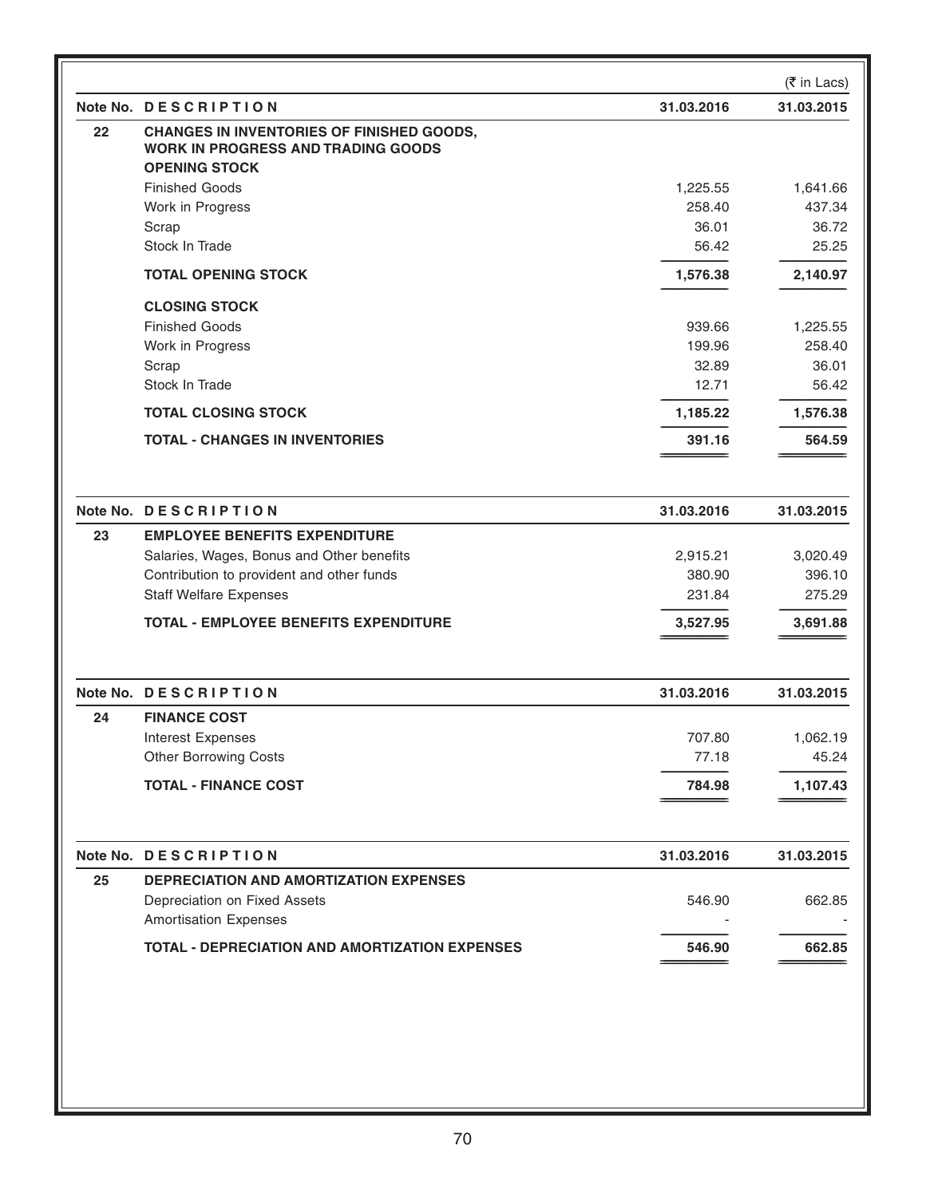(₹ in Lacs)

| Note No. | DESCRIPTION | 31.03.2016 | 31.03.2015 |
|---|---|---|---|
| 22 | **CHANGES IN INVENTORIES OF FINISHED GOODS, WORK IN PROGRESS AND TRADING GOODS** | | |
| | **OPENING STOCK** | | |
| | Finished Goods | 1,225.55 | 1,641.66 |
| | Work in Progress | 258.40 | 437.34 |
| | Scrap | 36.01 | 36.72 |
| | Stock In Trade | 56.42 | 25.25 |
| | **TOTAL OPENING STOCK** | **1,576.38** | **2,140.97** |
| | **CLOSING STOCK** | | |
| | Finished Goods | 939.66 | 1,225.55 |
| | Work in Progress | 199.96 | 258.40 |
| | Scrap | 32.89 | 36.01 |
| | Stock In Trade | 12.71 | 56.42 |
| | **TOTAL CLOSING STOCK** | **1,185.22** | **1,576.38** |
| | **TOTAL - CHANGES IN INVENTORIES** | **391.16** | **564.59** |

| Note No. | DESCRIPTION | 31.03.2016 | 31.03.2015 |
|---|---|---|---|
| 23 | **EMPLOYEE BENEFITS EXPENDITURE** | | |
| | Salaries, Wages, Bonus and Other benefits | 2,915.21 | 3,020.49 |
| | Contribution to provident and other funds | 380.90 | 396.10 |
| | Staff Welfare Expenses | 231.84 | 275.29 |
| | **TOTAL - EMPLOYEE BENEFITS EXPENDITURE** | **3,527.95** | **3,691.88** |

| Note No. | DESCRIPTION | 31.03.2016 | 31.03.2015 |
|---|---|---|---|
| 24 | **FINANCE COST** | | |
| | Interest Expenses | 707.80 | 1,062.19 |
| | Other Borrowing Costs | 77.18 | 45.24 |
| | **TOTAL - FINANCE COST** | **784.98** | **1,107.43** |

| Note No. | DESCRIPTION | 31.03.2016 | 31.03.2015 |
|---|---|---|---|
| 25 | **DEPRECIATION AND AMORTIZATION EXPENSES** | | |
| | Depreciation on Fixed Assets | 546.90 | 662.85 |
| | Amortisation Expenses | - | - |
| | **TOTAL - DEPRECIATION AND AMORTIZATION EXPENSES** | **546.90** | **662.85** |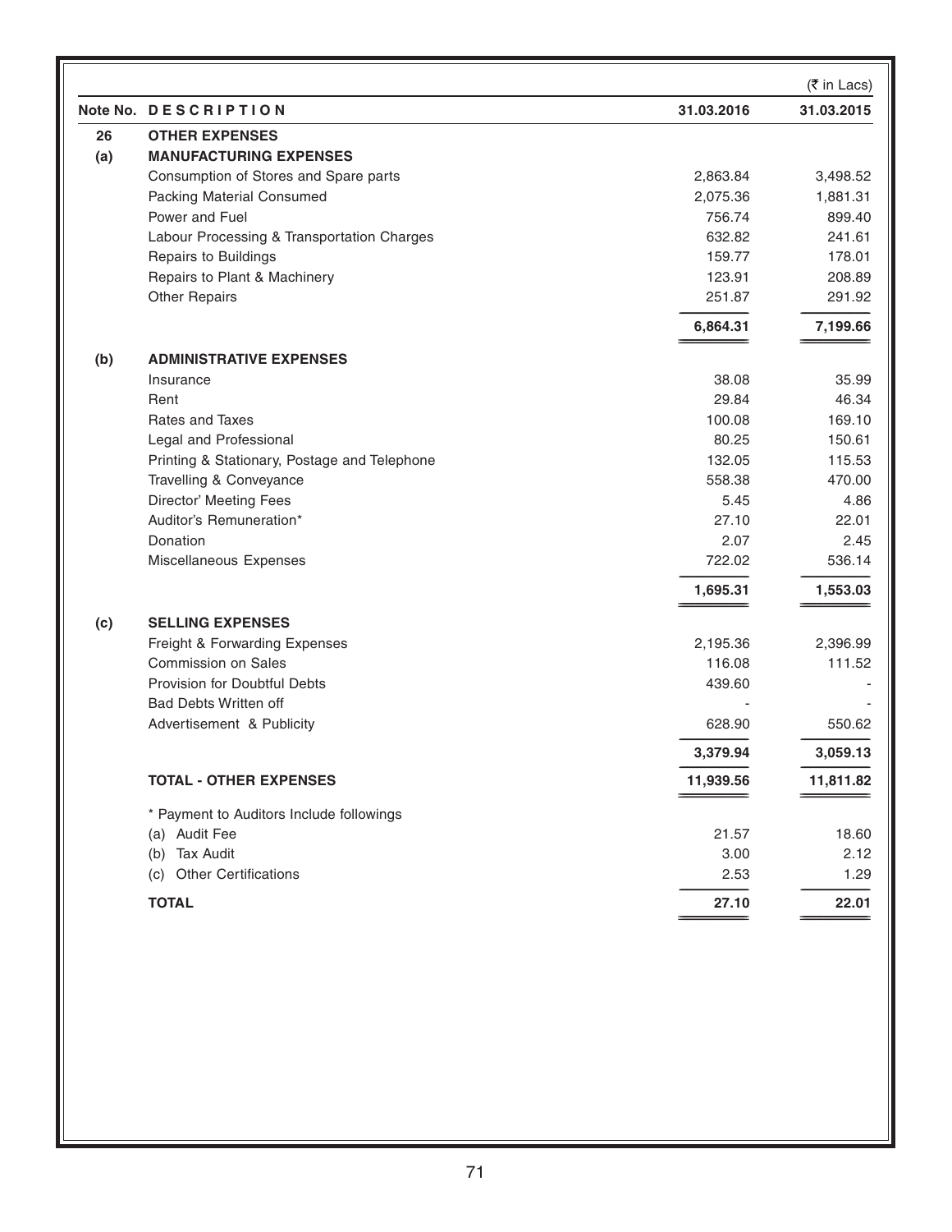(₹ in Lacs)

| Note No. | DESCRIPTION | 31.03.2016 | 31.03.2015 |
|---|---|---|---|
| **26** | **OTHER EXPENSES** | | |
| **(a)** | **MANUFACTURING EXPENSES** | | |
| | Consumption of Stores and Spare parts | 2,863.84 | 3,498.52 |
| | Packing Material Consumed | 2,075.36 | 1,881.31 |
| | Power and Fuel | 756.74 | 899.40 |
| | Labour Processing & Transportation Charges | 632.82 | 241.61 |
| | Repairs to Buildings | 159.77 | 178.01 |
| | Repairs to Plant & Machinery | 123.91 | 208.89 |
| | Other Repairs | 251.87 | 291.92 |
| | | **6,864.31** | **7,199.66** |
| **(b)** | **ADMINISTRATIVE EXPENSES** | | |
| | Insurance | 38.08 | 35.99 |
| | Rent | 29.84 | 46.34 |
| | Rates and Taxes | 100.08 | 169.10 |
| | Legal and Professional | 80.25 | 150.61 |
| | Printing & Stationary, Postage and Telephone | 132.05 | 115.53 |
| | Travelling & Conveyance | 558.38 | 470.00 |
| | Director' Meeting Fees | 5.45 | 4.86 |
| | Auditor's Remuneration* | 27.10 | 22.01 |
| | Donation | 2.07 | 2.45 |
| | Miscellaneous Expenses | 722.02 | 536.14 |
| | | **1,695.31** | **1,553.03** |
| **(c)** | **SELLING EXPENSES** | | |
| | Freight & Forwarding Expenses | 2,195.36 | 2,396.99 |
| | Commission on Sales | 116.08 | 111.52 |
| | Provision for Doubtful Debts | 439.60 | - |
| | Bad Debts Written off | - | - |
| | Advertisement & Publicity | 628.90 | 550.62 |
| | | **3,379.94** | **3,059.13** |
| | **TOTAL - OTHER EXPENSES** | **11,939.56** | **11,811.82** |
| | * Payment to Auditors Include followings | | |
| | (a) Audit Fee | 21.57 | 18.60 |
| | (b) Tax Audit | 3.00 | 2.12 |
| | (c) Other Certifications | 2.53 | 1.29 |
| | **TOTAL** | **27.10** | **22.01** |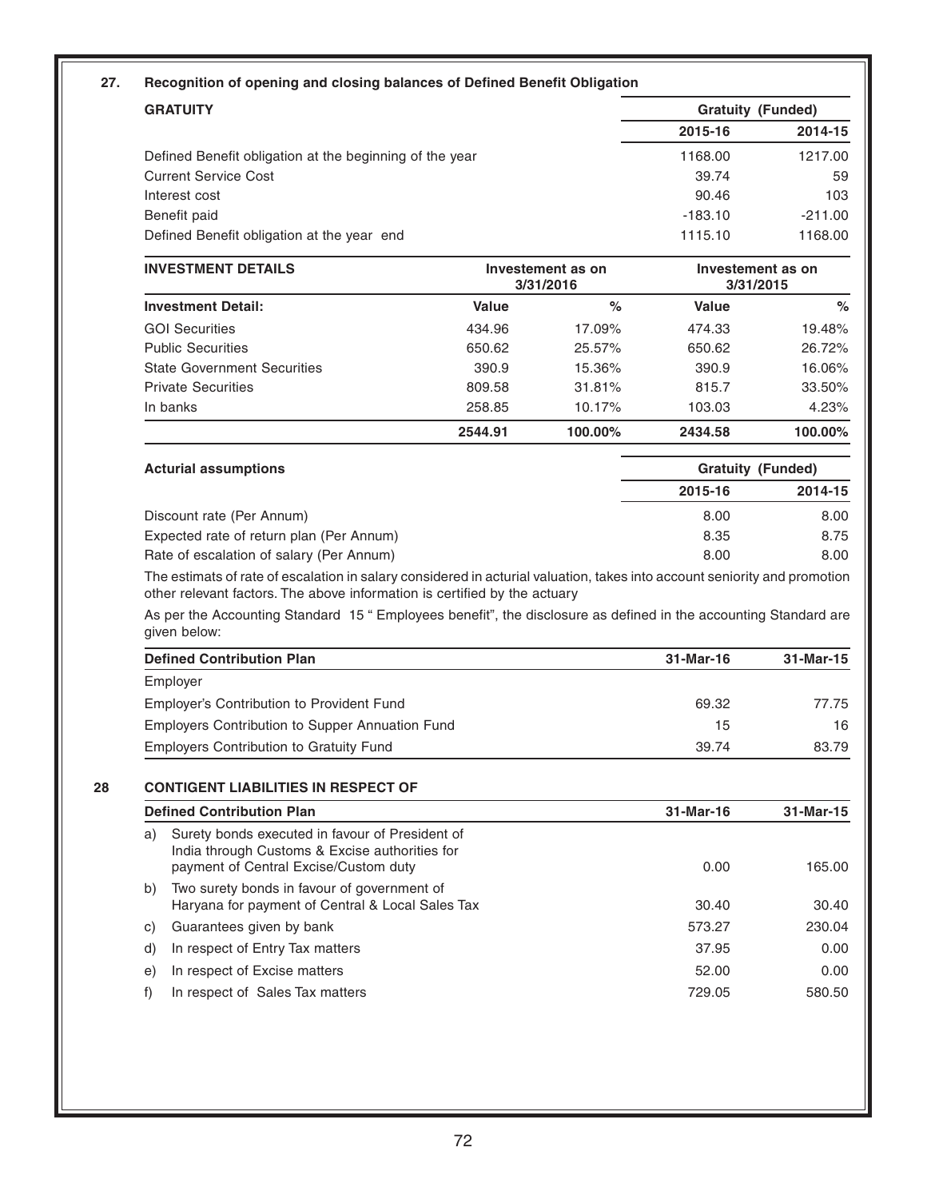## 27. Recognition of opening and closing balances of Defined Benefit Obligation

| GRATUITY | Gratuity (Funded) | |
|---|---|---|
| | 2015-16 | 2014-15 |
| Defined Benefit obligation at the beginning of the year | 1168.00 | 1217.00 |
| Current Service Cost | 39.74 | 59 |
| Interest cost | 90.46 | 103 |
| Benefit paid | -183.10 | -211.00 |
| Defined Benefit obligation at the year end | 1115.10 | 1168.00 |

| INVESTMENT DETAILS | Investement as on 3/31/2016 | | Investement as on 3/31/2015 | |
|---|---|---|---|---|
| Investment Detail: | Value | % | Value | % |
| GOI Securities | 434.96 | 17.09% | 474.33 | 19.48% |
| Public Securities | 650.62 | 25.57% | 650.62 | 26.72% |
| State Government Securities | 390.9 | 15.36% | 390.9 | 16.06% |
| Private Securities | 809.58 | 31.81% | 815.7 | 33.50% |
| In banks | 258.85 | 10.17% | 103.03 | 4.23% |
| | 2544.91 | 100.00% | 2434.58 | 100.00% |

| Acturial assumptions | Gratuity (Funded) | |
|---|---|---|
| | 2015-16 | 2014-15 |
| Discount rate (Per Annum) | 8.00 | 8.00 |
| Expected rate of return plan (Per Annum) | 8.35 | 8.75 |
| Rate of escalation of salary (Per Annum) | 8.00 | 8.00 |

The estimats of rate of escalation in salary considered in acturial valuation, takes into account seniority and promotion other relevant factors. The above information is certified by the actuary

As per the Accounting Standard 15 " Employees benefit", the disclosure as defined in the accounting Standard are given below:

| Defined Contribution Plan | 31-Mar-16 | 31-Mar-15 |
|---|---|---|
| Employer | | |
| Employer's Contribution to Provident Fund | 69.32 | 77.75 |
| Employers Contribution to Supper Annuation Fund | 15 | 16 |
| Employers Contribution to Gratuity Fund | 39.74 | 83.79 |

## 28 CONTIGENT LIABILITIES IN RESPECT OF

| Defined Contribution Plan | 31-Mar-16 | 31-Mar-15 |
|---|---|---|
| a) Surety bonds executed in favour of President of India through Customs & Excise authorities for payment of Central Excise/Custom duty | 0.00 | 165.00 |
| b) Two surety bonds in favour of government of Haryana for payment of Central & Local Sales Tax | 30.40 | 30.40 |
| c) Guarantees given by bank | 573.27 | 230.04 |
| d) In respect of Entry Tax matters | 37.95 | 0.00 |
| e) In respect of Excise matters | 52.00 | 0.00 |
| f) In respect of Sales Tax matters | 729.05 | 580.50 |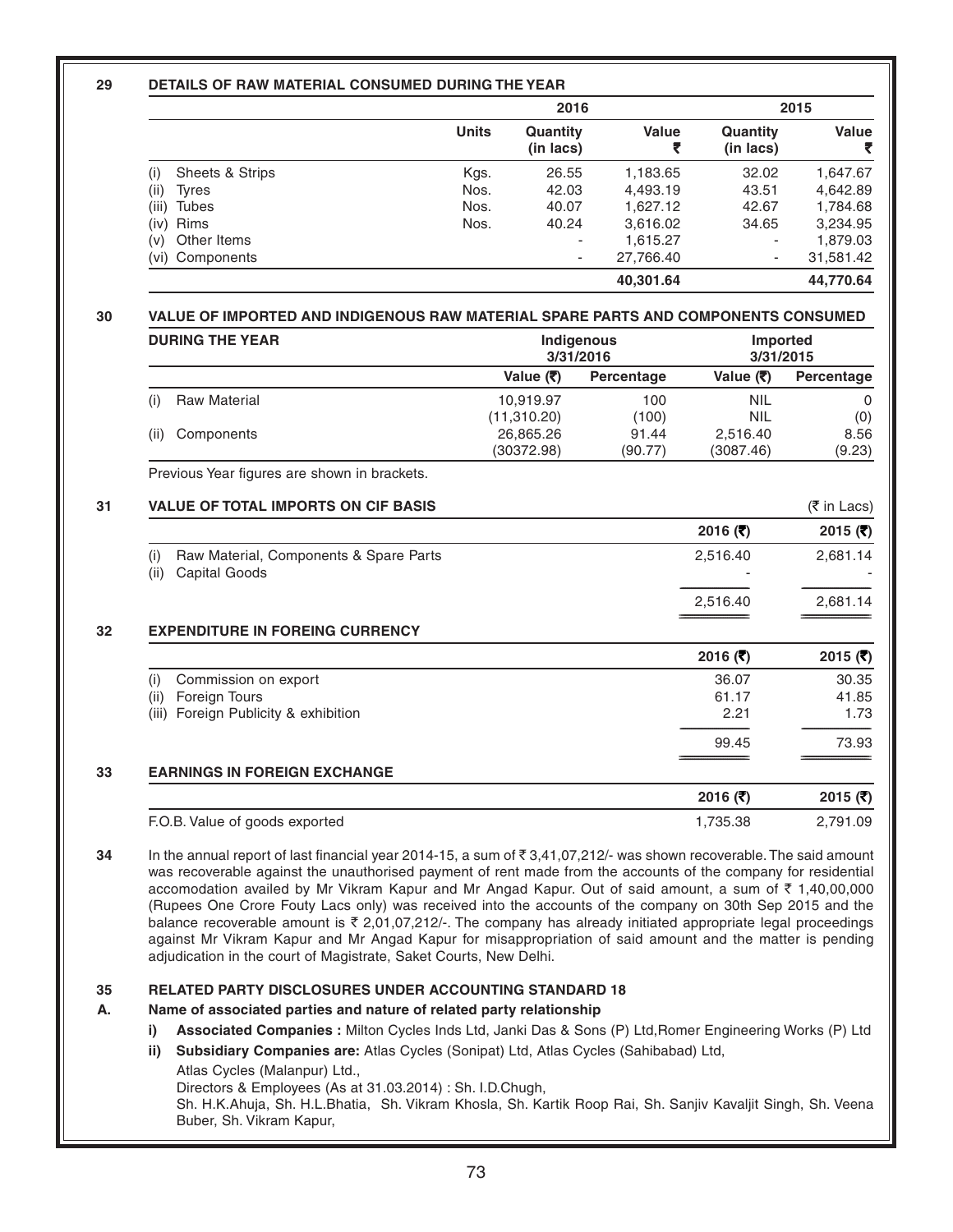## 29 DETAILS OF RAW MATERIAL CONSUMED DURING THE YEAR

| | Units | 2016 Quantity (in lacs) | 2016 Value ₹ | 2015 Quantity (in lacs) | 2015 Value ₹ |
|---|---|---|---|---|---|
| (i) Sheets & Strips | Kgs. | 26.55 | 1,183.65 | 32.02 | 1,647.67 |
| (ii) Tyres | Nos. | 42.03 | 4,493.19 | 43.51 | 4,642.89 |
| (iii) Tubes | Nos. | 40.07 | 1,627.12 | 42.67 | 1,784.68 |
| (iv) Rims | Nos. | 40.24 | 3,616.02 | 34.65 | 3,234.95 |
| (v) Other Items | | - | 1,615.27 | - | 1,879.03 |
| (vi) Components | | - | 27,766.40 | - | 31,581.42 |
| | | | 40,301.64 | | 44,770.64 |

## 30 VALUE OF IMPORTED AND INDIGENOUS RAW MATERIAL SPARE PARTS AND COMPONENTS CONSUMED DURING THE YEAR

| | Indigenous 3/31/2016 | | Imported 3/31/2015 | |
|---|---|---|---|---|
| | Value (₹) | Percentage | Value (₹) | Percentage |
| (i) Raw Material | 10,919.97 | 100 | NIL | 0 |
| | (11,310.20) | (100) | NIL | (0) |
| (ii) Components | 26,865.26 | 91.44 | 2,516.40 | 8.56 |
| | (30372.98) | (90.77) | (3087.46) | (9.23) |

Previous Year figures are shown in brackets.

## 31 VALUE OF TOTAL IMPORTS ON CIF BASIS

(₹ in Lacs)

| | 2016 (₹) | 2015 (₹) |
|---|---|---|
| (i) Raw Material, Components & Spare Parts | 2,516.40 | 2,681.14 |
| (ii) Capital Goods | - | - |
| | 2,516.40 | 2,681.14 |

## 32 EXPENDITURE IN FOREING CURRENCY

| | 2016 (₹) | 2015 (₹) |
|---|---|---|
| (i) Commission on export | 36.07 | 30.35 |
| (ii) Foreign Tours | 61.17 | 41.85 |
| (iii) Foreign Publicity & exhibition | 2.21 | 1.73 |
| | 99.45 | 73.93 |

## 33 EARNINGS IN FOREIGN EXCHANGE

| | 2016 (₹) | 2015 (₹) |
|---|---|---|
| F.O.B. Value of goods exported | 1,735.38 | 2,791.09 |

**34** In the annual report of last financial year 2014-15, a sum of ₹ 3,41,07,212/- was shown recoverable. The said amount was recoverable against the unauthorised payment of rent made from the accounts of the company for residential accomodation availed by Mr Vikram Kapur and Mr Angad Kapur. Out of said amount, a sum of ₹ 1,40,00,000 (Rupees One Crore Fouty Lacs only) was received into the accounts of the company on 30th Sep 2015 and the balance recoverable amount is ₹ 2,01,07,212/-. The company has already initiated appropriate legal proceedings against Mr Vikram Kapur and Mr Angad Kapur for misappropriation of said amount and the matter is pending adjudication in the court of Magistrate, Saket Courts, New Delhi.

## 35 RELATED PARTY DISCLOSURES UNDER ACCOUNTING STANDARD 18

**A. Name of associated parties and nature of related party relationship**

**i) Associated Companies :** Milton Cycles Inds Ltd, Janki Das & Sons (P) Ltd,Romer Engineering Works (P) Ltd

**ii) Subsidiary Companies are:** Atlas Cycles (Sonipat) Ltd, Atlas Cycles (Sahibabad) Ltd,
Atlas Cycles (Malanpur) Ltd.,
Directors & Employees (As at 31.03.2014) : Sh. I.D.Chugh,
Sh. H.K.Ahuja, Sh. H.L.Bhatia, Sh. Vikram Khosla, Sh. Kartik Roop Rai, Sh. Sanjiv Kavaljit Singh, Sh. Veena Buber, Sh. Vikram Kapur,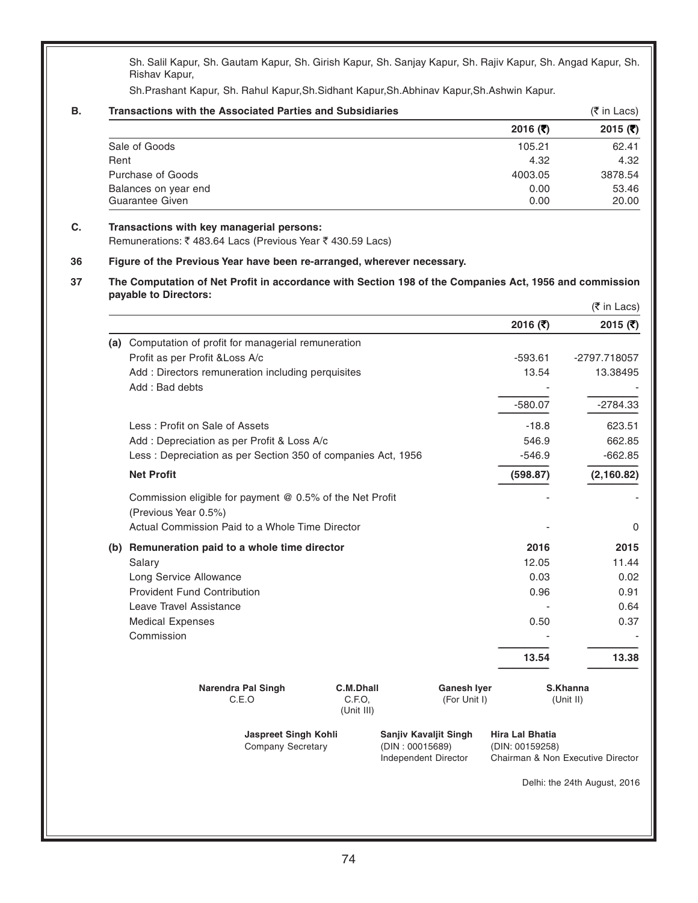Sh. Salil Kapur, Sh. Gautam Kapur, Sh. Girish Kapur, Sh. Sanjay Kapur, Sh. Rajiv Kapur, Sh. Angad Kapur, Sh. Rishav Kapur,

Sh.Prashant Kapur, Sh. Rahul Kapur,Sh.Sidhant Kapur,Sh.Abhinav Kapur,Sh.Ashwin Kapur.

**B. Transactions with the Associated Parties and Subsidiaries** (₹ in Lacs)

| | 2016 (₹) | 2015 (₹) |
|---|---|---|
| Sale of Goods | 105.21 | 62.41 |
| Rent | 4.32 | 4.32 |
| Purchase of Goods | 4003.05 | 3878.54 |
| Balances on year end | 0.00 | 53.46 |
| Guarantee Given | 0.00 | 20.00 |

**C. Transactions with key managerial persons:**

Remunerations: ₹ 483.64 Lacs (Previous Year ₹ 430.59 Lacs)

**36 Figure of the Previous Year have been re-arranged, wherever necessary.**

**37 The Computation of Net Profit in accordance with Section 198 of the Companies Act, 1956 and commission payable to Directors:**

(₹ in Lacs)

| | | 2016 (₹) | 2015 (₹) |
|---|---|---|---|
| **(a)** | Computation of profit for managerial remuneration | | |
| | Profit as per Profit &Loss A/c | -593.61 | -2797.718057 |
| | Add : Directors remuneration including perquisites | 13.54 | 13.38495 |
| | Add : Bad debts | - | - |
| | | -580.07 | -2784.33 |
| | Less : Profit on Sale of Assets | -18.8 | 623.51 |
| | Add : Depreciation as per Profit & Loss A/c | 546.9 | 662.85 |
| | Less : Depreciation as per Section 350 of companies Act, 1956 | -546.9 | -662.85 |
| | **Net Profit** | **(598.87)** | **(2,160.82)** |
| | Commission eligible for payment @ 0.5% of the Net Profit (Previous Year 0.5%) | - | - |
| | Actual Commission Paid to a Whole Time Director | - | 0 |
| **(b)** | **Remuneration paid to a whole time director** | **2016** | **2015** |
| | Salary | 12.05 | 11.44 |
| | Long Service Allowance | 0.03 | 0.02 |
| | Provident Fund Contribution | 0.96 | 0.91 |
| | Leave Travel Assistance | - | 0.64 |
| | Medical Expenses | 0.50 | 0.37 |
| | Commission | - | - |
| | | **13.54** | **13.38** |

**Narendra Pal Singh**
C.E.O

**C.M.Dhall**
C.F.O,
(Unit III)

**Ganesh Iyer**
(For Unit I)

**S.Khanna**
(Unit II)

**Jaspreet Singh Kohli**
Company Secretary

**Sanjiv Kavaljit Singh**
(DIN : 00015689)
Independent Director

**Hira Lal Bhatia**
(DIN: 00159258)
Chairman & Non Executive Director

Delhi: the 24th August, 2016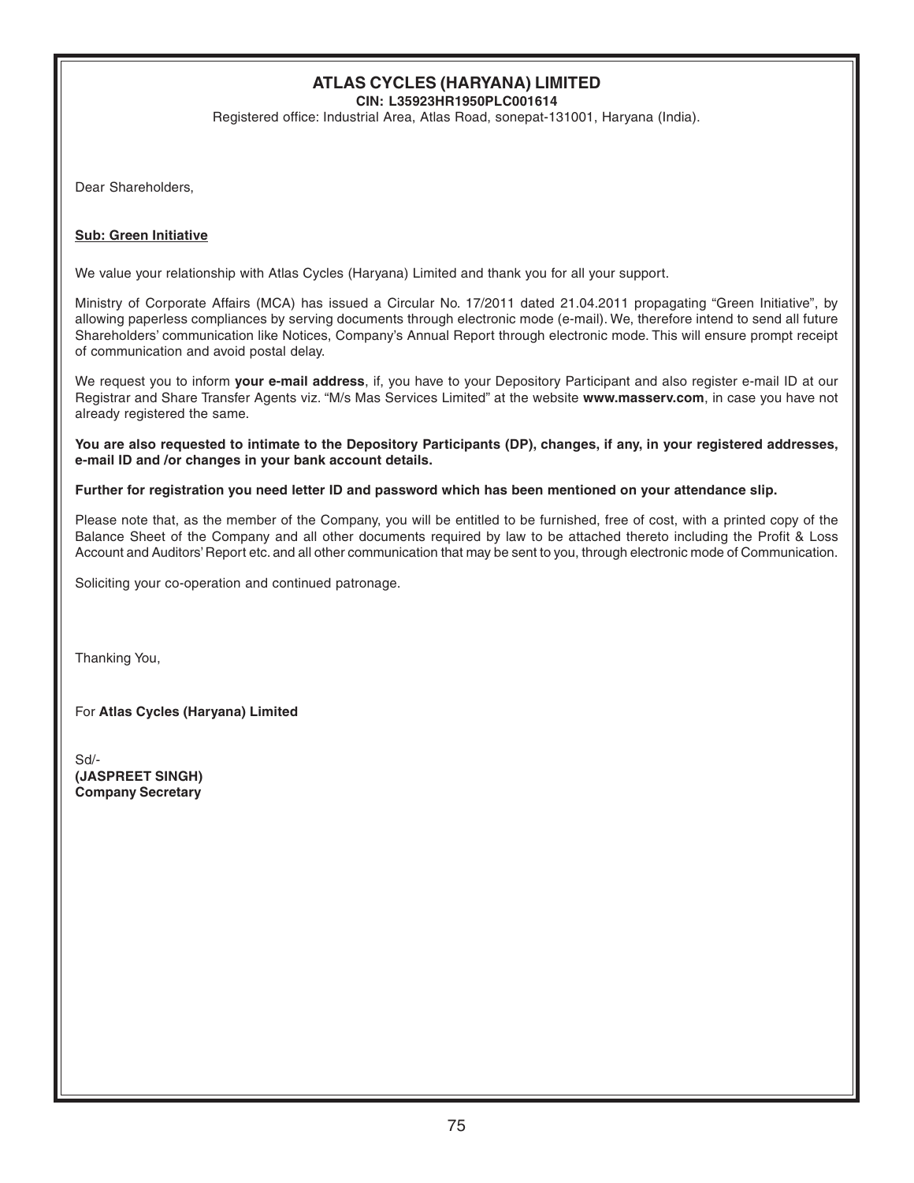# ATLAS CYCLES (HARYANA) LIMITED

**CIN: L35923HR1950PLC001614**

Registered office: Industrial Area, Atlas Road, sonepat-131001, Haryana (India).

Dear Shareholders,

**Sub: Green Initiative**

We value your relationship with Atlas Cycles (Haryana) Limited and thank you for all your support.

Ministry of Corporate Affairs (MCA) has issued a Circular No. 17/2011 dated 21.04.2011 propagating "Green Initiative", by allowing paperless compliances by serving documents through electronic mode (e-mail). We, therefore intend to send all future Shareholders' communication like Notices, Company's Annual Report through electronic mode. This will ensure prompt receipt of communication and avoid postal delay.

We request you to inform **your e-mail address**, if, you have to your Depository Participant and also register e-mail ID at our Registrar and Share Transfer Agents viz. "M/s Mas Services Limited" at the website **www.masserv.com**, in case you have not already registered the same.

**You are also requested to intimate to the Depository Participants (DP), changes, if any, in your registered addresses, e-mail ID and /or changes in your bank account details.**

**Further for registration you need letter ID and password which has been mentioned on your attendance slip.**

Please note that, as the member of the Company, you will be entitled to be furnished, free of cost, with a printed copy of the Balance Sheet of the Company and all other documents required by law to be attached thereto including the Profit & Loss Account and Auditors' Report etc. and all other communication that may be sent to you, through electronic mode of Communication.

Soliciting your co-operation and continued patronage.

Thanking You,

For **Atlas Cycles (Haryana) Limited**

Sd/-
**(JASPREET SINGH)**
**Company Secretary**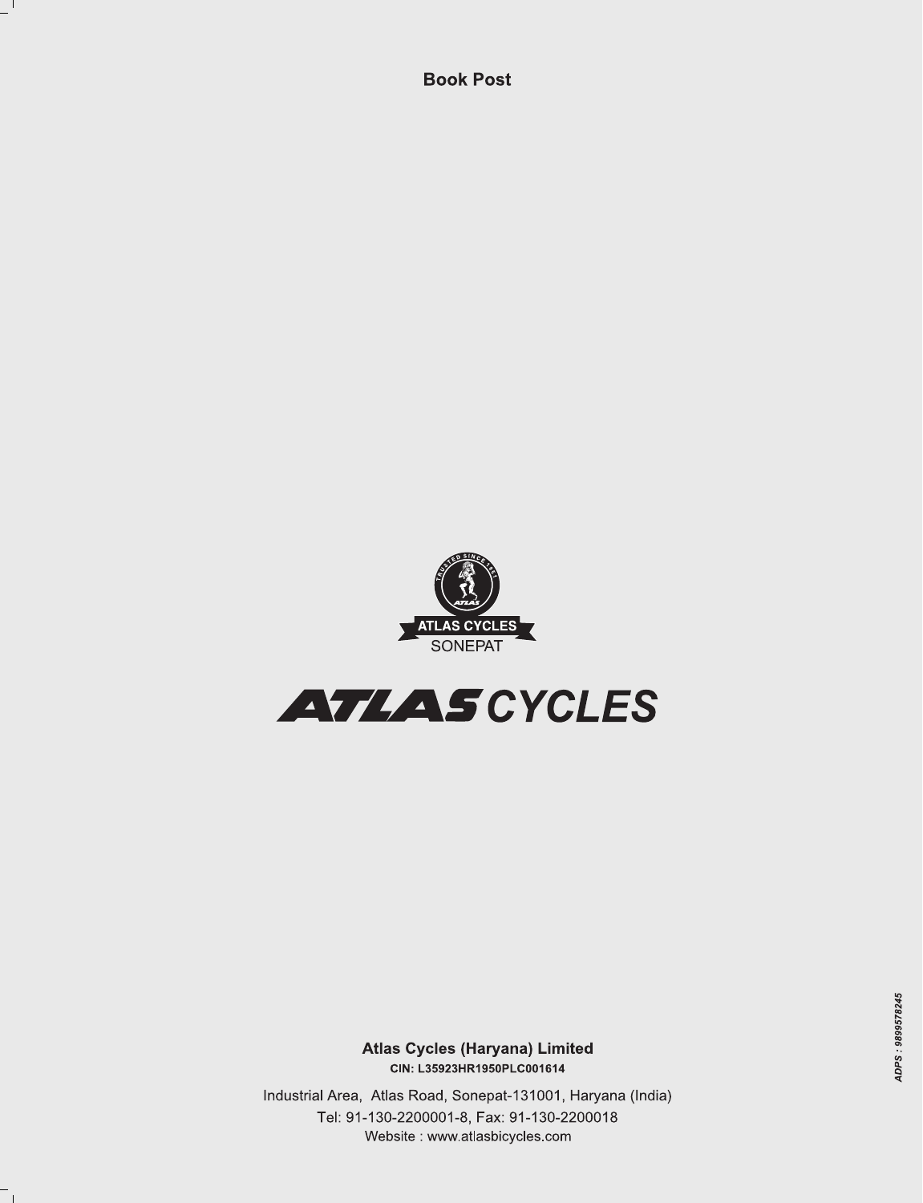**Book Post**

ATLAS CYCLES
SONEPAT

ATLAS CYCLES

**Atlas Cycles (Haryana) Limited**

**CIN: L35923HR1950PLC001614**

Industrial Area, Atlas Road, Sonepat-131001, Haryana (India)

Tel: 91-130-2200001-8, Fax: 91-130-2200018

Website : www.atlasbicycles.com

ADPS : 9899578245